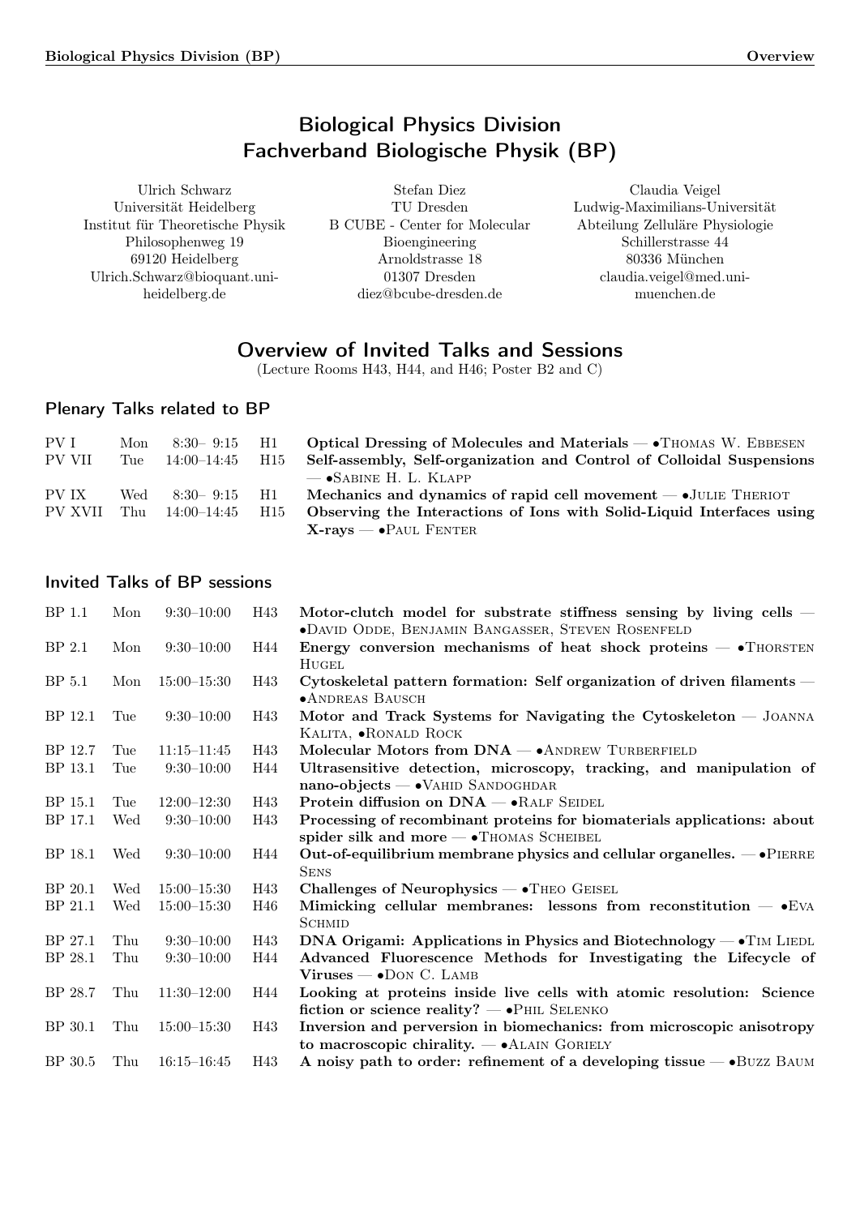# Biological Physics Division
# Fachverband Biologische Physik (BP)

Ulrich Schwarz
Universität Heidelberg
Institut für Theoretische Physik
Philosophenweg 19
69120 Heidelberg
Ulrich.Schwarz@bioquant.uni-heidelberg.de

Stefan Diez
TU Dresden
B CUBE - Center for Molecular Bioengineering
Arnoldstrasse 18
01307 Dresden
diez@bcube-dresden.de

Claudia Veigel
Ludwig-Maximilians-Universität
Abteilung Zelluläre Physiologie
Schillerstrasse 44
80336 München
claudia.veigel@med.uni-muenchen.de

## Overview of Invited Talks and Sessions

(Lecture Rooms H43, H44, and H46; Poster B2 and C)

### Plenary Talks related to BP

| | | | | |
|---|---|---|---|---|
| PV I | Mon | 8:30– 9:15 | H1 | **Optical Dressing of Molecules and Materials** — •Thomas W. Ebbesen |
| PV VII | Tue | 14:00–14:45 | H15 | **Self-assembly, Self-organization and Control of Colloidal Suspensions** — •Sabine H. L. Klapp |
| PV IX | Wed | 8:30– 9:15 | H1 | **Mechanics and dynamics of rapid cell movement** — •Julie Theriot |
| PV XVII | Thu | 14:00–14:45 | H15 | **Observing the Interactions of Ions with Solid-Liquid Interfaces using X-rays** — •Paul Fenter |

### Invited Talks of BP sessions

| | | | | |
|---|---|---|---|---|
| BP 1.1 | Mon | 9:30–10:00 | H43 | **Motor-clutch model for substrate stiffness sensing by living cells** — •David Odde, Benjamin Bangasser, Steven Rosenfeld |
| BP 2.1 | Mon | 9:30–10:00 | H44 | **Energy conversion mechanisms of heat shock proteins** — •Thorsten Hugel |
| BP 5.1 | Mon | 15:00–15:30 | H43 | **Cytoskeletal pattern formation: Self organization of driven filaments** — •Andreas Bausch |
| BP 12.1 | Tue | 9:30–10:00 | H43 | **Motor and Track Systems for Navigating the Cytoskeleton** — Joanna Kalita, •Ronald Rock |
| BP 12.7 | Tue | 11:15–11:45 | H43 | **Molecular Motors from DNA** — •Andrew Turberfield |
| BP 13.1 | Tue | 9:30–10:00 | H44 | **Ultrasensitive detection, microscopy, tracking, and manipulation of nano-objects** — •Vahid Sandoghdar |
| BP 15.1 | Tue | 12:00–12:30 | H43 | **Protein diffusion on DNA** — •Ralf Seidel |
| BP 17.1 | Wed | 9:30–10:00 | H43 | **Processing of recombinant proteins for biomaterials applications: about spider silk and more** — •Thomas Scheibel |
| BP 18.1 | Wed | 9:30–10:00 | H44 | **Out-of-equilibrium membrane physics and cellular organelles.** — •Pierre Sens |
| BP 20.1 | Wed | 15:00–15:30 | H43 | **Challenges of Neurophysics** — •Theo Geisel |
| BP 21.1 | Wed | 15:00–15:30 | H46 | **Mimicking cellular membranes: lessons from reconstitution** — •Eva Schmid |
| BP 27.1 | Thu | 9:30–10:00 | H43 | **DNA Origami: Applications in Physics and Biotechnology** — •Tim Liedl |
| BP 28.1 | Thu | 9:30–10:00 | H44 | **Advanced Fluorescence Methods for Investigating the Lifecycle of Viruses** — •Don C. Lamb |
| BP 28.7 | Thu | 11:30–12:00 | H44 | **Looking at proteins inside live cells with atomic resolution: Science fiction or science reality?** — •Phil Selenko |
| BP 30.1 | Thu | 15:00–15:30 | H43 | **Inversion and perversion in biomechanics: from microscopic anisotropy to macroscopic chirality.** — •Alain Goriely |
| BP 30.5 | Thu | 16:15–16:45 | H43 | **A noisy path to order: refinement of a developing tissue** — •Buzz Baum |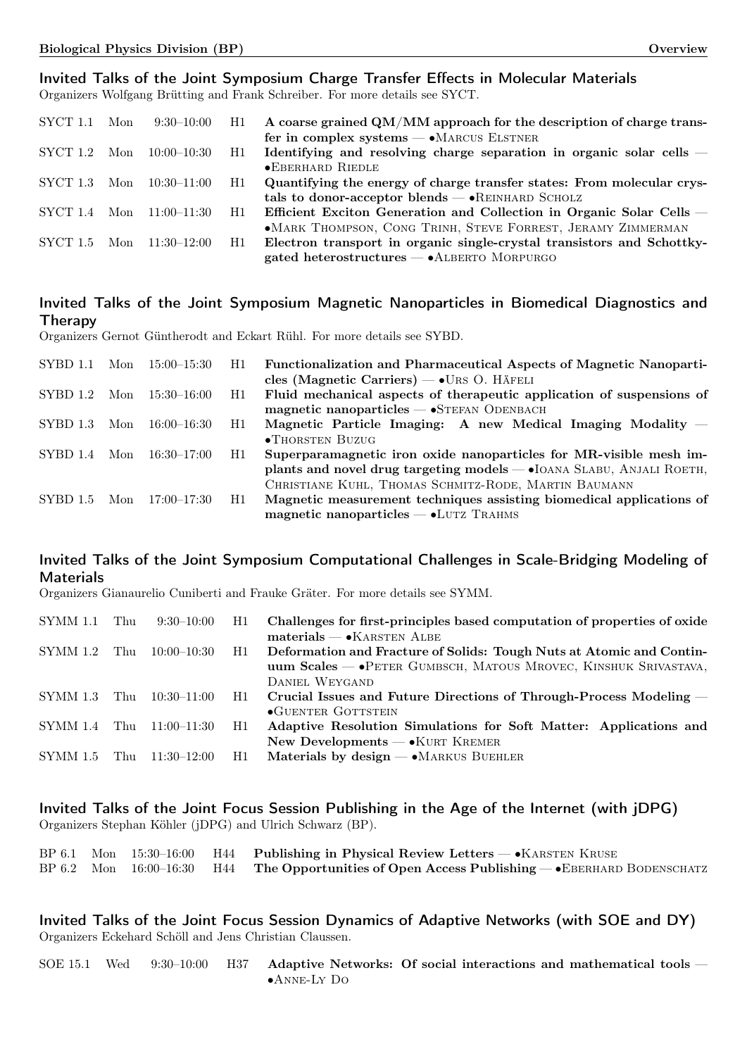## Invited Talks of the Joint Symposium Charge Transfer Effects in Molecular Materials

Organizers Wolfgang Brütting and Frank Schreiber. For more details see SYCT.

| | | | | |
|---|---|---|---|---|
| SYCT 1.1 | Mon | 9:30–10:00 | H1 | **A coarse grained QM/MM approach for the description of charge transfer in complex systems** — •Marcus Elstner |
| SYCT 1.2 | Mon | 10:00–10:30 | H1 | **Identifying and resolving charge separation in organic solar cells** — •Eberhard Riedle |
| SYCT 1.3 | Mon | 10:30–11:00 | H1 | **Quantifying the energy of charge transfer states: From molecular crystals to donor-acceptor blends** — •Reinhard Scholz |
| SYCT 1.4 | Mon | 11:00–11:30 | H1 | **Efficient Exciton Generation and Collection in Organic Solar Cells** — •Mark Thompson, Cong Trinh, Steve Forrest, Jeramy Zimmerman |
| SYCT 1.5 | Mon | 11:30–12:00 | H1 | **Electron transport in organic single-crystal transistors and Schottky-gated heterostructures** — •Alberto Morpurgo |

## Invited Talks of the Joint Symposium Magnetic Nanoparticles in Biomedical Diagnostics and Therapy

Organizers Gernot Güntherodt and Eckart Rühl. For more details see SYBD.

| | | | | |
|---|---|---|---|---|
| SYBD 1.1 | Mon | 15:00–15:30 | H1 | **Functionalization and Pharmaceutical Aspects of Magnetic Nanoparticles (Magnetic Carriers)** — •Urs O. Häfeli |
| SYBD 1.2 | Mon | 15:30–16:00 | H1 | **Fluid mechanical aspects of therapeutic application of suspensions of magnetic nanoparticles** — •Stefan Odenbach |
| SYBD 1.3 | Mon | 16:00–16:30 | H1 | **Magnetic Particle Imaging: A new Medical Imaging Modality** — •Thorsten Buzug |
| SYBD 1.4 | Mon | 16:30–17:00 | H1 | **Superparamagnetic iron oxide nanoparticles for MR-visible mesh implants and novel drug targeting models** — •Ioana Slabu, Anjali Roeth, Christiane Kuhl, Thomas Schmitz-Rode, Martin Baumann |
| SYBD 1.5 | Mon | 17:00–17:30 | H1 | **Magnetic measurement techniques assisting biomedical applications of magnetic nanoparticles** — •Lutz Trahms |

## Invited Talks of the Joint Symposium Computational Challenges in Scale-Bridging Modeling of Materials

Organizers Gianaurelio Cuniberti and Frauke Gräter. For more details see SYMM.

| | | | | |
|---|---|---|---|---|
| SYMM 1.1 | Thu | 9:30–10:00 | H1 | **Challenges for first-principles based computation of properties of oxide materials** — •Karsten Albe |
| SYMM 1.2 | Thu | 10:00–10:30 | H1 | **Deformation and Fracture of Solids: Tough Nuts at Atomic and Continuum Scales** — •Peter Gumbsch, Matous Mrovec, Kinshuk Srivastava, Daniel Weygand |
| SYMM 1.3 | Thu | 10:30–11:00 | H1 | **Crucial Issues and Future Directions of Through-Process Modeling** — •Guenter Gottstein |
| SYMM 1.4 | Thu | 11:00–11:30 | H1 | **Adaptive Resolution Simulations for Soft Matter: Applications and New Developments** — •Kurt Kremer |
| SYMM 1.5 | Thu | 11:30–12:00 | H1 | **Materials by design** — •Markus Buehler |

## Invited Talks of the Joint Focus Session Publishing in the Age of the Internet (with jDPG)

Organizers Stephan Köhler (jDPG) and Ulrich Schwarz (BP).

| | | | | |
|---|---|---|---|---|
| BP 6.1 | Mon | 15:30–16:00 | H44 | **Publishing in Physical Review Letters** — •Karsten Kruse |
| BP 6.2 | Mon | 16:00–16:30 | H44 | **The Opportunities of Open Access Publishing** — •Eberhard Bodenschatz |

## Invited Talks of the Joint Focus Session Dynamics of Adaptive Networks (with SOE and DY)

Organizers Eckehard Schöll and Jens Christian Claussen.

| | | | | |
|---|---|---|---|---|
| SOE 15.1 | Wed | 9:30–10:00 | H37 | **Adaptive Networks: Of social interactions and mathematical tools** — •Anne-Ly Do |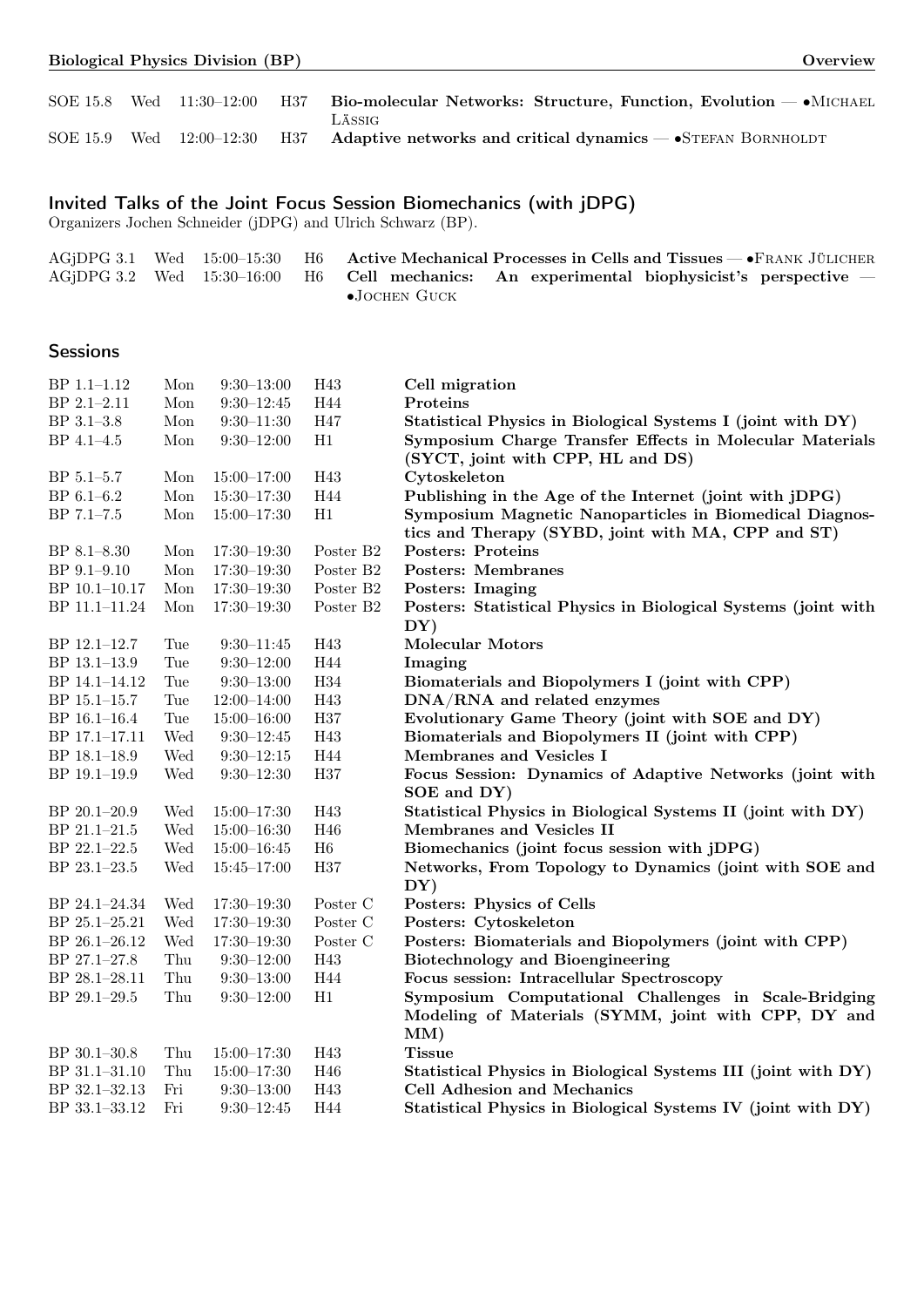| | | | | |
|---|---|---|---|---|
| SOE 15.8 | Wed | 11:30–12:00 | H37 | **Bio-molecular Networks: Structure, Function, Evolution** — •Michael Lässig |
| SOE 15.9 | Wed | 12:00–12:30 | H37 | **Adaptive networks and critical dynamics** — •Stefan Bornholdt |

## Invited Talks of the Joint Focus Session Biomechanics (with jDPG)

Organizers Jochen Schneider (jDPG) and Ulrich Schwarz (BP).

| | | | | |
|---|---|---|---|---|
| AGjDPG 3.1 | Wed | 15:00–15:30 | H6 | **Active Mechanical Processes in Cells and Tissues** — •Frank Jülicher |
| AGjDPG 3.2 | Wed | 15:30–16:00 | H6 | **Cell mechanics: An experimental biophysicist's perspective** — •Jochen Guck |

## Sessions

| | | | | |
|---|---|---|---|---|
| BP 1.1–1.12 | Mon | 9:30–13:00 | H43 | **Cell migration** |
| BP 2.1–2.11 | Mon | 9:30–12:45 | H44 | **Proteins** |
| BP 3.1–3.8 | Mon | 9:30–11:30 | H47 | **Statistical Physics in Biological Systems I (joint with DY)** |
| BP 4.1–4.5 | Mon | 9:30–12:00 | H1 | **Symposium Charge Transfer Effects in Molecular Materials (SYCT, joint with CPP, HL and DS)** |
| BP 5.1–5.7 | Mon | 15:00–17:00 | H43 | **Cytoskeleton** |
| BP 6.1–6.2 | Mon | 15:30–17:30 | H44 | **Publishing in the Age of the Internet (joint with jDPG)** |
| BP 7.1–7.5 | Mon | 15:00–17:30 | H1 | **Symposium Magnetic Nanoparticles in Biomedical Diagnostics and Therapy (SYBD, joint with MA, CPP and ST)** |
| BP 8.1–8.30 | Mon | 17:30–19:30 | Poster B2 | **Posters: Proteins** |
| BP 9.1–9.10 | Mon | 17:30–19:30 | Poster B2 | **Posters: Membranes** |
| BP 10.1–10.17 | Mon | 17:30–19:30 | Poster B2 | **Posters: Imaging** |
| BP 11.1–11.24 | Mon | 17:30–19:30 | Poster B2 | **Posters: Statistical Physics in Biological Systems (joint with DY)** |
| BP 12.1–12.7 | Tue | 9:30–11:45 | H43 | **Molecular Motors** |
| BP 13.1–13.9 | Tue | 9:30–12:00 | H44 | **Imaging** |
| BP 14.1–14.12 | Tue | 9:30–13:00 | H34 | **Biomaterials and Biopolymers I (joint with CPP)** |
| BP 15.1–15.7 | Tue | 12:00–14:00 | H43 | **DNA/RNA and related enzymes** |
| BP 16.1–16.4 | Tue | 15:00–16:00 | H37 | **Evolutionary Game Theory (joint with SOE and DY)** |
| BP 17.1–17.11 | Wed | 9:30–12:45 | H43 | **Biomaterials and Biopolymers II (joint with CPP)** |
| BP 18.1–18.9 | Wed | 9:30–12:15 | H44 | **Membranes and Vesicles I** |
| BP 19.1–19.9 | Wed | 9:30–12:30 | H37 | **Focus Session: Dynamics of Adaptive Networks (joint with SOE and DY)** |
| BP 20.1–20.9 | Wed | 15:00–17:30 | H43 | **Statistical Physics in Biological Systems II (joint with DY)** |
| BP 21.1–21.5 | Wed | 15:00–16:30 | H46 | **Membranes and Vesicles II** |
| BP 22.1–22.5 | Wed | 15:00–16:45 | H6 | **Biomechanics (joint focus session with jDPG)** |
| BP 23.1–23.5 | Wed | 15:45–17:00 | H37 | **Networks, From Topology to Dynamics (joint with SOE and DY)** |
| BP 24.1–24.34 | Wed | 17:30–19:30 | Poster C | **Posters: Physics of Cells** |
| BP 25.1–25.21 | Wed | 17:30–19:30 | Poster C | **Posters: Cytoskeleton** |
| BP 26.1–26.12 | Wed | 17:30–19:30 | Poster C | **Posters: Biomaterials and Biopolymers (joint with CPP)** |
| BP 27.1–27.8 | Thu | 9:30–12:00 | H43 | **Biotechnology and Bioengineering** |
| BP 28.1–28.11 | Thu | 9:30–13:00 | H44 | **Focus session: Intracellular Spectroscopy** |
| BP 29.1–29.5 | Thu | 9:30–12:00 | H1 | **Symposium Computational Challenges in Scale-Bridging Modeling of Materials (SYMM, joint with CPP, DY and MM)** |
| BP 30.1–30.8 | Thu | 15:00–17:30 | H43 | **Tissue** |
| BP 31.1–31.10 | Thu | 15:00–17:30 | H46 | **Statistical Physics in Biological Systems III (joint with DY)** |
| BP 32.1–32.13 | Fri | 9:30–13:00 | H43 | **Cell Adhesion and Mechanics** |
| BP 33.1–33.12 | Fri | 9:30–12:45 | H44 | **Statistical Physics in Biological Systems IV (joint with DY)** |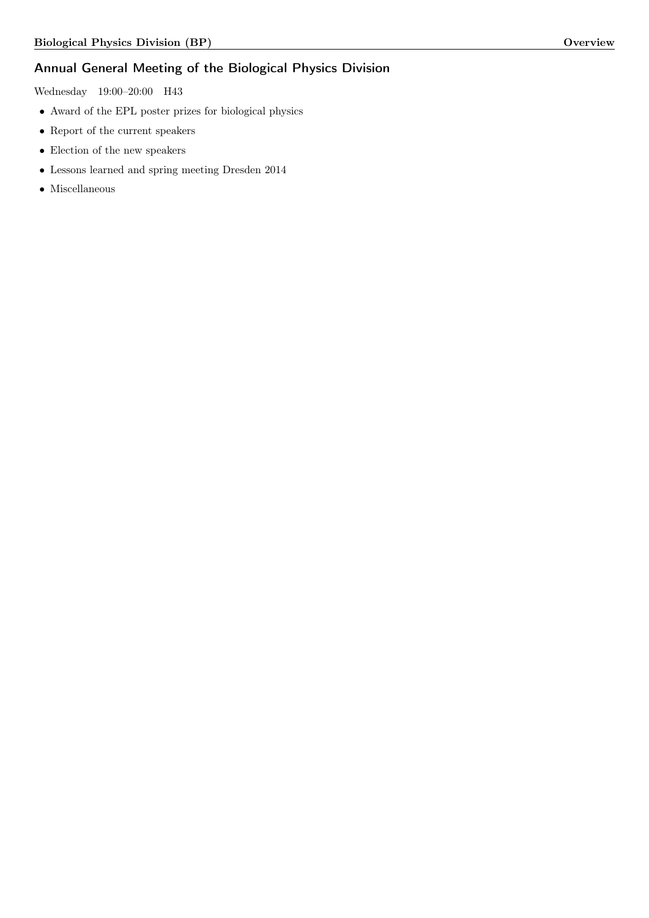## Annual General Meeting of the Biological Physics Division

Wednesday 19:00–20:00 H43

- Award of the EPL poster prizes for biological physics
- Report of the current speakers
- Election of the new speakers
- Lessons learned and spring meeting Dresden 2014
- Miscellaneous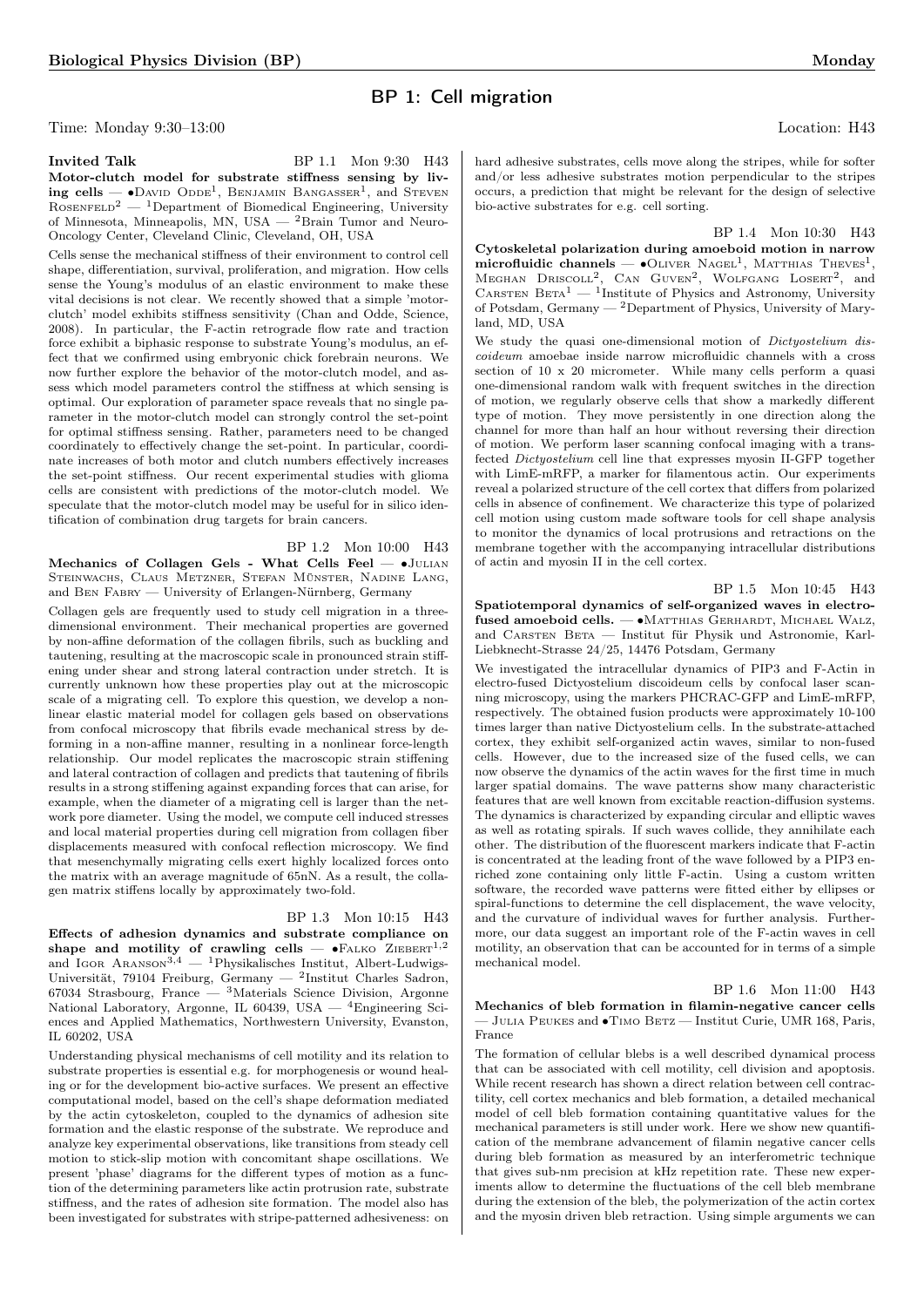# BP 1: Cell migration

Time: Monday 9:30–13:00 Location: H43

**Invited Talk** BP 1.1 Mon 9:30 H43
**Motor-clutch model for substrate stiffness sensing by living cells** — •David Odde[1], Benjamin Bangasser[1], and Steven Rosenfeld[2] — [1]Department of Biomedical Engineering, University of Minnesota, Minneapolis, MN, USA — [2]Brain Tumor and Neuro-Oncology Center, Cleveland Clinic, Cleveland, OH, USA

Cells sense the mechanical stiffness of their environment to control cell shape, differentiation, survival, proliferation, and migration. How cells sense the Young's modulus of an elastic environment to make these vital decisions is not clear. We recently showed that a simple 'motor-clutch' model exhibits stiffness sensitivity (Chan and Odde, Science, 2008). In particular, the F-actin retrograde flow rate and traction force exhibit a biphasic response to substrate Young's modulus, an effect that we confirmed using embryonic chick forebrain neurons. We now further explore the behavior of the motor-clutch model, and assess which model parameters control the stiffness at which sensing is optimal. Our exploration of parameter space reveals that no single parameter in the motor-clutch model can strongly control the set-point for optimal stiffness sensing. Rather, parameters need to be changed coordinately to effectively change the set-point. In particular, coordinate increases of both motor and clutch numbers effectively increases the set-point stiffness. Our recent experimental studies with glioma cells are consistent with predictions of the motor-clutch model. We speculate that the motor-clutch model may be useful for in silico identification of combination drug targets for brain cancers.

BP 1.2 Mon 10:00 H43
**Mechanics of Collagen Gels - What Cells Feel** — •Julian Steinwachs, Claus Metzner, Stefan Münster, Nadine Lang, and Ben Fabry — University of Erlangen-Nürnberg, Germany

Collagen gels are frequently used to study cell migration in a three-dimensional environment. Their mechanical properties are governed by non-affine deformation of the collagen fibrils, such as buckling and tautening, resulting at the macroscopic scale in pronounced strain stiffening under shear and strong lateral contraction under stretch. It is currently unknown how these properties play out at the microscopic scale of a migrating cell. To explore this question, we develop a non-linear elastic material model for collagen gels based on observations from confocal microscopy that fibrils evade mechanical stress by deforming in a non-affine manner, resulting in a nonlinear force-length relationship. Our model replicates the macroscopic strain stiffening and lateral contraction of collagen and predicts that tautening of fibrils results in a strong stiffening against expanding forces that can arise, for example, when the diameter of a migrating cell is larger than the network pore diameter. Using the model, we compute cell induced stresses and local material properties during cell migration from collagen fiber displacements measured with confocal reflection microscopy. We find that mesenchymally migrating cells exert highly localized forces onto the matrix with an average magnitude of 65nN. As a result, the collagen matrix stiffens locally by approximately two-fold.

BP 1.3 Mon 10:15 H43
**Effects of adhesion dynamics and substrate compliance on shape and motility of crawling cells** — •Falko Ziebert[1,2] and Igor Aranson[3,4] — [1]Physikalisches Institut, Albert-Ludwigs-Universität, 79104 Freiburg, Germany — [2]Institut Charles Sadron, 67034 Strasbourg, France — [3]Materials Science Division, Argonne National Laboratory, Argonne, IL 60439, USA — [4]Engineering Sciences and Applied Mathematics, Northwestern University, Evanston, IL 60202, USA

Understanding physical mechanisms of cell motility and its relation to substrate properties is essential e.g. for morphogenesis or wound healing or for the development bio-active surfaces. We present an effective computational model, based on the cell's shape deformation mediated by the actin cytoskeleton, coupled to the dynamics of adhesion site formation and the elastic response of the substrate. We reproduce and analyze key experimental observations, like transitions from steady cell motion to stick-slip motion with concomitant shape oscillations. We present 'phase' diagrams for the different types of motion as a function of the determining parameters like actin protrusion rate, substrate stiffness, and the rates of adhesion site formation. The model also has been investigated for substrates with stripe-patterned adhesiveness: on hard adhesive substrates, cells move along the stripes, while for softer and/or less adhesive substrates motion perpendicular to the stripes occurs, a prediction that might be relevant for the design of selective bio-active substrates for e.g. cell sorting.

BP 1.4 Mon 10:30 H43
**Cytoskeletal polarization during amoeboid motion in narrow microfluidic channels** — •Oliver Nagel[1], Matthias Theves[1], Meghan Driscoll[2], Can Guven[2], Wolfgang Losert[2], and Carsten Beta[1] — [1]Institute of Physics and Astronomy, University of Potsdam, Germany — [2]Department of Physics, University of Maryland, MD, USA

We study the quasi one-dimensional motion of *Dictyostelium discoideum* amoebae inside narrow microfluidic channels with a cross section of 10 x 20 micrometer. While many cells perform a quasi one-dimensional random walk with frequent switches in the direction of motion, we regularly observe cells that show a markedly different type of motion. They move persistently in one direction along the channel for more than half an hour without reversing their direction of motion. We perform laser scanning confocal imaging with a transfected *Dictyostelium* cell line that expresses myosin II-GFP together with LimE-mRFP, a marker for filamentous actin. Our experiments reveal a polarized structure of the cell cortex that differs from polarized cells in absence of confinement. We characterize this type of polarized cell motion using custom made software tools for cell shape analysis to monitor the dynamics of local protrusions and retractions on the membrane together with the accompanying intracellular distributions of actin and myosin II in the cell cortex.

BP 1.5 Mon 10:45 H43
**Spatiotemporal dynamics of self-organized waves in electrofused amoeboid cells.** — •Matthias Gerhardt, Michael Walz, and Carsten Beta — Institut für Physik und Astronomie, Karl-Liebknecht-Strasse 24/25, 14476 Potsdam, Germany

We investigated the intracellular dynamics of PIP3 and F-Actin in electro-fused Dictyostelium discoideum cells by confocal laser scanning microscopy, using the markers PHCRAC-GFP and LimE-mRFP, respectively. The obtained fusion products were approximately 10-100 times larger than native Dictyostelium cells. In the substrate-attached cortex, they exhibit self-organized actin waves, similar to non-fused cells. However, due to the increased size of the fused cells, we can now observe the dynamics of the actin waves for the first time in much larger spatial domains. The wave patterns show many characteristic features that are well known from excitable reaction-diffusion systems. The dynamics is characterized by expanding circular and elliptic waves as well as rotating spirals. If such waves collide, they annihilate each other. The distribution of the fluorescent markers indicate that F-actin is concentrated at the leading front of the wave followed by a PIP3 enriched zone containing only little F-actin. Using a custom written software, the recorded wave patterns were fitted either by ellipses or spiral-functions to determine the cell displacement, the wave velocity, and the curvature of individual waves for further analysis. Furthermore, our data suggest an important role of the F-actin waves in cell motility, an observation that can be accounted for in terms of a simple mechanical model.

BP 1.6 Mon 11:00 H43
**Mechanics of bleb formation in filamin-negative cancer cells** — Julia Peukes and •Timo Betz — Institut Curie, UMR 168, Paris, France

The formation of cellular blebs is a well described dynamical process that can be associated with cell motility, cell division and apoptosis. While recent research has shown a direct relation between cell contractility, cell cortex mechanics and bleb formation, a detailed mechanical model of cell bleb formation containing quantitative values for the mechanical parameters is still under work. Here we show new quantification of the membrane advancement of filamin negative cancer cells during bleb formation as measured by an interferometric technique that gives sub-nm precision at kHz repetition rate. These new experiments allow to determine the fluctuations of the cell bleb membrane during the extension of the bleb, the polymerization of the actin cortex and the myosin driven bleb retraction. Using simple arguments we can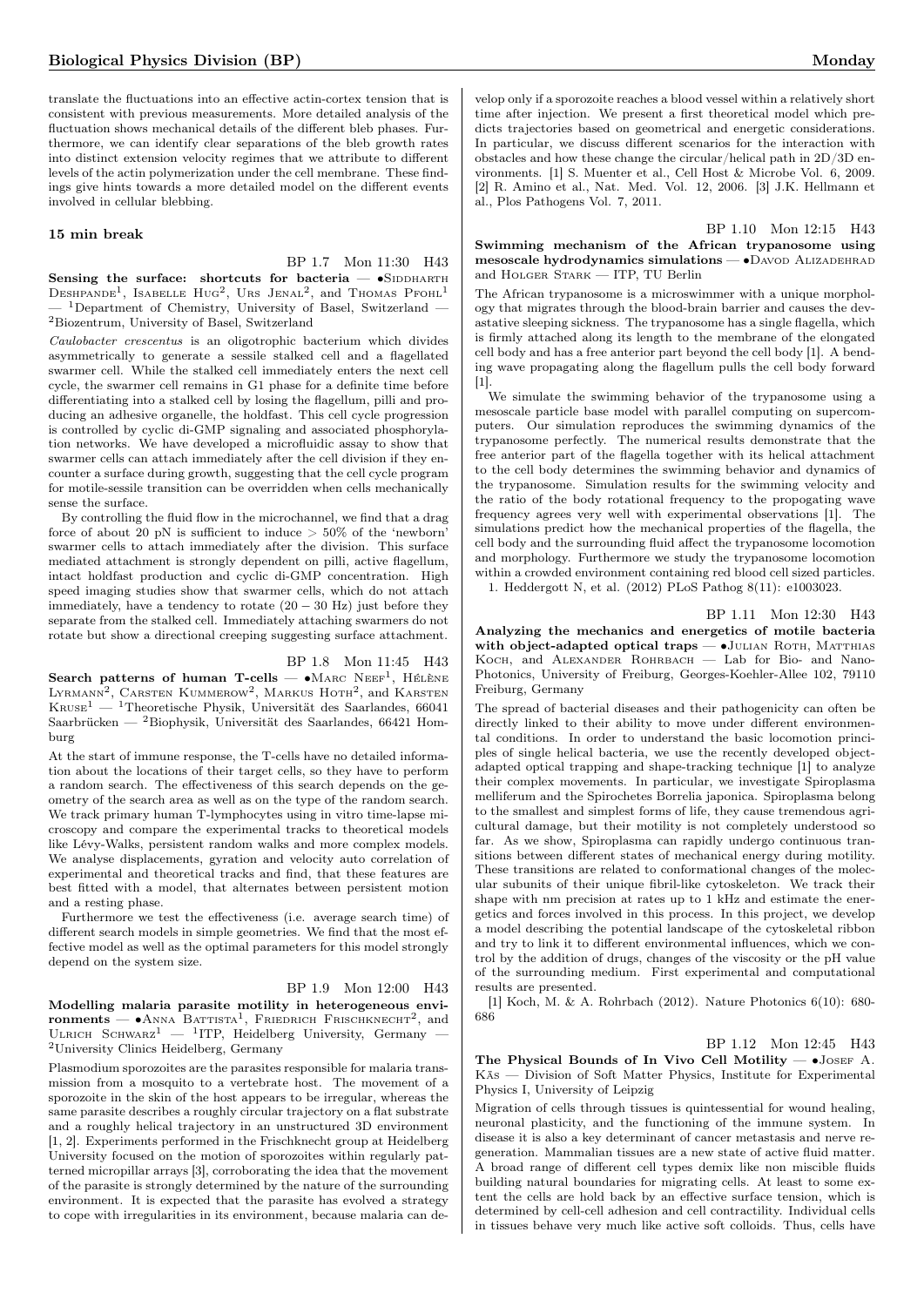translate the fluctuations into an effective actin-cortex tension that is consistent with previous measurements. More detailed analysis of the fluctuation shows mechanical details of the different bleb phases. Furthermore, we can identify clear separations of the bleb growth rates into distinct extension velocity regimes that we attribute to different levels of the actin polymerization under the cell membrane. These findings give hints towards a more detailed model on the different events involved in cellular blebbing.

### 15 min break

BP 1.7 Mon 11:30 H43

**Sensing the surface: shortcuts for bacteria** — •Siddharth Deshpande[1], Isabelle Hug[2], Urs Jenal[2], and Thomas Pfohl[1] — [1]Department of Chemistry, University of Basel, Switzerland — [2]Biozentrum, University of Basel, Switzerland

*Caulobacter crescentus* is an oligotrophic bacterium which divides asymmetrically to generate a sessile stalked cell and a flagellated swarmer cell. While the stalked cell immediately enters the next cell cycle, the swarmer cell remains in G1 phase for a definite time before differentiating into a stalked cell by losing the flagellum, pilli and producing an adhesive organelle, the holdfast. This cell cycle progression is controlled by cyclic di-GMP signaling and associated phosphorylation networks. We have developed a microfluidic assay to show that swarmer cells can attach immediately after the cell division if they encounter a surface during growth, suggesting that the cell cycle program for motile-sessile transition can be overridden when cells mechanically sense the surface.

By controlling the fluid flow in the microchannel, we find that a drag force of about 20 pN is sufficient to induce $> 50\%$ of the 'newborn' swarmer cells to attach immediately after the division. This surface mediated attachment is strongly dependent on pilli, active flagellum, intact holdfast production and cyclic di-GMP concentration. High speed imaging studies show that swarmer cells, which do not attach immediately, have a tendency to rotate ($20 - 30$ Hz) just before they separate from the stalked cell. Immediately attaching swarmers do not rotate but show a directional creeping suggesting surface attachment.

BP 1.8 Mon 11:45 H43

**Search patterns of human T-cells** — •Marc Neef[1], Hélène Lyrmann[2], Carsten Kummerow[2], Markus Hoth[2], and Karsten Kruse[1] — [1]Theoretische Physik, Universität des Saarlandes, 66041 Saarbrücken — [2]Biophysik, Universität des Saarlandes, 66421 Homburg

At the start of immune response, the T-cells have no detailed information about the locations of their target cells, so they have to perform a random search. The effectiveness of this search depends on the geometry of the search area as well as on the type of the random search. We track primary human T-lymphocytes using in vitro time-lapse microscopy and compare the experimental tracks to theoretical models like Lévy-Walks, persistent random walks and more complex models. We analyse displacements, gyration and velocity auto correlation of experimental and theoretical tracks and find, that these features are best fitted with a model, that alternates between persistent motion and a resting phase.

Furthermore we test the effectiveness (i.e. average search time) of different search models in simple geometries. We find that the most effective model as well as the optimal parameters for this model strongly depend on the system size.

BP 1.9 Mon 12:00 H43

**Modelling malaria parasite motility in heterogeneous environments** — •Anna Battista[1], Friedrich Frischknecht[2], and Ulrich Schwarz[1] — [1]ITP, Heidelberg University, Germany — [2]University Clinics Heidelberg, Germany

Plasmodium sporozoites are the parasites responsible for malaria transmission from a mosquito to a vertebrate host. The movement of a sporozoite in the skin of the host appears to be irregular, whereas the same parasite describes a roughly circular trajectory on a flat substrate and a roughly helical trajectory in an unstructured 3D environment [1, 2]. Experiments performed in the Frischknecht group at Heidelberg University focused on the motion of sporozoites within regularly patterned micropillar arrays [3], corroborating the idea that the movement of the parasite is strongly determined by the nature of the surrounding environment. It is expected that the parasite has evolved a strategy to cope with irregularities in its environment, because malaria can develop only if a sporozoite reaches a blood vessel within a relatively short time after injection. We present a first theoretical model which predicts trajectories based on geometrical and energetic considerations. In particular, we discuss different scenarios for the interaction with obstacles and how these change the circular/helical path in 2D/3D environments. [1] S. Muenter et al., Cell Host & Microbe Vol. 6, 2009. [2] R. Amino et al., Nat. Med. Vol. 12, 2006. [3] J.K. Hellmann et al., Plos Pathogens Vol. 7, 2011.

BP 1.10 Mon 12:15 H43

**Swimming mechanism of the African trypanosome using mesoscale hydrodynamics simulations** — •Davod Alizadehrad and Holger Stark — ITP, TU Berlin

The African trypanosome is a microswimmer with a unique morphology that migrates through the blood-brain barrier and causes the devastative sleeping sickness. The trypanosome has a single flagella, which is firmly attached along its length to the membrane of the elongated cell body and has a free anterior part beyond the cell body [1]. A bending wave propagating along the flagellum pulls the cell body forward [1].

We simulate the swimming behavior of the trypanosome using a mesoscale particle base model with parallel computing on supercomputers. Our simulation reproduces the swimming dynamics of the trypanosome perfectly. The numerical results demonstrate that the free anterior part of the flagella together with its helical attachment to the cell body determines the swimming behavior and dynamics of the trypanosome. Simulation results for the swimming velocity and the ratio of the body rotational frequency to the propogating wave frequency agrees very well with experimental observations [1]. The simulations predict how the mechanical properties of the flagella, the cell body and the surrounding fluid affect the trypanosome locomotion and morphology. Furthermore we study the trypanosome locomotion within a crowded environment containing red blood cell sized particles.

1. Heddergott N, et al. (2012) PLoS Pathog 8(11): e1003023.

BP 1.11 Mon 12:30 H43

**Analyzing the mechanics and energetics of motile bacteria with object-adapted optical traps** — •Julian Roth, Matthias Koch, and Alexander Rohrbach — Lab for Bio- and Nano-Photonics, University of Freiburg, Georges-Koehler-Allee 102, 79110 Freiburg, Germany

The spread of bacterial diseases and their pathogenicity can often be directly linked to their ability to move under different environmental conditions. In order to understand the basic locomotion principles of single helical bacteria, we use the recently developed object-adapted optical trapping and shape-tracking technique [1] to analyze their complex movements. In particular, we investigate Spiroplasma melliferum and the Spirochetes Borrelia japonica. Spiroplasma belong to the smallest and simplest forms of life, they cause tremendous agricultural damage, but their motility is not completely understood so far. As we show, Spiroplasma can rapidly undergo continuous transitions between different states of mechanical energy during motility. These transitions are related to conformational changes of the molecular subunits of their unique fibril-like cytoskeleton. We track their shape with nm precision at rates up to 1 kHz and estimate the energetics and forces involved in this process. In this project, we develop a model describing the potential landscape of the cytoskeletal ribbon and try to link it to different environmental influences, which we control by the addition of drugs, changes of the viscosity or the pH value of the surrounding medium. First experimental and computational results are presented.

[1] Koch, M. & A. Rohrbach (2012). Nature Photonics 6(10): 680-686

BP 1.12 Mon 12:45 H43

**The Physical Bounds of In Vivo Cell Motility** — •Josef A. Käs — Division of Soft Matter Physics, Institute for Experimental Physics I, University of Leipzig

Migration of cells through tissues is quintessential for wound healing, neuronal plasticity, and the functioning of the immune system. In disease it is also a key determinant of cancer metastasis and nerve regeneration. Mammalian tissues are a new state of active fluid matter. A broad range of different cell types demix like non miscible fluids building natural boundaries for migrating cells. At least to some extent the cells are hold back by an effective surface tension, which is determined by cell-cell adhesion and cell contractility. Individual cells in tissues behave very much like active soft colloids. Thus, cells have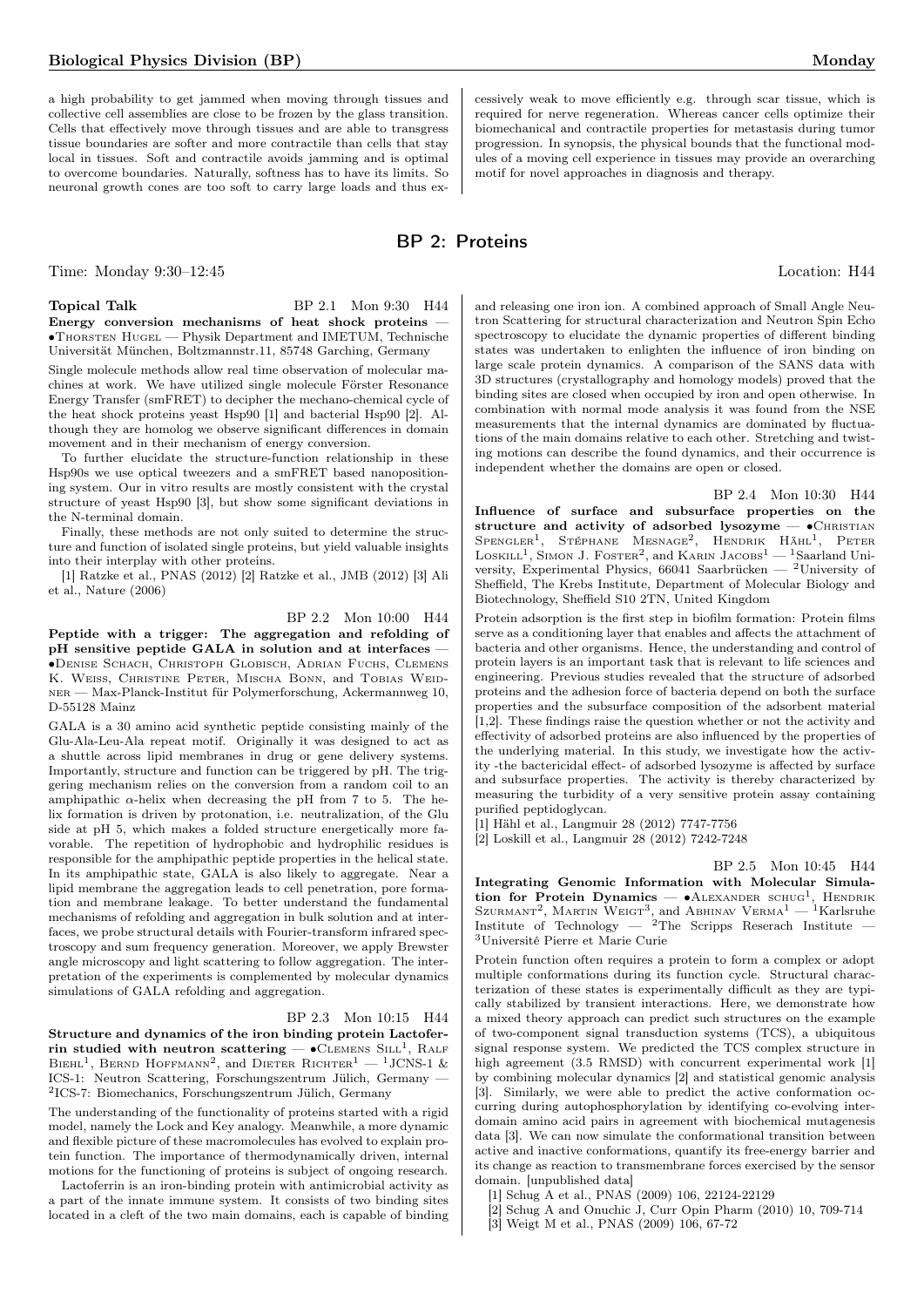a high probability to get jammed when moving through tissues and collective cell assemblies are close to be frozen by the glass transition. Cells that effectively move through tissues and are able to transgress tissue boundaries are softer and more contractile than cells that stay local in tissues. Soft and contractile avoids jamming and is optimal to overcome boundaries. Naturally, softness has to have its limits. So neuronal growth cones are too soft to carry large loads and thus excessively weak to move efficiently e.g. through scar tissue, which is required for nerve regeneration. Whereas cancer cells optimize their biomechanical and contractile properties for metastasis during tumor progression. In synopsis, the physical bounds that the functional modules of a moving cell experience in tissues may provide an overarching motif for novel approaches in diagnosis and therapy.

## BP 2: Proteins

Time: Monday 9:30–12:45 Location: H44

**Topical Talk** BP 2.1 Mon 9:30 H44

**Energy conversion mechanisms of heat shock proteins** — •Thorsten Hugel — Physik Department and IMETUM, Technische Universität München, Boltzmannstr.11, 85748 Garching, Germany

Single molecule methods allow real time observation of molecular machines at work. We have utilized single molecule Förster Resonance Energy Transfer (smFRET) to decipher the mechano-chemical cycle of the heat shock proteins yeast Hsp90 [1] and bacterial Hsp90 [2]. Although they are homolog we observe significant differences in domain movement and in their mechanism of energy conversion.

To further elucidate the structure-function relationship in these Hsp90s we use optical tweezers and a smFRET based nanopositioning system. Our in vitro results are mostly consistent with the crystal structure of yeast Hsp90 [3], but show some significant deviations in the N-terminal domain.

Finally, these methods are not only suited to determine the structure and function of isolated single proteins, but yield valuable insights into their interplay with other proteins.

[1] Ratzke et al., PNAS (2012) [2] Ratzke et al., JMB (2012) [3] Ali et al., Nature (2006)

BP 2.2 Mon 10:00 H44

**Peptide with a trigger: The aggregation and refolding of pH sensitive peptide GALA in solution and at interfaces** — •Denise Schach, Christoph Globisch, Adrian Fuchs, Clemens K. Weiss, Christine Peter, Mischa Bonn, and Tobias Weidner — Max-Planck-Institut für Polymerforschung, Ackermannweg 10, D-55128 Mainz

GALA is a 30 amino acid synthetic peptide consisting mainly of the Glu-Ala-Leu-Ala repeat motif. Originally it was designed to act as a shuttle across lipid membranes in drug or gene delivery systems. Importantly, structure and function can be triggered by pH. The triggering mechanism relies on the conversion from a random coil to an amphipathic $\alpha$-helix when decreasing the pH from 7 to 5. The helix formation is driven by protonation, i.e. neutralization, of the Glu side at pH 5, which makes a folded structure energetically more favorable. The repetition of hydrophobic and hydrophilic residues is responsible for the amphipathic peptide properties in the helical state. In its amphipathic state, GALA is also likely to aggregate. Near a lipid membrane the aggregation leads to cell penetration, pore formation and membrane leakage. To better understand the fundamental mechanisms of refolding and aggregation in bulk solution and at interfaces, we probe structural details with Fourier-transform infrared spectroscopy and sum frequency generation. Moreover, we apply Brewster angle microscopy and light scattering to follow aggregation. The interpretation of the experiments is complemented by molecular dynamics simulations of GALA refolding and aggregation.

BP 2.3 Mon 10:15 H44

**Structure and dynamics of the iron binding protein Lactoferrin studied with neutron scattering** — •Clemens Sill[1], Ralf Biehl[1], Bernd Hoffmann[2], and Dieter Richter[1] — [1]JCNS-1 & ICS-1: Neutron Scattering, Forschungszentrum Jülich, Germany — [2]ICS-7: Biomechanics, Forschungszentrum Jülich, Germany

The understanding of the functionality of proteins started with a rigid model, namely the Lock and Key analogy. Meanwhile, a more dynamic and flexible picture of these macromolecules has evolved to explain protein function. The importance of thermodynamically driven, internal motions for the functioning of proteins is subject of ongoing research.

Lactoferrin is an iron-binding protein with antimicrobial activity as a part of the innate immune system. It consists of two binding sites located in a cleft of the two main domains, each is capable of binding and releasing one iron ion. A combined approach of Small Angle Neutron Scattering for structural characterization and Neutron Spin Echo spectroscopy to elucidate the dynamic properties of different binding states was undertaken to enlighten the influence of iron binding on large scale protein dynamics. A comparison of the SANS data with 3D structures (crystallography and homology models) proved that the binding sites are closed when occupied by iron and open otherwise. In combination with normal mode analysis it was found from the NSE measurements that the internal dynamics are dominated by fluctuations of the main domains relative to each other. Stretching and twisting motions can describe the found dynamics, and their occurrence is independent whether the domains are open or closed.

BP 2.4 Mon 10:30 H44

**Influence of surface and subsurface properties on the structure and activity of adsorbed lysozyme** — •Christian Spengler[1], Stéphane Mesnage[2], Hendrik Hähl[1], Peter Loskill[1], Simon J. Foster[2], and Karin Jacobs[1] — [1]Saarland University, Experimental Physics, 66041 Saarbrücken — [2]University of Sheffield, The Krebs Institute, Department of Molecular Biology and Biotechnology, Sheffield S10 2TN, United Kingdom

Protein adsorption is the first step in biofilm formation: Protein films serve as a conditioning layer that enables and affects the attachment of bacteria and other organisms. Hence, the understanding and control of protein layers is an important task that is relevant to life sciences and engineering. Previous studies revealed that the structure of adsorbed proteins and the adhesion force of bacteria depend on both the surface properties and the subsurface composition of the adsorbent material [1,2]. These findings raise the question whether or not the activity and effectivity of adsorbed proteins are also influenced by the properties of the underlying material. In this study, we investigate how the activity -the bactericidal effect- of adsorbed lysozyme is affected by surface and subsurface properties. The activity is thereby characterized by measuring the turbidity of a very sensitive protein assay containing purified peptidoglycan.

[1] Hähl et al., Langmuir 28 (2012) 7747-7756
[2] Loskill et al., Langmuir 28 (2012) 7242-7248

BP 2.5 Mon 10:45 H44

**Integrating Genomic Information with Molecular Simulation for Protein Dynamics** — •Alexander schug[1], Hendrik Szurmant[2], Martin Weigt[3], and Abhinav Verma[1] — [1]Karlsruhe Institute of Technology — [2]The Scripps Reserach Institute — [3]Université Pierre et Marie Curie

Protein function often requires a protein to form a complex or adopt multiple conformations during its function cycle. Structural characterization of these states is experimentally difficult as they are typically stabilized by transient interactions. Here, we demonstrate how a mixed theory approach can predict such structures on the example of two-component signal transduction systems (TCS), a ubiquitous signal response system. We predicted the TCS complex structure in high agreement (3.5 RMSD) with concurrent experimental work [1] by combining molecular dynamics [2] and statistical genomic analysis [3]. Similarly, we were able to predict the active conformation occurring during autophosphorylation by identifying co-evolving interdomain amino acid pairs in agreement with biochemical mutagenesis data [3]. We can now simulate the conformational transition between active and inactive conformations, quantify its free-energy barrier and its change as reaction to transmembrane forces exercised by the sensor domain. [unpublished data]

[1] Schug A et al., PNAS (2009) 106, 22124-22129
[2] Schug A and Onuchic J, Curr Opin Pharm (2010) 10, 709-714
[3] Weigt M et al., PNAS (2009) 106, 67-72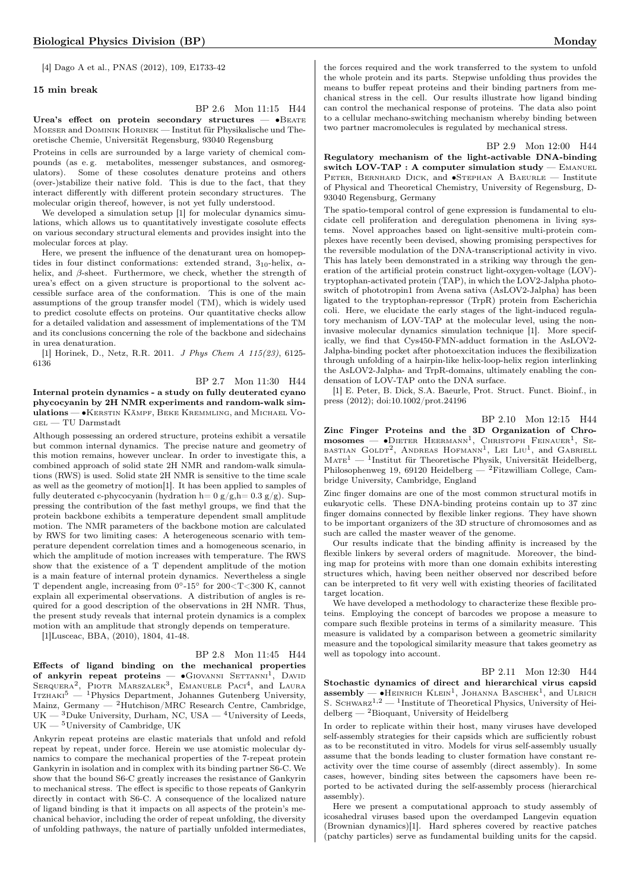[4] Dago A et al., PNAS (2012), 109, E1733-42

**15 min break**

BP 2.6 Mon 11:15 H44

**Urea's effect on protein secondary structures** — •Beate Moeser and Dominik Horinek — Institut für Physikalische und Theoretische Chemie, Universität Regensburg, 93040 Regensburg

Proteins in cells are surrounded by a large variety of chemical compounds (as e. g. metabolites, messenger substances, and osmoregulators). Some of these cosolutes denature proteins and others (over-)stabilize their native fold. This is due to the fact, that they interact differently with different protein secondary structures. The molecular origin thereof, however, is not yet fully understood.

We developed a simulation setup [1] for molecular dynamics simulations, which allows us to quantitatively investigate cosolute effects on various secondary structural elements and provides insight into the molecular forces at play.

Here, we present the influence of the denaturant urea on homopeptides in four distinct conformations: extended strand, $3_{10}$-helix, $\alpha$-helix, and $\beta$-sheet. Furthermore, we check, whether the strength of urea's effect on a given structure is proportional to the solvent accessible surface area of the conformation. This is one of the main assumptions of the group transfer model (TM), which is widely used to predict cosolute effects on proteins. Our quantitative checks allow for a detailed validation and assessment of implementations of the TM and its conclusions concerning the role of the backbone and sidechains in urea denaturation.

[1] Horinek, D., Netz, R.R. 2011. *J Phys Chem A 115(23)*, 6125-6136

BP 2.7 Mon 11:30 H44

**Internal protein dynamics - a study on fully deuterated cyano phycocyanin by 2H NMR experiments and random-walk simulations** — •Kerstin Kämpf, Beke Kremmling, and Michael Vogel — TU Darmstadt

Although possessing an ordered structure, proteins exhibit a versatile but common internal dynamics. The precise nature and geometry of this motion remains, however unclear. In order to investigate this, a combined approach of solid state 2H NMR and random-walk simulations (RWS) is used. Solid state 2H NMR is sensitive to the time scale as well as the geometry of motion[1]. It has been applied to samples of fully deuterated c-phycocyanin (hydration h= 0 g/g,h= 0.3 g/g). Suppressing the contribution of the fast methyl groups, we find that the protein backbone exhibits a temperature dependent small amplitude motion. The NMR parameters of the backbone motion are calculated by RWS for two limiting cases: A heterogeneous scenario with temperature dependent correlation times and a homogeneous scenario, in which the amplitude of motion increases with temperature. The RWS show that the existence of a T dependent amplitude of the motion is a main feature of internal protein dynamics. Nevertheless a single T dependent angle, increasing from 0°-15° for 200<T<300 K, cannot explain all experimental observations. A distribution of angles is required for a good description of the observations in 2H NMR. Thus, the present study reveals that internal protein dynamics is a complex motion with an amplitude that strongly depends on temperature.

[1]Lusceac, BBA, (2010), 1804, 41-48.

BP 2.8 Mon 11:45 H44

**Effects of ligand binding on the mechanical properties of ankyrin repeat proteins** — •Giovanni Settanni[1], David Serquera[2], Piotr Marszalek[3], Emanuele Paci[4], and Laura Itzhaki[5] — [1]Physics Department, Johannes Gutenberg University, Mainz, Germany — [2]Hutchison/MRC Research Centre, Cambridge, UK — [3]Duke University, Durham, NC, USA — [4]University of Leeds, UK — [5]University of Cambridge, UK

Ankyrin repeat proteins are elastic materials that unfold and refold repeat by repeat, under force. Herein we use atomistic molecular dynamics to compare the mechanical properties of the 7-repeat protein Gankyrin in isolation and in complex with its binding partner S6-C. We show that the bound S6-C greatly increases the resistance of Gankyrin to mechanical stress. The effect is specific to those repeats of Gankyrin directly in contact with S6-C. A consequence of the localized nature of ligand binding is that it impacts on all aspects of the protein's mechanical behavior, including the order of repeat unfolding, the diversity of unfolding pathways, the nature of partially unfolded intermediates, the forces required and the work transferred to the system to unfold the whole protein and its parts. Stepwise unfolding thus provides the means to buffer repeat proteins and their binding partners from mechanical stress in the cell. Our results illustrate how ligand binding can control the mechanical response of proteins. The data also point to a cellular mechano-switching mechanism whereby binding between two partner macromolecules is regulated by mechanical stress.

BP 2.9 Mon 12:00 H44

**Regulatory mechanism of the light-activable DNA-binding switch LOV-TAP : A computer simulation study** — Emanuel Peter, Bernhard Dick, and •Stephan A Baeurle — Institute of Physical and Theoretical Chemistry, University of Regensburg, D-93040 Regensburg, Germany

The spatio-temporal control of gene expression is fundamental to elucidate cell proliferation and deregulation phenomena in living systems. Novel approaches based on light-sensitive multi-protein complexes have recently been devised, showing promising perspectives for the reversible modulation of the DNA-transcriptional activity in vivo. This has lately been demonstrated in a striking way through the generation of the artificial protein construct light-oxygen-voltage (LOV)-tryptophan-activated protein (TAP), in which the LOV2-Jalpha photoswitch of phototropin1 from Avena sativa (AsLOV2-Jalpha) has been ligated to the tryptophan-repressor (TrpR) protein from Escherichia coli. Here, we elucidate the early stages of the light-induced regulatory mechanism of LOV-TAP at the molecular level, using the noninvasive molecular dynamics simulation technique [1]. More specifically, we find that Cys450-FMN-adduct formation in the AsLOV2-Jalpha-binding pocket after photoexcitation induces the flexibilization through unfolding of a hairpin-like helix-loop-helix region interlinking the AsLOV2-Jalpha- and TrpR-domains, ultimately enabling the condensation of LOV-TAP onto the DNA surface.

[1] E. Peter, B. Dick, S.A. Baeurle, Prot. Struct. Funct. Bioinf., in press (2012); doi:10.1002/prot.24196

BP 2.10 Mon 12:15 H44

**Zinc Finger Proteins and the 3D Organization of Chromosomes** — •Dieter Heermann[1], Christoph Feinauer[1], Sebastian Goldt[2], Andreas Hofmann[1], Lei Liu[1], and Gabriell Mate[1] — [1]Institut für Theoretische Physik, Universität Heidelberg, Philosophenweg 19, 69120 Heidelberg — [2]Fitzwilliam College, Cambridge University, Cambridge, England

Zinc finger domains are one of the most common structural motifs in eukaryotic cells. These DNA-binding proteins contain up to 37 zinc finger domains connected by flexible linker regions. They have shown to be important organizers of the 3D structure of chromosomes and as such are called the master weaver of the genome.

Our results indicate that the binding affinity is increased by the flexible linkers by several orders of magnitude. Moreover, the binding map for proteins with more than one domain exhibits interesting structures which, having been neither observed nor described before can be interpreted to fit very well with existing theories of facilitated target location.

We have developed a methodology to characterize these flexible proteins. Employing the concept of barcodes we propose a measure to compare such flexible proteins in terms of a similarity measure. This measure is validated by a comparison between a geometric similarity measure and the topological similarity measure that takes geometry as well as topology into account.

BP 2.11 Mon 12:30 H44

**Stochastic dynamics of direct and hierarchical virus capsid assembly** — •Heinrich Klein[1], Johanna Baschek[1], and Ulrich S. Schwarz[1,2] — [1]Institute of Theoretical Physics, University of Heidelberg — [2]Bioquant, University of Heidelberg

In order to replicate within their host, many viruses have developed self-assembly strategies for their capsids which are sufficiently robust as to be reconstituted in vitro. Models for virus self-assembly usually assume that the bonds leading to cluster formation have constant reactivity over the time course of assembly (direct assembly). In some cases, however, binding sites between the capsomers have been reported to be activated during the self-assembly process (hierarchical assembly).

Here we present a computational approach to study assembly of icosahedral viruses based upon the overdamped Langevin equation (Brownian dynamics)[1]. Hard spheres covered by reactive patches (patchy particles) serve as fundamental building units for the capsid.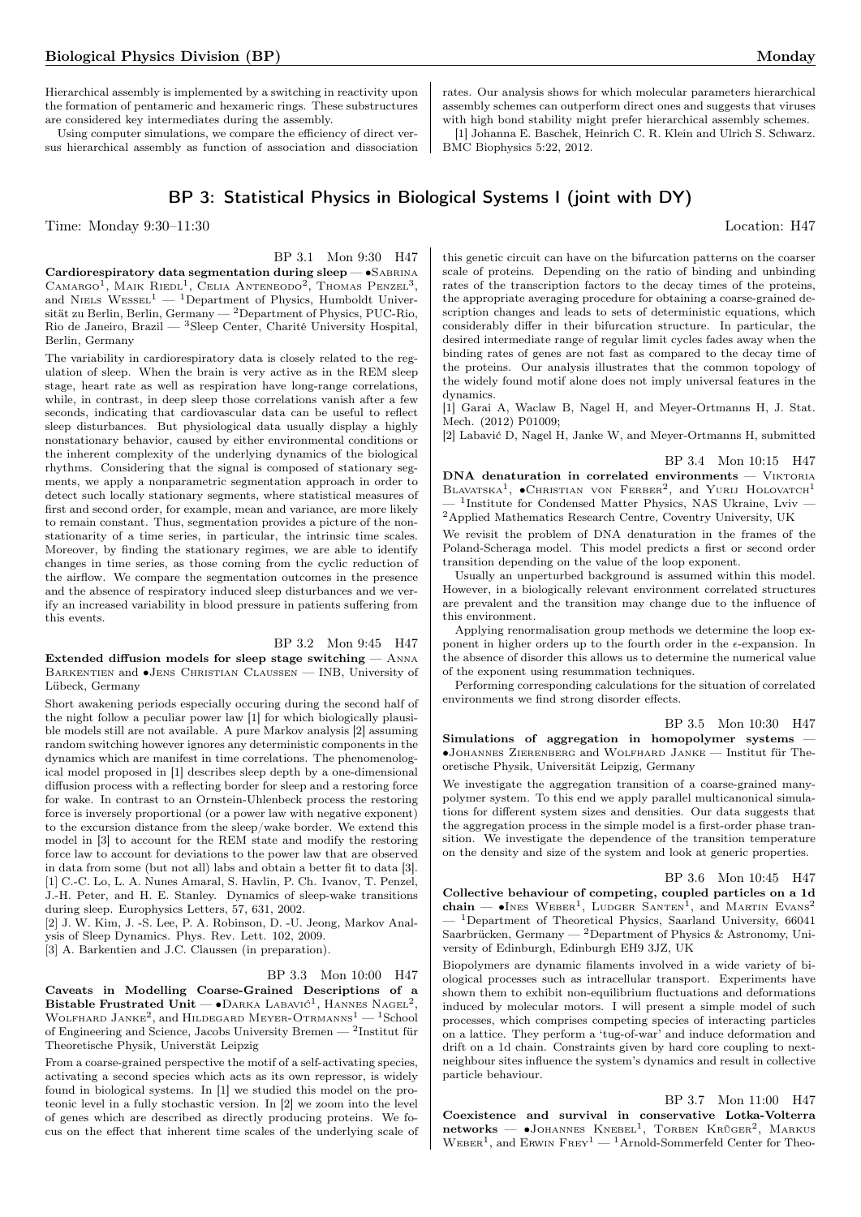Hierarchical assembly is implemented by a switching in reactivity upon the formation of pentameric and hexameric rings. These substructures are considered key intermediates during the assembly.

Using computer simulations, we compare the efficiency of direct versus hierarchical assembly as function of association and dissociation rates. Our analysis shows for which molecular parameters hierarchical assembly schemes can outperform direct ones and suggests that viruses with high bond stability might prefer hierarchical assembly schemes.

[1] Johanna E. Baschek, Heinrich C. R. Klein and Ulrich S. Schwarz. BMC Biophysics 5:22, 2012.

## BP 3: Statistical Physics in Biological Systems I (joint with DY)

Time: Monday 9:30–11:30 Location: H47

BP 3.1 Mon 9:30 H47

**Cardiorespiratory data segmentation during sleep** — •Sabrina Camargo[1], Maik Riedl[1], Celia Anteneodo[2], Thomas Penzel[3], and Niels Wessel[1] — [1]Department of Physics, Humboldt Universität zu Berlin, Berlin, Germany — [2]Department of Physics, PUC-Rio, Rio de Janeiro, Brazil — [3]Sleep Center, Charité University Hospital, Berlin, Germany

The variability in cardiorespiratory data is closely related to the regulation of sleep. When the brain is very active as in the REM sleep stage, heart rate as well as respiration have long-range correlations, while, in contrast, in deep sleep those correlations vanish after a few seconds, indicating that cardiovascular data can be useful to reflect sleep disturbances. But physiological data usually display a highly nonstationary behavior, caused by either environmental conditions or the inherent complexity of the underlying dynamics of the biological rhythms. Considering that the signal is composed of stationary segments, we apply a nonparametric segmentation approach in order to detect such locally stationary segments, where statistical measures of first and second order, for example, mean and variance, are more likely to remain constant. Thus, segmentation provides a picture of the nonstationarity of a time series, in particular, the intrinsic time scales. Moreover, by finding the stationary regimes, we are able to identify changes in time series, as those coming from the cyclic reduction of the airflow. We compare the segmentation outcomes in the presence and the absence of respiratory induced sleep disturbances and we verify an increased variability in blood pressure in patients suffering from this events.

BP 3.2 Mon 9:45 H47

**Extended diffusion models for sleep stage switching** — Anna Barkentien and •Jens Christian Claussen — INB, University of Lübeck, Germany

Short awakening periods especially occuring during the second half of the night follow a peculiar power law [1] for which biologically plausible models still are not available. A pure Markov analysis [2] assuming random switching however ignores any deterministic components in the dynamics which are manifest in time correlations. The phenomenological model proposed in [1] describes sleep depth by a one-dimensional diffusion process with a reflecting border for sleep and a restoring force for wake. In contrast to an Ornstein-Uhlenbeck process the restoring force is inversely proportional (or a power law with negative exponent) to the excursion distance from the sleep/wake border. We extend this model in [3] to account for the REM state and modify the restoring force law to account for deviations to the power law that are observed in data from some (but not all) labs and obtain a better fit to data [3].

[1] C.-C. Lo, L. A. Nunes Amaral, S. Havlin, P. Ch. Ivanov, T. Penzel, J.-H. Peter, and H. E. Stanley. Dynamics of sleep-wake transitions during sleep. Europhysics Letters, 57, 631, 2002.

[2] J. W. Kim, J. -S. Lee, P. A. Robinson, D. -U. Jeong, Markov Analysis of Sleep Dynamics. Phys. Rev. Lett. 102, 2009.

[3] A. Barkentien and J.C. Claussen (in preparation).

BP 3.3 Mon 10:00 H47

**Caveats in Modelling Coarse-Grained Descriptions of a Bistable Frustrated Unit** — •Darka Labavić[1], Hannes Nagel[2], Wolfhard Janke[2], and Hildegard Meyer-Ortmanns[1] — [1]School of Engineering and Science, Jacobs University Bremen — [2]Institut für Theoretische Physik, Universtät Leipzig

From a coarse-grained perspective the motif of a self-activating species, activating a second species which acts as its own repressor, is widely found in biological systems. In [1] we studied this model on the proteonic level in a fully stochastic version. In [2] we zoom into the level of genes which are described as directly producing proteins. We focus on the effect that inherent time scales of the underlying scale of this genetic circuit can have on the bifurcation patterns on the coarser scale of proteins. Depending on the ratio of binding and unbinding rates of the transcription factors to the decay times of the proteins, the appropriate averaging procedure for obtaining a coarse-grained description changes and leads to sets of deterministic equations, which considerably differ in their bifurcation structure. In particular, the desired intermediate range of regular limit cycles fades away when the binding rates of genes are not fast as compared to the decay time of the proteins. Our analysis illustrates that the common topology of the widely found motif alone does not imply universal features in the dynamics.

[1] Garai A, Waclaw B, Nagel H, and Meyer-Ortmanns H, J. Stat. Mech. (2012) P01009;

[2] Labavić D, Nagel H, Janke W, and Meyer-Ortmanns H, submitted

BP 3.4 Mon 10:15 H47

**DNA denaturation in correlated environments** — Viktoria Blavatska[1], •Christian von Ferber[2], and Yurij Holovatch[1] — [1]Institute for Condensed Matter Physics, NAS Ukraine, Lviv — [2]Applied Mathematics Research Centre, Coventry University, UK

We revisit the problem of DNA denaturation in the frames of the Poland-Scheraga model. This model predicts a first or second order transition depending on the value of the loop exponent.

Usually an unperturbed background is assumed within this model. However, in a biologically relevant environment correlated structures are prevalent and the transition may change due to the influence of this environment.

Applying renormalisation group methods we determine the loop exponent in higher orders up to the fourth order in the $\epsilon$-expansion. In the absence of disorder this allows us to determine the numerical value of the exponent using resummation techniques.

Performing corresponding calculations for the situation of correlated environments we find strong disorder effects.

BP 3.5 Mon 10:30 H47

**Simulations of aggregation in homopolymer systems** — •Johannes Zierenberg and Wolfhard Janke — Institut für Theoretische Physik, Universität Leipzig, Germany

We investigate the aggregation transition of a coarse-grained manypolymer system. To this end we apply parallel multicanonical simulations for different system sizes and densities. Our data suggests that the aggregation process in the simple model is a first-order phase transition. We investigate the dependence of the transition temperature on the density and size of the system and look at generic properties.

BP 3.6 Mon 10:45 H47

**Collective behaviour of competing, coupled particles on a 1d chain** — •Ines Weber[1], Ludger Santen[1], and Martin Evans[2] — [1]Department of Theoretical Physics, Saarland University, 66041 Saarbrücken, Germany — [2]Department of Physics & Astronomy, University of Edinburgh, Edinburgh EH9 3JZ, UK

Biopolymers are dynamic filaments involved in a wide variety of biological processes such as intracellular transport. Experiments have shown them to exhibit non-equilibrium fluctuations and deformations induced by molecular motors. I will present a simple model of such processes, which comprises competing species of interacting particles on a lattice. They perform a 'tug-of-war' and induce deformation and drift on a 1d chain. Constraints given by hard core coupling to nextneighbour sites influence the system's dynamics and result in collective particle behaviour.

BP 3.7 Mon 11:00 H47

**Coexistence and survival in conservative Lotka-Volterra networks** — •Johannes Knebel[1], Torben Krüger[2], Markus Weber[1], and Erwin Frey[1] — [1]Arnold-Sommerfeld Center for Theo-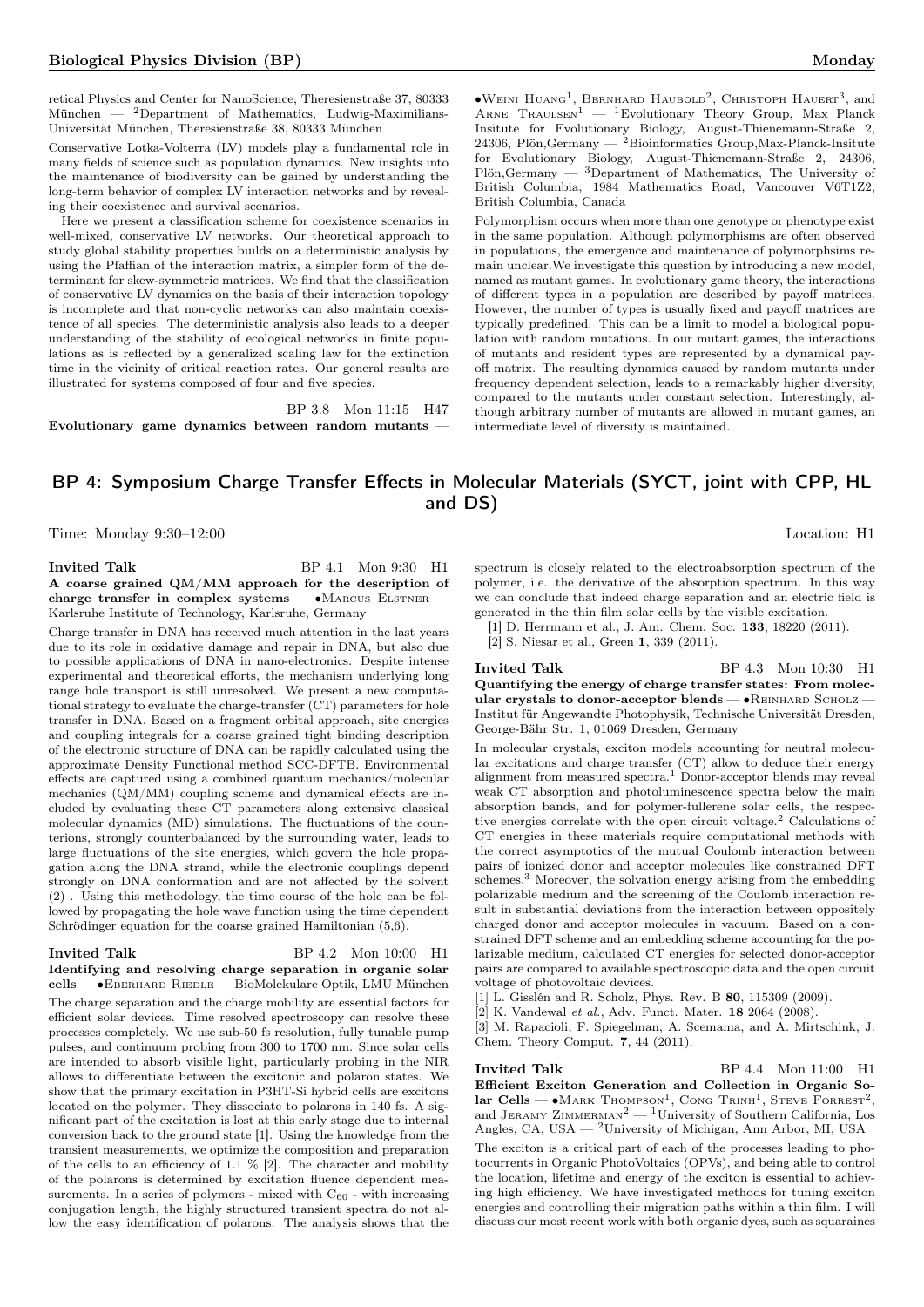retical Physics and Center for NanoScience, Theresienstraße 37, 80333 München — [2]Department of Mathematics, Ludwig-Maximilians-Universität München, Theresienstraße 38, 80333 München

Conservative Lotka-Volterra (LV) models play a fundamental role in many fields of science such as population dynamics. New insights into the maintenance of biodiversity can be gained by understanding the long-term behavior of complex LV interaction networks and by revealing their coexistence and survival scenarios.

Here we present a classification scheme for coexistence scenarios in well-mixed, conservative LV networks. Our theoretical approach to study global stability properties builds on a deterministic analysis by using the Pfaffian of the interaction matrix, a simpler form of the determinant for skew-symmetric matrices. We find that the classification of conservative LV dynamics on the basis of their interaction topology is incomplete and that non-cyclic networks can also maintain coexistence of all species. The deterministic analysis also leads to a deeper understanding of the stability of ecological networks in finite populations as is reflected by a generalized scaling law for the extinction time in the vicinity of critical reaction rates. Our general results are illustrated for systems composed of four and five species.

BP 3.8 Mon 11:15 H47

**Evolutionary game dynamics between random mutants** — •Weini Huang[1], Bernhard Haubold[2], Christoph Hauert[3], and Arne Traulsen[1] — [1]Evolutionary Theory Group, Max Planck Insitute for Evolutionary Biology, August-Thienemann-Straße 2, 24306, Plön,Germany — [2]Bioinformatics Group,Max-Planck-Insitute for Evolutionary Biology, August-Thienemann-Straße 2, 24306, Plön,Germany — [3]Department of Mathematics, The University of British Columbia, 1984 Mathematics Road, Vancouver V6T1Z2, British Columbia, Canada

Polymorphism occurs when more than one genotype or phenotype exist in the same population. Although polymorphisms are often observed in populations, the emergence and maintenance of polymorphsims remain unclear.We investigate this question by introducing a new model, named as mutant games. In evolutionary game theory, the interactions of different types in a population are described by payoff matrices. However, the number of types is usually fixed and payoff matrices are typically predefined. This can be a limit to model a biological population with random mutations. In our mutant games, the interactions of mutants and resident types are represented by a dynamical payoff matrix. The resulting dynamics caused by random mutants under frequency dependent selection, leads to a remarkably higher diversity, compared to the mutants under constant selection. Interestingly, although arbitrary number of mutants are allowed in mutant games, an intermediate level of diversity is maintained.

## BP 4: Symposium Charge Transfer Effects in Molecular Materials (SYCT, joint with CPP, HL and DS)

Time: Monday 9:30–12:00 Location: H1

**Invited Talk** BP 4.1 Mon 9:30 H1

**A coarse grained QM/MM approach for the description of charge transfer in complex systems** — •Marcus Elstner — Karlsruhe Institute of Technology, Karlsruhe, Germany

Charge transfer in DNA has received much attention in the last years due to its role in oxidative damage and repair in DNA, but also due to possible applications of DNA in nano-electronics. Despite intense experimental and theoretical efforts, the mechanism underlying long range hole transport is still unresolved. We present a new computational strategy to evaluate the charge-transfer (CT) parameters for hole transfer in DNA. Based on a fragment orbital approach, site energies and coupling integrals for a coarse grained tight binding description of the electronic structure of DNA can be rapidly calculated using the approximate Density Functional method SCC-DFTB. Environmental effects are captured using a combined quantum mechanics/molecular mechanics (QM/MM) coupling scheme and dynamical effects are included by evaluating these CT parameters along extensive classical molecular dynamics (MD) simulations. The fluctuations of the counterions, strongly counterbalanced by the surrounding water, leads to large fluctuations of the site energies, which govern the hole propagation along the DNA strand, while the electronic couplings depend strongly on DNA conformation and are not affected by the solvent (2) . Using this methodology, the time course of the hole can be followed by propagating the hole wave function using the time dependent Schrödinger equation for the coarse grained Hamiltonian (5,6).

**Invited Talk** BP 4.2 Mon 10:00 H1

**Identifying and resolving charge separation in organic solar cells** — •Eberhard Riedle — BioMolekulare Optik, LMU München

The charge separation and the charge mobility are essential factors for efficient solar devices. Time resolved spectroscopy can resolve these processes completely. We use sub-50 fs resolution, fully tunable pump pulses, and continuum probing from 300 to 1700 nm. Since solar cells are intended to absorb visible light, particularly probing in the NIR allows to differentiate between the excitonic and polaron states. We show that the primary excitation in P3HT-Si hybrid cells are excitons located on the polymer. They dissociate to polarons in 140 fs. A significant part of the excitation is lost at this early stage due to internal conversion back to the ground state [1]. Using the knowledge from the transient measurements, we optimize the composition and preparation of the cells to an efficiency of 1.1 % [2]. The character and mobility of the polarons is determined by excitation fluence dependent measurements. In a series of polymers - mixed with $C_{60}$ - with increasing conjugation length, the highly structured transient spectra do not allow the easy identification of polarons. The analysis shows that the spectrum is closely related to the electroabsorption spectrum of the polymer, i.e. the derivative of the absorption spectrum. In this way we can conclude that indeed charge separation and an electric field is generated in the thin film solar cells by the visible excitation.

[1] D. Herrmann et al., J. Am. Chem. Soc. **133**, 18220 (2011).
[2] S. Niesar et al., Green **1**, 339 (2011).

**Invited Talk** BP 4.3 Mon 10:30 H1

**Quantifying the energy of charge transfer states: From molecular crystals to donor-acceptor blends** — •Reinhard Scholz — Institut für Angewandte Photophysik, Technische Universität Dresden, George-Bähr Str. 1, 01069 Dresden, Germany

In molecular crystals, exciton models accounting for neutral molecular excitations and charge transfer (CT) allow to deduce their energy alignment from measured spectra.[1] Donor-acceptor blends may reveal weak CT absorption and photoluminescence spectra below the main absorption bands, and for polymer-fullerene solar cells, the respective energies correlate with the open circuit voltage.[2] Calculations of CT energies in these materials require computational methods with the correct asymptotics of the mutual Coulomb interaction between pairs of ionized donor and acceptor molecules like constrained DFT schemes.[3] Moreover, the solvation energy arising from the embedding polarizable medium and the screening of the Coulomb interaction result in substantial deviations from the interaction between oppositely charged donor and acceptor molecules in vacuum. Based on a constrained DFT scheme and an embedding scheme accounting for the polarizable medium, calculated CT energies for selected donor-acceptor pairs are compared to available spectroscopic data and the open circuit voltage of photovoltaic devices.

[1] L. Gisslén and R. Scholz, Phys. Rev. B **80**, 115309 (2009).
[2] K. Vandewal *et al.*, Adv. Funct. Mater. **18** 2064 (2008).
[3] M. Rapacioli, F. Spiegelman, A. Scemama, and A. Mirtschink, J. Chem. Theory Comput. **7**, 44 (2011).

**Invited Talk** BP 4.4 Mon 11:00 H1

**Efficient Exciton Generation and Collection in Organic Solar Cells** — •Mark Thompson[1], Cong Trinh[1], Steve Forrest[2], and Jeramy Zimmerman[2] — [1]University of Southern California, Los Angeles, CA, USA — [2]University of Michigan, Ann Arbor, MI, USA

The exciton is a critical part of each of the processes leading to photocurrents in Organic PhotoVoltaics (OPVs), and being able to control the location, lifetime and energy of the exciton is essential to achieving high efficiency. We have investigated methods for tuning exciton energies and controlling their migration paths within a thin film. I will discuss our most recent work with both organic dyes, such as squaraines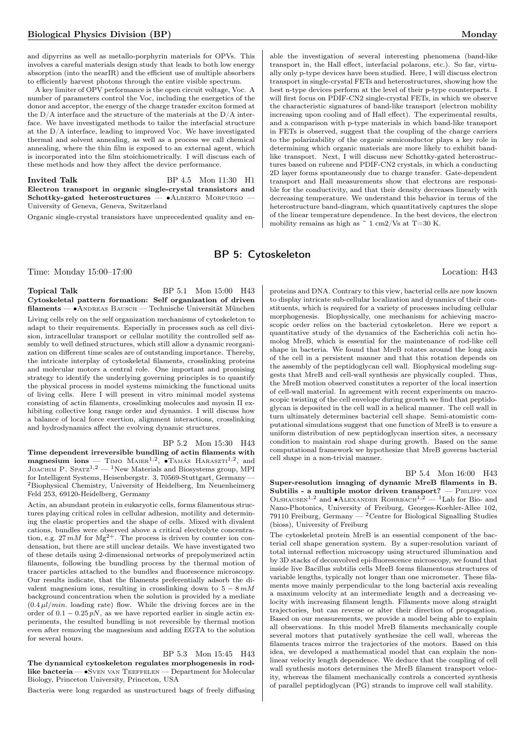and dipyrrins as well as metallo-porphyrin materials for OPVs. This involves a careful materials design study that leads to both low energy absorption (into the nearIR) and the efficient use of multiple absorbers to efficiently harvest photons through the entire visible spectrum.

A key limiter of OPV performance is the open circuit voltage, Voc. A number of parameters control the Voc, including the energetics of the donor and acceptor, the energy of the charge transfer exciton formed at the D/A interface and the structure of the materials at the D/A interface. We have investigated methods to tailor the interfacial structure at the D/A interface, leading to improved Voc. We have investigated thermal and solvent annealing, as well as a process we call chemical annealing, where the thin film is exposed to an external agent, which is incorporated into the film stoichiometrically. I will discuss each of these methods and how they affect the device performance.

**Invited Talk** BP 4.5 Mon 11:30 H1

**Electron transport in organic single-crystal transistors and Schottky-gated heterostructures** — •Alberto Morpurgo — University of Geneva, Geneva, Switzerland

Organic single-crystal transistors have unprecedented quality and enable the investigation of several interesting phenomena (band-like transport in, the Hall effect, interfacial polarons, etc.). So far, virtually only p-type devices have been studied. Here, I will discuss electron transport in single-crystal FETs and heterostructures, showing how the best n-type devices perform at the level of their p-type counterparts. I will first focus on PDIF-CN2 single-crystal FETs, in which we observe the characteristic signatures of band-like transport (electron mobility increasing upon cooling and of Hall effect). The experimental results, and a comparison with p-type materials in which band-like transport in FETs is observed, suggest that the coupling of the charge carriers to the polarizability of the organic semiconductor plays a key role in determining which organic materials are more likely to exhibit band-like transport. Next, I will discuss new Schottky-gated heterostructures based on rubrene and PDIF-CN2 crystals, in which a conducting 2D layer forms spontaneously due to charge transfer. Gate-dependent transport and Hall measurements show that electrons are responsible for the conductivity, and that their density decreases linearly with decreasing temperature. We understand this behavior in terms of the heterostructure band-diagram, which quantitatively captures the slope of the linear temperature dependence. In the best devices, the electron mobility remains as high as ~ 1 cm2/Vs at T=30 K.

## BP 5: Cytoskeleton

Time: Monday 15:00–17:00 Location: H43

**Topical Talk** BP 5.1 Mon 15:00 H43

**Cytoskeletal pattern formation: Self organization of driven filaments** — •Andreas Bausch — Technische Universität München

Living cells rely on the self organization mechanisms of cytoskeleton to adapt to their requirements. Especially in processes such as cell division, intracellular transport or cellular motility the controlled self assembly to well defined structures, which still allow a dynamic reorganization on different time scales are of outstanding importance. Thereby, the intricate interplay of cytoskeletal filaments, crosslinking proteins and molecular motors a central role. One important and promising strategy to identify the underlying governing principles is to quantify the physical process in model systems mimicking the functional units of living cells. Here I will present in vitro minimal model systems consisting of actin filaments, crosslinking molecules and myosin II exhibiting collective long range order and dynamics. I will discuss how a balance of local force exertion, alignment interactions, crosslinking and hydrodynamics affect the evolving dynamic structures.

BP 5.2 Mon 15:30 H43

**Time dependent irreversible bundling of actin filaments with magnesium ions** — Timo Maier[1,2], •Tamás Haraszti[1,2], and Joachim P. Spatz[1,2] — [1]New Materials and Biosystems group, MPI for Intelligent Systems, Heisenbergstr. 3, 70569-Stuttgart, Germany — [2]Biophysical Chemistry, University of Heidelberg, Im Neuenheimerg Feld 253, 69120-Heidelberg, Germany

Actin, an abundant protein in eukaryotic cells, forms filamentous structures playing critical roles in cellular adhesion, motility and determining the elastic properties and the shape of cells. Mixed with divalent cations, bundles were observed above a critical electrolyte concentration, e.g. $27\,mM$ for $Mg^{2+}$. The process is driven by counter ion condensation, but there are still unclear details. We have investigated two of these details using 2-dimensional networks of prepolymerized actin filaments, following the bundling process by the thermal motion of tracer particles attached to the bundles and fluorescence microscopy. Our results indicate, that the filaments preferentially adsorb the divalent magnesium ions, resulting in crosslinking down to $5-8\,mM$ background concentration when the solution is provided by a mediate $(0.4\,\mu l/min.$ loading rate) flow. While the driving forces are in the order of $0.1-0.25\,pN$, as we have reported earlier in single actin experiments, the resulted bundling is not reversible by thermal motion even after removing the magnesium and adding EGTA to the solution for several hours.

BP 5.3 Mon 15:45 H43

**The dynamical cytoskeleton regulates morphogenesis in rod-like bacteria** — •Sven van Teeffelen — Department for Molecular Biology, Princeton University, Princeton, USA

Bacteria were long regarded as unstructured bags of freely diffusing proteins and DNA. Contrary to this view, bacterial cells are now known to display intricate sub-cellular localization and dynamics of their constituents, which is required for a variety of processes including cellular morphogenesis. Biophysically, one mechanism for achieving macroscopic order relies on the bacterial cytoskeleton. Here we report a quantitative study of the dynamics of the Escherichia coli actin homolog MreB, which is essential for the maintenance of rod-like cell shape in bacteria. We found that MreB rotates around the long axis of the cell in a persistent manner and that this rotation depends on the assembly of the peptidoglycan cell wall. Biophysical modeling suggests that MreB and cell-wall synthesis are physically coupled. Thus, the MreB motion observed constitutes a reporter of the local insertion of cell-wall material. In agreement with recent experiments on macroscopic twisting of the cell envelope during growth we find that peptidoglycan is deposited in the cell wall in a helical manner. The cell wall in turn ultimately determines bacterial cell shape. Semi-atomistic computational simulations suggest that one function of MreB is to ensure a uniform distribution of new peptidoglycan insertion sites, a necessary condition to maintain rod shape during growth. Based on the same computational framework we hypothesize that MreB governs bacterial cell shape in a non-trivial manner.

BP 5.4 Mon 16:00 H43

**Super-resolution imaging of dynamic MreB filaments in B. Subtilis - a multiple motor driven transport?** — Philipp von Olshausen[1,2] and •Alexander Rohrbach[1,2] — [1]Lab for Bio- and Nano-Photonics, University of Freiburg, Georges-Koehler-Allee 102, 79110 Freiburg, Germany — [2]Centre for Biological Signalling Studies (bioss), University of Freiburg

The cytoskeletal protein MreB is an essential component of the bacterial cell shape generation system. By a super-resolution variant of total internal reflection microscopy using structured illumination and by 3D stacks of deconvolved epi-fluorescence microscopy, we found that inside live Bacillus subtilis cells MreB forms filamentous structures of variable lengths, typically not longer than one micrometer. These filaments move mainly perpendicular to the long bacterial axis revealing a maximum velocity at an intermediate length and a decreasing velocity with increasing filament length. Filaments move along straight trajectories, but can reverse or alter their direction of propagation. Based on our measurements, we provide a model being able to explain all observations. In this model MreB filaments mechanically couple several motors that putatively synthesize the cell wall, whereas the filaments traces mirror the trajectories of the motors. Based on this idea, we developed a mathematical model that can explain the non-linear velocity length dependence. We deduce that the coupling of cell wall synthesis motors determines the MreB filament transport velocity, whereas the filament mechanically controls a concerted synthesis of parallel peptidoglycan (PG) strands to improve cell wall stability.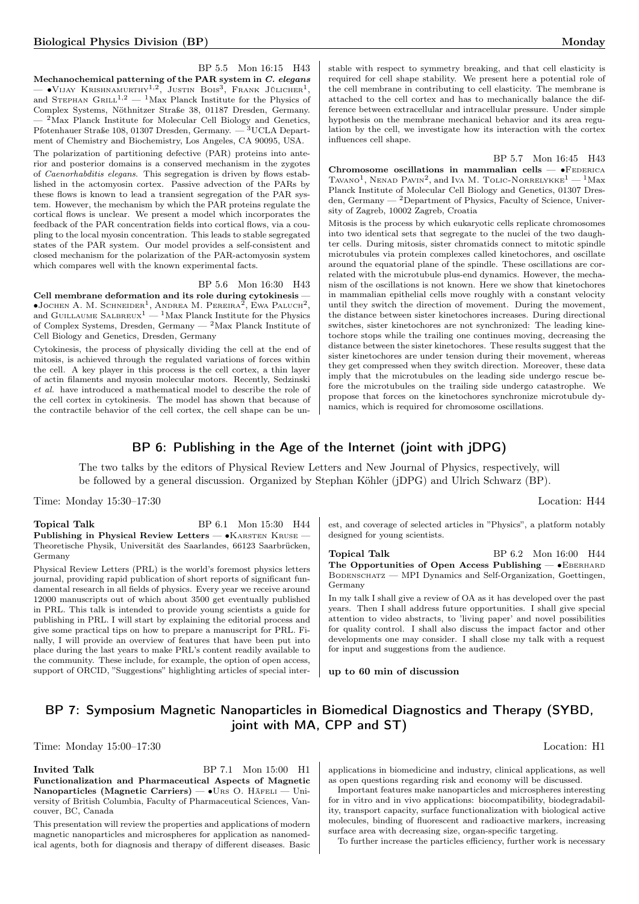BP 5.5 Mon 16:15 H43

**Mechanochemical patterning of the PAR system in *C. elegans*** — •Vijay Krishnamurthy[1,2], Justin Bois[3], Frank Jülicher[1], and Stephan Grill[1,2] — [1]Max Planck Institute for the Physics of Complex Systems, Nöthnitzer Straße 38, 01187 Dresden, Germany. — [2]Max Planck Institute for Molecular Cell Biology and Genetics, Pfotenhauer Straße 108, 01307 Dresden, Germany. — [3]UCLA Department of Chemistry and Biochemistry, Los Angeles, CA 90095, USA.

The polarization of partitioning defective (PAR) proteins into anterior and posterior domains is a conserved mechanism in the zygotes of *Caenorhabditis elegans*. This segregation is driven by flows established in the actomyosin cortex. Passive advection of the PARs by these flows is known to lead a transient segregation of the PAR system. However, the mechanism by which the PAR proteins regulate the cortical flows is unclear. We present a model which incorporates the feedback of the PAR concentration fields into cortical flows, via a coupling to the local myosin concentration. This leads to stable segregated states of the PAR system. Our model provides a self-consistent and closed mechanism for the polarization of the PAR-actomyosin system which compares well with the known experimental facts.

BP 5.6 Mon 16:30 H43

**Cell membrane deformation and its role during cytokinesis** — •Jochen A. M. Schneider[1], Andrea M. Pereira[2], Ewa Paluch[2], and Guillaume Salbreux[1] — [1]Max Planck Institute for the Physics of Complex Systems, Dresden, Germany — [2]Max Planck Institute of Cell Biology and Genetics, Dresden, Germany

Cytokinesis, the process of physically dividing the cell at the end of mitosis, is achieved through the regulated variations of forces within the cell. A key player in this process is the cell cortex, a thin layer of actin filaments and myosin molecular motors. Recently, Sedzinski *et al.* have introduced a mathematical model to describe the role of the cell cortex in cytokinesis. The model has shown that because of the contractile behavior of the cell cortex, the cell shape can be unstable with respect to symmetry breaking, and that cell elasticity is required for cell shape stability. We present here a potential role of the cell membrane in contributing to cell elasticity. The membrane is attached to the cell cortex and has to mechanically balance the difference between extracellular and intracellular pressure. Under simple hypothesis on the membrane mechanical behavior and its area regulation by the cell, we investigate how its interaction with the cortex influences cell shape.

BP 5.7 Mon 16:45 H43

**Chromosome oscillations in mammalian cells** — •Federica Tavano[1], Nenad Pavin[2], and Iva M. Tolic-Norrelykke[1] — [1]Max Planck Institute of Molecular Cell Biology and Genetics, 01307 Dresden, Germany — [2]Department of Physics, Faculty of Science, University of Zagreb, 10002 Zagreb, Croatia

Mitosis is the process by which eukaryotic cells replicate chromosomes into two identical sets that segregate to the nuclei of the two daughter cells. During mitosis, sister chromatids connect to mitotic spindle microtubules via protein complexes called kinetochores, and oscillate around the equatorial plane of the spindle. These oscillations are correlated with the microtubule plus-end dynamics. However, the mechanism of the oscillations is not known. Here we show that kinetochores in mammalian epithelial cells move roughly with a constant velocity until they switch the direction of movement. During the movement, the distance between sister kinetochores increases. During directional switches, sister kinetochores are not synchronized: The leading kinetochore stops while the trailing one continues moving, decreasing the distance between the sister kinetochores. These results suggest that the sister kinetochores are under tension during their movement, whereas they get compressed when they switch direction. Moreover, these data imply that the microtubules on the leading side undergo rescue before the microtubules on the trailing side undergo catastrophe. We propose that forces on the kinetochores synchronize microtubule dynamics, which is required for chromosome oscillations.

## BP 6: Publishing in the Age of the Internet (joint with jDPG)

The two talks by the editors of Physical Review Letters and New Journal of Physics, respectively, will be followed by a general discussion. Organized by Stephan Köhler (jDPG) and Ulrich Schwarz (BP).

Time: Monday 15:30–17:30 Location: H44

**Topical Talk** BP 6.1 Mon 15:30 H44

**Publishing in Physical Review Letters** — •Karsten Kruse — Theoretische Physik, Universität des Saarlandes, 66123 Saarbrücken, Germany

Physical Review Letters (PRL) is the world's foremost physics letters journal, providing rapid publication of short reports of significant fundamental research in all fields of physics. Every year we receive around 12000 manuscripts out of which about 3500 get eventually published in PRL. This talk is intended to provide young scientists a guide for publishing in PRL. I will start by explaining the editorial process and give some practical tips on how to prepare a manuscript for PRL. Finally, I will provide an overview of features that have been put into place during the last years to make PRL's content readily available to the community. These include, for example, the option of open access, support of ORCID, "Suggestions" highlighting articles of special interest, and coverage of selected articles in "Physics", a platform notably designed for young scientists.

**Topical Talk** BP 6.2 Mon 16:00 H44

**The Opportunities of Open Access Publishing** — •Eberhard Bodenschatz — MPI Dynamics and Self-Organization, Goettingen, Germany

In my talk I shall give a review of OA as it has developed over the past years. Then I shall address future opportunities. I shall give special attention to video abstracts, to 'living paper' and novel possibilities for quality control. I shall also discuss the impact factor and other developments one may consider. I shall close my talk with a request for input and suggestions from the audience.

**up to 60 min of discussion**

## BP 7: Symposium Magnetic Nanoparticles in Biomedical Diagnostics and Therapy (SYBD, joint with MA, CPP and ST)

Time: Monday 15:00–17:30 Location: H1

**Invited Talk** BP 7.1 Mon 15:00 H1

**Functionalization and Pharmaceutical Aspects of Magnetic Nanoparticles (Magnetic Carriers)** — •Urs O. Häfeli — University of British Columbia, Faculty of Pharmaceutical Sciences, Vancouver, BC, Canada

This presentation will review the properties and applications of modern magnetic nanoparticles and microspheres for application as nanomedical agents, both for diagnosis and therapy of different diseases. Basic applications in biomedicine and industry, clinical applications, as well as open questions regarding risk and economy will be discussed.

Important features make nanoparticles and microspheres interesting for in vitro and in vivo applications: biocompatibility, biodegradability, transport capacity, surface functionalization with biological active molecules, binding of fluorescent and radioactive markers, increasing surface area with decreasing size, organ-specific targeting.

To further increase the particles efficiency, further work is necessary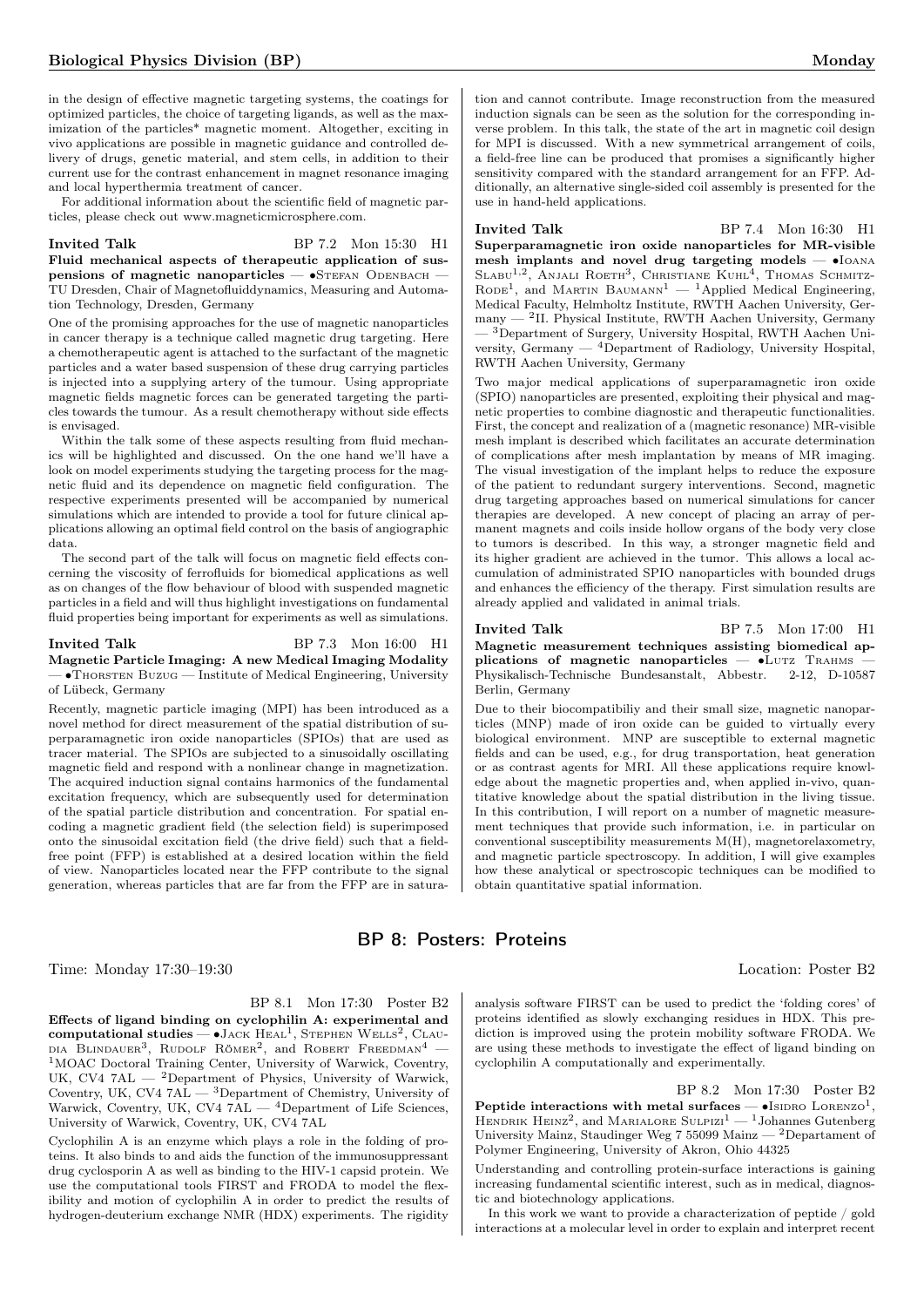in the design of effective magnetic targeting systems, the coatings for optimized particles, the choice of targeting ligands, as well as the maximization of the particles* magnetic moment. Altogether, exciting in vivo applications are possible in magnetic guidance and controlled delivery of drugs, genetic material, and stem cells, in addition to their current use for the contrast enhancement in magnet resonance imaging and local hyperthermia treatment of cancer.

For additional information about the scientific field of magnetic particles, please check out www.magneticmicrosphere.com.

**Invited Talk** BP 7.2 Mon 15:30 H1

**Fluid mechanical aspects of therapeutic application of suspensions of magnetic nanoparticles** — •Stefan Odenbach — TU Dresden, Chair of Magnetofluiddynamics, Measuring and Automation Technology, Dresden, Germany

One of the promising approaches for the use of magnetic nanoparticles in cancer therapy is a technique called magnetic drug targeting. Here a chemotherapeutic agent is attached to the surfactant of the magnetic particles and a water based suspension of these drug carrying particles is injected into a supplying artery of the tumour. Using appropriate magnetic fields magnetic forces can be generated targeting the particles towards the tumour. As a result chemotherapy without side effects is envisaged.

Within the talk some of these aspects resulting from fluid mechanics will be highlighted and discussed. On the one hand we'll have a look on model experiments studying the targeting process for the magnetic fluid and its dependence on magnetic field configuration. The respective experiments presented will be accompanied by numerical simulations which are intended to provide a tool for future clinical applications allowing an optimal field control on the basis of angiographic data.

The second part of the talk will focus on magnetic field effects concerning the viscosity of ferrofluids for biomedical applications as well as on changes of the flow behaviour of blood with suspended magnetic particles in a field and will thus highlight investigations on fundamental fluid properties being important for experiments as well as simulations.

**Invited Talk** BP 7.3 Mon 16:00 H1

**Magnetic Particle Imaging: A new Medical Imaging Modality** — •Thorsten Buzug — Institute of Medical Engineering, University of Lübeck, Germany

Recently, magnetic particle imaging (MPI) has been introduced as a novel method for direct measurement of the spatial distribution of superparamagnetic iron oxide nanoparticles (SPIOs) that are used as tracer material. The SPIOs are subjected to a sinusoidally oscillating magnetic field and respond with a nonlinear change in magnetization. The acquired induction signal contains harmonics of the fundamental excitation frequency, which are subsequently used for determination of the spatial particle distribution and concentration. For spatial encoding a magnetic gradient field (the selection field) is superimposed onto the sinusoidal excitation field (the drive field) such that a field-free point (FFP) is established at a desired location within the field of view. Nanoparticles located near the FFP contribute to the signal generation, whereas particles that are far from the FFP are in saturation and cannot contribute. Image reconstruction from the measured induction signals can be seen as the solution for the corresponding inverse problem. In this talk, the state of the art in magnetic coil design for MPI is discussed. With a new symmetrical arrangement of coils, a field-free line can be produced that promises a significantly higher sensitivity compared with the standard arrangement for an FFP. Additionally, an alternative single-sided coil assembly is presented for the use in hand-held applications.

**Invited Talk** BP 7.4 Mon 16:30 H1

**Superparamagnetic iron oxide nanoparticles for MR-visible mesh implants and novel drug targeting models** — •Ioana Slabu[1,2], Anjali Roeth[3], Christiane Kuhl[4], Thomas Schmitz-Rode[1], and Martin Baumann[1] — [1]Applied Medical Engineering, Medical Faculty, Helmholtz Institute, RWTH Aachen University, Germany — [2]II. Physical Institute, RWTH Aachen University, Germany — [3]Department of Surgery, University Hospital, RWTH Aachen University, Germany — [4]Department of Radiology, University Hospital, RWTH Aachen University, Germany

Two major medical applications of superparamagnetic iron oxide (SPIO) nanoparticles are presented, exploiting their physical and magnetic properties to combine diagnostic and therapeutic functionalities. First, the concept and realization of a (magnetic resonance) MR-visible mesh implant is described which facilitates an accurate determination of complications after mesh implantation by means of MR imaging. The visual investigation of the implant helps to reduce the exposure of the patient to redundant surgery interventions. Second, magnetic drug targeting approaches based on numerical simulations for cancer therapies are developed. A new concept of placing an array of permanent magnets and coils inside hollow organs of the body very close to tumors is described. In this way, a stronger magnetic field and its higher gradient are achieved in the tumor. This allows a local accumulation of administrated SPIO nanoparticles with bounded drugs and enhances the efficiency of the therapy. First simulation results are already applied and validated in animal trials.

**Invited Talk** BP 7.5 Mon 17:00 H1

**Magnetic measurement techniques assisting biomedical applications of magnetic nanoparticles** — •Lutz Trahms — Physikalisch-Technische Bundesanstalt, Abbestr. 2-12, D-10587 Berlin, Germany

Due to their biocompatibiliy and their small size, magnetic nanoparticles (MNP) made of iron oxide can be guided to virtually every biological environment. MNP are susceptible to external magnetic fields and can be used, e.g., for drug transportation, heat generation or as contrast agents for MRI. All these applications require knowledge about the magnetic properties and, when applied in-vivo, quantitative knowledge about the spatial distribution in the living tissue. In this contribution, I will report on a number of magnetic measurement techniques that provide such information, i.e. in particular on conventional susceptibility measurements M(H), magnetorelaxometry, and magnetic particle spectroscopy. In addition, I will give examples how these analytical or spectroscopic techniques can be modified to obtain quantitative spatial information.

## BP 8: Posters: Proteins

Time: Monday 17:30–19:30 Location: Poster B2

BP 8.1 Mon 17:30 Poster B2

**Effects of ligand binding on cyclophilin A: experimental and computational studies** — •Jack Heal[1], Stephen Wells[2], Claudia Blindauer[3], Rudolf Römer[2], and Robert Freedman[4] — [1]MOAC Doctoral Training Center, University of Warwick, Coventry, UK, CV4 7AL — [2]Department of Physics, University of Warwick, Coventry, UK, CV4 7AL — [3]Department of Chemistry, University of Warwick, Coventry, UK, CV4 7AL — [4]Department of Life Sciences, University of Warwick, Coventry, UK, CV4 7AL

Cyclophilin A is an enzyme which plays a role in the folding of proteins. It also binds to and aids the function of the immunosuppressant drug cyclosporin A as well as binding to the HIV-1 capsid protein. We use the computational tools FIRST and FRODA to model the flexibility and motion of cyclophilin A in order to predict the results of hydrogen-deuterium exchange NMR (HDX) experiments. The rigidity analysis software FIRST can be used to predict the 'folding cores' of proteins identified as slowly exchanging residues in HDX. This prediction is improved using the protein mobility software FRODA. We are using these methods to investigate the effect of ligand binding on cyclophilin A computationally and experimentally.

BP 8.2 Mon 17:30 Poster B2

**Peptide interactions with metal surfaces** — •Isidro Lorenzo[1], Hendrik Heinz[2], and Marialore Sulpizi[1] — [1]Johannes Gutenberg University Mainz, Staudinger Weg 7 55099 Mainz — [2]Departament of Polymer Engineering, University of Akron, Ohio 44325

Understanding and controlling protein-surface interactions is gaining increasing fundamental scientific interest, such as in medical, diagnostic and biotechnology applications.

In this work we want to provide a characterization of peptide / gold interactions at a molecular level in order to explain and interpret recent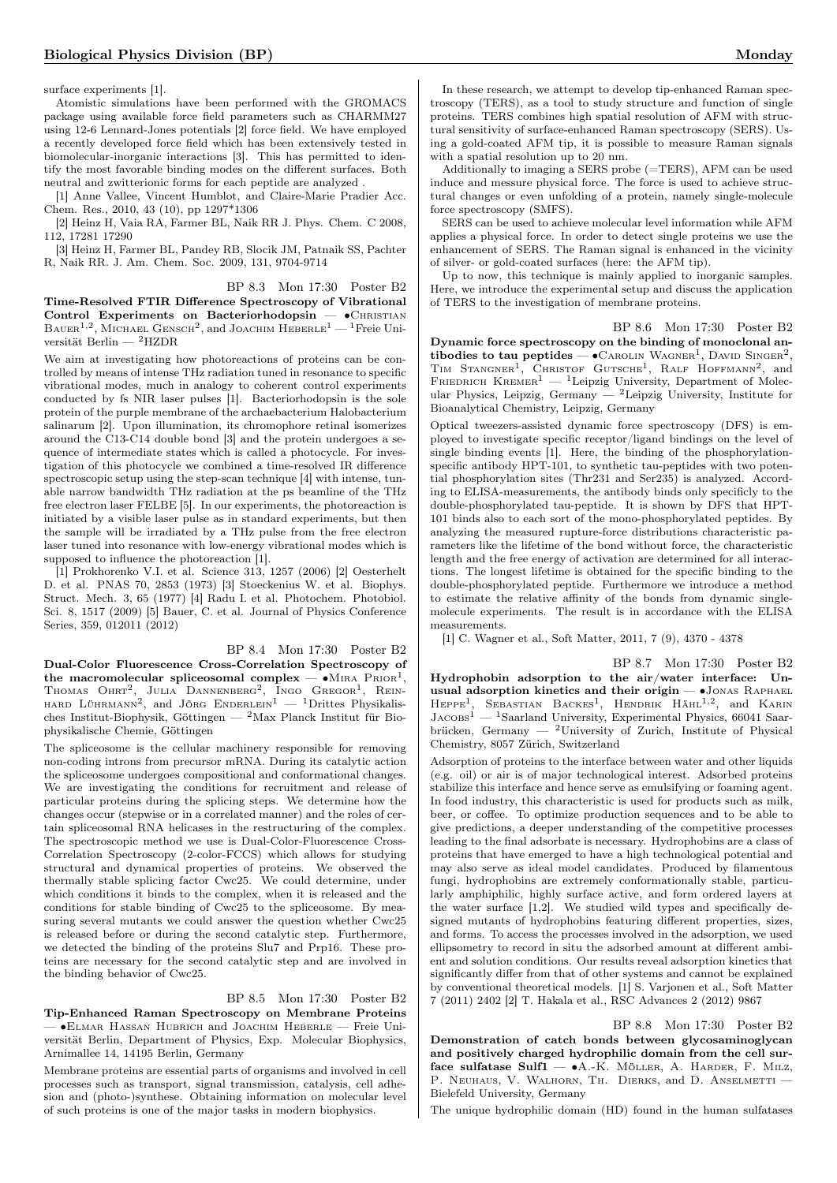surface experiments [1].

Atomistic simulations have been performed with the GROMACS package using available force field parameters such as CHARMM27 using 12-6 Lennard-Jones potentials [2] force field. We have employed a recently developed force field which has been extensively tested in biomolecular-inorganic interactions [3]. This has permitted to identify the most favorable binding modes on the different surfaces. Both neutral and zwitterionic forms for each peptide are analyzed .

[1] Anne Vallee, Vincent Humblot, and Claire-Marie Pradier Acc. Chem. Res., 2010, 43 (10), pp 1297*1306

[2] Heinz H, Vaia RA, Farmer BL, Naik RR J. Phys. Chem. C 2008, 112, 17281 17290

[3] Heinz H, Farmer BL, Pandey RB, Slocik JM, Patnaik SS, Pachter R, Naik RR. J. Am. Chem. Soc. 2009, 131, 9704-9714

BP 8.3 Mon 17:30 Poster B2

**Time-Resolved FTIR Difference Spectroscopy of Vibrational Control Experiments on Bacteriorhodopsin** — •Christian Bauer[1,2], Michael Gensch[2], and Joachim Heberle[1] — [1]Freie Universität Berlin — [2]HZDR

We aim at investigating how photoreactions of proteins can be controlled by means of intense THz radiation tuned in resonance to specific vibrational modes, much in analogy to coherent control experiments conducted by fs NIR laser pulses [1]. Bacteriorhodopsin is the sole protein of the purple membrane of the archaebacterium Halobacterium salinarum [2]. Upon illumination, its chromophore retinal isomerizes around the C13-C14 double bond [3] and the protein undergoes a sequence of intermediate states which is called a photocycle. For investigation of this photocycle we combined a time-resolved IR difference spectroscopic setup using the step-scan technique [4] with intense, tunable narrow bandwidth THz radiation at the ps beamline of the THz free electron laser FELBE [5]. In our experiments, the photoreaction is initiated by a visible laser pulse as in standard experiments, but then the sample will be irradiated by a THz pulse from the free electron laser tuned into resonance with low-energy vibrational modes which is supposed to influence the photoreaction [1].

[1] Prokhorenko V.I. et al. Science 313, 1257 (2006) [2] Oesterhelt D. et al. PNAS 70, 2853 (1973) [3] Stoeckenius W. et al. Biophys. Struct. Mech. 3, 65 (1977) [4] Radu I. et al. Photochem. Photobiol. Sci. 8, 1517 (2009) [5] Bauer, C. et al. Journal of Physics Conference Series, 359, 012011 (2012)

BP 8.4 Mon 17:30 Poster B2

**Dual-Color Fluorescence Cross-Correlation Spectroscopy of the macromolecular spliceosomal complex** — •Mira Prior[1], Thomas Ohrt[2], Julia Dannenberg[2], Ingo Gregor[1], Reinhard Lührmann[2], and Jörg Enderlein[1] — [1]Drittes Physikalisches Institut-Biophysik, Göttingen — [2]Max Planck Institut für Biophysikalische Chemie, Göttingen

The spliceosome is the cellular machinery responsible for removing non-coding introns from precursor mRNA. During its catalytic action the spliceosome undergoes compositional and conformational changes. We are investigating the conditions for recruitment and release of particular proteins during the splicing steps. We determine how the changes occur (stepwise or in a correlated manner) and the roles of certain spliceosomal RNA helicases in the restructuring of the complex. The spectroscopic method we use is Dual-Color-Fluorescence Cross-Correlation Spectroscopy (2-color-FCCS) which allows for studying structural and dynamical properties of proteins. We observed the thermally stable splicing factor Cwc25. We could determine, under which conditions it binds to the complex, when it is released and the conditions for stable binding of Cwc25 to the spliceosome. By measuring several mutants we could answer the question whether Cwc25 is released before or during the second catalytic step. Furthermore, we detected the binding of the proteins Slu7 and Prp16. These proteins are necessary for the second catalytic step and are involved in the binding behavior of Cwc25.

BP 8.5 Mon 17:30 Poster B2

**Tip-Enhanced Raman Spectroscopy on Membrane Proteins** — •Elmar Hassan Hubrich and Joachim Heberle — Freie Universität Berlin, Department of Physics, Exp. Molecular Biophysics, Arnimallee 14, 14195 Berlin, Germany

Membrane proteins are essential parts of organisms and involved in cell processes such as transport, signal transmission, catalysis, cell adhesion and (photo-)synthese. Obtaining information on molecular level of such proteins is one of the major tasks in modern biophysics.

In these research, we attempt to develop tip-enhanced Raman spectroscopy (TERS), as a tool to study structure and function of single proteins. TERS combines high spatial resolution of AFM with structural sensitivity of surface-enhanced Raman spectroscopy (SERS). Using a gold-coated AFM tip, it is possible to measure Raman signals with a spatial resolution up to 20 nm.

Additionally to imaging a SERS probe (=TERS), AFM can be used induce and messure physical force. The force is used to achieve structural changes or even unfolding of a protein, namely single-molecule force spectroscopy (SMFS).

SERS can be used to achieve molecular level information while AFM applies a physical force. In order to detect single proteins we use the enhancement of SERS. The Raman signal is enhanced in the vicinity of silver- or gold-coated surfaces (here: the AFM tip).

Up to now, this technique is mainly applied to inorganic samples. Here, we introduce the experimental setup and discuss the application of TERS to the investigation of membrane proteins.

BP 8.6 Mon 17:30 Poster B2

**Dynamic force spectroscopy on the binding of monoclonal antibodies to tau peptides** — •Carolin Wagner[1], David Singer[2], Tim Stangner[1], Christof Gutsche[1], Ralf Hoffmann[2], and Friedrich Kremer[1] — [1]Leipzig University, Department of Molecular Physics, Leipzig, Germany — [2]Leipzig University, Institute for Bioanalytical Chemistry, Leipzig, Germany

Optical tweezers-assisted dynamic force spectroscopy (DFS) is employed to investigate specific receptor/ligand bindings on the level of single binding events [1]. Here, the binding of the phosphorylation-specific antibody HPT-101, to synthetic tau-peptides with two potential phosphorylation sites (Thr231 and Ser235) is analyzed. According to ELISA-measurements, the antibody binds only specificly to the double-phosphorylated tau-peptide. It is shown by DFS that HPT-101 binds also to each sort of the mono-phosphorylated peptides. By analyzing the measured rupture-force distributions characteristic parameters like the lifetime of the bond without force, the characteristic length and the free energy of activation are determined for all interactions. The longest lifetime is obtained for the specific binding to the double-phosphorylated peptide. Furthermore we introduce a method to estimate the relative affinity of the bonds from dynamic single-molecule experiments. The result is in accordance with the ELISA measurements.

[1] C. Wagner et al., Soft Matter, 2011, 7 (9), 4370 - 4378

BP 8.7 Mon 17:30 Poster B2

**Hydrophobin adsorption to the air/water interface: Unusual adsorption kinetics and their origin** — •Jonas Raphael Heppe[1], Sebastian Backes[1], Hendrik Hähl[1,2], and Karin Jacobs[1] — [1]Saarland University, Experimental Physics, 66041 Saarbrücken, Germany — [2]University of Zurich, Institute of Physical Chemistry, 8057 Zürich, Switzerland

Adsorption of proteins to the interface between water and other liquids (e.g. oil) or air is of major technological interest. Adsorbed proteins stabilize this interface and hence serve as emulsifying or foaming agent. In food industry, this characteristic is used for products such as milk, beer, or coffee. To optimize production sequences and to be able to give predictions, a deeper understanding of the competitive processes leading to the final adsorbate is necessary. Hydrophobins are a class of proteins that have emerged to have a high technological potential and may also serve as ideal model candidates. Produced by filamentous fungi, hydrophobins are extremely conformationally stable, particularly amphiphilic, highly surface active, and form ordered layers at the water surface [1,2]. We studied wild types and specifically designed mutants of hydrophobins featuring different properties, sizes, and forms. To access the processes involved in the adsorption, we used ellipsometry to record in situ the adsorbed amount at different ambient and solution conditions. Our results reveal adsorption kinetics that significantly differ from that of other systems and cannot be explained by conventional theoretical models. [1] S. Varjonen et al., Soft Matter 7 (2011) 2402 [2] T. Hakala et al., RSC Advances 2 (2012) 9867

BP 8.8 Mon 17:30 Poster B2

**Demonstration of catch bonds between glycosaminoglycan and positively charged hydrophilic domain from the cell surface sulfatase Sulf1** — •A.-K. Möller, A. Harder, F. Milz, P. Neuhaus, V. Walhorn, Th. Dierks, and D. Anselmetti — Bielefeld University, Germany

The unique hydrophilic domain (HD) found in the human sulfatases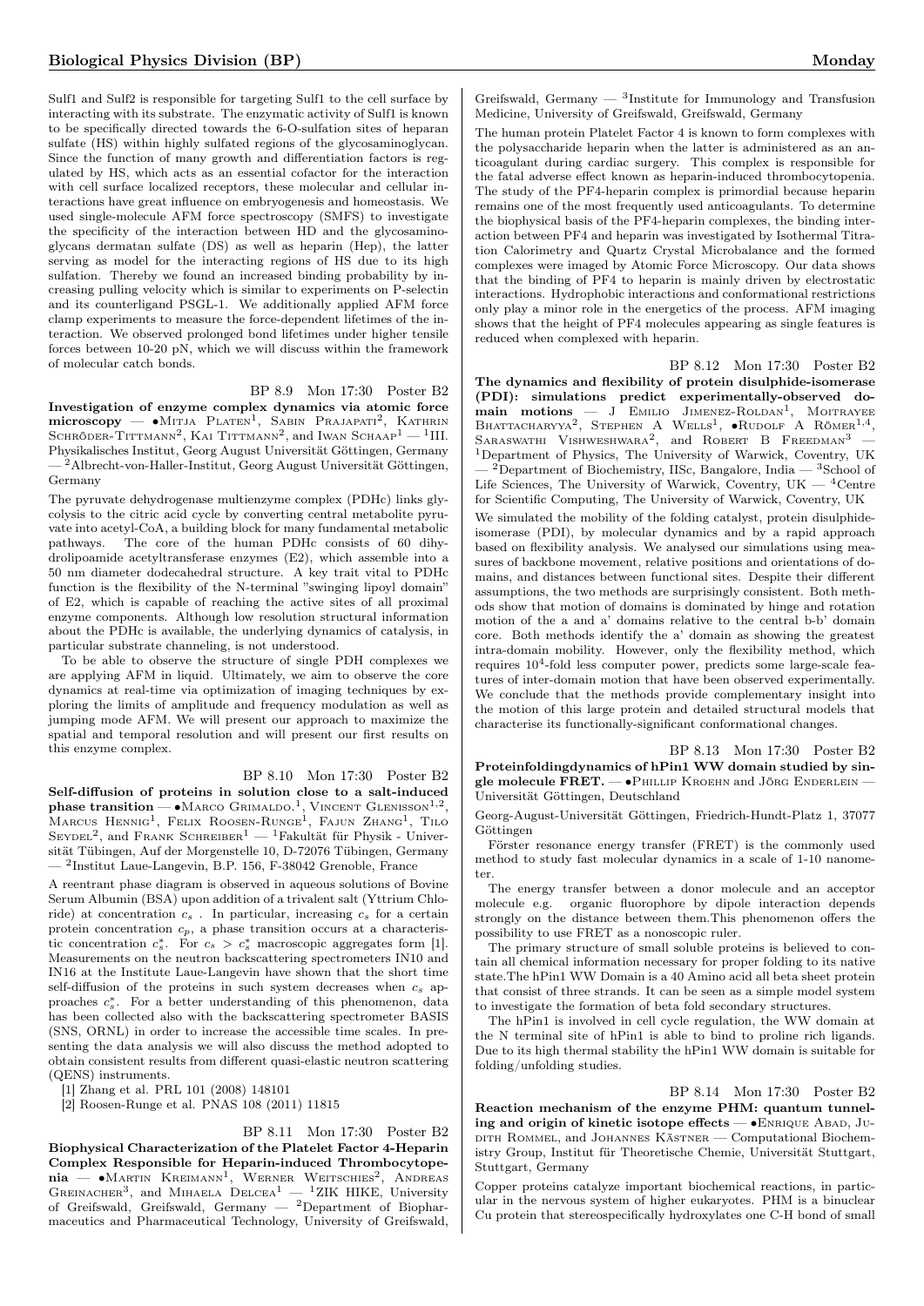Sulf1 and Sulf2 is responsible for targeting Sulf1 to the cell surface by interacting with its substrate. The enzymatic activity of Sulf1 is known to be specifically directed towards the 6-O-sulfation sites of heparan sulfate (HS) within highly sulfated regions of the glycosaminoglycan. Since the function of many growth and differentiation factors is regulated by HS, which acts as an essential cofactor for the interaction with cell surface localized receptors, these molecular and cellular interactions have great influence on embryogenesis and homeostasis. We used single-molecule AFM force spectroscopy (SMFS) to investigate the specificity of the interaction between HD and the glycosaminoglycans dermatan sulfate (DS) as well as heparin (Hep), the latter serving as model for the interacting regions of HS due to its high sulfation. Thereby we found an increased binding probability by increasing pulling velocity which is similar to experiments on P-selectin and its counterligand PSGL-1. We additionally applied AFM force clamp experiments to measure the force-dependent lifetimes of the interaction. We observed prolonged bond lifetimes under higher tensile forces between 10-20 pN, which we will discuss within the framework of molecular catch bonds.

BP 8.9 Mon 17:30 Poster B2

**Investigation of enzyme complex dynamics via atomic force microscopy** — •Mitja Platen[1], Sabin Prajapati[2], Kathrin Schröder-Tittmann[2], Kai Tittmann[2], and Iwan Schaap[1] — [1]III. Physikalisches Institut, Georg August Universität Göttingen, Germany — [2]Albrecht-von-Haller-Institut, Georg August Universität Göttingen, Germany

The pyruvate dehydrogenase multienzyme complex (PDHc) links glycolysis to the citric acid cycle by converting central metabolite pyruvate into acetyl-CoA, a building block for many fundamental metabolic pathways. The core of the human PDHc consists of 60 dihydrolipoamide acetyltransferase enzymes (E2), which assemble into a 50 nm diameter dodecahedral structure. A key trait vital to PDHc function is the flexibility of the N-terminal "swinging lipoyl domain" of E2, which is capable of reaching the active sites of all proximal enzyme components. Although low resolution structural information about the PDHc is available, the underlying dynamics of catalysis, in particular substrate channeling, is not understood.

To be able to observe the structure of single PDH complexes we are applying AFM in liquid. Ultimately, we aim to observe the core dynamics at real-time via optimization of imaging techniques by exploring the limits of amplitude and frequency modulation as well as jumping mode AFM. We will present our approach to maximize the spatial and temporal resolution and will present our first results on this enzyme complex.

BP 8.10 Mon 17:30 Poster B2

**Self-diffusion of proteins in solution close to a salt-induced phase transition** — •Marco Grimaldo[1], Vincent Glenisson[1,2], Marcus Hennig[1], Felix Roosen-Runge[1], Fajun Zhang[1], Tilo Seydel[2], and Frank Schreiber[1] — [1]Fakultät für Physik - Universität Tübingen, Auf der Morgenstelle 10, D-72076 Tübingen, Germany — [2]Institut Laue-Langevin, B.P. 156, F-38042 Grenoble, France

A reentrant phase diagram is observed in aqueous solutions of Bovine Serum Albumin (BSA) upon addition of a trivalent salt (Yttrium Chloride) at concentration $c_s$ . In particular, increasing $c_s$ for a certain protein concentration $c_p$, a phase transition occurs at a characteristic concentration $c_s^*$. For $c_s > c_s^*$ macroscopic aggregates form [1]. Measurements on the neutron backscattering spectrometers IN10 and IN16 at the Institute Laue-Langevin have shown that the short time self-diffusion of the proteins in such system decreases when $c_s$ approaches $c_s^*$. For a better understanding of this phenomenon, data has been collected also with the backscattering spectrometer BASIS (SNS, ORNL) in order to increase the accessible time scales. In presenting the data analysis we will also discuss the method adopted to obtain consistent results from different quasi-elastic neutron scattering (QENS) instruments.

[1] Zhang et al. PRL 101 (2008) 148101

[2] Roosen-Runge et al. PNAS 108 (2011) 11815

BP 8.11 Mon 17:30 Poster B2

**Biophysical Characterization of the Platelet Factor 4-Heparin Complex Responsible for Heparin-induced Thrombocytopenia** — •Martin Kreimann[1], Werner Weitschies[2], Andreas Greinacher[3], and Mihaela Delcea[1] — [1]ZIK HIKE, University of Greifswald, Greifswald, Germany — [2]Department of Biopharmaceutics and Pharmaceutical Technology, University of Greifswald, Greifswald, Germany — [3]Institute for Immunology and Transfusion Medicine, University of Greifswald, Greifswald, Germany

The human protein Platelet Factor 4 is known to form complexes with the polysaccharide heparin when the latter is administered as an anticoagulant during cardiac surgery. This complex is responsible for the fatal adverse effect known as heparin-induced thrombocytopenia. The study of the PF4-heparin complex is primordial because heparin remains one of the most frequently used anticoagulants. To determine the biophysical basis of the PF4-heparin complexes, the binding interaction between PF4 and heparin was investigated by Isothermal Titration Calorimetry and Quartz Crystal Microbalance and the formed complexes were imaged by Atomic Force Microscopy. Our data shows that the binding of PF4 to heparin is mainly driven by electrostatic interactions. Hydrophobic interactions and conformational restrictions only play a minor role in the energetics of the process. AFM imaging shows that the height of PF4 molecules appearing as single features is reduced when complexed with heparin.

BP 8.12 Mon 17:30 Poster B2

**The dynamics and flexibility of protein disulphide-isomerase (PDI): simulations predict experimentally-observed domain motions** — J Emilio Jimenez-Roldan[1], Moitrayee Bhattacharyya[2], Stephen A Wells[1], •Rudolf A Römer[1,4], Saraswathi Vishweshwara[2], and Robert B Freedman[3] — [1]Department of Physics, The University of Warwick, Coventry, UK — [2]Department of Biochemistry, IISc, Bangalore, India — [3]School of Life Sciences, The University of Warwick, Coventry, UK — [4]Centre for Scientific Computing, The University of Warwick, Coventry, UK

We simulated the mobility of the folding catalyst, protein disulphide-isomerase (PDI), by molecular dynamics and by a rapid approach based on flexibility analysis. We analysed our simulations using measures of backbone movement, relative positions and orientations of domains, and distances between functional sites. Despite their different assumptions, the two methods are surprisingly consistent. Both methods show that motion of domains is dominated by hinge and rotation motion of the a and a' domains relative to the central b-b' domain core. Both methods identify the a' domain as showing the greatest intra-domain mobility. However, only the flexibility method, which requires $10^4$-fold less computer power, predicts some large-scale features of inter-domain motion that have been observed experimentally. We conclude that the methods provide complementary insight into the motion of this large protein and detailed structural models that characterise its functionally-significant conformational changes.

BP 8.13 Mon 17:30 Poster B2

**Proteinfoldingdynamics of hPin1 WW domain studied by single molecule FRET.** — •Phillip Kroehn and Jörg Enderlein — Universität Göttingen, Deutschland

Georg-August-Universität Göttingen, Friedrich-Hundt-Platz 1, 37077 Göttingen

Förster resonance energy transfer (FRET) is the commonly used method to study fast molecular dynamics in a scale of 1-10 nanometer.

The energy transfer between a donor molecule and an acceptor molecule e.g. organic fluorophore by dipole interaction depends strongly on the distance between them.This phenomenon offers the possibility to use FRET as a nonoscopic ruler.

The primary structure of small soluble proteins is believed to contain all chemical information necessary for proper folding to its native state.The hPin1 WW Domain is a 40 Amino acid all beta sheet protein that consist of three strands. It can be seen as a simple model system to investigate the formation of beta fold secondary structures.

The hPin1 is involved in cell cycle regulation, the WW domain at the N terminal site of hPin1 is able to bind to proline rich ligands. Due to its high thermal stability the hPin1 WW domain is suitable for folding/unfolding studies.

BP 8.14 Mon 17:30 Poster B2

**Reaction mechanism of the enzyme PHM: quantum tunneling and origin of kinetic isotope effects** — •Enrique Abad, Judith Rommel, and Johannes Kästner — Computational Biochemistry Group, Institut für Theoretische Chemie, Universität Stuttgart, Stuttgart, Germany

Copper proteins catalyze important biochemical reactions, in particular in the nervous system of higher eukaryotes. PHM is a binuclear Cu protein that stereospecifically hydroxylates one C-H bond of small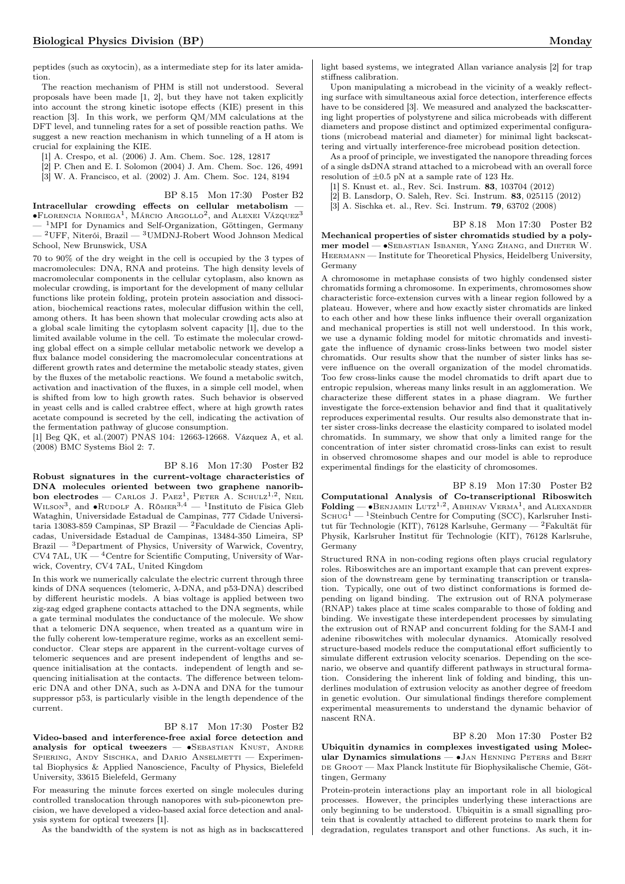peptides (such as oxytocin), as a intermediate step for its later amidation.

The reaction mechanism of PHM is still not understood. Several proposals have been made [1, 2], but they have not taken explicitly into account the strong kinetic isotope effects (KIE) present in this reaction [3]. In this work, we perform QM/MM calculations at the DFT level, and tunneling rates for a set of possible reaction paths. We suggest a new reaction mechanism in which tunneling of a H atom is crucial for explaining the KIE.

[1] A. Crespo, et al. (2006) J. Am. Chem. Soc. 128, 12817
[2] P. Chen and E. I. Solomon (2004) J. Am. Chem. Soc. 126, 4991
[3] W. A. Francisco, et al. (2002) J. Am. Chem. Soc. 124, 8194

BP 8.15 Mon 17:30 Poster B2

**Intracellular crowding effects on cellular metabolism** — •Florencia Noriega[1], Márcio Argollo[2], and Alexei Vázquez[3] — [1]MPI for Dynamics and Self-Organization, Göttingen, Germany — [2]UFF, Niterói, Brazil — [3]UMDNJ-Robert Wood Johnson Medical School, New Brunswick, USA

70 to 90% of the dry weight in the cell is occupied by the 3 types of macromolecules: DNA, RNA and proteins. The high density levels of macromolecular components in the cellular cytoplasm, also known as molecular crowding, is important for the development of many cellular functions like protein folding, protein protein association and dissociation, biochemical reactions rates, molecular diffusion within the cell, among others. It has been shown that molecular crowding acts also at a global scale limiting the cytoplasm solvent capacity [1], due to the limited available volume in the cell. To estimate the molecular crowding global effect on a simple cellular metabolic network we develop a flux balance model considering the macromolecular concentrations at different growth rates and determine the metabolic steady states, given by the fluxes of the metabolic reactions. We found a metabolic switch, activation and inactivation of the fluxes, in a simple cell model, when is shifted from low to high growth rates. Such behavior is observed in yeast cells and is called crabtree effect, where at high growth rates acetate compound is secreted by the cell, indicating the activation of the fermentation pathway of glucose consumption.

[1] Beg QK, et al.(2007) PNAS 104: 12663-12668. Vázquez A, et al. (2008) BMC Systems Biol 2: 7.

BP 8.16 Mon 17:30 Poster B2

**Robust signatures in the current-voltage characteristics of DNA molecules oriented between two graphene nanoribbon electrodes** — Carlos J. Paez[1], Peter A. Schulz[1,2], Neil Wilson[3], and •Rudolf A. Römer[3,4] — [1]Instituto de Fisica Gleb Wataghin, Universidade Estadual de Campinas, 777 Cidade Universitaria 13083-859 Campinas, SP Brazil — [2]Faculdade de Ciencias Aplicadas, Universidade Estadual de Campinas, 13484-350 Limeira, SP Brazil — [3]Department of Physics, University of Warwick, Coventry, CV4 7AL, UK — [4]Centre for Scientific Computing, University of Warwick, Coventry, CV4 7AL, United Kingdom

In this work we numerically calculate the electric current through three kinds of DNA sequences (telomeric, λ-DNA, and p53-DNA) described by different heuristic models. A bias voltage is applied between two zig-zag edged graphene contacts attached to the DNA segments, while a gate terminal modulates the conductance of the molecule. We show that a telomeric DNA sequence, when treated as a quantum wire in the fully coherent low-temperature regime, works as an excellent semiconductor. Clear steps are apparent in the current-voltage curves of telomeric sequences and are present independent of lengths and sequence initialisation at the contacts. independent of length and sequencing initialisation at the contacts. The difference between telomeric DNA and other DNA, such as λ-DNA and DNA for the tumour suppressor p53, is particularly visible in the length dependence of the current.

BP 8.17 Mon 17:30 Poster B2

**Video-based and interference-free axial force detection and analysis for optical tweezers** — •Sebastian Knust, Andre Spiering, Andy Sischka, and Dario Anselmetti — Experimental Biophysics & Applied Nanoscience, Faculty of Physics, Bielefeld University, 33615 Bielefeld, Germany

For measuring the minute forces exerted on single molecules during controlled translocation through nanopores with sub-piconewton precision, we have developed a video-based axial force detection and analysis system for optical tweezers [1].

As the bandwidth of the system is not as high as in backscattered light based systems, we integrated Allan variance analysis [2] for trap stiffness calibration.

Upon manipulating a microbead in the vicinity of a weakly reflecting surface with simultaneous axial force detection, interference effects have to be considered [3]. We measured and analyzed the backscattering light properties of polystyrene and silica microbeads with different diameters and propose distinct and optimized experimental configurations (microbead material and diameter) for minimal light backscattering and virtually interference-free microbead position detection.

As a proof of principle, we investigated the nanopore threading forces of a single dsDNA strand attached to a microbead with an overall force resolution of ±0.5 pN at a sample rate of 123 Hz.

[1] S. Knust et. al., Rev. Sci. Instrum. **83**, 103704 (2012)
[2] B. Lansdorp, O. Saleh, Rev. Sci. Instrum. **83**, 025115 (2012)
[3] A. Sischka et. al., Rev. Sci. Instrum. **79**, 63702 (2008)

BP 8.18 Mon 17:30 Poster B2

**Mechanical properties of sister chromatids studied by a polymer model** — •Sebastian Isbaner, Yang Zhang, and Dieter W. Heermann — Institute for Theoretical Physics, Heidelberg University, Germany

A chromosome in metaphase consists of two highly condensed sister chromatids forming a chromosome. In experiments, chromosomes show characteristic force-extension curves with a linear region followed by a plateau. However, where and how exactly sister chromatids are linked to each other and how these links influence their overall organization and mechanical properties is still not well understood. In this work, we use a dynamic folding model for mitotic chromatids and investigate the influence of dynamic cross-links between two model sister chromatids. Our results show that the number of sister links has severe influence on the overall organization of the model chromatids. Too few cross-links cause the model chromatids to drift apart due to entropic repulsion, whereas many links result in an agglomeration. We characterize these different states in a phase diagram. We further investigate the force-extension behavior and find that it qualitatively reproduces experimental results. Our results also demonstrate that inter sister cross-links decrease the elasticity compared to isolated model chromatids. In summary, we show that only a limited range for the concentration of inter sister chromatid cross-links can exist to result in observed chromosome shapes and our model is able to reproduce experimental findings for the elasticity of chromosomes.

BP 8.19 Mon 17:30 Poster B2

**Computational Analysis of Co-transcriptional Riboswitch Folding** — •Benjamin Lutz[1,2], Abhinav Verma[1], and Alexander Schug[1] — [1]Steinbuch Centre for Computing (SCC), Karlsruher Institut für Technologie (KIT), 76128 Karlsruhe, Germany — [2]Fakultät für Physik, Karlsruher Institut für Technologie (KIT), 76128 Karlsruhe, Germany

Structured RNA in non-coding regions often plays crucial regulatory roles. Riboswitches are an important example that can prevent expression of the downstream gene by terminating transcription or translation. Typically, one out of two distinct conformations is formed depending on ligand binding. The extrusion out of RNA polymerase (RNAP) takes place at time scales comparable to those of folding and binding. We investigate these interdependent processes by simulating the extrusion out of RNAP and concurrent folding for the SAM-I and adenine riboswitches with molecular dynamics. Atomically resolved structure-based models reduce the computational effort sufficiently to simulate different extrusion velocity scenarios. Depending on the scenario, we observe and quantify different pathways in structural formation. Considering the inherent link of folding and binding, this underlines modulation of extrusion velocity as another degree of freedom in genetic evolution. Our simulational findings therefore complement experimental measurements to understand the dynamic behavior of nascent RNA.

BP 8.20 Mon 17:30 Poster B2

**Ubiquitin dynamics in complexes investigated using Molecular Dynamics simulations** — •Jan Henning Peters and Bert de Groot — Max Planck lnstitute für Biophysikalische Chemie, Göttingen, Germany

Protein-protein interactions play an important role in all biological processes. However, the principles underlying these interactions are only beginning to be understood. Ubiquitin is a small signalling protein that is covalently attached to different proteins to mark them for degradation, regulates transport and other functions. As such, it in-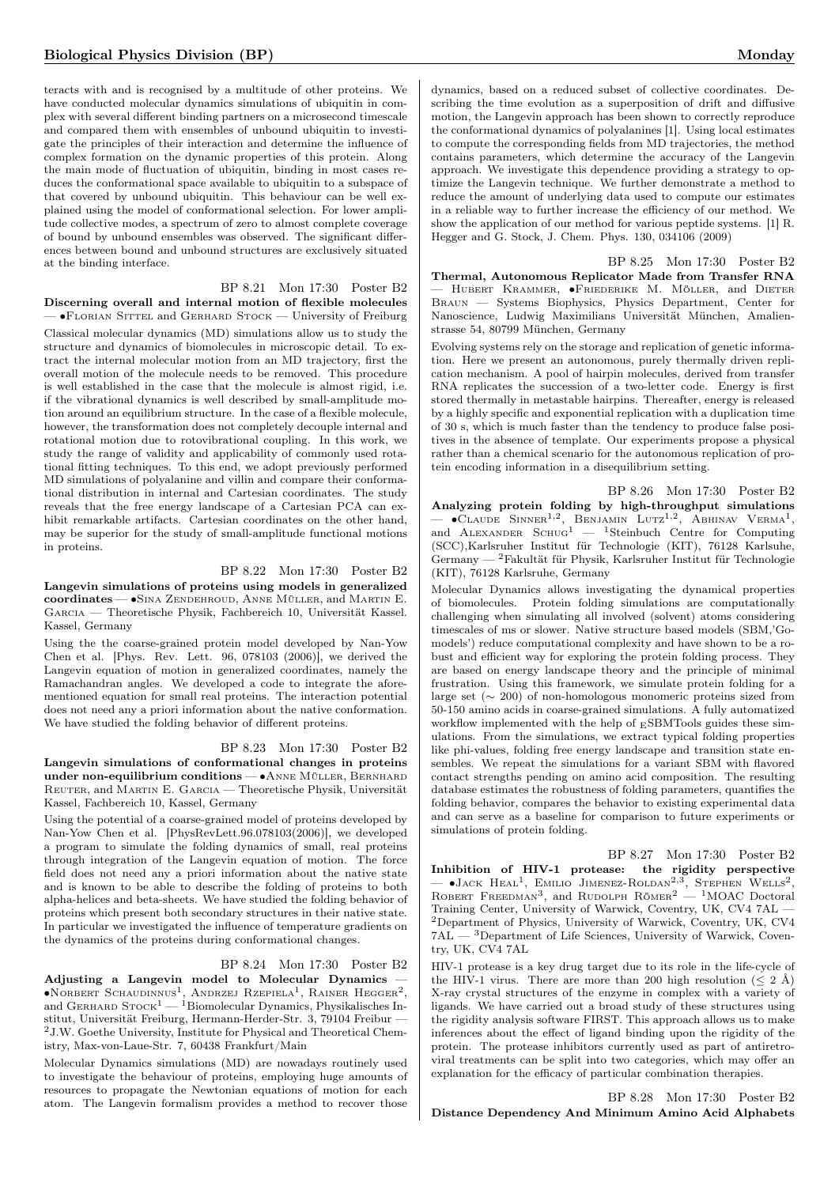teracts with and is recognised by a multitude of other proteins. We have conducted molecular dynamics simulations of ubiquitin in complex with several different binding partners on a microsecond timescale and compared them with ensembles of unbound ubiquitin to investigate the principles of their interaction and determine the influence of complex formation on the dynamic properties of this protein. Along the main mode of fluctuation of ubiquitin, binding in most cases reduces the conformational space available to ubiquitin to a subspace of that covered by unbound ubiquitin. This behaviour can be well explained using the model of conformational selection. For lower amplitude collective modes, a spectrum of zero to almost complete coverage of bound by unbound ensembles was observed. The significant differences between bound and unbound structures are exclusively situated at the binding interface.

BP 8.21 Mon 17:30 Poster B2

**Discerning overall and internal motion of flexible molecules** — •Florian Sittel and Gerhard Stock — University of Freiburg

Classical molecular dynamics (MD) simulations allow us to study the structure and dynamics of biomolecules in microscopic detail. To extract the internal molecular motion from an MD trajectory, first the overall motion of the molecule needs to be removed. This procedure is well established in the case that the molecule is almost rigid, i.e. if the vibrational dynamics is well described by small-amplitude motion around an equilibrium structure. In the case of a flexible molecule, however, the transformation does not completely decouple internal and rotational motion due to rotovibrational coupling. In this work, we study the range of validity and applicability of commonly used rotational fitting techniques. To this end, we adopt previously performed MD simulations of polyalanine and villin and compare their conformational distribution in internal and Cartesian coordinates. The study reveals that the free energy landscape of a Cartesian PCA can exhibit remarkable artifacts. Cartesian coordinates on the other hand, may be superior for the study of small-amplitude functional motions in proteins.

BP 8.22 Mon 17:30 Poster B2

**Langevin simulations of proteins using models in generalized coordinates** — •Sina Zendehroud, Anne Müller, and Martin E. Garcia — Theoretische Physik, Fachbereich 10, Universität Kassel. Kassel, Germany

Using the the coarse-grained protein model developed by Nan-Yow Chen et al. [Phys. Rev. Lett. 96, 078103 (2006)], we derived the Langevin equation of motion in generalized coordinates, namely the Ramachandran angles. We developed a code to integrate the aforementioned equation for small real proteins. The interaction potential does not need any a priori information about the native conformation. We have studied the folding behavior of different proteins.

BP 8.23 Mon 17:30 Poster B2

**Langevin simulations of conformational changes in proteins under non-equilibrium conditions** — •Anne Müller, Bernhard Reuter, and Martin E. Garcia — Theoretische Physik, Universität Kassel, Fachbereich 10, Kassel, Germany

Using the potential of a coarse-grained model of proteins developed by Nan-Yow Chen et al. [PhysRevLett.96.078103(2006)], we developed a program to simulate the folding dynamics of small, real proteins through integration of the Langevin equation of motion. The force field does not need any a priori information about the native state and is known to be able to describe the folding of proteins to both alpha-helices and beta-sheets. We have studied the folding behavior of proteins which present both secondary structures in their native state. In particular we investigated the influence of temperature gradients on the dynamics of the proteins during conformational changes.

BP 8.24 Mon 17:30 Poster B2

**Adjusting a Langevin model to Molecular Dynamics** — •Norbert Schaudinnus[1], Andrzej Rzepiela[1], Rainer Hegger[2], and Gerhard Stock[1] — [1]Biomolecular Dynamics, Physikalisches Institut, Universität Freiburg, Hermann-Herder-Str. 3, 79104 Freibur — [2]J.W. Goethe University, Institute for Physical and Theoretical Chemistry, Max-von-Laue-Str. 7, 60438 Frankfurt/Main

Molecular Dynamics simulations (MD) are nowadays routinely used to investigate the behaviour of proteins, employing huge amounts of resources to propagate the Newtonian equations of motion for each atom. The Langevin formalism provides a method to recover those dynamics, based on a reduced subset of collective coordinates. Describing the time evolution as a superposition of drift and diffusive motion, the Langevin approach has been shown to correctly reproduce the conformational dynamics of polyalanines [1]. Using local estimates to compute the corresponding fields from MD trajectories, the method contains parameters, which determine the accuracy of the Langevin approach. We investigate this dependence providing a strategy to optimize the Langevin technique. We further demonstrate a method to reduce the amount of underlying data used to compute our estimates in a reliable way to further increase the efficiency of our method. We show the application of our method for various peptide systems. [1] R. Hegger and G. Stock, J. Chem. Phys. 130, 034106 (2009)

BP 8.25 Mon 17:30 Poster B2

**Thermal, Autonomous Replicator Made from Transfer RNA** — Hubert Krammer, •Friederike M. Möller, and Dieter Braun — Systems Biophysics, Physics Department, Center for Nanoscience, Ludwig Maximilians Universität München, Amalienstrasse 54, 80799 München, Germany

Evolving systems rely on the storage and replication of genetic information. Here we present an autonomous, purely thermally driven replication mechanism. A pool of hairpin molecules, derived from transfer RNA replicates the succession of a two-letter code. Energy is first stored thermally in metastable hairpins. Thereafter, energy is released by a highly specific and exponential replication with a duplication time of 30 s, which is much faster than the tendency to produce false positives in the absence of template. Our experiments propose a physical rather than a chemical scenario for the autonomous replication of protein encoding information in a disequilibrium setting.

BP 8.26 Mon 17:30 Poster B2

**Analyzing protein folding by high-throughput simulations** — •Claude Sinner[1,2], Benjamin Lutz[1,2], Abhinav Verma[1], and Alexander Schug[1] — [1]Steinbuch Centre for Computing (SCC),Karlsruher Institut für Technologie (KIT), 76128 Karlsuhe, Germany — [2]Fakultät für Physik, Karlsruher Institut für Technologie (KIT), 76128 Karlsruhe, Germany

Molecular Dynamics allows investigating the dynamical properties of biomolecules. Protein folding simulations are computationally challenging when simulating all involved (solvent) atoms considering timescales of ms or slower. Native structure based models (SBM,'Go-models') reduce computational complexity and have shown to be a robust and efficient way for exploring the protein folding process. They are based on energy landscape theory and the principle of minimal frustration. Using this framework, we simulate protein folding for a large set ($\sim$ 200) of non-homologous monomeric proteins sized from 50-150 amino acids in coarse-grained simulations. A fully automatized workflow implemented with the help of $_E$SBMTools guides these simulations. From the simulations, we extract typical folding properties like phi-values, folding free energy landscape and transition state ensembles. We repeat the simulations for a variant SBM with flavored contact strengths pending on amino acid composition. The resulting database estimates the robustness of folding parameters, quantifies the folding behavior, compares the behavior to existing experimental data and can serve as a baseline for comparison to future experiments or simulations of protein folding.

BP 8.27 Mon 17:30 Poster B2

**Inhibition of HIV-1 protease: the rigidity perspective** — •Jack Heal[1], Emilio Jimenez-Roldan[2,3], Stephen Wells[2], Robert Freedman[3], and Rudolph Römer[2] — [1]MOAC Doctoral Training Center, University of Warwick, Coventry, UK, CV4 7AL — [2]Department of Physics, University of Warwick, Coventry, UK, CV4 7AL — [3]Department of Life Sciences, University of Warwick, Coventry, UK, CV4 7AL

HIV-1 protease is a key drug target due to its role in the life-cycle of the HIV-1 virus. There are more than 200 high resolution ($\leq$ 2 Å) X-ray crystal structures of the enzyme in complex with a variety of ligands. We have carried out a broad study of these structures using the rigidity analysis software FIRST. This approach allows us to make inferences about the effect of ligand binding upon the rigidity of the protein. The protease inhibitors currently used as part of antiretroviral treatments can be split into two categories, which may offer an explanation for the efficacy of particular combination therapies.

BP 8.28 Mon 17:30 Poster B2

**Distance Dependency And Minimum Amino Acid Alphabets**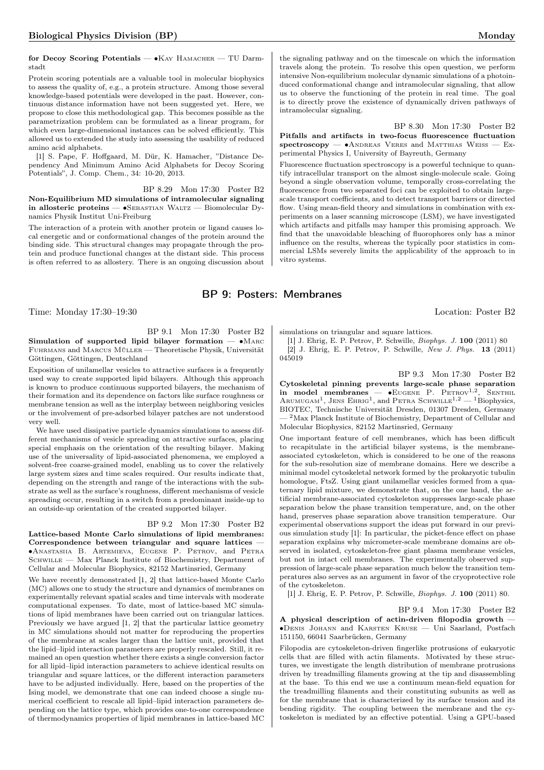**for Decoy Scoring Potentials** — •Kay Hamacher — TU Darmstadt

Protein scoring potentials are a valuable tool in molecular biophysics to assess the quality of, e.g., a protein structure. Among those several knowledge-based potentials were developed in the past. However, continuous distance information have not been suggested yet. Here, we propose to close this methodological gap. This becomes possible as the parametrization problem can be formulated as a linear program, for which even large-dimensional instances can be solved efficiently. This allowed us to extended the study into assessing the usability of reduced amino acid alphabets.

[1] S. Pape, F. Hoffgaard, M. Dür, K. Hamacher, "Distance Dependency And Minimum Amino Acid Alphabets for Decoy Scoring Potentials", J. Comp. Chem., 34: 10-20, 2013.

BP 8.29 Mon 17:30 Poster B2

**Non-Equilibrium MD simulations of intramolecular signaling in allosteric proteins** — •Sebastian Waltz — Biomolecular Dynamics Physik Institut Uni-Freiburg

The interaction of a protein with another protein or ligand causes local energetic and or conformational changes of the protein around the binding side. This structural changes may propagate through the protein and produce functional changes at the distant side. This process is often referred to as allostery. There is an ongoing discussion about the signaling pathway and on the timescale on which the information travels along the protein. To resolve this open question, we perform intensive Non-equilibrium molecular dynamic simulations of a photoinduced conformational change and intramolecular signaling, that allow us to observe the functioning of the protein in real time. The goal is to directly prove the existence of dynamically driven pathways of intramolecular signaling.

BP 8.30 Mon 17:30 Poster B2

**Pitfalls and artifacts in two-focus fluorescence fluctuation spectroscopy** — •Andreas Veres and Matthias Weiss — Experimental Physics I, University of Bayreuth, Germany

Fluorescence fluctuation spectroscopy is a powerful technique to quantify intracellular transport on the almost single-molecule scale. Going beyond a single observation volume, temporally cross-correlating the fluorescence from two separated foci can be exploited to obtain large-scale transport coefficients, and to detect transport barriers or directed flow. Using mean-field theory and simulations in combination with experiments on a laser scanning microscope (LSM), we have investigated which artifacts and pitfalls may hamper this promising approach. We find that the unavoidable bleaching of fluorophores only has a minor influence on the results, whereas the typically poor statistics in commercial LSMs severely limits the applicability of the approach to in vitro systems.

## BP 9: Posters: Membranes

Time: Monday 17:30–19:30 Location: Poster B2

BP 9.1 Mon 17:30 Poster B2

**Simulation of supported lipid bilayer formation** — •Marc Fuhrmans and Marcus Müller — Theoretische Physik, Universität Göttingen, Göttingen, Deutschland

Exposition of unilamellar vesicles to attractive surfaces is a frequently used way to create supported lipid bilayers. Although this approach is known to produce continuous supported bilayers, the mechanism of their formation and its dependence on factors like surface roughness or membrane tension as well as the interplay between neighboring vesicles or the involvement of pre-adsorbed bilayer patches are not understood very well.

We have used dissipative particle dynamics simulations to assess different mechanisms of vesicle spreading on attractive surfaces, placing special emphasis on the orientation of the resulting bilayer. Making use of the universality of lipid-associated phenomena, we employed a solvent-free coarse-grained model, enabling us to cover the relatively large system sizes and time scales required. Our results indicate that, depending on the strength and range of the interactions with the substrate as well as the surface's roughness, different mechanisms of vesicle spreading occur, resulting in a switch from a predominant inside-up to an outside-up orientation of the created supported bilayer.

BP 9.2 Mon 17:30 Poster B2

**Lattice-based Monte Carlo simulations of lipid membranes: Correspondence between triangular and square lattices** — •Anastasiia B. Artemieva, Eugene P. Petrov, and Petra Schwille — Max Planck Institute of Biochemistry, Department of Cellular and Molecular Biophysics, 82152 Martinsried, Germany

We have recently demonstrated [1, 2] that lattice-based Monte Carlo (MC) allows one to study the structure and dynamics of membranes on experimentally relevant spatial scales and time intervals with moderate computational expenses. To date, most of lattice-based MC simulations of lipid membranes have been carried out on triangular lattices. Previously we have argued [1, 2] that the particular lattice geometry in MC simulations should not matter for reproducing the properties of the membrane at scales larger than the lattice unit, provided that the lipid–lipid interaction parameters are properly rescaled. Still, it remained an open question whether there exists a single conversion factor for all lipid–lipid interaction parameters to achieve identical results on triangular and square lattices, or the different interaction parameters have to be adjusted individually. Here, based on the properties of the Ising model, we demonstrate that one can indeed choose a single numerical coefficient to rescale all lipid–lipid interaction parameters depending on the lattice type, which provides one-to-one correspondence of thermodynamics properties of lipid membranes in lattice-based MC simulations on triangular and square lattices.

[1] J. Ehrig, E. P. Petrov, P. Schwille, *Biophys. J.* **100** (2011) 80

[2] J. Ehrig, E. P. Petrov, P. Schwille, *New J. Phys.* **13** (2011) 045019

BP 9.3 Mon 17:30 Poster B2

**Cytoskeletal pinning prevents large-scale phase separation in model membranes** — •Eugene P. Petrov[1,2], Senthil Arumugam[1], Jens Ehrig[1], and Petra Schwille[1,2] — [1]Biophysics, BIOTEC, Technische Universität Dresden, 01307 Dresden, Germany — [2]Max Planck Institute of Biochemistry, Department of Cellular and Molecular Biophysics, 82152 Martinsried, Germany

One important feature of cell membranes, which has been difficult to recapitulate in the artificial bilayer systems, is the membrane-associated cytoskeleton, which is considered to be one of the reasons for the sub-resolution size of membrane domains. Here we describe a minimal model cytoskeletal network formed by the prokaryotic tubulin homologue, FtsZ. Using giant unilamellar vesicles formed from a quaternary lipid mixture, we demonstrate that, on the one hand, the artificial membrane-associated cytoskeleton suppresses large-scale phase separation below the phase transition temperature, and, on the other hand, preserves phase separation above transition temperature. Our experimental observations support the ideas put forward in our previous simulation study [1]: In particular, the picket-fence effect on phase separation explains why micrometer-scale membrane domains are observed in isolated, cytoskeleton-free giant plasma membrane vesicles, but not in intact cell membranes. The experimentally observed suppression of large-scale phase separation much below the transition temperatures also serves as an argument in favor of the cryoprotective role of the cytoskeleton.

[1] J. Ehrig, E. P. Petrov, P. Schwille, *Biophys. J.* **100** (2011) 80.

BP 9.4 Mon 17:30 Poster B2

**A physical description of actin-driven filopodia growth** — •Denis Johann and Karsten Kruse — Uni Saarland, Postfach 151150, 66041 Saarbrücken, Germany

Filopodia are cytoskeleton-driven fingerlike protrusions of eukaryotic cells that are filled with actin filaments. Motivated by these structures, we investigate the length distribution of membrane protrusions driven by treadmilling filaments growing at the tip and disassembling at the base. To this end we use a continuum mean-field equation for the treadmilling filaments and their constituting subunits as well as for the membrane that is characterized by its surface tension and its bending rigidity. The coupling between the membrane and the cytoskeleton is mediated by an effective potential. Using a GPU-based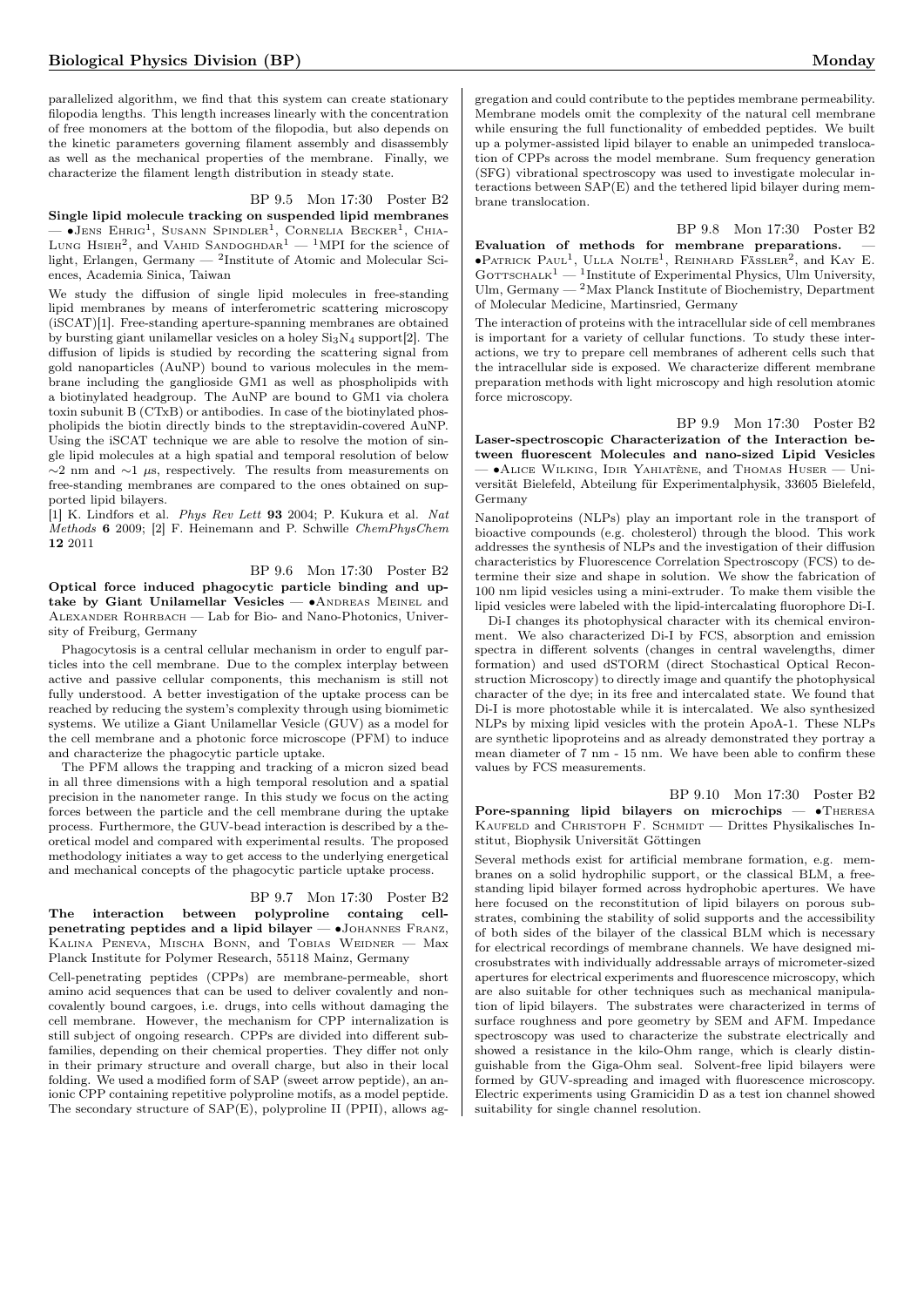parallelized algorithm, we find that this system can create stationary filopodia lengths. This length increases linearly with the concentration of free monomers at the bottom of the filopodia, but also depends on the kinetic parameters governing filament assembly and disassembly as well as the mechanical properties of the membrane. Finally, we characterize the filament length distribution in steady state.

BP 9.5 Mon 17:30 Poster B2

**Single lipid molecule tracking on suspended lipid membranes** — •Jens Ehrig[1], Susann Spindler[1], Cornelia Becker[1], Chia-Lung Hsieh[2], and Vahid Sandoghdar[1] — [1]MPI for the science of light, Erlangen, Germany — [2]Institute of Atomic and Molecular Sciences, Academia Sinica, Taiwan

We study the diffusion of single lipid molecules in free-standing lipid membranes by means of interferometric scattering microscopy (iSCAT)[1]. Free-standing aperture-spanning membranes are obtained by bursting giant unilamellar vesicles on a holey $Si_3N_4$ support[2]. The diffusion of lipids is studied by recording the scattering signal from gold nanoparticles (AuNP) bound to various molecules in the membrane including the ganglioside GM1 as well as phospholipids with a biotinylated headgroup. The AuNP are bound to GM1 via cholera toxin subunit B (CTxB) or antibodies. In case of the biotinylated phospholipids the biotin directly binds to the streptavidin-covered AuNP. Using the iSCAT technique we are able to resolve the motion of single lipid molecules at a high spatial and temporal resolution of below ~2 nm and ~1 $\mu$s, respectively. The results from measurements on free-standing membranes are compared to the ones obtained on supported lipid bilayers.

[1] K. Lindfors et al. *Phys Rev Lett* **93** 2004; P. Kukura et al. *Nat Methods* **6** 2009; [2] F. Heinemann and P. Schwille *ChemPhysChem* **12** 2011

BP 9.6 Mon 17:30 Poster B2

**Optical force induced phagocytic particle binding and uptake by Giant Unilamellar Vesicles** — •Andreas Meinel and Alexander Rohrbach — Lab for Bio- and Nano-Photonics, University of Freiburg, Germany

Phagocytosis is a central cellular mechanism in order to engulf particles into the cell membrane. Due to the complex interplay between active and passive cellular components, this mechanism is still not fully understood. A better investigation of the uptake process can be reached by reducing the system's complexity through using biomimetic systems. We utilize a Giant Unilamellar Vesicle (GUV) as a model for the cell membrane and a photonic force microscope (PFM) to induce and characterize the phagocytic particle uptake.

The PFM allows the trapping and tracking of a micron sized bead in all three dimensions with a high temporal resolution and a spatial precision in the nanometer range. In this study we focus on the acting forces between the particle and the cell membrane during the uptake process. Furthermore, the GUV-bead interaction is described by a theoretical model and compared with experimental results. The proposed methodology initiates a way to get access to the underlying energetical and mechanical concepts of the phagocytic particle uptake process.

BP 9.7 Mon 17:30 Poster B2

**The interaction between polyproline containg cell-penetrating peptides and a lipid bilayer** — •Johannes Franz, Kalina Peneva, Mischa Bonn, and Tobias Weidner — Max Planck Institute for Polymer Research, 55118 Mainz, Germany

Cell-penetrating peptides (CPPs) are membrane-permeable, short amino acid sequences that can be used to deliver covalently and non-covalently bound cargoes, i.e. drugs, into cells without damaging the cell membrane. However, the mechanism for CPP internalization is still subject of ongoing research. CPPs are divided into different subfamilies, depending on their chemical properties. They differ not only in their primary structure and overall charge, but also in their local folding. We used a modified form of SAP (sweet arrow peptide), an anionic CPP containing repetitive polyproline motifs, as a model peptide. The secondary structure of SAP(E), polyproline II (PPII), allows aggregation and could contribute to the peptides membrane permeability. Membrane models omit the complexity of the natural cell membrane while ensuring the full functionality of embedded peptides. We built up a polymer-assisted lipid bilayer to enable an unimpeded translocation of CPPs across the model membrane. Sum frequency generation (SFG) vibrational spectroscopy was used to investigate molecular interactions between SAP(E) and the tethered lipid bilayer during membrane translocation.

BP 9.8 Mon 17:30 Poster B2

**Evaluation of methods for membrane preparations.** — •Patrick Paul[1], Ulla Nolte[1], Reinhard Fässler[2], and Kay E. Gottschalk[1] — [1]Institute of Experimental Physics, Ulm University, Ulm, Germany — [2]Max Planck Institute of Biochemistry, Department of Molecular Medicine, Martinsried, Germany

The interaction of proteins with the intracellular side of cell membranes is important for a variety of cellular functions. To study these interactions, we try to prepare cell membranes of adherent cells such that the intracellular side is exposed. We characterize different membrane preparation methods with light microscopy and high resolution atomic force microscopy.

BP 9.9 Mon 17:30 Poster B2

**Laser-spectroscopic Characterization of the Interaction between fluorescent Molecules and nano-sized Lipid Vesicles** — •Alice Wilking, Idir Yahiatène, and Thomas Huser — Universität Bielefeld, Abteilung für Experimentalphysik, 33605 Bielefeld, Germany

Nanolipoproteins (NLPs) play an important role in the transport of bioactive compounds (e.g. cholesterol) through the blood. This work addresses the synthesis of NLPs and the investigation of their diffusion characteristics by Fluorescence Correlation Spectroscopy (FCS) to determine their size and shape in solution. We show the fabrication of 100 nm lipid vesicles using a mini-extruder. To make them visible the lipid vesicles were labeled with the lipid-intercalating fluorophore Di-I.

Di-I changes its photophysical character with its chemical environment. We also characterized Di-I by FCS, absorption and emission spectra in different solvents (changes in central wavelengths, dimer formation) and used dSTORM (direct Stochastical Optical Reconstruction Microscopy) to directly image and quantify the photophysical character of the dye; in its free and intercalated state. We found that Di-I is more photostable while it is intercalated. We also synthesized NLPs by mixing lipid vesicles with the protein ApoA-1. These NLPs are synthetic lipoproteins and as already demonstrated they portray a mean diameter of 7 nm - 15 nm. We have been able to confirm these values by FCS measurements.

BP 9.10 Mon 17:30 Poster B2

**Pore-spanning lipid bilayers on microchips** — •Theresa Kaufeld and Christoph F. Schmidt — Drittes Physikalisches Institut, Biophysik Universität Göttingen

Several methods exist for artificial membrane formation, e.g. membranes on a solid hydrophilic support, or the classical BLM, a free-standing lipid bilayer formed across hydrophobic apertures. We have here focused on the reconstitution of lipid bilayers on porous substrates, combining the stability of solid supports and the accessibility of both sides of the bilayer of the classical BLM which is necessary for electrical recordings of membrane channels. We have designed microsubstrates with individually addressable arrays of micrometer-sized apertures for electrical experiments and fluorescence microscopy, which are also suitable for other techniques such as mechanical manipulation of lipid bilayers. The substrates were characterized in terms of surface roughness and pore geometry by SEM and AFM. Impedance spectroscopy was used to characterize the substrate electrically and showed a resistance in the kilo-Ohm range, which is clearly distinguishable from the Giga-Ohm seal. Solvent-free lipid bilayers were formed by GUV-spreading and imaged with fluorescence microscopy. Electric experiments using Gramicidin D as a test ion channel showed suitability for single channel resolution.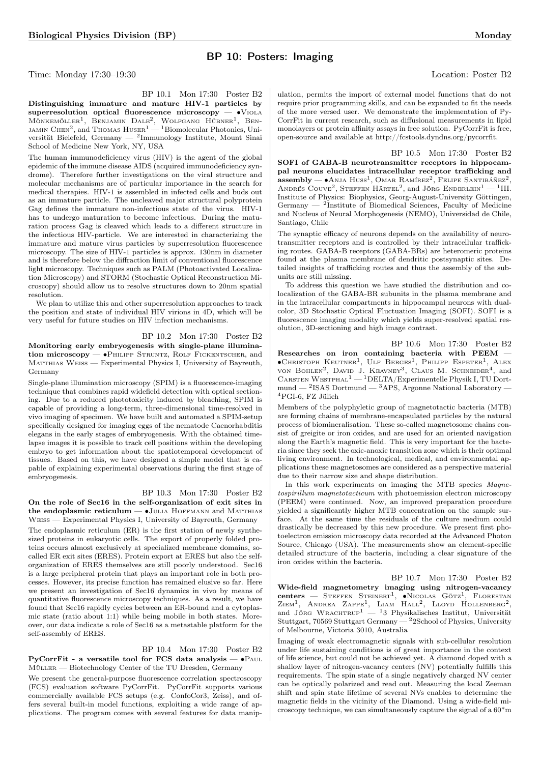## BP 10: Posters: Imaging

Time: Monday 17:30–19:30 Location: Poster B2

BP 10.1 Mon 17:30 Poster B2

**Distinguishing immature and mature HIV-1 particles by superresolution optical fluorescence microscopy** — •Viola Mönkemöller[1], Benjamin Dale[2], Wolfgang Hübner[1], Benjamin Chen[2], and Thomas Huser[1] — [1]Biomolecular Photonics, Universität Bielefeld, Germany — [2]Immunology Institute, Mount Sinai School of Medicine New York, NY, USA

The human immunodeficiency virus (HIV) is the agent of the global epidemic of the immune disease AIDS (acquired immunodeficiency syndrome). Therefore further investigations on the viral structure and molecular mechanisms are of particular importance in the search for medical therapies. HIV-1 is assembled in infected cells and buds out as an immature particle. The uncleaved major structural polyprotein Gag defines the immature non-infectious state of the virus. HIV-1 has to undergo maturation to become infectious. During the maturation process Gag is cleaved which leads to a different structure in the infectious HIV-particle. We are interested in characterizing the immature and mature virus particles by superresolution fluorescence microscopy. The size of HIV-1 particles is approx. 130nm in diameter and is therefore below the diffraction limit of conventional fluorescence light microscopy. Techniques such as PALM (Photoactivated Localization Microscopy) and STORM (Stochastic Optical Reconstruction Microscopy) should allow us to resolve structures down to 20nm spatial resolution.

We plan to utilize this and other superresolution approaches to track the position and state of individual HIV virions in 4D, which will be very useful for future studies on HIV infection mechanisms.

BP 10.2 Mon 17:30 Poster B2

**Monitoring early embryogenesis with single-plane illumination microscopy** — •Philipp Struntz, Rolf Fickentscher, and Matthias Weiss — Experimental Physics I, University of Bayreuth, Germany

Single-plane illumination microscopy (SPIM) is a fluorescence-imaging technique that combines rapid widefield detection with optical sectioning. Due to a reduced phototoxicity induced by bleaching, SPIM is capable of providing a long-term, three-dimensional time-resolved in vivo imaging of specimen. We have built and automated a SPIM-setup specifically designed for imaging eggs of the nematode Caenorhabditis elegans in the early stages of embryogenesis. With the obtained time-lapse images it is possible to track cell positions within the developing embryo to get information about the spatiotemporal development of tissues. Based on this, we have designed a simple model that is capable of explaining experimental observations during the first stage of embryogenesis.

BP 10.3 Mon 17:30 Poster B2

**On the role of Sec16 in the self-organization of exit sites in the endoplasmic reticulum** — •Julia Hoffmann and Matthias Weiss — Experimental Physics I, University of Bayreuth, Germany

The endoplasmic reticulum (ER) is the first station of newly synthesized proteins in eukaryotic cells. The export of properly folded proteins occurs almost exclusively at specialized membrane domains, so-called ER exit sites (ERES). Protein export at ERES but also the self-organization of ERES themselves are still poorly understood. Sec16 is a large peripheral protein that plays an important role in both processes. However, its precise function has remained elusive so far. Here we present an investigation of Sec16 dynamics in vivo by means of quantitative fluorescence microscopy techniques. As a result, we have found that Sec16 rapidly cycles between an ER-bound and a cytoplasmic state (ratio about 1:1) while being mobile in both states. Moreover, our data indicate a role of Sec16 as a metastable platform for the self-assembly of ERES.

BP 10.4 Mon 17:30 Poster B2

**PyCorrFit - a versatile tool for FCS data analysis** — •Paul Müller — Biotechnology Center of the TU Dresden, Germany

We present the general-purpose fluorescence correlation spectroscopy (FCS) evaluation software PyCorrFit. PyCorrFit supports various commercially available FCS setups (e.g. ConfoCor3, Zeiss), and offers several built-in model functions, exploiting a wide range of applications. The program comes with several features for data manipulation, permits the import of external model functions that do not require prior programming skills, and can be expanded to fit the needs of the more versed user. We demonstrate the implementation of PyCorrFit in current research, such as diffusional measurements in lipid monolayers or protein affinity assays in free solution. PyCorrFit is free, open-source and available at http://fcstools.dyndns.org/pycorrfit.

BP 10.5 Mon 17:30 Poster B2

**SOFI of GABA-B neurotransmitter receptors in hippocampal neurons elucidates intracellular receptor trafficking and assembly** — •Anja Huss[1], Omar Ramírez[2], Felipe Santibáñez[2], Andrés Couve[2], Steffen Härtel[2], and Jörg Enderlein[1] — [1]III. Institute of Physics: Biophysics, Georg-August-University Göttingen, Germany — [2]Institute of Biomedical Sciences, Faculty of Medicine and Nucleus of Neural Morphogenesis (NEMO), Universidad de Chile, Santiago, Chile

The synaptic efficacy of neurons depends on the availability of neurotransmitter receptors and is controlled by their intracellular trafficking routes. GABA-B receptors (GABA-BRs) are heteromeric proteins found at the plasma membrane of dendritic postsynaptic sites. Detailed insights of trafficking routes and thus the assembly of the subunits are still missing.

To address this question we have studied the distribution and colocalization of the GABA-BR subunits in the plasma membrane and in the intracellular compartments in hippocampal neurons with dual-color, 3D Stochastic Optical Fluctuation Imaging (SOFI). SOFI is a fluorescence imaging modality which yields super-resolved spatial resolution, 3D-sectioning and high image contrast.

BP 10.6 Mon 17:30 Poster B2

**Researches on iron containing bacteria with PEEM** — •Christoph Keutner[1], Ulf Berges[1], Philipp Espeter[1], Alex von Bohlen[2], David J. Keavney[3], Claus M. Schneider[4], and Carsten Westphal[1] — [1]DELTA/Experimentelle Physik I, TU Dortmund — [2]ISAS Dortmund — [3]APS, Argonne National Laboratory — [4]PGI-6, FZ Jülich

Members of the polyphyletic group of magnetotactic bacteria (MTB) are forming chains of membrane-encapsulated particles by the natural process of biomineralisation. These so-called magnetosome chains consist of greigite or iron oxides, and are used for an oriented navigation along the Earth's magnetic field. This is very important for the bacteria since they seek the oxic-anoxic transition zone which is their optimal living environment. In technological, medical, and environmental applications these magnetosomes are considered as a perspective material due to their narrow size and shape distribution.

In this work experiments on imaging the MTB species *Magnetospirillum magnetotacticum* with photoemission electron microscopy (PEEM) were continued. Now, an improved preparation procedure yielded a significantly higher MTB concentration on the sample surface. At the same time the residuals of the culture medium could drastically be decreased by this new procedure. We present first photoelectron emission microscopy data recorded at the Advanced Photon Source, Chicago (USA). The measurements show an element-specific detailed structure of the bacteria, including a clear signature of the iron oxides within the bacteria.

BP 10.7 Mon 17:30 Poster B2

**Wide-field magnetometry imaging using nitrogen-vacancy centers** — Steffen Steinert[1], •Nicolas Götz[1], Florestan Ziem[1], Andrea Zappe[1], Liam Hall[2], Lloyd Hollenberg[2], and Jörg Wrachtrup[1] — [1]3 Physikalisches Institut, Universität Stuttgart, 70569 Stuttgart Germany — [2]2School of Physics, University of Melbourne, Victoria 3010, Australia

Imaging of weak electromagnetic signals with sub-cellular resolution under life sustaining conditions is of great importance in the context of life science, but could not be achieved yet. A diamond doped with a shallow layer of nitrogen-vacancy centers (NV) potentially fulfills this requirements. The spin state of a single negatively charged NV center can be optically polarized and read out. Measuring the local Zeeman shift and spin state lifetime of several NVs enables to determine the magnetic fields in the vicinity of the Diamond. Using a wide-field microscopy technique, we can simultaneously capture the signal of a 60*m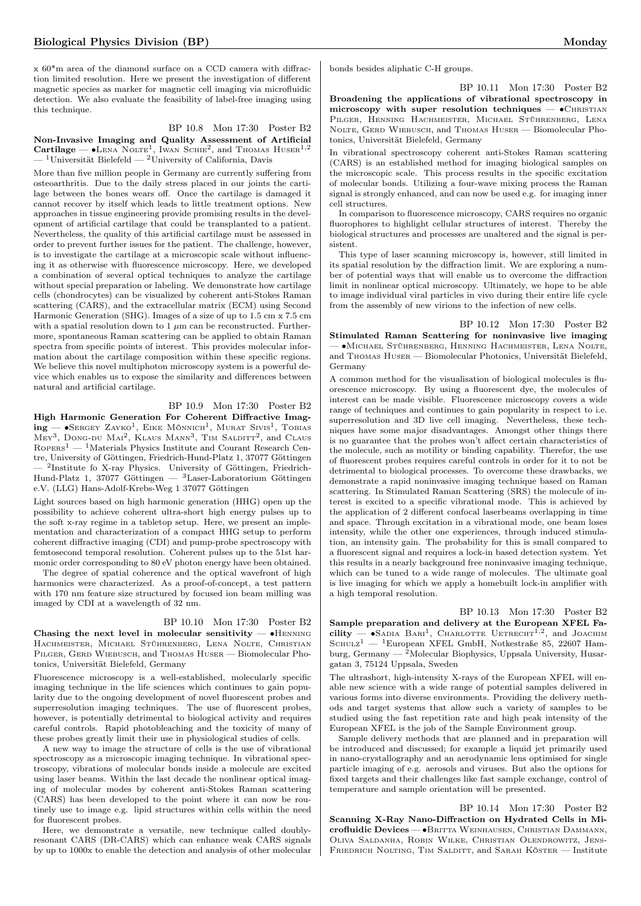x 60*m area of the diamond surface on a CCD camera with diffraction limited resolution. Here we present the investigation of different magnetic species as marker for magnetic cell imaging via microfluidic detection. We also evaluate the feasibility of label-free imaging using this technique.

BP 10.8 Mon 17:30 Poster B2

**Non-Invasive Imaging and Quality Assessment of Artificial Cartilage** — •Lena Nolte[1], Iwan Schie[2], and Thomas Huser[1,2] — [1]Universität Bielefeld — [2]University of California, Davis

More than five million people in Germany are currently suffering from osteoarthritis. Due to the daily stress placed in our joints the cartilage between the bones wears off. Once the cartilage is damaged it cannot recover by itself which leads to little treatment options. New approaches in tissue engineering provide promising results in the development of artificial cartilage that could be transplanted to a patient. Nevertheless, the quality of this artificial cartilage must be assessed in order to prevent further issues for the patient. The challenge, however, is to investigate the cartilage at a microscopic scale without influencing it as otherwise with fluorescence microscopy. Here, we developed a combination of several optical techniques to analyze the cartilage without special preparation or labeling. We demonstrate how cartilage cells (chondrocytes) can be visualized by coherent anti-Stokes Raman scattering (CARS), and the extracellular matrix (ECM) using Second Harmonic Generation (SHG). Images of a size of up to 1.5 cm x 7.5 cm with a spatial resolution down to 1 $\mu$m can be reconstructed. Furthermore, spontaneous Raman scattering can be applied to obtain Raman spectra from specific points of interest. This provides molecular information about the cartilage composition within these specific regions. We believe this novel multiphoton microscopy system is a powerful device which enables us to expose the similarity and differences between natural and artificial cartilage.

BP 10.9 Mon 17:30 Poster B2

**High Harmonic Generation For Coherent Diffractive Imaging** — •Sergey Zayko[1], Eike Mönnich[1], Murat Sivis[1], Tobias Mey[3], Dong-du Mai[2], Klaus Mann[3], Tim Salditt[2], and Claus Ropers[1] — [1]Materials Physics Institute and Courant Research Centre, University of Göttingen, Friedrich-Hund-Platz 1, 37077 Göttingen — [2]Institute fo X-ray Physics. University of Göttingen, Friedrich-Hund-Platz 1, 37077 Göttingen — [3]Laser-Laboratorium Göttingen e.V. (LLG) Hans-Adolf-Krebs-Weg 1 37077 Göttingen

Light sources based on high harmonic generation (HHG) open up the possibility to achieve coherent ultra-short high energy pulses up to the soft x-ray regime in a tabletop setup. Here, we present an implementation and characterization of a compact HHG setup to perform coherent diffractive imaging (CDI) and pump-probe spectroscopy with femtosecond temporal resolution. Coherent pulses up to the 51st harmonic order corresponding to 80 eV photon energy have been obtained.

The degree of spatial coherence and the optical wavefront of high harmonics were characterized. As a proof-of-concept, a test pattern with 170 nm feature size structured by focused ion beam milling was imaged by CDI at a wavelength of 32 nm.

BP 10.10 Mon 17:30 Poster B2

**Chasing the next level in molecular sensitivity** — •Henning Hachmeister, Michael Stührenberg, Lena Nolte, Christian Pilger, Gerd Wiebusch, and Thomas Huser — Biomolecular Photonics, Universität Bielefeld, Germany

Fluorescence microscopy is a well-established, molecularly specific imaging technique in the life sciences which continues to gain popularity due to the ongoing development of novel fluorescent probes and superresolution imaging techniques. The use of fluorescent probes, however, is potentially detrimental to biological activity and requires careful controls. Rapid photobleaching and the toxicity of many of these probes greatly limit their use in physiological studies of cells.

A new way to image the structure of cells is the use of vibrational spectroscopy as a microscopic imaging technique. In vibrational spectroscopy, vibrations of molecular bonds inside a molecule are excited using laser beams. Within the last decade the nonlinear optical imaging of molecular modes by coherent anti-Stokes Raman scattering (CARS) has been developed to the point where it can now be routinely use to image e.g. lipid structures within cells within the need for fluorescent probes.

Here, we demonstrate a versatile, new technique called doubly-resonant CARS (DR-CARS) which can enhance weak CARS signals by up to 1000x to enable the detection and analysis of other molecular bonds besides aliphatic C-H groups.

BP 10.11 Mon 17:30 Poster B2

**Broadening the applications of vibrational spectroscopy in microscopy with super resolution techniques** — •Christian Pilger, Henning Hachmeister, Michael Stührenberg, Lena Nolte, Gerd Wiebusch, and Thomas Huser — Biomolecular Photonics, Universität Bielefeld, Germany

In vibrational spectroscopy coherent anti-Stokes Raman scattering (CARS) is an established method for imaging biological samples on the microscopic scale. This process results in the specific excitation of molecular bonds. Utilizing a four-wave mixing process the Raman signal is strongly enhanced, and can now be used e.g. for imaging inner cell structures.

In comparison to fluorescence microscopy, CARS requires no organic fluorophores to highlight cellular structures of interest. Thereby the biological structures and processes are unaltered and the signal is persistent.

This type of laser scanning microscopy is, however, still limited in its spatial resolution by the diffraction limit. We are exploring a number of potential ways that will enable us to overcome the diffraction limit in nonlinear optical microscopy. Ultimately, we hope to be able to image individual viral particles in vivo during their entire life cycle from the assembly of new virions to the infection of new cells.

BP 10.12 Mon 17:30 Poster B2

**Stimulated Raman Scattering for noninvasive live imaging** — •Michael Stührenberg, Henning Hachmeister, Lena Nolte, and Thomas Huser — Biomolecular Photonics, Universität Bielefeld, Germany

A common method for the visualisation of biological molecules is fluorescence microscopy. By using a fluorescent dye, the molecules of interest can be made visible. Fluorescence microscopy covers a wide range of techniques and continues to gain popularity in respect to i.e. superresolution and 3D live cell imaging. Nevertheless, these techniques have some major disadvantages. Amongst other things there is no guarantee that the probes won't affect certain characteristics of the molecule, such as motility or binding capability. Therefor, the use of fluorescent probes requires careful controls in order for it to not be detrimental to biological processes. To overcome these drawbacks, we demonstrate a rapid noninvasive imaging technique based on Raman scattering. In Stimulated Raman Scattering (SRS) the molecule of interest is excited to a specific vibrational mode. This is achieved by the application of 2 different confocal laserbeams overlapping in time and space. Through excitation in a vibrational mode, one beam loses intensity, while the other one experiences, through induced stimulation, an intensity gain. The probability for this is small compared to a fluorescent signal and requires a lock-in based detection system. Yet this results in a nearly background free noninvasive imaging technique, which can be tuned to a wide range of molecules. The ultimate goal is live imaging for which we apply a homebuilt lock-in amplifier with a high temporal resolution.

BP 10.13 Mon 17:30 Poster B2

**Sample preparation and delivery at the European XFEL Facility** — •Sadia Bari[1], Charlotte Uetrecht[1,2], and Joachim Schulz[1] — [1]European XFEL GmbH, Notkestraße 85, 22607 Hamburg, Germany — [2]Molecular Biophysics, Uppsala University, Husargatan 3, 75124 Uppsala, Sweden

The ultrashort, high-intensity X-rays of the European XFEL will enable new science with a wide range of potential samples delivered in various forms into diverse environments. Providing the delivery methods and target systems that allow such a variety of samples to be studied using the fast repetition rate and high peak intensity of the European XFEL is the job of the Sample Environment group.

Sample delivery methods that are planned and in preparation will be introduced and discussed; for example a liquid jet primarily used in nano-crystallography and an aerodynamic lens optimised for single particle imaging of e.g. aerosols and viruses. But also the options for fixed targets and their challenges like fast sample exchange, control of temperature and sample orientation will be presented.

BP 10.14 Mon 17:30 Poster B2

**Scanning X-Ray Nano-Diffraction on Hydrated Cells in Microfluidic Devices** — •Britta Weinhausen, Christian Dammann, Oliva Saldanha, Robin Wilke, Christian Olendrowitz, Jens-Friedrich Nolting, Tim Salditt, and Sarah Köster — Institute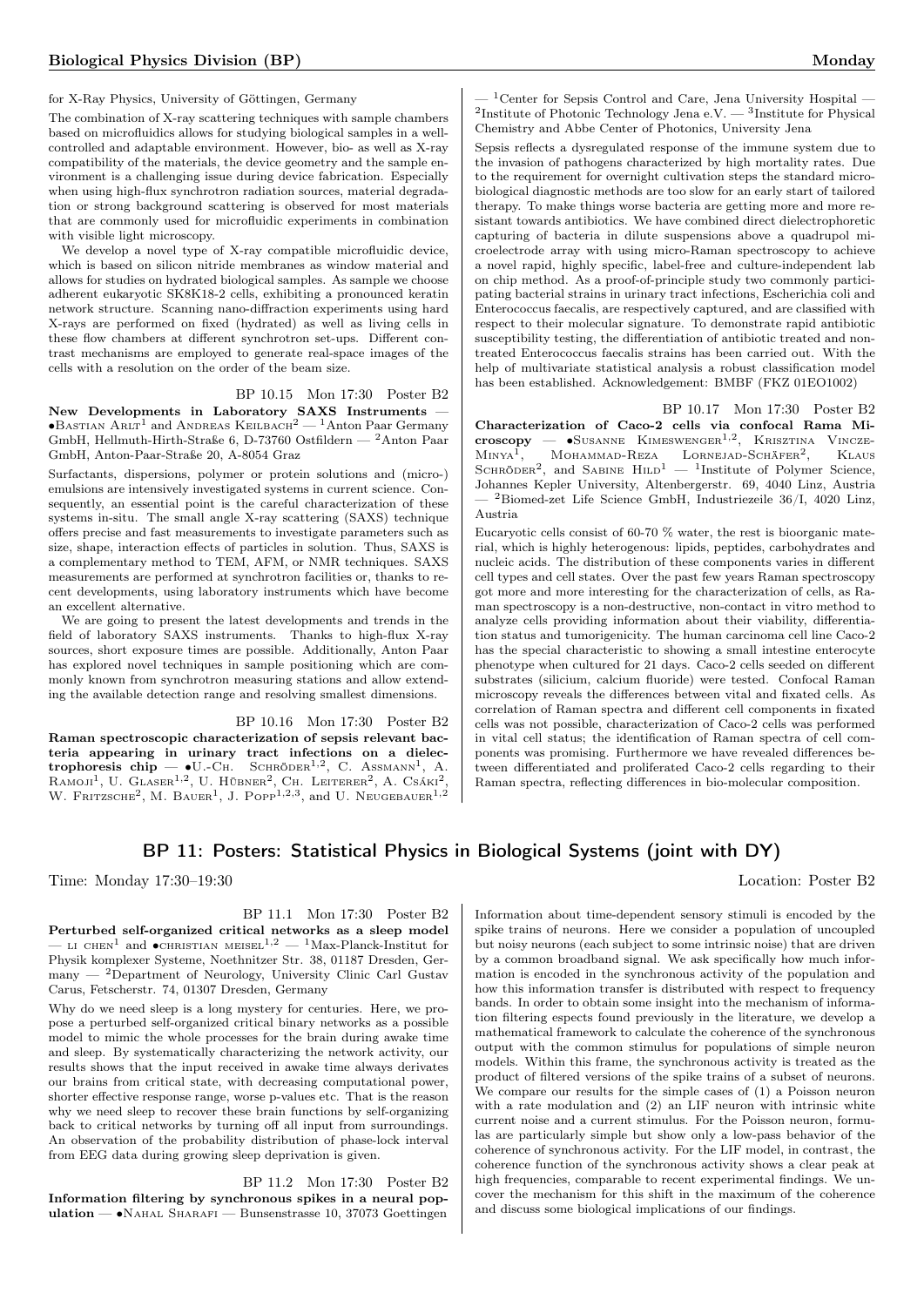for X-Ray Physics, University of Göttingen, Germany

The combination of X-ray scattering techniques with sample chambers based on microfluidics allows for studying biological samples in a well-controlled and adaptable environment. However, bio- as well as X-ray compatibility of the materials, the device geometry and the sample environment is a challenging issue during device fabrication. Especially when using high-flux synchrotron radiation sources, material degradation or strong background scattering is observed for most materials that are commonly used for microfluidic experiments in combination with visible light microscopy.

We develop a novel type of X-ray compatible microfluidic device, which is based on silicon nitride membranes as window material and allows for studies on hydrated biological samples. As sample we choose adherent eukaryotic SK8K18-2 cells, exhibiting a pronounced keratin network structure. Scanning nano-diffraction experiments using hard X-rays are performed on fixed (hydrated) as well as living cells in these flow chambers at different synchrotron set-ups. Different contrast mechanisms are employed to generate real-space images of the cells with a resolution on the order of the beam size.

BP 10.15 Mon 17:30 Poster B2

**New Developments in Laboratory SAXS Instruments** — •Bastian Arlt[1] and Andreas Keilbach[2] — [1]Anton Paar Germany GmbH, Hellmuth-Hirth-Straße 6, D-73760 Ostfildern — [2]Anton Paar GmbH, Anton-Paar-Straße 20, A-8054 Graz

Surfactants, dispersions, polymer or protein solutions and (micro-) emulsions are intensively investigated systems in current science. Consequently, an essential point is the careful characterization of these systems in-situ. The small angle X-ray scattering (SAXS) technique offers precise and fast measurements to investigate parameters such as size, shape, interaction effects of particles in solution. Thus, SAXS is a complementary method to TEM, AFM, or NMR techniques. SAXS measurements are performed at synchrotron facilities or, thanks to recent developments, using laboratory instruments which have become an excellent alternative.

We are going to present the latest developments and trends in the field of laboratory SAXS instruments. Thanks to high-flux X-ray sources, short exposure times are possible. Additionally, Anton Paar has explored novel techniques in sample positioning which are commonly known from synchrotron measuring stations and allow extending the available detection range and resolving smallest dimensions.

BP 10.16 Mon 17:30 Poster B2

**Raman spectroscopic characterization of sepsis relevant bacteria appearing in urinary tract infections on a dielectrophoresis chip** — •U.-Ch. Schröder[1,2], C. Assmann[1], A. Ramoji[1], U. Glaser[1,2], U. Hübner[2], Ch. Leiterer[2], A. Csáki[2], W. Fritzsche[2], M. Bauer[1], J. Popp[1,2,3], and U. Neugebauer[1,2] — [1]Center for Sepsis Control and Care, Jena University Hospital — [2]Institute of Photonic Technology Jena e.V. — [3]Institute for Physical Chemistry and Abbe Center of Photonics, University Jena

Sepsis reflects a dysregulated response of the immune system due to the invasion of pathogens characterized by high mortality rates. Due to the requirement for overnight cultivation steps the standard microbiological diagnostic methods are too slow for an early start of tailored therapy. To make things worse bacteria are getting more and more resistant towards antibiotics. We have combined direct dielectrophoretic capturing of bacteria in dilute suspensions above a quadrupol microelectrode array with using micro-Raman spectroscopy to achieve a novel rapid, highly specific, label-free and culture-independent lab on chip method. As a proof-of-principle study two commonly participating bacterial strains in urinary tract infections, Escherichia coli and Enterococcus faecalis, are respectively captured, and are classified with respect to their molecular signature. To demonstrate rapid antibiotic susceptibility testing, the differentiation of antibiotic treated and non-treated Enterococcus faecalis strains has been carried out. With the help of multivariate statistical analysis a robust classification model has been established. Acknowledgement: BMBF (FKZ 01EO1002)

BP 10.17 Mon 17:30 Poster B2

**Characterization of Caco-2 cells via confocal Rama Microscopy** — •Susanne Kimeswenger[1,2], Krisztina Vincze-Minya[1], Mohammad-Reza Lornejad-Schäfer[2], Klaus Schröder[2], and Sabine Hild[1] — [1]Institute of Polymer Science, Johannes Kepler University, Altenbergerstr. 69, 4040 Linz, Austria — [2]Biomed-zet Life Science GmbH, Industriezeile 36/I, 4020 Linz, Austria

Eucaryotic cells consist of 60-70 % water, the rest is bioorganic material, which is highly heterogenous: lipids, peptides, carbohydrates and nucleic acids. The distribution of these components varies in different cell types and cell states. Over the past few years Raman spectroscopy got more and more interesting for the characterization of cells, as Raman spectroscopy is a non-destructive, non-contact in vitro method to analyze cells providing information about their viability, differentiation status and tumorigenicity. The human carcinoma cell line Caco-2 has the special characteristic to showing a small intestine enterocyte phenotype when cultured for 21 days. Caco-2 cells seeded on different substrates (silicium, calcium fluoride) were tested. Confocal Raman microscopy reveals the differences between vital and fixated cells. As correlation of Raman spectra and different cell components in fixated cells was not possible, characterization of Caco-2 cells was performed in vital cell status; the identification of Raman spectra of cell components was promising. Furthermore we have revealed differences between differentiated and proliferated Caco-2 cells regarding to their Raman spectra, reflecting differences in bio-molecular composition.

## BP 11: Posters: Statistical Physics in Biological Systems (joint with DY)

Time: Monday 17:30–19:30 Location: Poster B2

BP 11.1 Mon 17:30 Poster B2

**Perturbed self-organized critical networks as a sleep model** — li chen[1] and •christian meisel[1,2] — [1]Max-Planck-Institut for Physik komplexer Systeme, Noethnitzer Str. 38, 01187 Dresden, Germany — [2]Department of Neurology, University Clinic Carl Gustav Carus, Fetscherstr. 74, 01307 Dresden, Germany

Why do we need sleep is a long mystery for centuries. Here, we propose a perturbed self-organized critical binary networks as a possible model to mimic the whole processes for the brain during awake time and sleep. By systematically characterizing the network activity, our results shows that the input received in awake time always derivates our brains from critical state, with decreasing computational power, shorter effective response range, worse p-values etc. That is the reason why we need sleep to recover these brain functions by self-organizing back to critical networks by turning off all input from surroundings. An observation of the probability distribution of phase-lock interval from EEG data during growing sleep deprivation is given.

BP 11.2 Mon 17:30 Poster B2

**Information filtering by synchronous spikes in a neural population** — •Nahal Sharafi — Bunsenstrasse 10, 37073 Goettingen

Information about time-dependent sensory stimuli is encoded by the spike trains of neurons. Here we consider a population of uncoupled but noisy neurons (each subject to some intrinsic noise) that are driven by a common broadband signal. We ask specifically how much information is encoded in the synchronous activity of the population and how this information transfer is distributed with respect to frequency bands. In order to obtain some insight into the mechanism of information filtering espects found previously in the literature, we develop a mathematical framework to calculate the coherence of the synchronous output with the common stimulus for populations of simple neuron models. Within this frame, the synchronous activity is treated as the product of filtered versions of the spike trains of a subset of neurons. We compare our results for the simple cases of (1) a Poisson neuron with a rate modulation and (2) an LIF neuron with intrinsic white current noise and a current stimulus. For the Poisson neuron, formulas are particularly simple but show only a low-pass behavior of the coherence of synchronous activity. For the LIF model, in contrast, the coherence function of the synchronous activity shows a clear peak at high frequencies, comparable to recent experimental findings. We uncover the mechanism for this shift in the maximum of the coherence and discuss some biological implications of our findings.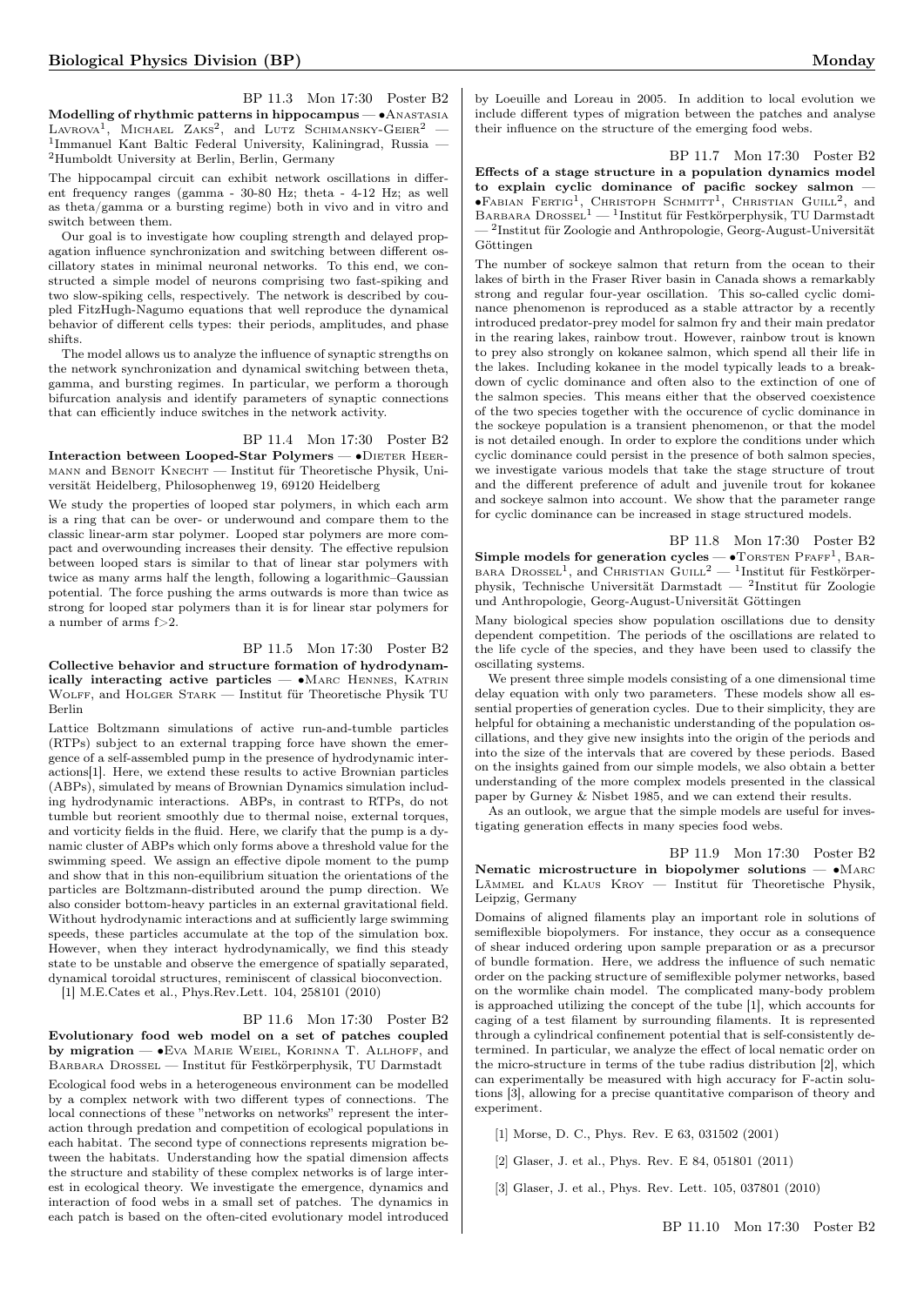BP 11.3 Mon 17:30 Poster B2

**Modelling of rhythmic patterns in hippocampus** — •Anastasia Lavrova[1], Michael Zaks[2], and Lutz Schimansky-Geier[2] — [1]Immanuel Kant Baltic Federal University, Kaliningrad, Russia — [2]Humboldt University at Berlin, Berlin, Germany

The hippocampal circuit can exhibit network oscillations in different frequency ranges (gamma - 30-80 Hz; theta - 4-12 Hz; as well as theta/gamma or a bursting regime) both in vivo and in vitro and switch between them.

Our goal is to investigate how coupling strength and delayed propagation influence synchronization and switching between different oscillatory states in minimal neuronal networks. To this end, we constructed a simple model of neurons comprising two fast-spiking and two slow-spiking cells, respectively. The network is described by coupled FitzHugh-Nagumo equations that well reproduce the dynamical behavior of different cells types: their periods, amplitudes, and phase shifts.

The model allows us to analyze the influence of synaptic strengths on the network synchronization and dynamical switching between theta, gamma, and bursting regimes. In particular, we perform a thorough bifurcation analysis and identify parameters of synaptic connections that can efficiently induce switches in the network activity.

BP 11.4 Mon 17:30 Poster B2

**Interaction between Looped-Star Polymers** — •Dieter Heermann and Benoit Knecht — Institut für Theoretische Physik, Universität Heidelberg, Philosophenweg 19, 69120 Heidelberg

We study the properties of looped star polymers, in which each arm is a ring that can be over- or underwound and compare them to the classic linear-arm star polymer. Looped star polymers are more compact and overwounding increases their density. The effective repulsion between looped stars is similar to that of linear star polymers with twice as many arms half the length, following a logarithmic–Gaussian potential. The force pushing the arms outwards is more than twice as strong for looped star polymers than it is for linear star polymers for a number of arms f>2.

BP 11.5 Mon 17:30 Poster B2

**Collective behavior and structure formation of hydrodynamically interacting active particles** — •Marc Hennes, Katrin Wolff, and Holger Stark — Institut für Theoretische Physik TU Berlin

Lattice Boltzmann simulations of active run-and-tumble particles (RTPs) subject to an external trapping force have shown the emergence of a self-assembled pump in the presence of hydrodynamic interactions[1]. Here, we extend these results to active Brownian particles (ABPs), simulated by means of Brownian Dynamics simulation including hydrodynamic interactions. ABPs, in contrast to RTPs, do not tumble but reorient smoothly due to thermal noise, external torques, and vorticity fields in the fluid. Here, we clarify that the pump is a dynamic cluster of ABPs which only forms above a threshold value for the swimming speed. We assign an effective dipole moment to the pump and show that in this non-equilibrium situation the orientations of the particles are Boltzmann-distributed around the pump direction. We also consider bottom-heavy particles in an external gravitational field. Without hydrodynamic interactions and at sufficiently large swimming speeds, these particles accumulate at the top of the simulation box. However, when they interact hydrodynamically, we find this steady state to be unstable and observe the emergence of spatially separated, dynamical toroidal structures, reminiscent of classical bioconvection.

[1] M.E.Cates et al., Phys.Rev.Lett. 104, 258101 (2010)

BP 11.6 Mon 17:30 Poster B2

**Evolutionary food web model on a set of patches coupled by migration** — •Eva Marie Weiel, Korinna T. Allhoff, and Barbara Drossel — Institut für Festkörperphysik, TU Darmstadt

Ecological food webs in a heterogeneous environment can be modelled by a complex network with two different types of connections. The local connections of these "networks on networks" represent the interaction through predation and competition of ecological populations in each habitat. The second type of connections represents migration between the habitats. Understanding how the spatial dimension affects the structure and stability of these complex networks is of large interest in ecological theory. We investigate the emergence, dynamics and interaction of food webs in a small set of patches. The dynamics in each patch is based on the often-cited evolutionary model introduced by Loeuille and Loreau in 2005. In addition to local evolution we include different types of migration between the patches and analyse their influence on the structure of the emerging food webs.

BP 11.7 Mon 17:30 Poster B2

**Effects of a stage structure in a population dynamics model to explain cyclic dominance of pacific sockey salmon** — •Fabian Fertig[1], Christoph Schmitt[1], Christian Guill[2], and Barbara Drossel[1] — [1]Institut für Festkörperphysik, TU Darmstadt — [2]Institut für Zoologie and Anthropologie, Georg-August-Universität Göttingen

The number of sockeye salmon that return from the ocean to their lakes of birth in the Fraser River basin in Canada shows a remarkably strong and regular four-year oscillation. This so-called cyclic dominance phenomenon is reproduced as a stable attractor by a recently introduced predator-prey model for salmon fry and their main predator in the rearing lakes, rainbow trout. However, rainbow trout is known to prey also strongly on kokanee salmon, which spend all their life in the lakes. Including kokanee in the model typically leads to a breakdown of cyclic dominance and often also to the extinction of one of the salmon species. This means either that the observed coexistence of the two species together with the occurence of cyclic dominance in the sockeye population is a transient phenomenon, or that the model is not detailed enough. In order to explore the conditions under which cyclic dominance could persist in the presence of both salmon species, we investigate various models that take the stage structure of trout and the different preference of adult and juvenile trout for kokanee and sockeye salmon into account. We show that the parameter range for cyclic dominance can be increased in stage structured models.

BP 11.8 Mon 17:30 Poster B2

**Simple models for generation cycles** — •Torsten Pfaff[1], Barbara Drossel[1], and Christian Guill[2] — [1]Institut für Festkörperphysik, Technische Universität Darmstadt — [2]Institut für Zoologie und Anthropologie, Georg-August-Universität Göttingen

Many biological species show population oscillations due to density dependent competition. The periods of the oscillations are related to the life cycle of the species, and they have been used to classify the oscillating systems.

We present three simple models consisting of a one dimensional time delay equation with only two parameters. These models show all essential properties of generation cycles. Due to their simplicity, they are helpful for obtaining a mechanistic understanding of the population oscillations, and they give new insights into the origin of the periods and into the size of the intervals that are covered by these periods. Based on the insights gained from our simple models, we also obtain a better understanding of the more complex models presented in the classical paper by Gurney & Nisbet 1985, and we can extend their results.

As an outlook, we argue that the simple models are useful for investigating generation effects in many species food webs.

BP 11.9 Mon 17:30 Poster B2

**Nematic microstructure in biopolymer solutions** — •Marc Lämmel and Klaus Kroy — Institut für Theoretische Physik, Leipzig, Germany

Domains of aligned filaments play an important role in solutions of semiflexible biopolymers. For instance, they occur as a consequence of shear induced ordering upon sample preparation or as a precursor of bundle formation. Here, we address the influence of such nematic order on the packing structure of semiflexible polymer networks, based on the wormlike chain model. The complicated many-body problem is approached utilizing the concept of the tube [1], which accounts for caging of a test filament by surrounding filaments. It is represented through a cylindrical confinement potential that is self-consistently determined. In particular, we analyze the effect of local nematic order on the micro-structure in terms of the tube radius distribution [2], which can experimentally be measured with high accuracy for F-actin solutions [3], allowing for a precise quantitative comparison of theory and experiment.

[1] Morse, D. C., Phys. Rev. E 63, 031502 (2001)

[2] Glaser, J. et al., Phys. Rev. E 84, 051801 (2011)

[3] Glaser, J. et al., Phys. Rev. Lett. 105, 037801 (2010)

BP 11.10 Mon 17:30 Poster B2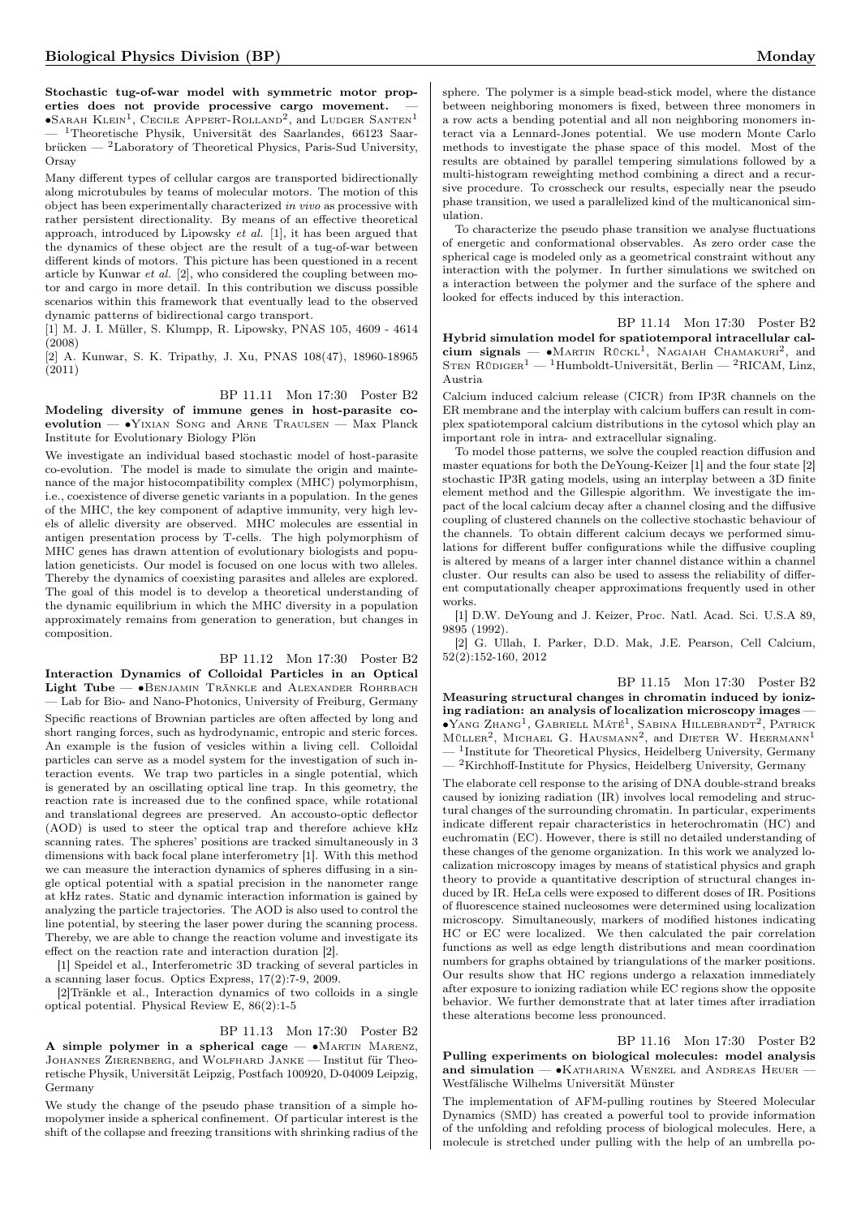**Stochastic tug-of-war model with symmetric motor properties does not provide processive cargo movement.** — •Sarah Klein[1], Cecile Appert-Rolland[2], and Ludger Santen[1] — [1]Theoretische Physik, Universität des Saarlandes, 66123 Saarbrücken — [2]Laboratory of Theoretical Physics, Paris-Sud University, Orsay

Many different types of cellular cargos are transported bidirectionally along microtubules by teams of molecular motors. The motion of this object has been experimentally characterized *in vivo* as processive with rather persistent directionality. By means of an effective theoretical approach, introduced by Lipowsky *et al.* [1], it has been argued that the dynamics of these object are the result of a tug-of-war between different kinds of motors. This picture has been questioned in a recent article by Kunwar *et al.* [2], who considered the coupling between motor and cargo in more detail. In this contribution we discuss possible scenarios within this framework that eventually lead to the observed dynamic patterns of bidirectional cargo transport.

[1] M. J. I. Müller, S. Klumpp, R. Lipowsky, PNAS 105, 4609 - 4614 (2008)

[2] A. Kunwar, S. K. Tripathy, J. Xu, PNAS 108(47), 18960-18965 (2011)

BP 11.11 Mon 17:30 Poster B2

**Modeling diversity of immune genes in host-parasite coevolution** — •Yixian Song and Arne Traulsen — Max Planck Institute for Evolutionary Biology Plön

We investigate an individual based stochastic model of host-parasite co-evolution. The model is made to simulate the origin and maintenance of the major histocompatibility complex (MHC) polymorphism, i.e., coexistence of diverse genetic variants in a population. In the genes of the MHC, the key component of adaptive immunity, very high levels of allelic diversity are observed. MHC molecules are essential in antigen presentation process by T-cells. The high polymorphism of MHC genes has drawn attention of evolutionary biologists and population geneticists. Our model is focused on one locus with two alleles. Thereby the dynamics of coexisting parasites and alleles are explored. The goal of this model is to develop a theoretical understanding of the dynamic equilibrium in which the MHC diversity in a population approximately remains from generation to generation, but changes in composition.

BP 11.12 Mon 17:30 Poster B2

**Interaction Dynamics of Colloidal Particles in an Optical Light Tube** — •Benjamin Tränkle and Alexander Rohrbach — Lab for Bio- and Nano-Photonics, University of Freiburg, Germany

Specific reactions of Brownian particles are often affected by long and short ranging forces, such as hydrodynamic, entropic and steric forces. An example is the fusion of vesicles within a living cell. Colloidal particles can serve as a model system for the investigation of such interaction events. We trap two particles in a single potential, which is generated by an oscillating optical line trap. In this geometry, the reaction rate is increased due to the confined space, while rotational and translational degrees are preserved. An accousto-optic deflector (AOD) is used to steer the optical trap and therefore achieve kHz scanning rates. The spheres' positions are tracked simultaneously in 3 dimensions with back focal plane interferometry [1]. With this method we can measure the interaction dynamics of spheres diffusing in a single optical potential with a spatial precision in the nanometer range at kHz rates. Static and dynamic interaction information is gained by analyzing the particle trajectories. The AOD is also used to control the line potential, by steering the laser power during the scanning process. Thereby, we are able to change the reaction volume and investigate its effect on the reaction rate and interaction duration [2].

[1] Speidel et al., Interferometric 3D tracking of several particles in a scanning laser focus. Optics Express, 17(2):7-9, 2009.

[2]Tränkle et al., Interaction dynamics of two colloids in a single optical potential. Physical Review E, 86(2):1-5

BP 11.13 Mon 17:30 Poster B2

**A simple polymer in a spherical cage** — •Martin Marenz, Johannes Zierenberg, and Wolfhard Janke — Institut für Theoretische Physik, Universität Leipzig, Postfach 100920, D-04009 Leipzig, Germany

We study the change of the pseudo phase transition of a simple homopolymer inside a spherical confinement. Of particular interest is the shift of the collapse and freezing transitions with shrinking radius of the sphere. The polymer is a simple bead-stick model, where the distance between neighboring monomers is fixed, between three monomers in a row acts a bending potential and all non neighboring monomers interact via a Lennard-Jones potential. We use modern Monte Carlo methods to investigate the phase space of this model. Most of the results are obtained by parallel tempering simulations followed by a multi-histogram reweighting method combining a direct and a recursive procedure. To crosscheck our results, especially near the pseudo phase transition, we used a parallelized kind of the multicanonical simulation.

To characterize the pseudo phase transition we analyse fluctuations of energetic and conformational observables. As zero order case the spherical cage is modeled only as a geometrical constraint without any interaction with the polymer. In further simulations we switched on a interaction between the polymer and the surface of the sphere and looked for effects induced by this interaction.

BP 11.14 Mon 17:30 Poster B2

**Hybrid simulation model for spatiotemporal intracellular calcium signals** — •Martin Rückl[1], Nagaiah Chamakuri[2], and Sten Rüdiger[1] — [1]Humboldt-Universität, Berlin — [2]RICAM, Linz, Austria

Calcium induced calcium release (CICR) from IP3R channels on the ER membrane and the interplay with calcium buffers can result in complex spatiotemporal calcium distributions in the cytosol which play an important role in intra- and extracellular signaling.

To model those patterns, we solve the coupled reaction diffusion and master equations for both the DeYoung-Keizer [1] and the four state [2] stochastic IP3R gating models, using an interplay between a 3D finite element method and the Gillespie algorithm. We investigate the impact of the local calcium decay after a channel closing and the diffusive coupling of clustered channels on the collective stochastic behaviour of the channels. To obtain different calcium decays we performed simulations for different buffer configurations while the diffusive coupling is altered by means of a larger inter channel distance within a channel cluster. Our results can also be used to assess the reliability of different computationally cheaper approximations frequently used in other works.

[1] D.W. DeYoung and J. Keizer, Proc. Natl. Acad. Sci. U.S.A 89, 9895 (1992).

[2] G. Ullah, I. Parker, D.D. Mak, J.E. Pearson, Cell Calcium, 52(2):152-160, 2012

BP 11.15 Mon 17:30 Poster B2

**Measuring structural changes in chromatin induced by ionizing radiation: an analysis of localization microscopy images** — •Yang Zhang[1], Gabriell Máté[1], Sabina Hillebrandt[2], Patrick Müller[2], Michael G. Hausmann[2], and Dieter W. Heermann[1] — [1]Institute for Theoretical Physics, Heidelberg University, Germany — [2]Kirchhoff-Institute for Physics, Heidelberg University, Germany

The elaborate cell response to the arising of DNA double-strand breaks caused by ionizing radiation (IR) involves local remodeling and structural changes of the surrounding chromatin. In particular, experiments indicate different repair characteristics in heterochromatin (HC) and euchromatin (EC). However, there is still no detailed understanding of these changes of the genome organization. In this work we analyzed localization microscopy images by means of statistical physics and graph theory to provide a quantitative description of structural changes induced by IR. HeLa cells were exposed to different doses of IR. Positions of fluorescence stained nucleosomes were determined using localization microscopy. Simultaneously, markers of modified histones indicating HC or EC were localized. We then calculated the pair correlation functions as well as edge length distributions and mean coordination numbers for graphs obtained by triangulations of the marker positions. Our results show that HC regions undergo a relaxation immediately after exposure to ionizing radiation while EC regions show the opposite behavior. We further demonstrate that at later times after irradiation these alterations become less pronounced.

BP 11.16 Mon 17:30 Poster B2

**Pulling experiments on biological molecules: model analysis and simulation** — •Katharina Wenzel and Andreas Heuer — Westfälische Wilhelms Universität Münster

The implementation of AFM-pulling routines by Steered Molecular Dynamics (SMD) has created a powerful tool to provide information of the unfolding and refolding process of biological molecules. Here, a molecule is stretched under pulling with the help of an umbrella po-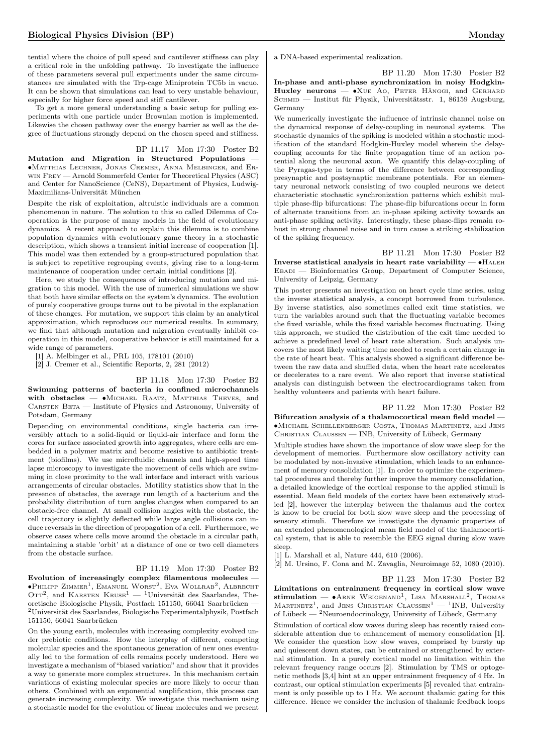tential where the choice of pull speed and cantilever stiffness can play a critical role in the unfolding pathway. To investigate the influence of these parameters several pull experiments under the same circumstances are simulated with the Trp-cage Miniprotein TC5b in vacuo. It can be shown that simulations can lead to very unstable behaviour, especially for higher force speed and stiff cantilever.

To get a more general understanding a basic setup for pulling experiments with one particle under Brownian motion is implemented. Likewise the chosen pathway over the energy barrier as well as the degree of fluctuations strongly depend on the chosen speed and stiffness.

BP 11.17 Mon 17:30 Poster B2

**Mutation and Migration in Structured Populations** — •Matthias Lechner, Jonas Cremer, Anna Melbinger, and Erwin Frey — Arnold Sommerfeld Center for Theoretical Physics (ASC) and Center for NanoScience (CeNS), Department of Physics, Ludwig-Maximilians-Universität München

Despite the risk of exploitation, altruistic individuals are a common phenomenon in nature. The solution to this so called Dilemma of Cooperation is the purpose of many models in the field of evolutionary dynamics. A recent approach to explain this dilemma is to combine population dynamics with evolutionary game theory in a stochastic description, which shows a transient initial increase of cooperation [1]. This model was then extended by a group-structured population that is subject to repetitive regrouping events, giving rise to a long-term maintenance of cooperation under certain initial conditions [2].

Here, we study the consequences of introducing mutation and migration to this model. With the use of numerical simulations we show that both have similar effects on the system's dynamics. The evolution of purely cooperative groups turns out to be pivotal in the explanation of these changes. For mutation, we support this claim by an analytical approximation, which reproduces our numerical results. In summary, we find that although mutation and migration eventually inhibit cooperation in this model, cooperative behavior is still maintained for a wide range of parameters.

[1] A. Melbinger et al., PRL 105, 178101 (2010)
[2] J. Cremer et al., Scientific Reports, 2, 281 (2012)

BP 11.18 Mon 17:30 Poster B2

**Swimming patterns of bacteria in confined microchannels with obstacles** — •Michael Raatz, Matthias Theves, and Carsten Beta — Institute of Physics and Astronomy, University of Potsdam, Germany

Depending on environmental conditions, single bacteria can irreversibly attach to a solid-liquid or liquid-air interface and form the cores for surface associated growth into aggregates, where cells are embedded in a polymer matrix and become resistive to antibiotic treatment (biofilms). We use microfluidic channels and high-speed time lapse microscopy to investigate the movement of cells which are swimming in close proximity to the wall interface and interact with various arrangements of circular obstacles. Motility statistics show that in the presence of obstacles, the average run length of a bacterium and the probability distribution of turn angles changes when compared to an obstacle-free channel. At small collision angles with the obstacle, the cell trajectory is slightly deflected while large angle collisions can induce reversals in the direction of propagation of a cell. Furthermore, we observe cases where cells move around the obstacle in a circular path, maintaining a stable 'orbit' at a distance of one or two cell diameters from the obstacle surface.

BP 11.19 Mon 17:30 Poster B2

**Evolution of increasingly complex filamentous molecules** — •Philipp Zimmer[1], Emanuel Worst[2], Eva Wollrab[2], Albrecht Ott[2], and Karsten Kruse[1] — [1]Universität des Saarlandes, Theoretische Biologische Physik, Postfach 151150, 66041 Saarbrücken — [2]Universität des Saarlandes, Biologische Experimentalphysik, Postfach 151150, 66041 Saarbrücken

On the young earth, molecules with increasing complexity evolved under prebiotic conditions. How the interplay of different, competing molecular species and the spontaneous generation of new ones eventually led to the formation of cells remains poorly understood. Here we investigate a mechanism of "biased variation" and show that it provides a way to generate more complex structures. In this mechanism certain variations of existing molecular species are more likely to occur than others. Combined with an exponential amplification, this process can generate increasing complexity. We investigate this mechanism using a stochastic model for the evolution of linear molecules and we present a DNA-based experimental realization.

BP 11.20 Mon 17:30 Poster B2

**In-phase and anti-phase synchronization in noisy Hodgkin-Huxley neurons** — •Xue Ao, Peter Hänggi, and Gerhard Schmid — Institut für Physik, Universitätsstr. 1, 86159 Augsburg, Germany

We numerically investigate the influence of intrinsic channel noise on the dynamical response of delay-coupling in neuronal systems. The stochastic dynamics of the spiking is modeled within a stochastic modification of the standard Hodgkin-Huxley model wherein the delay-coupling accounts for the finite propagation time of an action potential along the neuronal axon. We quantify this delay-coupling of the Pyragas-type in terms of the difference between corresponding presynaptic and postsynaptic membrane potentials. For an elementary neuronal network consisting of two coupled neurons we detect characteristic stochastic synchronization patterns which exhibit multiple phase-flip bifurcations: The phase-flip bifurcations occur in form of alternate transitions from an in-phase spiking activity towards an anti-phase spiking activity. Interestingly, these phase-flips remain robust in strong channel noise and in turn cause a striking stabilization of the spiking frequency.

BP 11.21 Mon 17:30 Poster B2

**Inverse statistical analysis in heart rate variability** — •Haleh Ebadi — Bioinformatics Group, Department of Computer Science, University of Leipzig, Germany

This poster presents an investigation on heart cycle time series, using the inverse statistical analysis, a concept borrowed from turbulence. By inverse statistics, also sometimes called exit time statistics, we turn the variables around such that the fluctuating variable becomes the fixed variable, while the fixed variable becomes fluctuating. Using this approach, we studied the distribution of the exit time needed to achieve a predefined level of heart rate alteration. Such analysis uncovers the most likely waiting time needed to reach a certain change in the rate of heart beat. This analysis showed a significant difference between the raw data and shuffled data, when the heart rate accelerates or decelerates to a rare event. We also report that inverse statistical analysis can distinguish between the electrocardiograms taken from healthy volunteers and patients with heart failure.

BP 11.22 Mon 17:30 Poster B2

**Bifurcation analysis of a thalamocortical mean field model** — •Michael Schellenberger Costa, Thomas Martinetz, and Jens Christian Claussen — INB, University of Lübeck, Germany

Multiple studies have shown the importance of slow wave sleep for the development of memories. Furthermore slow oscillatory activity can be modulated by non-invasive stimulation, which leads to an enhancement of memory consolidation [1]. In order to optimize the experimental procedures and thereby further improve the memory consolidation, a detailed knowledge of the cortical response to the applied stimuli is essential. Mean field models of the cortex have been extensively studied [2], however the interplay between the thalamus and the cortex is know to be crucial for both slow wave sleep and the processing of sensory stimuli. Therefore we investigate the dynamic properties of an extended phenomenological mean field model of the thalamocortical system, that is able to resemble the EEG signal during slow wave sleep.

[1] L. Marshall et al, Nature 444, 610 (2006).
[2] M. Ursino, F. Cona and M. Zavaglia, Neuroimage 52, 1080 (2010).

BP 11.23 Mon 17:30 Poster B2

**Limitations on entrainment frequency in cortical slow wave stimulation** — •Arne Weigenand[1], Lisa Marshall[2], Thomas Martinetz[1], and Jens Christian Claussen[1] — [1]INB, University of Lübeck — [2]Neuroendocrinology, University of Lübeck, Germany

Stimulation of cortical slow waves during sleep has recently raised considerable attention due to enhancement of memory consolidation [1]. We consider the question how slow waves, comprised by bursty up and quiescent down states, can be entrained or strengthened by external stimulation. In a purely cortical model no limitation within the relevant frequency range occurs [2]. Stimulation by TMS or optogenetic methods [3,4] hint at an upper entrainment frequency of 4 Hz. In contrast, our optical stimulation experiments [5] revealed that entrainment is only possible up to 1 Hz. We account thalamic gating for this difference. Hence we consider the inclusion of thalamic feedback loops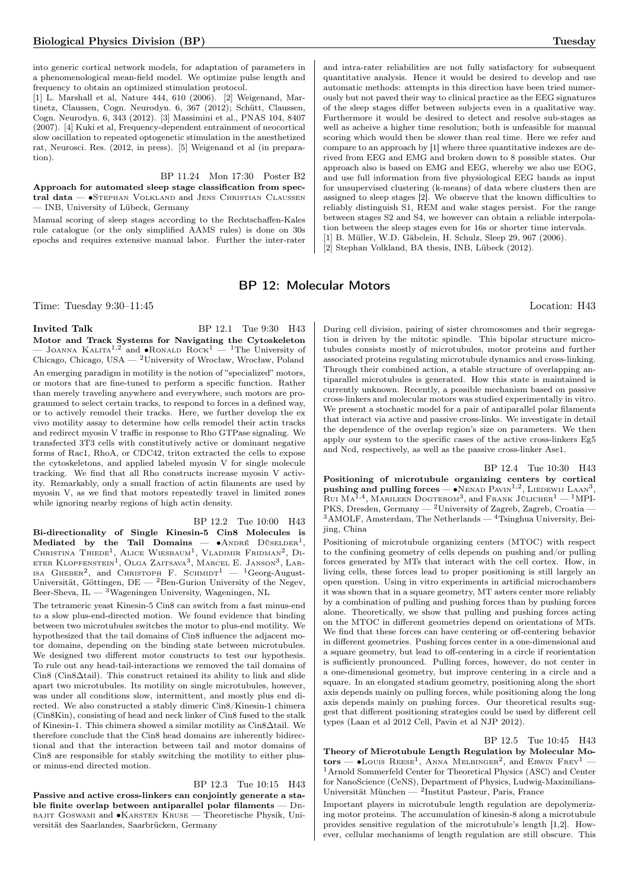into generic cortical network models, for adaptation of parameters in a phenomenological mean-field model. We optimize pulse length and frequency to obtain an optimized stimulation protocol.

[1] L. Marshall et al, Nature 444, 610 (2006). [2] Weigenand, Martinetz, Claussen, Cogn. Neurodyn. 6, 367 (2012); Schütt, Claussen, Cogn. Neurodyn. 6, 343 (2012). [3] Massimini et al., PNAS 104, 8407 (2007). [4] Kuki et al, Frequency-dependent entrainment of neocortical slow oscillation to repeated optogenetic stimulation in the anesthetized rat, Neurosci. Res. (2012, in press). [5] Weigenand et al (in preparation).

BP 11.24 Mon 17:30 Poster B2

**Approach for automated sleep stage classification from spectral data** — •Stephan Volkland and Jens Christian Claussen — INB, University of Lübeck, Germany

Manual scoring of sleep stages according to the Rechtschaffen-Kales rule catalogue (or the only simplified AAMS rules) is done on 30s epochs and requires extensive manual labor. Further the inter-rater and intra-rater reliabilities are not fully satisfactory for subsequent quantitative analysis. Hence it would be desired to develop and use automatic methods: attempts in this direction have been tried numerously but not paved their way to clinical practice as the EEG signatures of the sleep stages differ between subjects even in a qualitative way. Furthermore it would be desired to detect and resolve sub-stages as well as acheive a higher time resolution; both is unfeasible for manual scoring which would then be slower than real time. Here we refer and compare to an approach by [1] where three quantitative indexes are derived from EEG and EMG and broken down to 8 possible states. Our approach also is based on EMG and EEG, whereby we also use EOG, and use full information from five physiological EEG bands as input for unsupervised clustering (k-means) of data where clusters then are assigned to sleep stages [2]. We observe that the known difficulties to reliably distinguish S1, REM and wake stages persist. For the range between stages S2 and S4, we however can obtain a reliable interpolation between the sleep stages even for 16s or shorter time intervals.

[1] B. Müller, W.D. Gäbelein, H. Schulz, Sleep 29, 967 (2006).
[2] Stephan Volkland, BA thesis, INB, Lübeck (2012).

## BP 12: Molecular Motors

Time: Tuesday 9:30–11:45 Location: H43

**Invited Talk** BP 12.1 Tue 9:30 H43

**Motor and Track Systems for Navigating the Cytoskeleton** — Joanna Kalita[1,2] and •Ronald Rock[1] — [1]The University of Chicago, Chicago, USA — [2]University of Wrocław, Wrocław, Poland

An emerging paradigm in motility is the notion of "specialized" motors, or motors that are fine-tuned to perform a specific function. Rather than merely traveling anywhere and everywhere, such motors are programmed to select certain tracks, to respond to forces in a defined way, or to actively remodel their tracks. Here, we further develop the ex vivo motility assay to determine how cells remodel their actin tracks and redirect myosin V traffic in response to Rho GTPase signaling. We transfected 3T3 cells with constitutively active or dominant negative forms of Rac1, RhoA, or CDC42, triton extracted the cells to expose the cytoskeletons, and applied labeled myosin V for single molecule tracking. We find that all Rho constructs increase myosin V activity. Remarkably, only a small fraction of actin filaments are used by myosin V, as we find that motors repeatedly travel in limited zones while ignoring nearby regions of high actin density.

BP 12.2 Tue 10:00 H43

**Bi-directionality of Single Kinesin-5 Cin8 Molecules is Mediated by the Tail Domains** — •André Düselder[1], Christina Thiede[1], Alice Wiesbaum[1], Vladimir Fridman[2], Dieter Klopfenstein[1], Olga Zaitsava[3], Marcel E. Janson[3], Larisa Gheber[2], and Christoph F. Schmidt[1] — [1]Georg-August-Universität, Göttingen, DE — [2]Ben-Gurion University of the Negev, Beer-Sheva, IL — [3]Wageningen University, Wageningen, NL

The tetrameric yeast Kinesin-5 Cin8 can switch from a fast minus-end to a slow plus-end-directed motion. We found evidence that binding between two microtubules switches the motor to plus-end motility. We hypothesized that the tail domains of Cin8 influence the adjacent motor domains, depending on the binding state between microtubules. We designed two different motor constructs to test our hypothesis. To rule out any head-tail-interactions we removed the tail domains of Cin8 (Cin8Δtail). This construct retained its ability to link and slide apart two microtubules. Its motility on single microtubules, however, was under all conditions slow, intermittent, and mostly plus end directed. We also constructed a stably dimeric Cin8/Kinesin-1 chimera (Cin8Kin), consisting of head and neck linker of Cin8 fused to the stalk of Kinesin-1. This chimera showed a similar motility as Cin8Δtail. We therefore conclude that the Cin8 head domains are inherently bidirectional and that the interaction between tail and motor domains of Cin8 are responsible for stably switching the motility to either plus- or minus-end directed motion.

BP 12.3 Tue 10:15 H43

**Passive and active cross-linkers can conjointly generate a stable finite overlap between antiparallel polar filaments** — Debajit Goswami and •Karsten Kruse — Theoretische Physik, Universität des Saarlandes, Saarbrücken, Germany

During cell division, pairing of sister chromosomes and their segregation is driven by the mitotic spindle. This bipolar structure microtubules consists mostly of microtubules, motor proteins and further associated proteins regulating microtubule dynamics and cross-linking. Through their combined action, a stable structure of overlapping antiparallel microtubules is generated. How this state is maintained is currently unknown. Recently, a possible mechanism based on passive cross-linkers and molecular motors was studied experimentally in vitro. We present a stochastic model for a pair of antiparallel polar filaments that interact via active and passive cross-links. We investigate in detail the dependence of the overlap region's size on parameters. We then apply our system to the specific cases of the active cross-linkers Eg5 and Ncd, respectively, as well as the passive cross-linker Ase1.

BP 12.4 Tue 10:30 H43

**Positioning of microtubule organizing centers by cortical pushing and pulling forces** — •Nenad Pavin[1,2], Liedewij Laan[3], Rui Ma[1,4], Marileen Dogterom[3], and Frank Jülicher[1] — [1]MPI-PKS, Dresden, Germany — [2]University of Zagreb, Zagreb, Croatia — [3]AMOLF, Amsterdam, The Netherlands — [4]Tsinghua University, Beijing, China

Positioning of microtubule organizing centers (MTOC) with respect to the confining geometry of cells depends on pushing and/or pulling forces generated by MTs that interact with the cell cortex. How, in living cells, these forces lead to proper positioning is still largely an open question. Using in vitro experiments in artificial microchambers it was shown that in a square geometry, MT asters center more reliably by a combination of pulling and pushing forces than by pushing forces alone. Theoretically, we show that pulling and pushing forces acting on the MTOC in different geometries depend on orientations of MTs. We find that these forces can have centering or off-centering behavior in different geometries. Pushing forces center in a one-dimensional and a square geometry, but lead to off-centering in a circle if reorientation is sufficiently pronounced. Pulling forces, however, do not center in a one-dimensional geometry, but improve centering in a circle and a square. In an elongated stadium geometry, positioning along the short axis depends mainly on pulling forces, while positioning along the long axis depends mainly on pushing forces. Our theoretical results suggest that different positioning strategies could be used by different cell types (Laan et al 2012 Cell, Pavin et al NJP 2012).

BP 12.5 Tue 10:45 H43

**Theory of Microtubule Length Regulation by Molecular Motors** — •Louis Reese[1], Anna Melbinger[2], and Erwin Frey[1] — [1]Arnold Sommerfeld Center for Theoretical Physics (ASC) and Center for NanoScience (CeNS), Department of Physics, Ludwig-Maximilians-Universität München — [2]Institut Pasteur, Paris, France

Important players in microtubule length regulation are depolymerizing motor proteins. The accumulation of kinesin-8 along a microtubule provides sensitive regulation of the microtubule's length [1,2]. However, cellular mechanisms of length regulation are still obscure. This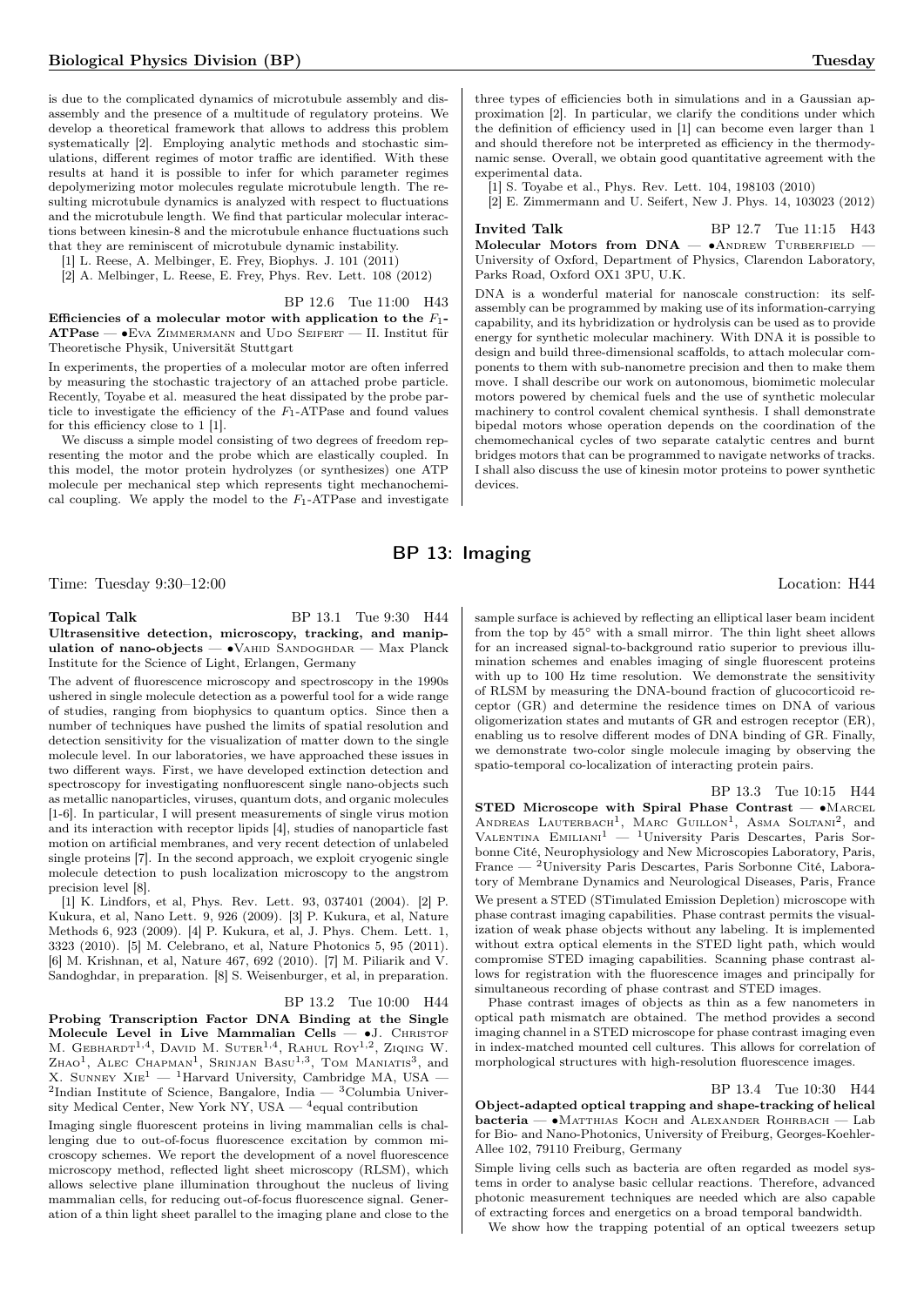is due to the complicated dynamics of microtubule assembly and disassembly and the presence of a multitude of regulatory proteins. We develop a theoretical framework that allows to address this problem systematically [2]. Employing analytic methods and stochastic simulations, different regimes of motor traffic are identified. With these results at hand it is possible to infer for which parameter regimes depolymerizing motor molecules regulate microtubule length. The resulting microtubule dynamics is analyzed with respect to fluctuations and the microtubule length. We find that particular molecular interactions between kinesin-8 and the microtubule enhance fluctuations such that they are reminiscent of microtubule dynamic instability.

[1] L. Reese, A. Melbinger, E. Frey, Biophys. J. 101 (2011)

[2] A. Melbinger, L. Reese, E. Frey, Phys. Rev. Lett. 108 (2012)

BP 12.6 Tue 11:00 H43

**Efficiencies of a molecular motor with application to the $F_1$-ATPase** — •Eva Zimmermann and Udo Seifert — II. Institut für Theoretische Physik, Universität Stuttgart

In experiments, the properties of a molecular motor are often inferred by measuring the stochastic trajectory of an attached probe particle. Recently, Toyabe et al. measured the heat dissipated by the probe particle to investigate the efficiency of the $F_1$-ATPase and found values for this efficiency close to 1 [1].

We discuss a simple model consisting of two degrees of freedom representing the motor and the probe which are elastically coupled. In this model, the motor protein hydrolyzes (or synthesizes) one ATP molecule per mechanical step which represents tight mechanochemical coupling. We apply the model to the $F_1$-ATPase and investigate three types of efficiencies both in simulations and in a Gaussian approximation [2]. In particular, we clarify the conditions under which the definition of efficiency used in [1] can become even larger than 1 and should therefore not be interpreted as efficiency in the thermodynamic sense. Overall, we obtain good quantitative agreement with the experimental data.

[1] S. Toyabe et al., Phys. Rev. Lett. 104, 198103 (2010)

[2] E. Zimmermann and U. Seifert, New J. Phys. 14, 103023 (2012)

**Invited Talk** BP 12.7 Tue 11:15 H43

**Molecular Motors from DNA** — •Andrew Turberfield — University of Oxford, Department of Physics, Clarendon Laboratory, Parks Road, Oxford OX1 3PU, U.K.

DNA is a wonderful material for nanoscale construction: its self-assembly can be programmed by making use of its information-carrying capability, and its hybridization or hydrolysis can be used as to provide energy for synthetic molecular machinery. With DNA it is possible to design and build three-dimensional scaffolds, to attach molecular components to them with sub-nanometre precision and then to make them move. I shall describe our work on autonomous, biomimetic molecular motors powered by chemical fuels and the use of synthetic molecular machinery to control covalent chemical synthesis. I shall demonstrate bipedal motors whose operation depends on the coordination of the chemomechanical cycles of two separate catalytic centres and burnt bridges motors that can be programmed to navigate networks of tracks. I shall also discuss the use of kinesin motor proteins to power synthetic devices.

## BP 13: Imaging

Time: Tuesday 9:30–12:00 Location: H44

**Topical Talk** BP 13.1 Tue 9:30 H44

**Ultrasensitive detection, microscopy, tracking, and manipulation of nano-objects** — •Vahid Sandoghdar — Max Planck Institute for the Science of Light, Erlangen, Germany

The advent of fluorescence microscopy and spectroscopy in the 1990s ushered in single molecule detection as a powerful tool for a wide range of studies, ranging from biophysics to quantum optics. Since then a number of techniques have pushed the limits of spatial resolution and detection sensitivity for the visualization of matter down to the single molecule level. In our laboratories, we have approached these issues in two different ways. First, we have developed extinction detection and spectroscopy for investigating nonfluorescent single nano-objects such as metallic nanoparticles, viruses, quantum dots, and organic molecules [1-6]. In particular, I will present measurements of single virus motion and its interaction with receptor lipids [4], studies of nanoparticle fast motion on artificial membranes, and very recent detection of unlabeled single proteins [7]. In the second approach, we exploit cryogenic single molecule detection to push localization microscopy to the angstrom precision level [8].

[1] K. Lindfors, et al, Phys. Rev. Lett. 93, 037401 (2004). [2] P. Kukura, et al, Nano Lett. 9, 926 (2009). [3] P. Kukura, et al, Nature Methods 6, 923 (2009). [4] P. Kukura, et al, J. Phys. Chem. Lett. 1, 3323 (2010). [5] M. Celebrano, et al, Nature Photonics 5, 95 (2011). [6] M. Krishnan, et al, Nature 467, 692 (2010). [7] M. Piliarik and V. Sandoghdar, in preparation. [8] S. Weisenburger, et al, in preparation.

BP 13.2 Tue 10:00 H44

**Probing Transcription Factor DNA Binding at the Single Molecule Level in Live Mammalian Cells** — •J. Christof M. Gebhardt[1,4], David M. Suter[1,4], Rahul Roy[1,2], Ziqing W. Zhao[1], Alec Chapman[1], Srinjan Basu[1,3], Tom Maniatis[3], and X. Sunney Xie[1] — [1]Harvard University, Cambridge MA, USA — [2]Indian Institute of Science, Bangalore, India — [3]Columbia University Medical Center, New York NY, USA — [4]equal contribution

Imaging single fluorescent proteins in living mammalian cells is challenging due to out-of-focus fluorescence excitation by common microscopy schemes. We report the development of a novel fluorescence microscopy method, reflected light sheet microscopy (RLSM), which allows selective plane illumination throughout the nucleus of living mammalian cells, for reducing out-of-focus fluorescence signal. Generation of a thin light sheet parallel to the imaging plane and close to the sample surface is achieved by reflecting an elliptical laser beam incident from the top by 45° with a small mirror. The thin light sheet allows for an increased signal-to-background ratio superior to previous illumination schemes and enables imaging of single fluorescent proteins with up to 100 Hz time resolution. We demonstrate the sensitivity of RLSM by measuring the DNA-bound fraction of glucocorticoid receptor (GR) and determine the residence times on DNA of various oligomerization states and mutants of GR and estrogen receptor (ER), enabling us to resolve different modes of DNA binding of GR. Finally, we demonstrate two-color single molecule imaging by observing the spatio-temporal co-localization of interacting protein pairs.

BP 13.3 Tue 10:15 H44

**STED Microscope with Spiral Phase Contrast** — •Marcel Andreas Lauterbach[1], Marc Guillon[1], Asma Soltani[2], and Valentina Emiliani[1] — [1]University Paris Descartes, Paris Sorbonne Cité, Neurophysiology and New Microscopies Laboratory, Paris, France — [2]University Paris Descartes, Paris Sorbonne Cité, Laboratory of Membrane Dynamics and Neurological Diseases, Paris, France

We present a STED (STimulated Emission Depletion) microscope with phase contrast imaging capabilities. Phase contrast permits the visualization of weak phase objects without any labeling. It is implemented without extra optical elements in the STED light path, which would compromise STED imaging capabilities. Scanning phase contrast allows for registration with the fluorescence images and principally for simultaneous recording of phase contrast and STED images.

Phase contrast images of objects as thin as a few nanometers in optical path mismatch are obtained. The method provides a second imaging channel in a STED microscope for phase contrast imaging even in index-matched mounted cell cultures. This allows for correlation of morphological structures with high-resolution fluorescence images.

BP 13.4 Tue 10:30 H44

**Object-adapted optical trapping and shape-tracking of helical bacteria** — •Matthias Koch and Alexander Rohrbach — Lab for Bio- and Nano-Photonics, University of Freiburg, Georges-Koehler-Allee 102, 79110 Freiburg, Germany

Simple living cells such as bacteria are often regarded as model systems in order to analyse basic cellular reactions. Therefore, advanced photonic measurement techniques are needed which are also capable of extracting forces and energetics on a broad temporal bandwidth.

We show how the trapping potential of an optical tweezers setup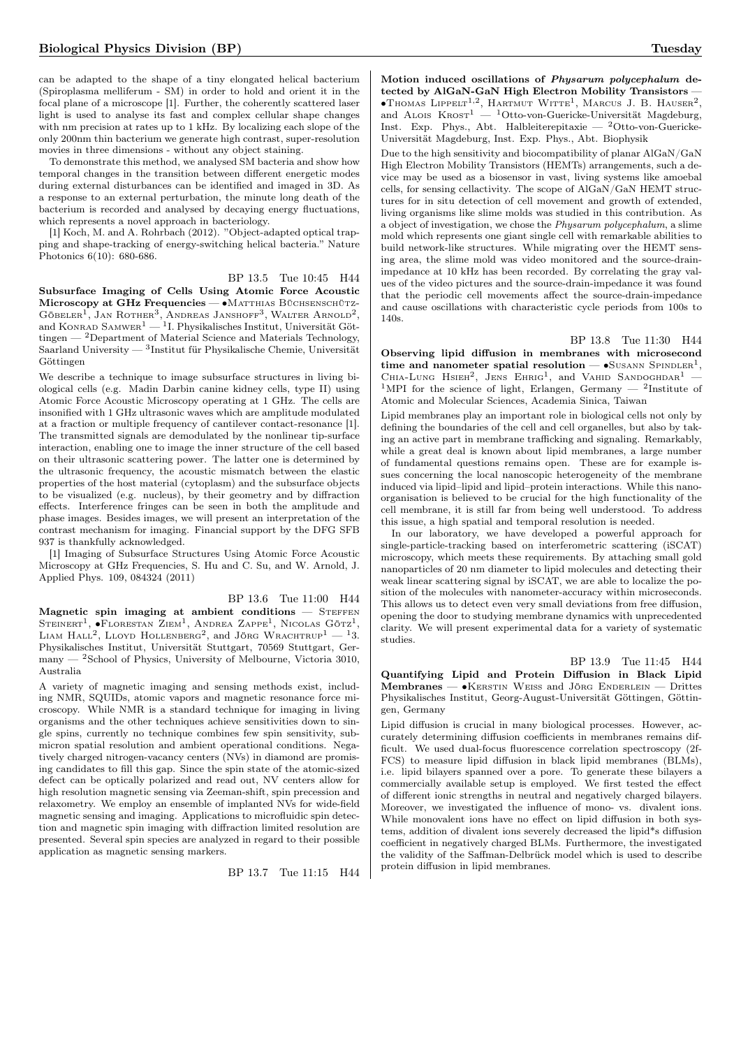can be adapted to the shape of a tiny elongated helical bacterium (Spiroplasma melliferum - SM) in order to hold and orient it in the focal plane of a microscope [1]. Further, the coherently scattered laser light is used to analyse its fast and complex cellular shape changes with nm precision at rates up to 1 kHz. By localizing each slope of the only 200nm thin bacterium we generate high contrast, super-resolution movies in three dimensions - without any object staining.

To demonstrate this method, we analysed SM bacteria and show how temporal changes in the transition between different energetic modes during external disturbances can be identified and imaged in 3D. As a response to an external perturbation, the minute long death of the bacterium is recorded and analysed by decaying energy fluctuations, which represents a novel approach in bacteriology.

[1] Koch, M. and A. Rohrbach (2012). "Object-adapted optical trapping and shape-tracking of energy-switching helical bacteria." Nature Photonics 6(10): 680-686.

BP 13.5 Tue 10:45 H44

**Subsurface Imaging of Cells Using Atomic Force Acoustic Microscopy at GHz Frequencies** — •Matthias Büchsenschütz-Göbeler[1], Jan Rother[3], Andreas Janshoff[3], Walter Arnold[2], and Konrad Samwer[1] — [1]I. Physikalisches Institut, Universität Göttingen — [2]Department of Material Science and Materials Technology, Saarland University — [3]Institut für Physikalische Chemie, Universität Göttingen

We describe a technique to image subsurface structures in living biological cells (e.g. Madin Darbin canine kidney cells, type II) using Atomic Force Acoustic Microscopy operating at 1 GHz. The cells are insonified with 1 GHz ultrasonic waves which are amplitude modulated at a fraction or multiple frequency of cantilever contact-resonance [1]. The transmitted signals are demodulated by the nonlinear tip-surface interaction, enabling one to image the inner structure of the cell based on their ultrasonic scattering power. The latter one is determined by the ultrasonic frequency, the acoustic mismatch between the elastic properties of the host material (cytoplasm) and the subsurface objects to be visualized (e.g. nucleus), by their geometry and by diffraction effects. Interference fringes can be seen in both the amplitude and phase images. Besides images, we will present an interpretation of the contrast mechanism for imaging. Financial support by the DFG SFB 937 is thankfully acknowledged.

[1] Imaging of Subsurface Structures Using Atomic Force Acoustic Microscopy at GHz Frequencies, S. Hu and C. Su, and W. Arnold, J. Applied Phys. 109, 084324 (2011)

BP 13.6 Tue 11:00 H44

**Magnetic spin imaging at ambient conditions** — Steffen Steinert[1], •Florestan Ziem[1], Andrea Zappe[1], Nicolas Götz[1], Liam Hall[2], Lloyd Hollenberg[2], and Jörg Wrachtrup[1] — [1]3. Physikalisches Institut, Universität Stuttgart, 70569 Stuttgart, Germany — [2]School of Physics, University of Melbourne, Victoria 3010, Australia

A variety of magnetic imaging and sensing methods exist, including NMR, SQUIDs, atomic vapors and magnetic resonance force microscopy. While NMR is a standard technique for imaging in living organisms and the other techniques achieve sensitivities down to single spins, currently no technique combines few spin sensitivity, submicron spatial resolution and ambient operational conditions. Negatively charged nitrogen-vacancy centers (NVs) in diamond are promising candidates to fill this gap. Since the spin state of the atomic-sized defect can be optically polarized and read out, NV centers allow for high resolution magnetic sensing via Zeeman-shift, spin precession and relaxometry. We employ an ensemble of implanted NVs for wide-field magnetic sensing and imaging. Applications to microfluidic spin detection and magnetic spin imaging with diffraction limited resolution are presented. Several spin species are analyzed in regard to their possible application as magnetic sensing markers.

BP 13.7 Tue 11:15 H44

**Motion induced oscillations of *Physarum polycephalum* detected by AlGaN-GaN High Electron Mobility Transistors** — •Thomas Lippelt[1,2], Hartmut Witte[1], Marcus J. B. Hauser[2], and Alois Krost[1] — [1]Otto-von-Guericke-Universität Magdeburg, Inst. Exp. Phys., Abt. Halbleiterepitaxie — [2]Otto-von-Guericke-Universität Magdeburg, Inst. Exp. Phys., Abt. Biophysik

Due to the high sensitivity and biocompatibility of planar AlGaN/GaN High Electron Mobility Transistors (HEMTs) arrangements, such a device may be used as a biosensor in vast, living systems like amoebal cells, for sensing cellactivity. The scope of AlGaN/GaN HEMT structures for in situ detection of cell movement and growth of extended, living organisms like slime molds was studied in this contribution. As a object of investigation, we chose the *Physarum polycephalum*, a slime mold which represents one giant single cell with remarkable abilities to build network-like structures. While migrating over the HEMT sensing area, the slime mold was video monitored and the source-drain-impedance at 10 kHz has been recorded. By correlating the gray values of the video pictures and the source-drain-impedance it was found that the periodic cell movements affect the source-drain-impedance and cause oscillations with characteristic cycle periods from 100s to 140s.

BP 13.8 Tue 11:30 H44

**Observing lipid diffusion in membranes with microsecond time and nanometer spatial resolution** — •Susann Spindler[1], Chia-Lung Hsieh[2], Jens Ehrig[1], and Vahid Sandoghdar[1] — [1]MPI for the science of light, Erlangen, Germany — [2]Institute of Atomic and Molecular Sciences, Academia Sinica, Taiwan

Lipid membranes play an important role in biological cells not only by defining the boundaries of the cell and cell organelles, but also by taking an active part in membrane trafficking and signaling. Remarkably, while a great deal is known about lipid membranes, a large number of fundamental questions remains open. These are for example issues concerning the local nanoscopic heterogeneity of the membrane induced via lipid–lipid and lipid–protein interactions. While this nano-organisation is believed to be crucial for the high functionality of the cell membrane, it is still far from being well understood. To address this issue, a high spatial and temporal resolution is needed.

In our laboratory, we have developed a powerful approach for single-particle-tracking based on interferometric scattering (iSCAT) microscopy, which meets these requirements. By attaching small gold nanoparticles of 20 nm diameter to lipid molecules and detecting their weak linear scattering signal by iSCAT, we are able to localize the position of the molecules with nanometer-accuracy within microseconds. This allows us to detect even very small deviations from free diffusion, opening the door to studying membrane dynamics with unprecedented clarity. We will present experimental data for a variety of systematic studies.

BP 13.9 Tue 11:45 H44

**Quantifying Lipid and Protein Diffusion in Black Lipid Membranes** — •Kerstin Weiss and Jörg Enderlein — Drittes Physikalisches Institut, Georg-August-Universität Göttingen, Göttingen, Germany

Lipid diffusion is crucial in many biological processes. However, accurately determining diffusion coefficients in membranes remains difficult. We used dual-focus fluorescence correlation spectroscopy (2f-FCS) to measure lipid diffusion in black lipid membranes (BLMs), i.e. lipid bilayers spanned over a pore. To generate these bilayers a commercially available setup is employed. We first tested the effect of different ionic strengths in neutral and negatively charged bilayers. Moreover, we investigated the influence of mono- vs. divalent ions. While monovalent ions have no effect on lipid diffusion in both systems, addition of divalent ions severely decreased the lipid*s diffusion coefficient in negatively charged BLMs. Furthermore, the investigated the validity of the Saffman-Delbrück model which is used to describe protein diffusion in lipid membranes.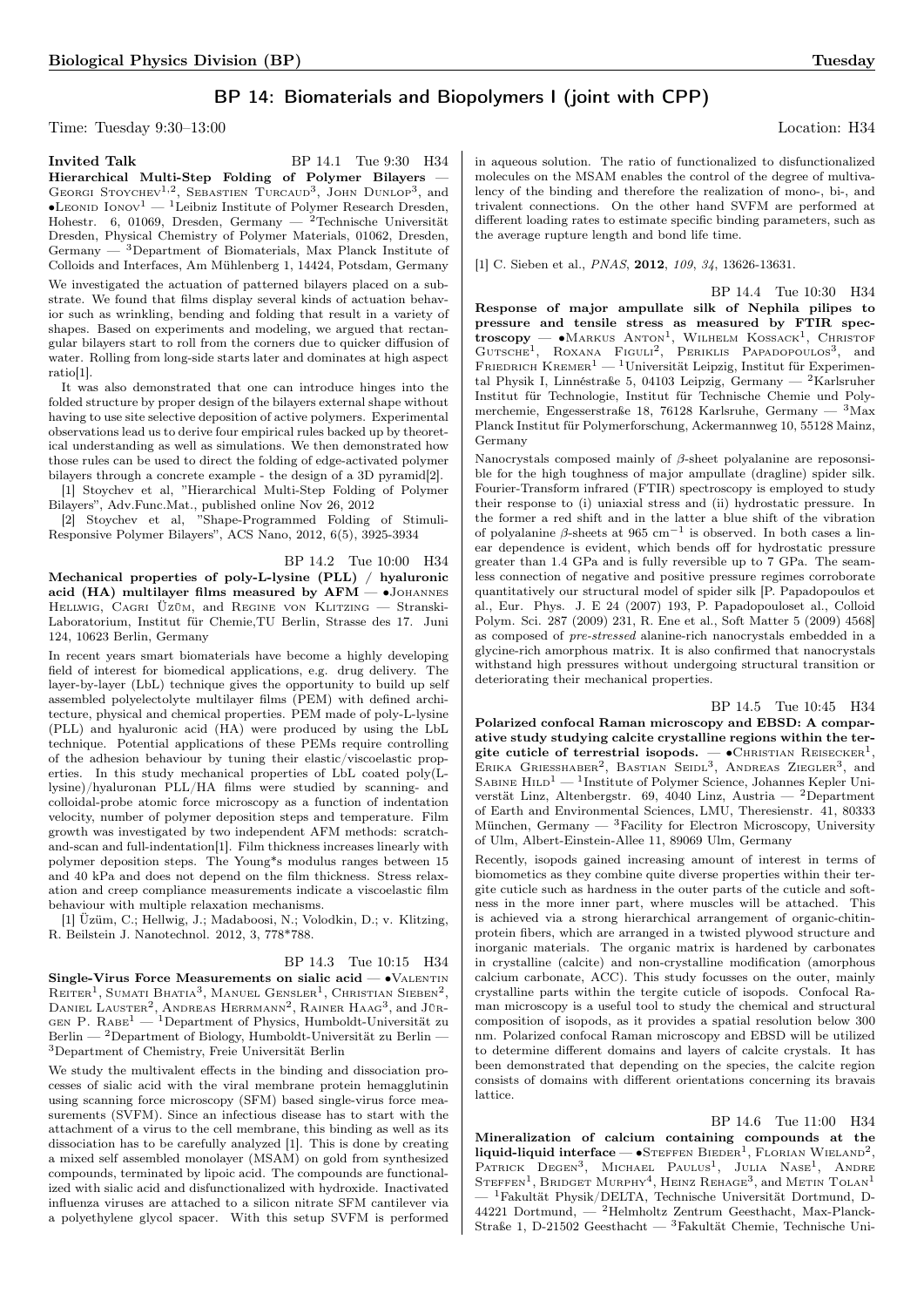## BP 14: Biomaterials and Biopolymers I (joint with CPP)

Time: Tuesday 9:30–13:00 Location: H34

**Invited Talk** BP 14.1 Tue 9:30 H34

**Hierarchical Multi-Step Folding of Polymer Bilayers** — Georgi Stoychev[1,2], Sebastien Turcaud[3], John Dunlop[3], and •Leonid Ionov[1] — [1]Leibniz Institute of Polymer Research Dresden, Hohestr. 6, 01069, Dresden, Germany — [2]Technische Universität Dresden, Physical Chemistry of Polymer Materials, 01062, Dresden, Germany — [3]Department of Biomaterials, Max Planck Institute of Colloids and Interfaces, Am Mühlenberg 1, 14424, Potsdam, Germany

We investigated the actuation of patterned bilayers placed on a substrate. We found that films display several kinds of actuation behavior such as wrinkling, bending and folding that result in a variety of shapes. Based on experiments and modeling, we argued that rectangular bilayers start to roll from the corners due to quicker diffusion of water. Rolling from long-side starts later and dominates at high aspect ratio[1].

It was also demonstrated that one can introduce hinges into the folded structure by proper design of the bilayers external shape without having to use site selective deposition of active polymers. Experimental observations lead us to derive four empirical rules backed up by theoretical understanding as well as simulations. We then demonstrated how those rules can be used to direct the folding of edge-activated polymer bilayers through a concrete example - the design of a 3D pyramid[2].

[1] Stoychev et al, "Hierarchical Multi-Step Folding of Polymer Bilayers", Adv.Func.Mat., published online Nov 26, 2012

[2] Stoychev et al, "Shape-Programmed Folding of Stimuli-Responsive Polymer Bilayers", ACS Nano, 2012, 6(5), 3925-3934

BP 14.2 Tue 10:00 H34

**Mechanical properties of poly-L-lysine (PLL) / hyaluronic acid (HA) multilayer films measured by AFM** — •Johannes Hellwig, Cagri Üzüm, and Regine von Klitzing — Stranski-Laboratorium, Institut für Chemie,TU Berlin, Strasse des 17. Juni 124, 10623 Berlin, Germany

In recent years smart biomaterials have become a highly developing field of interest for biomedical applications, e.g. drug delivery. The layer-by-layer (LbL) technique gives the opportunity to build up self assembled polyelectolyte multilayer films (PEM) with defined architecture, physical and chemical properties. PEM made of poly-L-lysine (PLL) and hyaluronic acid (HA) were produced by using the LbL technique. Potential applications of these PEMs require controlling of the adhesion behaviour by tuning their elastic/viscoelastic properties. In this study mechanical properties of LbL coated poly(L-lysine)/hyaluronan PLL/HA films were studied by scanning- and colloidal-probe atomic force microscopy as a function of indentation velocity, number of polymer deposition steps and temperature. Film growth was investigated by two independent AFM methods: scratch-and-scan and full-indentation[1]. Film thickness increases linearly with polymer deposition steps. The Young*s modulus ranges between 15 and 40 kPa and does not depend on the film thickness. Stress relaxation and creep compliance measurements indicate a viscoelastic film behaviour with multiple relaxation mechanisms.

[1] Üzüm, C.; Hellwig, J.; Madaboosi, N.; Volodkin, D.; v. Klitzing, R. Beilstein J. Nanotechnol. 2012, 3, 778*788.

BP 14.3 Tue 10:15 H34

**Single-Virus Force Measurements on sialic acid** — •Valentin Reiter[1], Sumati Bhatia[3], Manuel Gensler[1], Christian Sieben[2], Daniel Lauster[2], Andreas Herrmann[2], Rainer Haag[3], and Jürgen P. Rabe[1] — [1]Department of Physics, Humboldt-Universität zu Berlin — [2]Department of Biology, Humboldt-Universität zu Berlin — [3]Department of Chemistry, Freie Universität Berlin

We study the multivalent effects in the binding and dissociation processes of sialic acid with the viral membrane protein hemagglutinin using scanning force microscopy (SFM) based single-virus force measurements (SVFM). Since an infectious disease has to start with the attachment of a virus to the cell membrane, this binding as well as its dissociation has to be carefully analyzed [1]. This is done by creating a mixed self assembled monolayer (MSAM) on gold from synthesized compounds, terminated by lipoic acid. The compounds are functionalized with sialic acid and disfunctionalized with hydroxide. Inactivated influenza viruses are attached to a silicon nitrate SFM cantilever via a polyethylene glycol spacer. With this setup SVFM is performed in aqueous solution. The ratio of functionalized to disfunctionalized molecules on the MSAM enables the control of the degree of multivalency of the binding and therefore the realization of mono-, bi-, and trivalent connections. On the other hand SVFM are performed at different loading rates to estimate specific binding parameters, such as the average rupture length and bond life time.

[1] C. Sieben et al., *PNAS*, **2012**, *109*, *34*, 13626-13631.

BP 14.4 Tue 10:30 H34

**Response of major ampullate silk of Nephila pilipes to pressure and tensile stress as measured by FTIR spectroscopy** — •Markus Anton[1], Wilhelm Kossack[1], Christof Gutsche[1], Roxana Figuli[2], Periklis Papadopoulos[3], and Friedrich Kremer[1] — [1]Universität Leipzig, Institut für Experimental Physik I, Linnéstraße 5, 04103 Leipzig, Germany — [2]Karlsruher Institut für Technologie, Institut für Technische Chemie und Polymerchemie, Engesserstraße 18, 76128 Karlsruhe, Germany — [3]Max Planck Institut für Polymerforschung, Ackermannweg 10, 55128 Mainz, Germany

Nanocrystals composed mainly of $\beta$-sheet polyalanine are reposonsible for the high toughness of major ampullate (dragline) spider silk. Fourier-Transform infrared (FTIR) spectroscopy is employed to study their response to (i) uniaxial stress and (ii) hydrostatic pressure. In the former a red shift and in the latter a blue shift of the vibration of polyalanine $\beta$-sheets at 965 $cm^{-1}$ is observed. In both cases a linear dependence is evident, which bends off for hydrostatic pressure greater than 1.4 GPa and is fully reversible up to 7 GPa. The seamless connection of negative and positive pressure regimes corroborate quantitatively our structural model of spider silk [P. Papadopoulos et al., Eur. Phys. J. E 24 (2007) 193, P. Papadopouloset al., Colloid Polym. Sci. 287 (2009) 231, R. Ene et al., Soft Matter 5 (2009) 4568] as composed of *pre-stressed* alanine-rich nanocrystals embedded in a glycine-rich amorphous matrix. It is also confirmed that nanocrystals withstand high pressures without undergoing structural transition or deteriorating their mechanical properties.

BP 14.5 Tue 10:45 H34

**Polarized confocal Raman microscopy and EBSD: A comparative study studying calcite crystalline regions within the tergite cuticle of terrestrial isopods.** — •Christian Reisecker[1], Erika Griesshaber[2], Bastian Seidl[3], Andreas Ziegler[3], and Sabine Hild[1] — [1]Institute of Polymer Science, Johannes Kepler Universtät Linz, Altenbergstr. 69, 4040 Linz, Austria — [2]Department of Earth and Environmental Sciences, LMU, Theresienstr. 41, 80333 München, Germany — [3]Facility for Electron Microscopy, University of Ulm, Albert-Einstein-Allee 11, 89069 Ulm, Germany

Recently, isopods gained increasing amount of interest in terms of biomometics as they combine quite diverse properties within their tergite cuticle such as hardness in the outer parts of the cuticle and softness in the more inner part, where muscles will be attached. This is achieved via a strong hierarchical arrangement of organic-chitin-protein fibers, which are arranged in a twisted plywood structure and inorganic materials. The organic matrix is hardened by carbonates in crystalline (calcite) and non-crystalline modification (amorphous calcium carbonate, ACC). This study focusses on the outer, mainly crystalline parts within the tergite cuticle of isopods. Confocal Raman microscopy is a useful tool to study the chemical and structural composition of isopods, as it provides a spatial resolution below 300 nm. Polarized confocal Raman microscopy and EBSD will be utilized to determine different domains and layers of calcite crystals. It has been demonstrated that depending on the species, the calcite region consists of domains with different orientations concerning its bravais lattice.

BP 14.6 Tue 11:00 H34

**Mineralization of calcium containing compounds at the liquid-liquid interface** — •Steffen Bieder[1], Florian Wieland[2], Patrick Degen[3], Michael Paulus[1], Julia Nase[1], Andre Steffen[1], Bridget Murphy[4], Heinz Rehage[3], and Metin Tolan[1] — [1]Fakultät Physik/DELTA, Technische Universität Dortmund, D-44221 Dortmund, — [2]Helmholtz Zentrum Geesthacht, Max-Planck-Straße 1, D-21502 Geesthacht — [3]Fakultät Chemie, Technische Uni-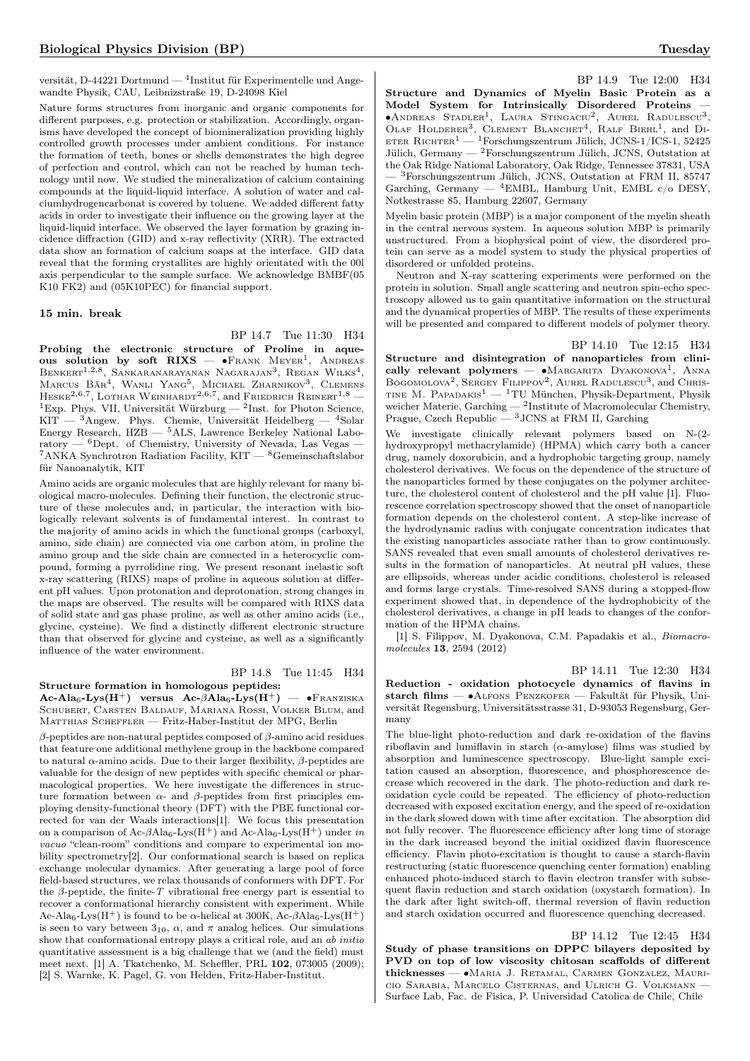versität, D-44221 Dortmund — [4]Institut für Experimentelle und Angewandte Physik, CAU, Leibnizstraße 19, D-24098 Kiel

Nature forms structures from inorganic and organic components for different purposes, e.g. protection or stabilization. Accordingly, organisms have developed the concept of biomineralization providing highly controlled growth processes under ambient conditions. For instance the formation of teeth, bones or shells demonstrates the high degree of perfection and control, which can not be reached by human technology until now. We studied the mineralization of calcium containing compounds at the liquid-liquid interface. A solution of water and calciumhydrogencarbonat is covered by toluene. We added different fatty acids in order to investigate their influence on the growing layer at the liquid-liquid interface. We observed the layer formation by grazing incidence diffraction (GID) and x-ray reflectivity (XRR). The extracted data show an formation of calcium soaps at the interface. GID data reveal that the forming crystallites are highly orientated with the 00l axis perpendicular to the sample surface. We acknowledge BMBF(05 K10 FK2) and (05K10PEC) for financial support.

**15 min. break**

BP 14.7 Tue 11:30 H34

**Probing the electronic structure of Proline in aqueous solution by soft RIXS** — •Frank Meyer[1], Andreas Benkert[1,2,8], Sankaranarayanan Nagarajan[3], Regan Wilks[4], Marcus Bär[4], Wanli Yang[5], Michael Zharnikov[3], Clemens Heske[2,6,7], Lothar Weinhardt[2,6,7], and Friedrich Reinert[1,8] — [1]Exp. Phys. VII, Universität Würzburg — [2]Inst. for Photon Science, KIT — [3]Angew. Phys. Chemie, Universität Heidelberg — [4]Solar Energy Research, HZB — [5]ALS, Lawrence Berkeley National Laboratory — [6]Dept. of Chemistry, University of Nevada, Las Vegas — [7]ANKA Synchrotron Radiation Facility, KIT — [8]Gemeinschaftslabor für Nanoanalytik, KIT

Amino acids are organic molecules that are highly relevant for many biological macro-molecules. Defining their function, the electronic structure of these molecules and, in particular, the interaction with biologically relevant solvents is of fundamental interest. In contrast to the majority of amino acids in which the functional groups (carboxyl, amino, side chain) are connected via one carbon atom, in proline the amino group and the side chain are connected in a heterocyclic compound, forming a pyrrolidine ring. We present resonant inelastic soft x-ray scattering (RIXS) maps of proline in aqueous solution at different pH values. Upon protonation and deprotonation, strong changes in the maps are observed. The results will be compared with RIXS data of solid state and gas phase proline, as well as other amino acids (i.e., glycine, cysteine). We find a distinctly different electronic structure than that observed for glycine and cysteine, as well as a significantly influence of the water environment.

BP 14.8 Tue 11:45 H34

**Structure formation in homologous peptides: Ac-Ala$_6$-Lys(H$^+$) versus Ac-$\beta$Ala$_6$-Lys(H$^+$)** — •Franziska Schubert, Carsten Baldauf, Mariana Rossi, Volker Blum, and Matthias Scheffler — Fritz-Haber-Institut der MPG, Berlin

$\beta$-peptides are non-natural peptides composed of $\beta$-amino acid residues that feature one additional methylene group in the backbone compared to natural $\alpha$-amino acids. Due to their larger flexibility, $\beta$-peptides are valuable for the design of new peptides with specific chemical or pharmacological properties. We here investigate the differences in structure formation between $\alpha$- and $\beta$-peptides from first principles employing density-functional theory (DFT) with the PBE functional corrected for van der Waals interactions[1]. We focus this presentation on a comparison of Ac-$\beta$Ala$_6$-Lys(H$^+$) and Ac-Ala$_6$-Lys(H$^+$) under *in vacuo* "clean-room" conditions and compare to experimental ion mobility spectrometry[2]. Our conformational search is based on replica exchange molecular dynamics. After generating a large pool of force field-based structures, we relax thousands of conformers with DFT. For the $\beta$-peptide, the finite-$T$ vibrational free energy part is essential to recover a conformational hierarchy consistent with experiment. While Ac-Ala$_6$-Lys(H$^+$) is found to be $\alpha$-helical at 300K, Ac-$\beta$Ala$_6$-Lys(H$^+$) is seen to vary between $3_{10}$, $\alpha$, and $\pi$ analog helices. Our simulations show that conformational entropy plays a critical role, and an *ab initio* quantitative assessment is a big challenge that we (and the field) must meet next. [1] A. Tkatchenko, M. Scheffler, PRL **102**, 073005 (2009); [2] S. Warnke, K. Pagel, G. von Helden, Fritz-Haber-Institut.

BP 14.9 Tue 12:00 H34

**Structure and Dynamics of Myelin Basic Protein as a Model System for Intrinsically Disordered Proteins** — •Andreas Stadler[1], Laura Stingaciu[2], Aurel Radulescu[3], Olaf Holderer[3], Clement Blanchet[4], Ralf Biehl[1], and Dieter Richter[1] — [1]Forschungszentrum Jülich, JCNS-1/ICS-1, 52425 Jülich, Germany — [2]Forschungszentrum Jülich, JCNS, Outstation at the Oak Ridge National Laboratory, Oak Ridge, Tennessee 37831, USA — [3]Forschungszentrum Jülich, JCNS, Outstation at FRM II, 85747 Garching, Germany — [4]EMBL, Hamburg Unit, EMBL c/o DESY, Notkestrasse 85, Hamburg 22607, Germany

Myelin basic protein (MBP) is a major component of the myelin sheath in the central nervous system. In aqueous solution MBP is primarily unstructured. From a biophysical point of view, the disordered protein can serve as a model system to study the physical properties of disordered or unfolded proteins.

Neutron and X-ray scattering experiments were performed on the protein in solution. Small angle scattering and neutron spin-echo spectroscopy allowed us to gain quantitative information on the structural and the dynamical properties of MBP. The results of these experiments will be presented and compared to different models of polymer theory.

BP 14.10 Tue 12:15 H34

**Structure and disintegration of nanoparticles from clinically relevant polymers** — •Margarita Dyakonova[1], Anna Bogomolova[2], Sergey Filippov[2], Aurel Radulescu[3], and Christine M. Papadakis[1] — [1]TU München, Physik-Department, Physik weicher Materie, Garching — [2]Institute of Macromolecular Chemistry, Prague, Czech Republic — [3]JCNS at FRM II, Garching

We investigate clinically relevant polymers based on N-(2-hydroxypropyl methacrylamide) (HPMA) which carry both a cancer drug, namely doxorubicin, and a hydrophobic targeting group, namely cholesterol derivatives. We focus on the dependence of the structure of the nanoparticles formed by these conjugates on the polymer architecture, the cholesterol content of cholesterol and the pH value [1]. Fluorescence correlation spectroscopy showed that the onset of nanoparticle formation depends on the cholesterol content. A step-like increase of the hydrodynamic radius with conjugate concentration indicates that the existing nanoparticles associate rather than to grow continuously. SANS revealed that even small amounts of cholesterol derivatives results in the formation of nanoparticles. At neutral pH values, these are ellipsoids, whereas under acidic conditions, cholesterol is released and forms large crystals. Time-resolved SANS during a stopped-flow experiment showed that, in dependence of the hydrophobicity of the cholesterol derivatives, a change in pH leads to changes of the conformation of the HPMA chains.

[1] S. Filippov, M. Dyakonova, C.M. Papadakis et al., *Biomacromolecules* **13**, 2594 (2012)

BP 14.11 Tue 12:30 H34

**Reduction - oxidation photocycle dynamics of flavins in starch films** — •Alfons Penzkofer — Fakultät für Physik, Universität Regensburg, Universitätsstrasse 31, D-93053 Regensburg, Germany

The blue-light photo-reduction and dark re-oxidation of the flavins riboflavin and lumiflavin in starch ($\alpha$-amylose) films was studied by absorption and luminescence spectroscopy. Blue-light sample excitation caused an absorption, fluorescence, and phosphorescence decrease which recovered in the dark. The photo-reduction and dark re-oxidation cycle could be repeated. The efficiency of photo-reduction decreased with exposed excitation energy, and the speed of re-oxidation in the dark slowed down with time after excitation. The absorption did not fully recover. The fluorescence efficiency after long time of storage in the dark increased beyond the initial oxidized flavin fluorescence efficiency. Flavin photo-excitation is thought to cause a starch-flavin restructuring (static fluorescence quenching center formation) enabling enhanced photo-induced starch to flavin electron transfer with subsequent flavin reduction and starch oxidation (oxystarch formation). In the dark after light switch-off, thermal reversion of flavin reduction and starch oxidation occurred and fluorescence quenching decreased.

BP 14.12 Tue 12:45 H34

**Study of phase transitions on DPPC bilayers deposited by PVD on top of low viscosity chitosan scaffolds of different thicknesses** — •Maria J. Retamal, Carmen Gonzalez, Mauricio Sarabia, Marcelo Cisternas, and Ulrich G. Volkmann — Surface Lab, Fac. de Fisica, P. Universidad Catolica de Chile, Chile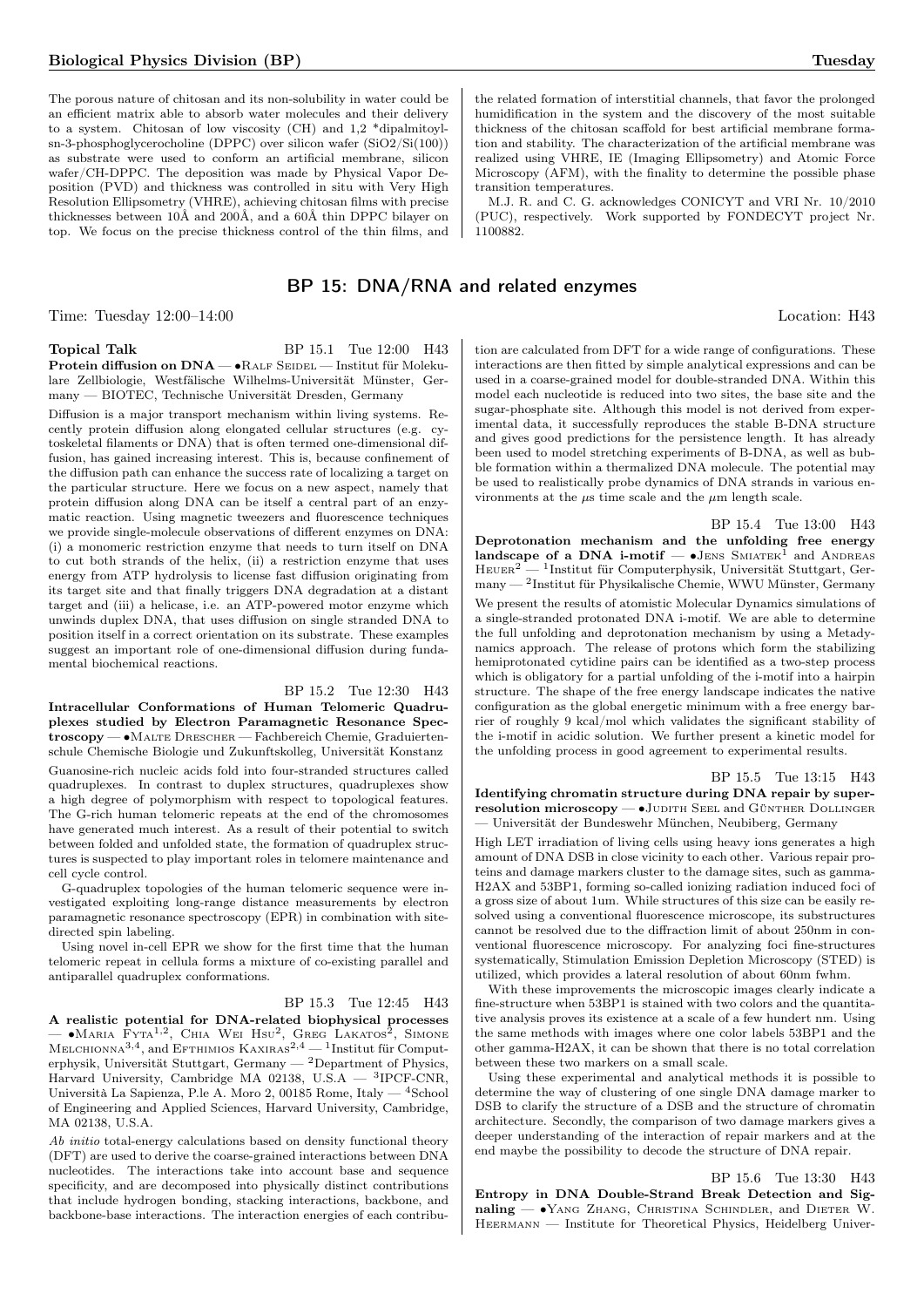The porous nature of chitosan and its non-solubility in water could be an efficient matrix able to absorb water molecules and their delivery to a system. Chitosan of low viscosity (CH) and 1,2 *dipalmitoyl-sn-3-phosphoglycerocholine (DPPC) over silicon wafer ($SiO_2/Si(100)$) as substrate were used to conform an artificial membrane, silicon wafer/CH-DPPC. The deposition was made by Physical Vapor Deposition (PVD) and thickness was controlled in situ with Very High Resolution Ellipsometry (VHRE), achieving chitosan films with precise thicknesses between 10Å and 200Å, and a 60Å thin DPPC bilayer on top. We focus on the precise thickness control of the thin films, and the related formation of interstitial channels, that favor the prolonged humidification in the system and the discovery of the most suitable thickness of the chitosan scaffold for best artificial membrane formation and stability. The characterization of the artificial membrane was realized using VHRE, IE (Imaging Ellipsometry) and Atomic Force Microscopy (AFM), with the finality to determine the possible phase transition temperatures.

M.J. R. and C. G. acknowledges CONICYT and VRI Nr. 10/2010 (PUC), respectively. Work supported by FONDECYT project Nr. 1100882.

## BP 15: DNA/RNA and related enzymes

Time: Tuesday 12:00–14:00 Location: H43

**Topical Talk** BP 15.1 Tue 12:00 H43

**Protein diffusion on DNA** — •Ralf Seidel — Institut für Molekulare Zellbiologie, Westfälische Wilhelms-Universität Münster, Germany — BIOTEC, Technische Universität Dresden, Germany

Diffusion is a major transport mechanism within living systems. Recently protein diffusion along elongated cellular structures (e.g. cytoskeletal filaments or DNA) that is often termed one-dimensional diffusion, has gained increasing interest. This is, because confinement of the diffusion path can enhance the success rate of localizing a target on the particular structure. Here we focus on a new aspect, namely that protein diffusion along DNA can be itself a central part of an enzymatic reaction. Using magnetic tweezers and fluorescence techniques we provide single-molecule observations of different enzymes on DNA: (i) a monomeric restriction enzyme that needs to turn itself on DNA to cut both strands of the helix, (ii) a restriction enzyme that uses energy from ATP hydrolysis to license fast diffusion originating from its target site and that finally triggers DNA degradation at a distant target and (iii) a helicase, i.e. an ATP-powered motor enzyme which unwinds duplex DNA, that uses diffusion on single stranded DNA to position itself in a correct orientation on its substrate. These examples suggest an important role of one-dimensional diffusion during fundamental biochemical reactions.

BP 15.2 Tue 12:30 H43

**Intracellular Conformations of Human Telomeric Quadruplexes studied by Electron Paramagnetic Resonance Spectroscopy** — •Malte Drescher — Fachbereich Chemie, Graduiertenschule Chemische Biologie und Zukunftskolleg, Universität Konstanz

Guanosine-rich nucleic acids fold into four-stranded structures called quadruplexes. In contrast to duplex structures, quadruplexes show a high degree of polymorphism with respect to topological features. The G-rich human telomeric repeats at the end of the chromosomes have generated much interest. As a result of their potential to switch between folded and unfolded state, the formation of quadruplex structures is suspected to play important roles in telomere maintenance and cell cycle control.

G-quadruplex topologies of the human telomeric sequence were investigated exploiting long-range distance measurements by electron paramagnetic resonance spectroscopy (EPR) in combination with site-directed spin labeling.

Using novel in-cell EPR we show for the first time that the human telomeric repeat in cellula forms a mixture of co-existing parallel and antiparallel quadruplex conformations.

BP 15.3 Tue 12:45 H43

**A realistic potential for DNA-related biophysical processes** — •Maria Fyta[1,2], Chia Wei Hsu[2], Greg Lakatos[2], Simone Melchionna[3,4], and Efthimios Kaxiras[2,4] — [1]Institut für Computerphysik, Universität Stuttgart, Germany — [2]Department of Physics, Harvard University, Cambridge MA 02138, U.S.A — [3]IPCF-CNR, Università La Sapienza, P.le A. Moro 2, 00185 Rome, Italy — [4]School of Engineering and Applied Sciences, Harvard University, Cambridge, MA 02138, U.S.A.

*Ab initio* total-energy calculations based on density functional theory (DFT) are used to derive the coarse-grained interactions between DNA nucleotides. The interactions take into account base and sequence specificity, and are decomposed into physically distinct contributions that include hydrogen bonding, stacking interactions, backbone, and backbone-base interactions. The interaction energies of each contribution are calculated from DFT for a wide range of configurations. These interactions are then fitted by simple analytical expressions and can be used in a coarse-grained model for double-stranded DNA. Within this model each nucleotide is reduced into two sites, the base site and the sugar-phosphate site. Although this model is not derived from experimental data, it successfully reproduces the stable B-DNA structure and gives good predictions for the persistence length. It has already been used to model stretching experiments of B-DNA, as well as bubble formation within a thermalized DNA molecule. The potential may be used to realistically probe dynamics of DNA strands in various environments at the $\mu$s time scale and the $\mu$m length scale.

BP 15.4 Tue 13:00 H43

**Deprotonation mechanism and the unfolding free energy landscape of a DNA i-motif** — •Jens Smiatek[1] and Andreas Heuer[2] — [1]Institut für Computerphysik, Universität Stuttgart, Germany — [2]Institut für Physikalische Chemie, WWU Münster, Germany

We present the results of atomistic Molecular Dynamics simulations of a single-stranded protonated DNA i-motif. We are able to determine the full unfolding and deprotonation mechanism by using a Metadynamics approach. The release of protons which form the stabilizing hemiprotonated cytidine pairs can be identified as a two-step process which is obligatory for a partial unfolding of the i-motif into a hairpin structure. The shape of the free energy landscape indicates the native configuration as the global energetic minimum with a free energy barrier of roughly 9 kcal/mol which validates the significant stability of the i-motif in acidic solution. We further present a kinetic model for the unfolding process in good agreement to experimental results.

BP 15.5 Tue 13:15 H43

**Identifying chromatin structure during DNA repair by super-resolution microscopy** — •Judith Seel and Günther Dollinger — Universität der Bundeswehr München, Neubiberg, Germany

High LET irradiation of living cells using heavy ions generates a high amount of DNA DSB in close vicinity to each other. Various repair proteins and damage markers cluster to the damage sites, such as gamma-H2AX and 53BP1, forming so-called ionizing radiation induced foci of a gross size of about 1um. While structures of this size can be easily resolved using a conventional fluorescence microscope, its substructures cannot be resolved due to the diffraction limit of about 250nm in conventional fluorescence microscopy. For analyzing foci fine-structures systematically, Stimulation Emission Depletion Microscopy (STED) is utilized, which provides a lateral resolution of about 60nm fwhm.

With these improvements the microscopic images clearly indicate a fine-structure when 53BP1 is stained with two colors and the quantitative analysis proves its existence at a scale of a few hundert nm. Using the same methods with images where one color labels 53BP1 and the other gamma-H2AX, it can be shown that there is no total correlation between these two markers on a small scale.

Using these experimental and analytical methods it is possible to determine the way of clustering of one single DNA damage marker to DSB to clarify the structure of a DSB and the structure of chromatin architecture. Secondly, the comparison of two damage markers gives a deeper understanding of the interaction of repair markers and at the end maybe the possibility to decode the structure of DNA repair.

BP 15.6 Tue 13:30 H43

**Entropy in DNA Double-Strand Break Detection and Signaling** — •Yang Zhang, Christina Schindler, and Dieter W. Heermann — Institute for Theoretical Physics, Heidelberg Univer-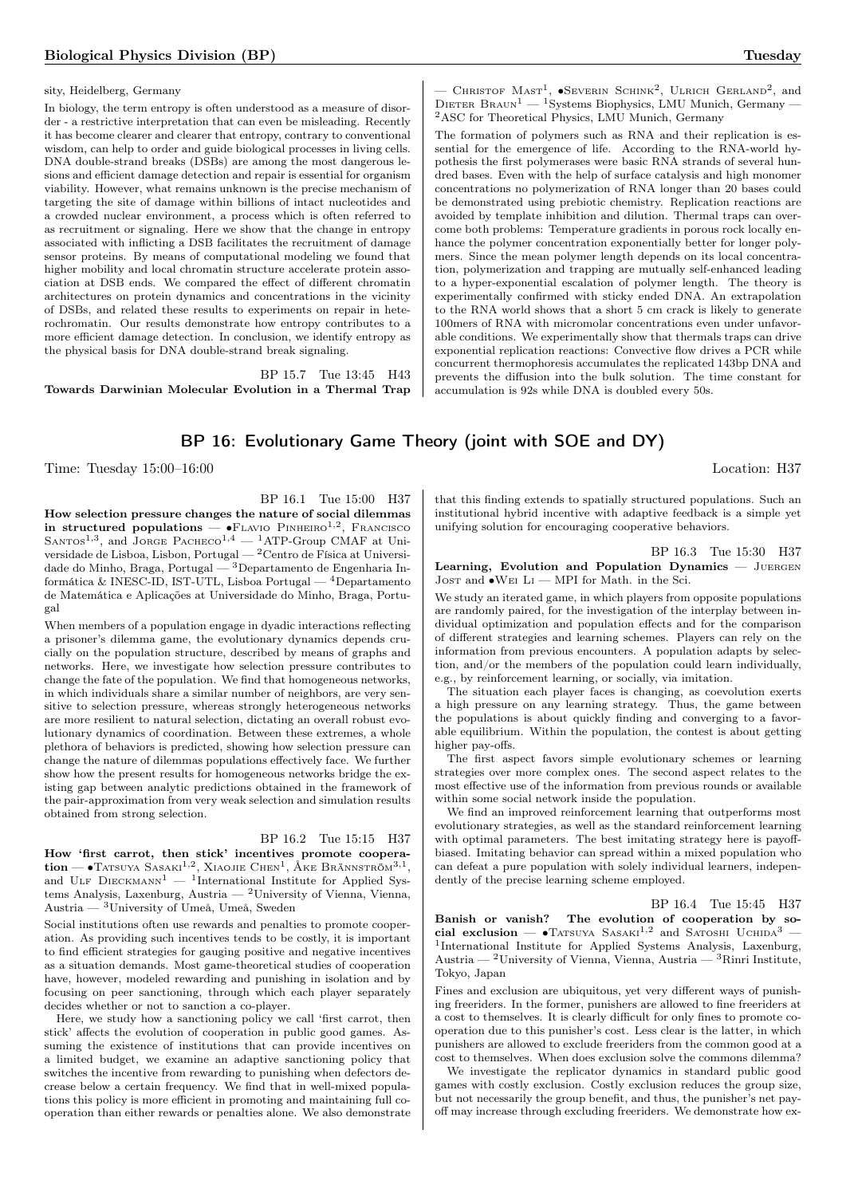sity, Heidelberg, Germany

In biology, the term entropy is often understood as a measure of disorder - a restrictive interpretation that can even be misleading. Recently it has become clearer and clearer that entropy, contrary to conventional wisdom, can help to order and guide biological processes in living cells. DNA double-strand breaks (DSBs) are among the most dangerous lesions and efficient damage detection and repair is essential for organism viability. However, what remains unknown is the precise mechanism of targeting the site of damage within billions of intact nucleotides and a crowded nuclear environment, a process which is often referred to as recruitment or signaling. Here we show that the change in entropy associated with inflicting a DSB facilitates the recruitment of damage sensor proteins. By means of computational modeling we found that higher mobility and local chromatin structure accelerate protein association at DSB ends. We compared the effect of different chromatin architectures on protein dynamics and concentrations in the vicinity of DSBs, and related these results to experiments on repair in heterochromatin. Our results demonstrate how entropy contributes to a more efficient damage detection. In conclusion, we identify entropy as the physical basis for DNA double-strand break signaling.

BP 15.7 Tue 13:45 H43

**Towards Darwinian Molecular Evolution in a Thermal Trap** — Christof Mast[1], •Severin Schink[2], Ulrich Gerland[2], and Dieter Braun[1] — [1]Systems Biophysics, LMU Munich, Germany — [2]ASC for Theoretical Physics, LMU Munich, Germany

The formation of polymers such as RNA and their replication is essential for the emergence of life. According to the RNA-world hypothesis the first polymerases were basic RNA strands of several hundred bases. Even with the help of surface catalysis and high monomer concentrations no polymerization of RNA longer than 20 bases could be demonstrated using prebiotic chemistry. Replication reactions are avoided by template inhibition and dilution. Thermal traps can overcome both problems: Temperature gradients in porous rock locally enhance the polymer concentration exponentially better for longer polymers. Since the mean polymer length depends on its local concentration, polymerization and trapping are mutually self-enhanced leading to a hyper-exponential escalation of polymer length. The theory is experimentally confirmed with sticky ended DNA. An extrapolation to the RNA world shows that a short 5 cm crack is likely to generate 100mers of RNA with micromolar concentrations even under unfavorable conditions. We experimentally show that thermals traps can drive exponential replication reactions: Convective flow drives a PCR while concurrent thermophoresis accumulates the replicated 143bp DNA and prevents the diffusion into the bulk solution. The time constant for accumulation is 92s while DNA is doubled every 50s.

## BP 16: Evolutionary Game Theory (joint with SOE and DY)

Time: Tuesday 15:00–16:00 Location: H37

BP 16.1 Tue 15:00 H37

**How selection pressure changes the nature of social dilemmas in structured populations** — •Flavio Pinheiro[1,2], Francisco Santos[1,3], and Jorge Pacheco[1,4] — [1]ATP-Group CMAF at Universidade de Lisboa, Lisbon, Portugal — [2]Centro de Física at Universidade do Minho, Braga, Portugal — [3]Departamento de Engenharia Informática & INESC-ID, IST-UTL, Lisboa Portugal — [4]Departamento de Matemática e Aplicações at Universidade do Minho, Braga, Portugal

When members of a population engage in dyadic interactions reflecting a prisoner's dilemma game, the evolutionary dynamics depends crucially on the population structure, described by means of graphs and networks. Here, we investigate how selection pressure contributes to change the fate of the population. We find that homogeneous networks, in which individuals share a similar number of neighbors, are very sensitive to selection pressure, whereas strongly heterogeneous networks are more resilient to natural selection, dictating an overall robust evolutionary dynamics of coordination. Between these extremes, a whole plethora of behaviors is predicted, showing how selection pressure can change the nature of dilemmas populations effectively face. We further show how the present results for homogeneous networks bridge the existing gap between analytic predictions obtained in the framework of the pair-approximation from very weak selection and simulation results obtained from strong selection.

BP 16.2 Tue 15:15 H37

**How 'first carrot, then stick' incentives promote cooperation** — •Tatsuya Sasaki[1,2], Xiaojie Chen[1], Åke Brännström[3,1], and Ulf Dieckmann[1] — [1]International Institute for Applied Systems Analysis, Laxenburg, Austria — [2]University of Vienna, Vienna, Austria — [3]University of Umeå, Umeå, Sweden

Social institutions often use rewards and penalties to promote cooperation. As providing such incentives tends to be costly, it is important to find efficient strategies for gauging positive and negative incentives as a situation demands. Most game-theoretical studies of cooperation have, however, modeled rewarding and punishing in isolation and by focusing on peer sanctioning, through which each player separately decides whether or not to sanction a co-player.

Here, we study how a sanctioning policy we call 'first carrot, then stick' affects the evolution of cooperation in public good games. Assuming the existence of institutions that can provide incentives on a limited budget, we examine an adaptive sanctioning policy that switches the incentive from rewarding to punishing when defectors decrease below a certain frequency. We find that in well-mixed populations this policy is more efficient in promoting and maintaining full cooperation than either rewards or penalties alone. We also demonstrate that this finding extends to spatially structured populations. Such an institutional hybrid incentive with adaptive feedback is a simple yet unifying solution for encouraging cooperative behaviors.

BP 16.3 Tue 15:30 H37

**Learning, Evolution and Population Dynamics** — Juergen Jost and •Wei Li — MPI for Math. in the Sci.

We study an iterated game, in which players from opposite populations are randomly paired, for the investigation of the interplay between individual optimization and population effects and for the comparison of different strategies and learning schemes. Players can rely on the information from previous encounters. A population adapts by selection, and/or the members of the population could learn individually, e.g., by reinforcement learning, or socially, via imitation.

The situation each player faces is changing, as coevolution exerts a high pressure on any learning strategy. Thus, the game between the populations is about quickly finding and converging to a favorable equilibrium. Within the population, the contest is about getting higher pay-offs.

The first aspect favors simple evolutionary schemes or learning strategies over more complex ones. The second aspect relates to the most effective use of the information from previous rounds or available within some social network inside the population.

We find an improved reinforcement learning that outperforms most evolutionary strategies, as well as the standard reinforcement learning with optimal parameters. The best imitating strategy here is payoff-biased. Imitating behavior can spread within a mixed population who can defeat a pure population with solely individual learners, independently of the precise learning scheme employed.

BP 16.4 Tue 15:45 H37

**Banish or vanish? The evolution of cooperation by social exclusion** — •Tatsuya Sasaki[1,2] and Satoshi Uchida[3] — [1]International Institute for Applied Systems Analysis, Laxenburg, Austria — [2]University of Vienna, Vienna, Austria — [3]Rinri Institute, Tokyo, Japan

Fines and exclusion are ubiquitous, yet very different ways of punishing freeriders. In the former, punishers are allowed to fine freeriders at a cost to themselves. It is clearly difficult for only fines to promote cooperation due to this punisher's cost. Less clear is the latter, in which punishers are allowed to exclude freeriders from the common good at a cost to themselves. When does exclusion solve the commons dilemma?

We investigate the replicator dynamics in standard public good games with costly exclusion. Costly exclusion reduces the group size, but not necessarily the group benefit, and thus, the punisher's net payoff may increase through excluding freeriders. We demonstrate how ex-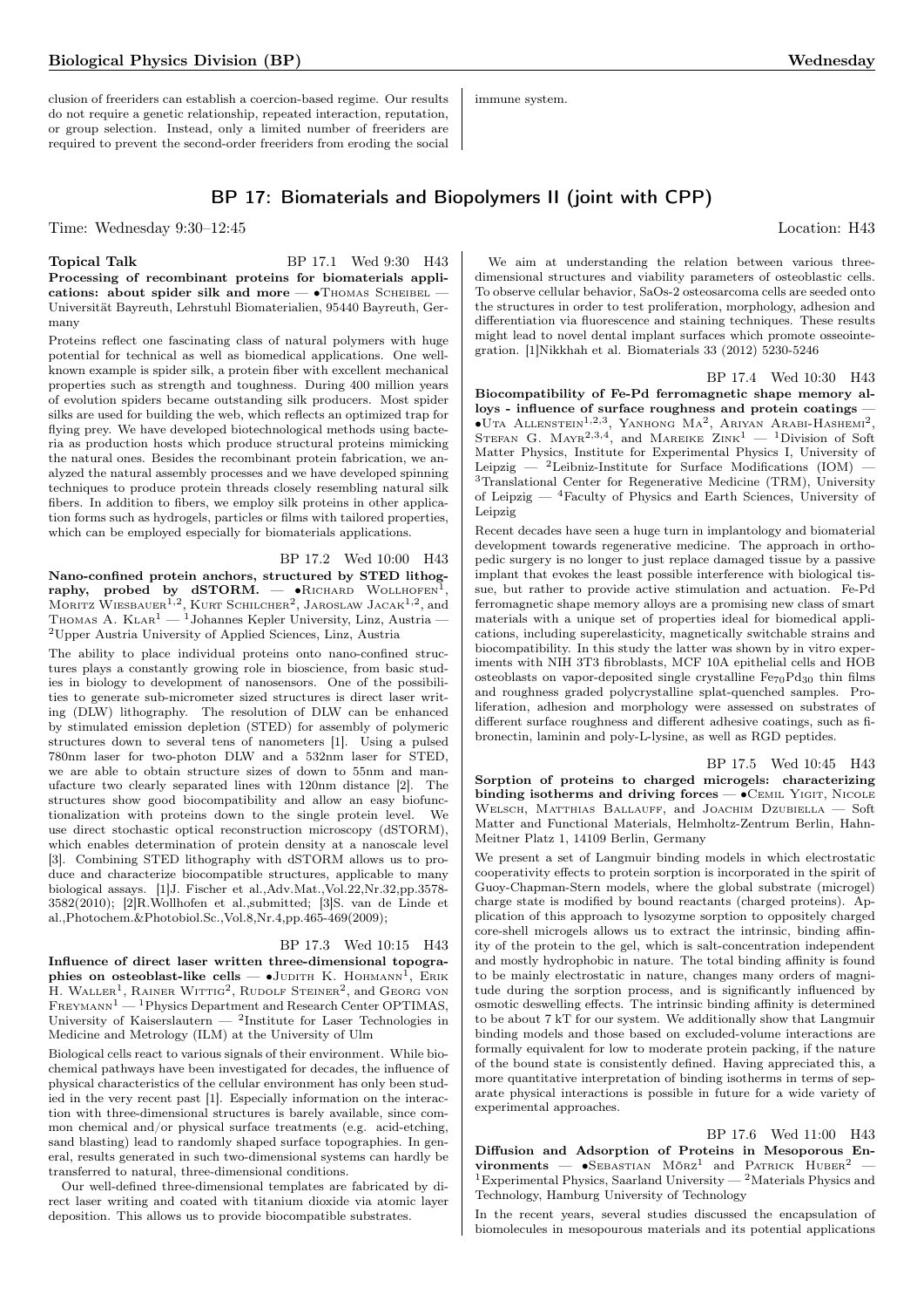clusion of freeriders can establish a coercion-based regime. Our results do not require a genetic relationship, repeated interaction, reputation, or group selection. Instead, only a limited number of freeriders are required to prevent the second-order freeriders from eroding the social immune system.

## BP 17: Biomaterials and Biopolymers II (joint with CPP)

Time: Wednesday 9:30–12:45 Location: H43

**Topical Talk** BP 17.1 Wed 9:30 H43

**Processing of recombinant proteins for biomaterials applications: about spider silk and more** — •Thomas Scheibel — Universität Bayreuth, Lehrstuhl Biomaterialien, 95440 Bayreuth, Germany

Proteins reflect one fascinating class of natural polymers with huge potential for technical as well as biomedical applications. One well-known example is spider silk, a protein fiber with excellent mechanical properties such as strength and toughness. During 400 million years of evolution spiders became outstanding silk producers. Most spider silks are used for building the web, which reflects an optimized trap for flying prey. We have developed biotechnological methods using bacteria as production hosts which produce structural proteins mimicking the natural ones. Besides the recombinant protein fabrication, we analyzed the natural assembly processes and we have developed spinning techniques to produce protein threads closely resembling natural silk fibers. In addition to fibers, we employ silk proteins in other application forms such as hydrogels, particles or films with tailored properties, which can be employed especially for biomaterials applications.

BP 17.2 Wed 10:00 H43

**Nano-confined protein anchors, structured by STED lithography, probed by dSTORM.** — •Richard Wollhofen[1], Moritz Wiesbauer[1,2], Kurt Schilcher[2], Jaroslaw Jacak[1,2], and Thomas A. Klar[1] — [1]Johannes Kepler University, Linz, Austria — [2]Upper Austria University of Applied Sciences, Linz, Austria

The ability to place individual proteins onto nano-confined structures plays a constantly growing role in bioscience, from basic studies in biology to development of nanosensors. One of the possibilities to generate sub-micrometer sized structures is direct laser writing (DLW) lithography. The resolution of DLW can be enhanced by stimulated emission depletion (STED) for assembly of polymeric structures down to several tens of nanometers [1]. Using a pulsed 780nm laser for two-photon DLW and a 532nm laser for STED, we are able to obtain structure sizes of down to 55nm and manufacture two clearly separated lines with 120nm distance [2]. The structures show good biocompatibility and allow an easy biofunctionalization with proteins down to the single protein level. We use direct stochastic optical reconstruction microscopy (dSTORM), which enables determination of protein density at a nanoscale level [3]. Combining STED lithography with dSTORM allows us to produce and characterize biocompatible structures, applicable to many biological assays. [1]J. Fischer et al.,Adv.Mat.,Vol.22,Nr.32,pp.3578-3582(2010); [2]R.Wollhofen et al.,submitted; [3]S. van de Linde et al.,Photochem.&Photobiol.Sc.,Vol.8,Nr.4,pp.465-469(2009);

BP 17.3 Wed 10:15 H43

**Influence of direct laser written three-dimensional topographies on osteoblast-like cells** — •Judith K. Hohmann[1], Erik H. Waller[1], Rainer Wittig[2], Rudolf Steiner[2], and Georg von Freymann[1] — [1]Physics Department and Research Center OPTIMAS, University of Kaiserslautern — [2]Institute for Laser Technologies in Medicine and Metrology (ILM) at the University of Ulm

Biological cells react to various signals of their environment. While biochemical pathways have been investigated for decades, the influence of physical characteristics of the cellular environment has only been studied in the very recent past [1]. Especially information on the interaction with three-dimensional structures is barely available, since common chemical and/or physical surface treatments (e.g. acid-etching, sand blasting) lead to randomly shaped surface topographies. In general, results generated in such two-dimensional systems can hardly be transferred to natural, three-dimensional conditions.

Our well-defined three-dimensional templates are fabricated by direct laser writing and coated with titanium dioxide via atomic layer deposition. This allows us to provide biocompatible substrates.

We aim at understanding the relation between various three-dimensional structures and viability parameters of osteoblastic cells. To observe cellular behavior, SaOs-2 osteosarcoma cells are seeded onto the structures in order to test proliferation, morphology, adhesion and differentiation via fluorescence and staining techniques. These results might lead to novel dental implant surfaces which promote osseointegration. [1]Nikkhah et al. Biomaterials 33 (2012) 5230-5246

BP 17.4 Wed 10:30 H43

**Biocompatibility of Fe-Pd ferromagnetic shape memory alloys - influence of surface roughness and protein coatings** — •Uta Allenstein[1,2,3], Yanhong Ma[2], Ariyan Arabi-Hashemi[2], Stefan G. Mayr[2,3,4], and Mareike Zink[1] — [1]Division of Soft Matter Physics, Institute for Experimental Physics I, University of Leipzig — [2]Leibniz-Institute for Surface Modifications (IOM) — [3]Translational Center for Regenerative Medicine (TRM), University of Leipzig — [4]Faculty of Physics and Earth Sciences, University of Leipzig

Recent decades have seen a huge turn in implantology and biomaterial development towards regenerative medicine. The approach in orthopedic surgery is no longer to just replace damaged tissue by a passive implant that evokes the least possible interference with biological tissue, but rather to provide active stimulation and actuation. Fe-Pd ferromagnetic shape memory alloys are a promising new class of smart materials with a unique set of properties ideal for biomedical applications, including superelasticity, magnetically switchable strains and biocompatibility. In this study the latter was shown by in vitro experiments with NIH 3T3 fibroblasts, MCF 10A epithelial cells and HOB osteoblasts on vapor-deposited single crystalline $Fe_{70}Pd_{30}$ thin films and roughness graded polycrystalline splat-quenched samples. Proliferation, adhesion and morphology were assessed on substrates of different surface roughness and different adhesive coatings, such as fibronectin, laminin and poly-L-lysine, as well as RGD peptides.

BP 17.5 Wed 10:45 H43

**Sorption of proteins to charged microgels: characterizing binding isotherms and driving forces** — •Cemil Yigit, Nicole Welsch, Matthias Ballauff, and Joachim Dzubiella — Soft Matter and Functional Materials, Helmholtz-Zentrum Berlin, Hahn-Meitner Platz 1, 14109 Berlin, Germany

We present a set of Langmuir binding models in which electrostatic cooperativity effects to protein sorption is incorporated in the spirit of Guoy-Chapman-Stern models, where the global substrate (microgel) charge state is modified by bound reactants (charged proteins). Application of this approach to lysozyme sorption to oppositely charged core-shell microgels allows us to extract the intrinsic, binding affinity of the protein to the gel, which is salt-concentration independent and mostly hydrophobic in nature. The total binding affinity is found to be mainly electrostatic in nature, changes many orders of magnitude during the sorption process, and is significantly influenced by osmotic deswelling effects. The intrinsic binding affinity is determined to be about 7 kT for our system. We additionally show that Langmuir binding models and those based on excluded-volume interactions are formally equivalent for low to moderate protein packing, if the nature of the bound state is consistently defined. Having appreciated this, a more quantitative interpretation of binding isotherms in terms of separate physical interactions is possible in future for a wide variety of experimental approaches.

BP 17.6 Wed 11:00 H43

**Diffusion and Adsorption of Proteins in Mesoporous Environments** — •Sebastian Mörz[1] and Patrick Huber[2] — [1]Experimental Physics, Saarland University — [2]Materials Physics and Technology, Hamburg University of Technology

In the recent years, several studies discussed the encapsulation of biomolecules in mesopourous materials and its potential applications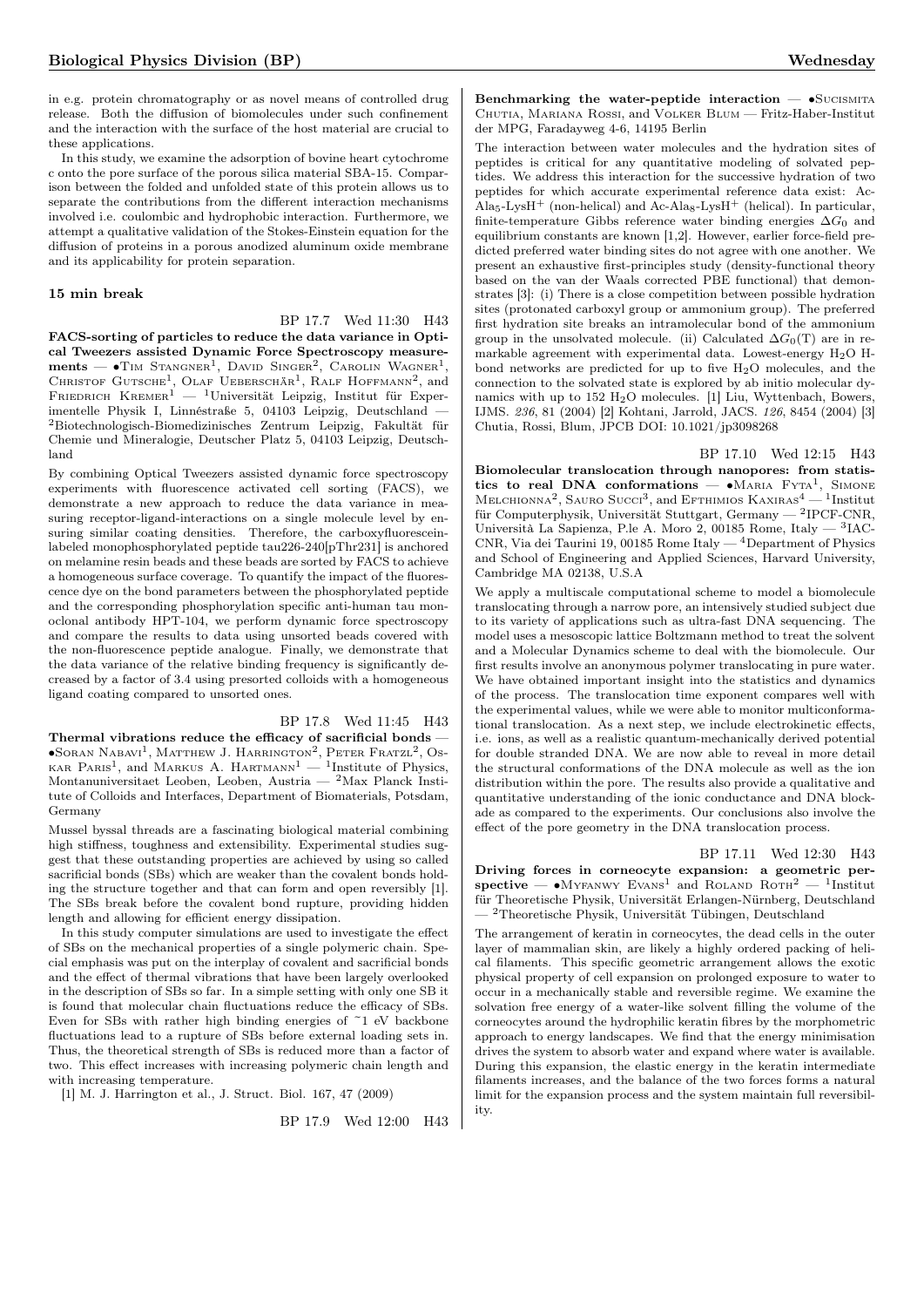in e.g. protein chromatography or as novel means of controlled drug release. Both the diffusion of biomolecules under such confinement and the interaction with the surface of the host material are crucial to these applications.

In this study, we examine the adsorption of bovine heart cytochrome c onto the pore surface of the porous silica material SBA-15. Comparison between the folded and unfolded state of this protein allows us to separate the contributions from the different interaction mechanisms involved i.e. coulombic and hydrophobic interaction. Furthermore, we attempt a qualitative validation of the Stokes-Einstein equation for the diffusion of proteins in a porous anodized aluminum oxide membrane and its applicability for protein separation.

**15 min break**

BP 17.7 Wed 11:30 H43

**FACS-sorting of particles to reduce the data variance in Optical Tweezers assisted Dynamic Force Spectroscopy measurements** — •Tim Stangner[1], David Singer[2], Carolin Wagner[1], Christof Gutsche[1], Olaf Ueberschär[1], Ralf Hoffmann[2], and Friedrich Kremer[1] — [1]Universität Leipzig, Institut für Experimentelle Physik I, Linnéstraße 5, 04103 Leipzig, Deutschland — [2]Biotechnologisch-Biomedizinisches Zentrum Leipzig, Fakultät für Chemie und Mineralogie, Deutscher Platz 5, 04103 Leipzig, Deutschland

By combining Optical Tweezers assisted dynamic force spectroscopy experiments with fluorescence activated cell sorting (FACS), we demonstrate a new approach to reduce the data variance in measuring receptor-ligand-interactions on a single molecule level by ensuring similar coating densities. Therefore, the carboxyfluorescein-labeled monophosphorylated peptide tau226-240[pThr231] is anchored on melamine resin beads and these beads are sorted by FACS to achieve a homogeneous surface coverage. To quantify the impact of the fluorescence dye on the bond parameters between the phosphorylated peptide and the corresponding phosphorylation specific anti-human tau monoclonal antibody HPT-104, we perform dynamic force spectroscopy and compare the results to data using unsorted beads covered with the non-fluorescence peptide analogue. Finally, we demonstrate that the data variance of the relative binding frequency is significantly decreased by a factor of 3.4 using presorted colloids with a homogeneous ligand coating compared to unsorted ones.

BP 17.8 Wed 11:45 H43

**Thermal vibrations reduce the efficacy of sacrificial bonds** — •Soran Nabavi[1], Matthew J. Harrington[2], Peter Fratzl[2], Oskar Paris[1], and Markus A. Hartmann[1] — [1]Institute of Physics, Montanuniversitaet Leoben, Leoben, Austria — [2]Max Planck Institute of Colloids and Interfaces, Department of Biomaterials, Potsdam, Germany

Mussel byssal threads are a fascinating biological material combining high stiffness, toughness and extensibility. Experimental studies suggest that these outstanding properties are achieved by using so called sacrificial bonds (SBs) which are weaker than the covalent bonds holding the structure together and that can form and open reversibly [1]. The SBs break before the covalent bond rupture, providing hidden length and allowing for efficient energy dissipation.

In this study computer simulations are used to investigate the effect of SBs on the mechanical properties of a single polymeric chain. Special emphasis was put on the interplay of covalent and sacrificial bonds and the effect of thermal vibrations that have been largely overlooked in the description of SBs so far. In a simple setting with only one SB it is found that molecular chain fluctuations reduce the efficacy of SBs. Even for SBs with rather high binding energies of ~1 eV backbone fluctuations lead to a rupture of SBs before external loading sets in. Thus, the theoretical strength of SBs is reduced more than a factor of two. This effect increases with increasing polymeric chain length and with increasing temperature.

[1] M. J. Harrington et al., J. Struct. Biol. 167, 47 (2009)

BP 17.9 Wed 12:00 H43

**Benchmarking the water-peptide interaction** — •Sucismita Chutia, Mariana Rossi, and Volker Blum — Fritz-Haber-Institut der MPG, Faradayweg 4-6, 14195 Berlin

The interaction between water molecules and the hydration sites of peptides is critical for any quantitative modeling of solvated peptides. We address this interaction for the successive hydration of two peptides for which accurate experimental reference data exist: Ac-$Ala_5$-$LysH^+$ (non-helical) and Ac-$Ala_8$-$LysH^+$ (helical). In particular, finite-temperature Gibbs reference water binding energies $\Delta G_0$ and equilibrium constants are known [1,2]. However, earlier force-field predicted preferred water binding sites do not agree with one another. We present an exhaustive first-principles study (density-functional theory based on the van der Waals corrected PBE functional) that demonstrates [3]: (i) There is a close competition between possible hydration sites (protonated carboxyl group or ammonium group). The preferred first hydration site breaks an intramolecular bond of the ammonium group in the unsolvated molecule. (ii) Calculated $\Delta G_0(T)$ are in remarkable agreement with experimental data. Lowest-energy $H_2O$ H-bond networks are predicted for up to five $H_2O$ molecules, and the connection to the solvated state is explored by ab initio molecular dynamics with up to 152 $H_2O$ molecules. [1] Liu, Wyttenbach, Bowers, IJMS. *236*, 81 (2004) [2] Kohtani, Jarrold, JACS. *126*, 8454 (2004) [3] Chutia, Rossi, Blum, JPCB DOI: 10.1021/jp3098268

BP 17.10 Wed 12:15 H43

**Biomolecular translocation through nanopores: from statistics to real DNA conformations** — •Maria Fyta[1], Simone Melchionna[2], Sauro Succi[3], and Efthimios Kaxiras[4] — [1]Institut für Computerphysik, Universität Stuttgart, Germany — [2]IPCF-CNR, Università La Sapienza, P.le A. Moro 2, 00185 Rome, Italy — [3]IAC-CNR, Via dei Taurini 19, 00185 Rome Italy — [4]Department of Physics and School of Engineering and Applied Sciences, Harvard University, Cambridge MA 02138, U.S.A

We apply a multiscale computational scheme to model a biomolecule translocating through a narrow pore, an intensively studied subject due to its variety of applications such as ultra-fast DNA sequencing. The model uses a mesoscopic lattice Boltzmann method to treat the solvent and a Molecular Dynamics scheme to deal with the biomolecule. Our first results involve an anonymous polymer translocating in pure water. We have obtained important insight into the statistics and dynamics of the process. The translocation time exponent compares well with the experimental values, while we were able to monitor multiconformational translocation. As a next step, we include electrokinetic effects, i.e. ions, as well as a realistic quantum-mechanically derived potential for double stranded DNA. We are now able to reveal in more detail the structural conformations of the DNA molecule as well as the ion distribution within the pore. The results also provide a qualitative and quantitative understanding of the ionic conductance and DNA blockade as compared to the experiments. Our conclusions also involve the effect of the pore geometry in the DNA translocation process.

BP 17.11 Wed 12:30 H43

**Driving forces in corneocyte expansion: a geometric perspective** — •Myfanwy Evans[1] and Roland Roth[2] — [1]Institut für Theoretische Physik, Universität Erlangen-Nürnberg, Deutschland — [2]Theoretische Physik, Universität Tübingen, Deutschland

The arrangement of keratin in corneocytes, the dead cells in the outer layer of mammalian skin, are likely a highly ordered packing of helical filaments. This specific geometric arrangement allows the exotic physical property of cell expansion on prolonged exposure to water to occur in a mechanically stable and reversible regime. We examine the solvation free energy of a water-like solvent filling the volume of the corneocytes around the hydrophilic keratin fibres by the morphometric approach to energy landscapes. We find that the energy minimisation drives the system to absorb water and expand where water is available. During this expansion, the elastic energy in the keratin intermediate filaments increases, and the balance of the two forces forms a natural limit for the expansion process and the system maintain full reversibility.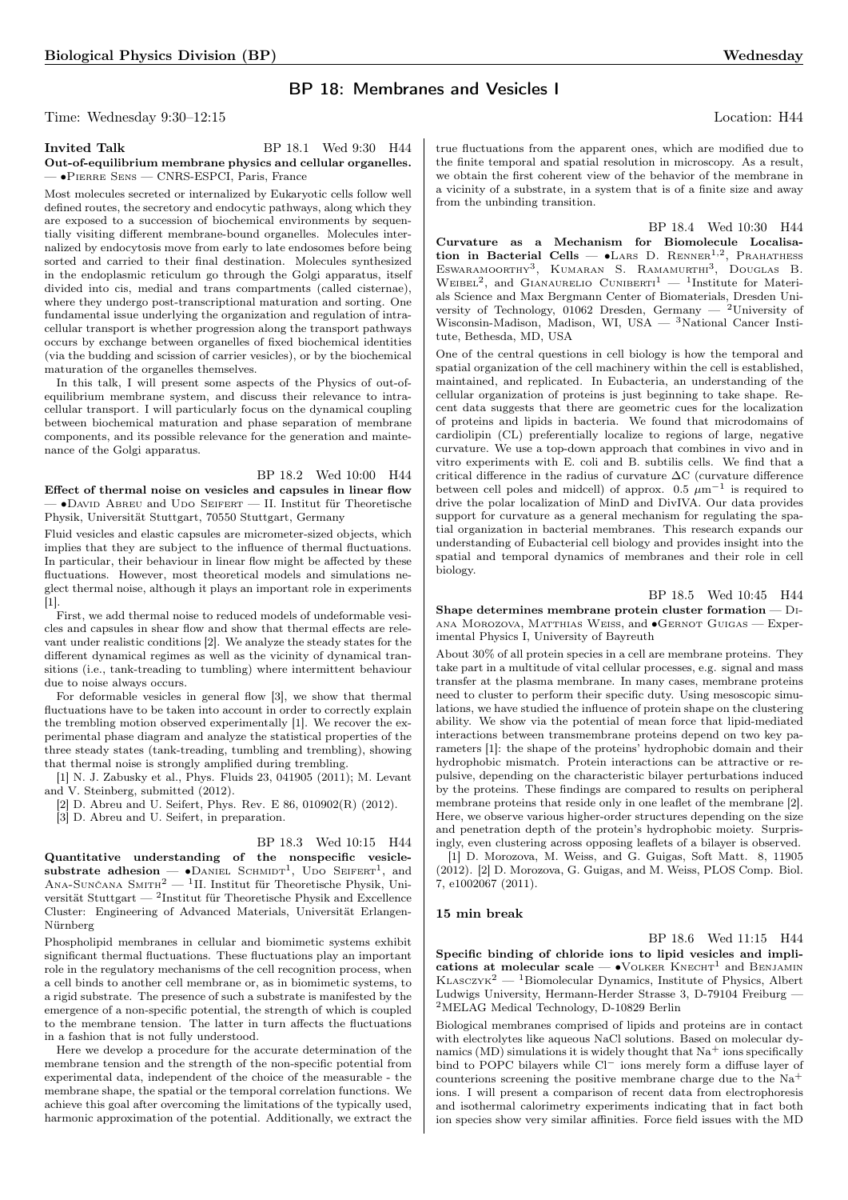## BP 18: Membranes and Vesicles I

Time: Wednesday 9:30–12:15 Location: H44

**Invited Talk** BP 18.1 Wed 9:30 H44
**Out-of-equilibrium membrane physics and cellular organelles.** — •Pierre Sens — CNRS-ESPCI, Paris, France

Most molecules secreted or internalized by Eukaryotic cells follow well defined routes, the secretory and endocytic pathways, along which they are exposed to a succession of biochemical environments by sequentially visiting different membrane-bound organelles. Molecules internalized by endocytosis move from early to late endosomes before being sorted and carried to their final destination. Molecules synthesized in the endoplasmic reticulum go through the Golgi apparatus, itself divided into cis, medial and trans compartments (called cisternae), where they undergo post-transcriptional maturation and sorting. One fundamental issue underlying the organization and regulation of intracellular transport is whether progression along the transport pathways occurs by exchange between organelles of fixed biochemical identities (via the budding and scission of carrier vesicles), or by the biochemical maturation of the organelles themselves.

In this talk, I will present some aspects of the Physics of out-of-equilibrium membrane system, and discuss their relevance to intracellular transport. I will particularly focus on the dynamical coupling between biochemical maturation and phase separation of membrane components, and its possible relevance for the generation and maintenance of the Golgi apparatus.

BP 18.2 Wed 10:00 H44
**Effect of thermal noise on vesicles and capsules in linear flow** — •David Abreu and Udo Seifert — II. Institut für Theoretische Physik, Universität Stuttgart, 70550 Stuttgart, Germany

Fluid vesicles and elastic capsules are micrometer-sized objects, which implies that they are subject to the influence of thermal fluctuations. In particular, their behaviour in linear flow might be affected by these fluctuations. However, most theoretical models and simulations neglect thermal noise, although it plays an important role in experiments [1].

First, we add thermal noise to reduced models of undeformable vesicles and capsules in shear flow and show that thermal effects are relevant under realistic conditions [2]. We analyze the steady states for the different dynamical regimes as well as the vicinity of dynamical transitions (i.e., tank-treading to tumbling) where intermittent behaviour due to noise always occurs.

For deformable vesicles in general flow [3], we show that thermal fluctuations have to be taken into account in order to correctly explain the trembling motion observed experimentally [1]. We recover the experimental phase diagram and analyze the statistical properties of the three steady states (tank-treading, tumbling and trembling), showing that thermal noise is strongly amplified during trembling.

[1] N. J. Zabusky et al., Phys. Fluids 23, 041905 (2011); M. Levant and V. Steinberg, submitted (2012).
[2] D. Abreu and U. Seifert, Phys. Rev. E 86, 010902(R) (2012).
[3] D. Abreu and U. Seifert, in preparation.

BP 18.3 Wed 10:15 H44
**Quantitative understanding of the nonspecific vesicle-substrate adhesion** — •Daniel Schmidt[1], Udo Seifert[1], and Ana-Sunčana Smith[2] — [1]II. Institut für Theoretische Physik, Universität Stuttgart — [2]Institut für Theoretische Physik and Excellence Cluster: Engineering of Advanced Materials, Universität Erlangen-Nürnberg

Phospholipid membranes in cellular and biomimetic systems exhibit significant thermal fluctuations. These fluctuations play an important role in the regulatory mechanisms of the cell recognition process, when a cell binds to another cell membrane or, as in biomimetic systems, to a rigid substrate. The presence of such a substrate is manifested by the emergence of a non-specific potential, the strength of which is coupled to the membrane tension. The latter in turn affects the fluctuations in a fashion that is not fully understood.

Here we develop a procedure for the accurate determination of the membrane tension and the strength of the non-specific potential from experimental data, independent of the choice of the measurable - the membrane shape, the spatial or the temporal correlation functions. We achieve this goal after overcoming the limitations of the typically used, harmonic approximation of the potential. Additionally, we extract the true fluctuations from the apparent ones, which are modified due to the finite temporal and spatial resolution in microscopy. As a result, we obtain the first coherent view of the behavior of the membrane in a vicinity of a substrate, in a system that is of a finite size and away from the unbinding transition.

BP 18.4 Wed 10:30 H44
**Curvature as a Mechanism for Biomolecule Localisation in Bacterial Cells** — •Lars D. Renner[1,2], Prahathees Eswaramoorthy[3], Kumaran S. Ramamurthi[3], Douglas B. Weibel[2], and Gianaurelio Cuniberti[1] — [1]Institute for Materials Science and Max Bergmann Center of Biomaterials, Dresden University of Technology, 01062 Dresden, Germany — [2]University of Wisconsin-Madison, Madison, WI, USA — [3]National Cancer Institute, Bethesda, MD, USA

One of the central questions in cell biology is how the temporal and spatial organization of the cell machinery within the cell is established, maintained, and replicated. In Eubacteria, an understanding of the cellular organization of proteins is just beginning to take shape. Recent data suggests that there are geometric cues for the localization of proteins and lipids in bacteria. We found that microdomains of cardiolipin (CL) preferentially localize to regions of large, negative curvature. We use a top-down approach that combines in vivo and in vitro experiments with E. coli and B. subtilis cells. We find that a critical difference in the radius of curvature $\Delta C$ (curvature difference between cell poles and midcell) of approx. 0.5 $\mu m^{-1}$ is required to drive the polar localization of MinD and DivIVA. Our data provides support for curvature as a general mechanism for regulating the spatial organization in bacterial membranes. This research expands our understanding of Eubacterial cell biology and provides insight into the spatial and temporal dynamics of membranes and their role in cell biology.

BP 18.5 Wed 10:45 H44
**Shape determines membrane protein cluster formation** — Diana Morozova, Matthias Weiss, and •Gernot Guigas — Experimental Physics I, University of Bayreuth

About 30% of all protein species in a cell are membrane proteins. They take part in a multitude of vital cellular processes, e.g. signal and mass transfer at the plasma membrane. In many cases, membrane proteins need to cluster to perform their specific duty. Using mesoscopic simulations, we have studied the influence of protein shape on the clustering ability. We show via the potential of mean force that lipid-mediated interactions between transmembrane proteins depend on two key parameters [1]: the shape of the proteins' hydrophobic domain and their hydrophobic mismatch. Protein interactions can be attractive or repulsive, depending on the characteristic bilayer perturbations induced by the proteins. These findings are compared to results on peripheral membrane proteins that reside only in one leaflet of the membrane [2]. Here, we observe various higher-order structures depending on the size and penetration depth of the protein's hydrophobic moiety. Surprisingly, even clustering across opposing leaflets of a bilayer is observed.

[1] D. Morozova, M. Weiss, and G. Guigas, Soft Matt. 8, 11905 (2012). [2] D. Morozova, G. Guigas, and M. Weiss, PLOS Comp. Biol. 7, e1002067 (2011).

**15 min break**

BP 18.6 Wed 11:15 H44
**Specific binding of chloride ions to lipid vesicles and implications at molecular scale** — •Volker Knecht[1] and Benjamin Klasczyk[2] — [1]Biomolecular Dynamics, Institute of Physics, Albert Ludwigs University, Hermann-Herder Strasse 3, D-79104 Freiburg — [2]MELAG Medical Technology, D-10829 Berlin

Biological membranes comprised of lipids and proteins are in contact with electrolytes like aqueous NaCl solutions. Based on molecular dynamics (MD) simulations it is widely thought that $Na^+$ ions specifically bind to POPC bilayers while $Cl^-$ ions merely form a diffuse layer of counterions screening the positive membrane charge due to the $Na^+$ ions. I will present a comparison of recent data from electrophoresis and isothermal calorimetry experiments indicating that in fact both ion species show very similar affinities. Force field issues with the MD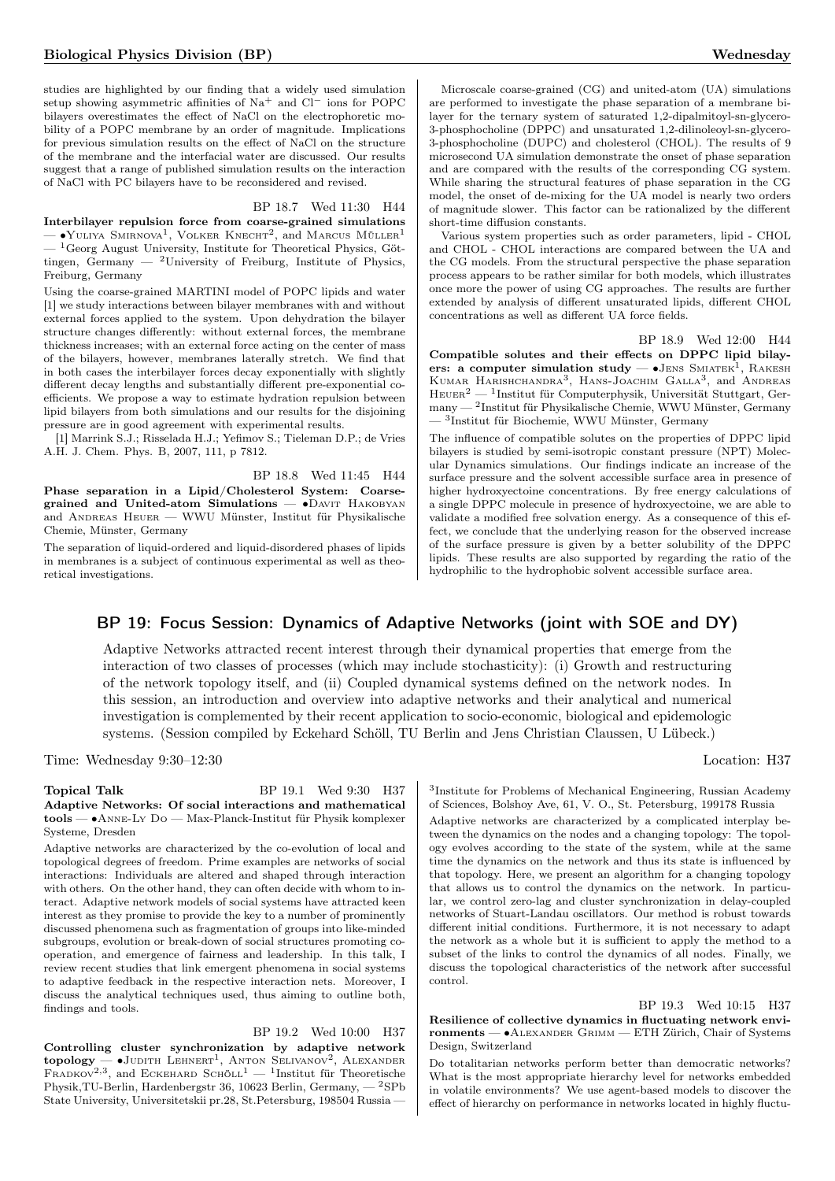studies are highlighted by our finding that a widely used simulation setup showing asymmetric affinities of $Na^+$ and $Cl^-$ ions for POPC bilayers overestimates the effect of NaCl on the electrophoretic mobility of a POPC membrane by an order of magnitude. Implications for previous simulation results on the effect of NaCl on the structure of the membrane and the interfacial water are discussed. Our results suggest that a range of published simulation results on the interaction of NaCl with PC bilayers have to be reconsidered and revised.

BP 18.7 Wed 11:30 H44

**Interbilayer repulsion force from coarse-grained simulations** — •Yuliya Smirnova[1], Volker Knecht[2], and Marcus Müller[1] — [1]Georg August University, Institute for Theoretical Physics, Göttingen, Germany — [2]University of Freiburg, Institute of Physics, Freiburg, Germany

Using the coarse-grained MARTINI model of POPC lipids and water [1] we study interactions between bilayer membranes with and without external forces applied to the system. Upon dehydration the bilayer structure changes differently: without external forces, the membrane thickness increases; with an external force acting on the center of mass of the bilayers, however, membranes laterally stretch. We find that in both cases the interbilayer forces decay exponentially with slightly different decay lengths and substantially different pre-exponential coefficients. We propose a way to estimate hydration repulsion between lipid bilayers from both simulations and our results for the disjoining pressure are in good agreement with experimental results.

[1] Marrink S.J.; Risselada H.J.; Yefimov S.; Tieleman D.P.; de Vries A.H. J. Chem. Phys. B, 2007, 111, p 7812.

BP 18.8 Wed 11:45 H44

**Phase separation in a Lipid/Cholesterol System: Coarse-grained and United-atom Simulations** — •Davit Hakobyan and Andreas Heuer — WWU Münster, Institut für Physikalische Chemie, Münster, Germany

The separation of liquid-ordered and liquid-disordered phases of lipids in membranes is a subject of continuous experimental as well as theoretical investigations.

Microscale coarse-grained (CG) and united-atom (UA) simulations are performed to investigate the phase separation of a membrane bilayer for the ternary system of saturated 1,2-dipalmitoyl-sn-glycero-3-phosphocholine (DPPC) and unsaturated 1,2-dilinoleoyl-sn-glycero-3-phosphocholine (DUPC) and cholesterol (CHOL). The results of 9 microsecond UA simulation demonstrate the onset of phase separation and are compared with the results of the corresponding CG system. While sharing the structural features of phase separation in the CG model, the onset of de-mixing for the UA model is nearly two orders of magnitude slower. This factor can be rationalized by the different short-time diffusion constants.

Various system properties such as order parameters, lipid - CHOL and CHOL - CHOL interactions are compared between the UA and the CG models. From the structural perspective the phase separation process appears to be rather similar for both models, which illustrates once more the power of using CG approaches. The results are further extended by analysis of different unsaturated lipids, different CHOL concentrations as well as different UA force fields.

BP 18.9 Wed 12:00 H44

**Compatible solutes and their effects on DPPC lipid bilayers: a computer simulation study** — •Jens Smiatek[1], Rakesh Kumar Harishchandra[3], Hans-Joachim Galla[3], and Andreas Heuer[2] — [1]Institut für Computerphysik, Universität Stuttgart, Germany — [2]Institut für Physikalische Chemie, WWU Münster, Germany — [3]Institut für Biochemie, WWU Münster, Germany

The influence of compatible solutes on the properties of DPPC lipid bilayers is studied by semi-isotropic constant pressure (NPT) Molecular Dynamics simulations. Our findings indicate an increase of the surface pressure and the solvent accessible surface area in presence of higher hydroxyectoine concentrations. By free energy calculations of a single DPPC molecule in presence of hydroxyectoine, we are able to validate a modified free solvation energy. As a consequence of this effect, we conclude that the underlying reason for the observed increase of the surface pressure is given by a better solubility of the DPPC lipids. These results are also supported by regarding the ratio of the hydrophilic to the hydrophobic solvent accessible surface area.

## BP 19: Focus Session: Dynamics of Adaptive Networks (joint with SOE and DY)

Adaptive Networks attracted recent interest through their dynamical properties that emerge from the interaction of two classes of processes (which may include stochasticity): (i) Growth and restructuring of the network topology itself, and (ii) Coupled dynamical systems defined on the network nodes. In this session, an introduction and overview into adaptive networks and their analytical and numerical investigation is complemented by their recent application to socio-economic, biological and epidemologic systems. (Session compiled by Eckehard Schöll, TU Berlin and Jens Christian Claussen, U Lübeck.)

Time: Wednesday 9:30–12:30 Location: H37

**Topical Talk** BP 19.1 Wed 9:30 H37

**Adaptive Networks: Of social interactions and mathematical tools** — •Anne-Ly Do — Max-Planck-Institut für Physik komplexer Systeme, Dresden

Adaptive networks are characterized by the co-evolution of local and topological degrees of freedom. Prime examples are networks of social interactions: Individuals are altered and shaped through interaction with others. On the other hand, they can often decide with whom to interact. Adaptive network models of social systems have attracted keen interest as they promise to provide the key to a number of prominently discussed phenomena such as fragmentation of groups into like-minded subgroups, evolution or break-down of social structures promoting cooperation, and emergence of fairness and leadership. In this talk, I review recent studies that link emergent phenomena in social systems to adaptive feedback in the respective interaction nets. Moreover, I discuss the analytical techniques used, thus aiming to outline both, findings and tools.

BP 19.2 Wed 10:00 H37

**Controlling cluster synchronization by adaptive network topology** — •Judith Lehnert[1], Anton Selivanov[2], Alexander Fradkov[2,3], and Eckehard Schöll[1] — [1]Institut für Theoretische Physik,TU-Berlin, Hardenbergstr 36, 10623 Berlin, Germany, — [2]SPb State University, Universitetskii pr.28, St.Petersburg, 198504 Russia — [3]Institute for Problems of Mechanical Engineering, Russian Academy of Sciences, Bolshoy Ave, 61, V. O., St. Petersburg, 199178 Russia

Adaptive networks are characterized by a complicated interplay between the dynamics on the nodes and a changing topology: The topology evolves according to the state of the system, while at the same time the dynamics on the network and thus its state is influenced by that topology. Here, we present an algorithm for a changing topology that allows us to control the dynamics on the network. In particular, we control zero-lag and cluster synchronization in delay-coupled networks of Stuart-Landau oscillators. Our method is robust towards different initial conditions. Furthermore, it is not necessary to adapt the network as a whole but it is sufficient to apply the method to a subset of the links to control the dynamics of all nodes. Finally, we discuss the topological characteristics of the network after successful control.

BP 19.3 Wed 10:15 H37

**Resilience of collective dynamics in fluctuating network environments** — •Alexander Grimm — ETH Zürich, Chair of Systems Design, Switzerland

Do totalitarian networks perform better than democratic networks? What is the most appropriate hierarchy level for networks embedded in volatile environments? We use agent-based models to discover the effect of hierarchy on performance in networks located in highly fluctu-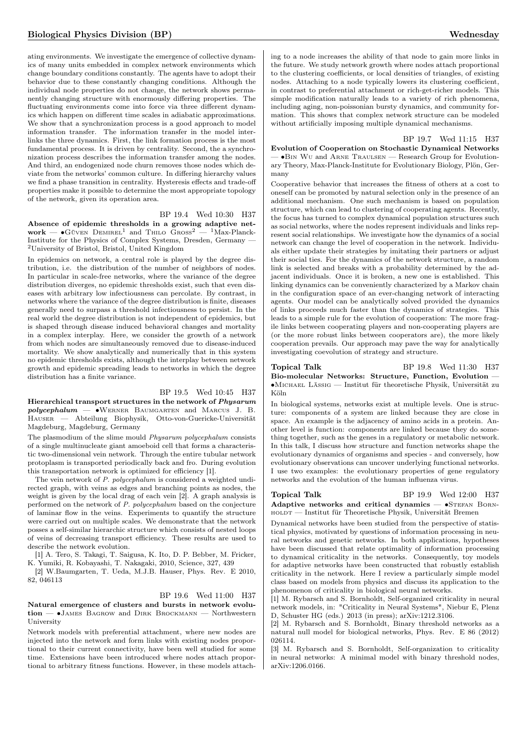ating environments. We investigate the emergence of collective dynamics of many units embedded in complex network environments which change boundary conditions constantly. The agents have to adopt their behavior due to these constantly changing conditions. Although the individual node properties do not change, the network shows permanently changing structure with enormously differing properties. The fluctuating environments come into force via three different dynamics which happen on different time scales in adiabatic approximations. We show that a synchronization process is a good approach to model information transfer. The information transfer in the model interlinks the three dynamics. First, the link formation process is the most fundamental process. It is driven by centrality. Second, the a synchronization process describes the information transfer among the nodes. And third, an endogenized node churn removes those nodes which deviate from the networks' common culture. In differing hierarchy values we find a phase transition in centrality. Hysteresis effects and trade-off properties make it possible to determine the most appropriate topology of the network, given its operation area.

BP 19.4 Wed 10:30 H37

**Absence of epidemic thresholds in a growing adaptive network** — •Güven Demirel[1] and Thilo Gross[2] — [1]Max-Planck-Institute for the Physics of Complex Systems, Dresden, Germany — [2]University of Bristol, Bristol, United Kingdom

In epidemics on network, a central role is played by the degree distribution, i.e. the distribution of the number of neighbors of nodes. In particular in scale-free networks, where the variance of the degree distribution diverges, no epidemic thresholds exist, such that even diseases with arbitrary low infectiousness can percolate. By contrast, in networks where the variance of the degree distribution is finite, diseases generally need to surpass a threshold infectiousness to persist. In the real world the degree distribution is not independent of epidemics, but is shaped through disease induced behavioral changes and mortality in a complex interplay. Here, we consider the growth of a network from which nodes are simultaneously removed due to disease-induced mortality. We show analytically and numerically that in this system no epidemic thresholds exists, although the interplay between network growth and epidemic spreading leads to networks in which the degree distribution has a finite variance.

BP 19.5 Wed 10:45 H37

**Hierarchical transport structures in the network of *Physarum polycephalum*** — •Werner Baumgarten and Marcus J. B. Hauser — Abteilung Biophysik, Otto-von-Guericke-Universität Magdeburg, Magdeburg, Germany

The plasmodium of the slime mould *Physarum polycephalum* consists of a single multinucleate giant amoeboid cell that forms a characteristic two-dimensional vein network. Through the entire tubular network protoplasm is transported periodically back and fro. During evolution this transportation network is optimized for efficiency [1].

The vein network of *P. polycephalum* is considered a weighted undirected graph, with veins as edges and branching points as nodes, the weight is given by the local drag of each vein [2]. A graph analysis is performed on the network of *P. polycephalum* based on the conjecture of laminar flow in the veins. Experiments to quantify the structure were carried out on multiple scales. We demonstrate that the network posses a self-similar hierarchic structure which consists of nested loops of veins of decreasing transport efficiency. These results are used to describe the network evolution.

[1] A. Tero, S. Takagi, T. Saigusa, K. Ito, D. P. Bebber, M. Fricker, K. Yumiki, R. Kobayashi, T. Nakagaki, 2010, Science, 327, 439

[2] W.Baumgarten, T. Ueda, M.J.B. Hauser, Phys. Rev. E 2010, 82, 046113

BP 19.6 Wed 11:00 H37

**Natural emergence of clusters and bursts in network evolution** — •James Bagrow and Dirk Brockmann — Northwestern University

Network models with preferential attachment, where new nodes are injected into the network and form links with existing nodes proportional to their current connectivity, have been well studied for some time. Extensions have been introduced where nodes attach proportional to arbitrary fitness functions. However, in these models attaching to a node increases the ability of that node to gain more links in the future. We study network growth where nodes attach proportional to the clustering coefficients, or local densities of triangles, of existing nodes. Attaching to a node typically lowers its clustering coefficient, in contrast to preferential attachment or rich-get-richer models. This simple modification naturally leads to a variety of rich phenomena, including aging, non-poissonian bursty dynamics, and community formation. This shows that complex network structure can be modeled without artificially imposing multiple dynamical mechanisms.

BP 19.7 Wed 11:15 H37

**Evolution of Cooperation on Stochastic Dynamical Networks** — •Bin Wu and Arne Traulsen — Research Group for Evolutionary Theory, Max-Planck-Institute for Evolutionary Biology, Plön, Germany

Cooperative behavior that increases the fitness of others at a cost to oneself can be promoted by natural selection only in the presence of an additional mechanism. One such mechanism is based on population structure, which can lead to clustering of cooperating agents. Recently, the focus has turned to complex dynamical population structures such as social networks, where the nodes represent individuals and links represent social relationships. We investigate how the dynamics of a social network can change the level of cooperation in the network. Individuals either update their strategies by imitating their partners or adjust their social ties. For the dynamics of the network structure, a random link is selected and breaks with a probability determined by the adjacent individuals. Once it is broken, a new one is established. This linking dynamics can be conveniently characterized by a Markov chain in the configuration space of an ever-changing network of interacting agents. Our model can be analytically solved provided the dynamics of links proceeds much faster than the dynamics of strategies. This leads to a simple rule for the evolution of cooperation: The more fragile links between cooperating players and non-cooperating players are (or the more robust links between cooperators are), the more likely cooperation prevails. Our approach may pave the way for analytically investigating coevolution of strategy and structure.

Topical Talk BP 19.8 Wed 11:30 H37

**Bio-molecular Networks: Structure, Function, Evolution** — •Michael Lässig — Institut für theoretische Physik, Universität zu Köln

In biological systems, networks exist at multiple levels. One is structure: components of a system are linked because they are close in space. An example is the adjacency of amino acids in a protein. Another level is function: components are linked because they do something together, such as the genes in a regulatory or metabolic network. In this talk, I discuss how structure and function networks shape the evolutionary dynamics of organisms and species - and conversely, how evolutionary observations can uncover underlying functional networks. I use two examples: the evolutionary properties of gene regulatory networks and the evolution of the human influenza virus.

Topical Talk BP 19.9 Wed 12:00 H37

**Adaptive networks and critical dynamics** — •Stefan Bornholdt — Institut für Theoretische Physik, Universität Bremen

Dynamical networks have been studied from the perspective of statistical physics, motivated by questions of information processing in neural networks and genetic networks. In both applications, hypotheses have been discussed that relate optimality of information processing to dynamical criticality in the networks. Consequently, toy models for adaptive networks have been constructed that robustly establish criticality in the network. Here I review a particularly simple model class based on models from physics and discuss its application to the phenomenon of criticality in biological neural networks.

[1] M. Rybarsch and S. Bornholdt, Self-organized criticality in neural network models, in: "Criticality in Neural Systems", Niebur E, Plenz D, Schuster HG (eds.) 2013 (in press); arXiv:1212.3106.

[2] M. Rybarsch and S. Bornholdt, Binary threshold networks as a natural null model for biological networks, Phys. Rev. E 86 (2012) 026114.

[3] M. Rybarsch and S. Bornholdt, Self-organization to criticality in neural networks: A minimal model with binary threshold nodes, arXiv:1206.0166.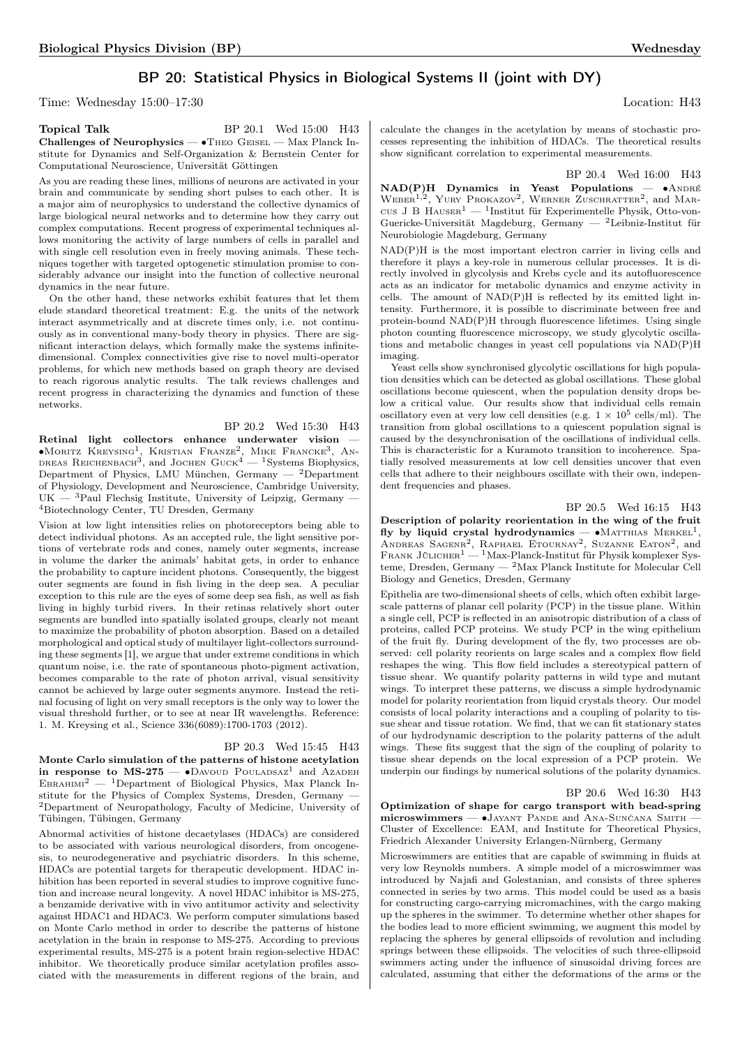## BP 20: Statistical Physics in Biological Systems II (joint with DY)

Time: Wednesday 15:00–17:30 Location: H43

**Topical Talk** BP 20.1 Wed 15:00 H43

**Challenges of Neurophysics** — •Theo Geisel — Max Planck Institute for Dynamics and Self-Organization & Bernstein Center for Computational Neuroscience, Universität Göttingen

As you are reading these lines, millions of neurons are activated in your brain and communicate by sending short pulses to each other. It is a major aim of neurophysics to understand the collective dynamics of large biological neural networks and to determine how they carry out complex computations. Recent progress of experimental techniques allows monitoring the activity of large numbers of cells in parallel and with single cell resolution even in freely moving animals. These techniques together with targeted optogenetic stimulation promise to considerably advance our insight into the function of collective neuronal dynamics in the near future.

On the other hand, these networks exhibit features that let them elude standard theoretical treatment: E.g. the units of the network interact asymmetrically and at discrete times only, i.e. not continuously as in conventional many-body theory in physics. There are significant interaction delays, which formally make the systems infinite-dimensional. Complex connectivities give rise to novel multi-operator problems, for which new methods based on graph theory are devised to reach rigorous analytic results. The talk reviews challenges and recent progress in characterizing the dynamics and function of these networks.

BP 20.2 Wed 15:30 H43

**Retinal light collectors enhance underwater vision** — •Moritz Kreysing[1], Kristian Franze[2], Mike Francke[3], Andreas Reichenbach[3], and Jochen Guck[4] — [1]Systems Biophysics, Department of Physics, LMU München, Germany — [2]Department of Physiology, Development and Neuroscience, Cambridge University, UK — [3]Paul Flechsig Institute, University of Leipzig, Germany — [4]Biotechnology Center, TU Dresden, Germany

Vision at low light intensities relies on photoreceptors being able to detect individual photons. As an accepted rule, the light sensitive portions of vertebrate rods and cones, namely outer segments, increase in volume the darker the animals' habitat gets, in order to enhance the probability to capture incident photons. Consequently, the biggest outer segments are found in fish living in the deep sea. A peculiar exception to this rule are the eyes of some deep sea fish, as well as fish living in highly turbid rivers. In their retinas relatively short outer segments are bundled into spatially isolated groups, clearly not meant to maximize the probability of photon absorption. Based on a detailed morphological and optical study of multilayer light-collectors surrounding these segments [1], we argue that under extreme conditions in which quantum noise, i.e. the rate of spontaneous photo-pigment activation, becomes comparable to the rate of photon arrival, visual sensitivity cannot be achieved by large outer segments anymore. Instead the retinal focusing of light on very small receptors is the only way to lower the visual threshold further, or to see at near IR wavelengths. Reference: 1. M. Kreysing et al., Science 336(6089):1700-1703 (2012).

BP 20.3 Wed 15:45 H43

**Monte Carlo simulation of the patterns of histone acetylation in response to MS-275** — •Davoud Pouladsaz[1] and Azadeh Ebrahimi[2] — [1]Department of Biological Physics, Max Planck Institute for the Physics of Complex Systems, Dresden, Germany — [2]Department of Neuropathology, Faculty of Medicine, University of Tübingen, Tübingen, Germany

Abnormal activities of histone decaetylases (HDACs) are considered to be associated with various neurological disorders, from oncogenesis, to neurodegenerative and psychiatric disorders. In this scheme, HDACs are potential targets for therapeutic development. HDAC inhibition has been reported in several studies to improve cognitive function and increase neural longevity. A novel HDAC inhibitor is MS-275, a benzamide derivative with in vivo antitumor activity and selectivity against HDAC1 and HDAC3. We perform computer simulations based on Monte Carlo method in order to describe the patterns of histone acetylation in the brain in response to MS-275. According to previous experimental results, MS-275 is a potent brain region-selective HDAC inhibitor. We theoretically produce similar acetylation profiles associated with the measurements in different regions of the brain, and calculate the changes in the acetylation by means of stochastic processes representing the inhibition of HDACs. The theoretical results show significant correlation to experimental measurements.

BP 20.4 Wed 16:00 H43

**NAD(P)H Dynamics in Yeast Populations** — •André Weber[1,2], Yury Prokazov[2], Werner Zuschratter[2], and Marcus J B Hauser[1] — [1]Institut für Experimentelle Physik, Otto-von-Guericke-Universität Magdeburg, Germany — [2]Leibniz-Institut für Neurobiologie Magdeburg, Germany

NAD(P)H is the most important electron carrier in living cells and therefore it plays a key-role in numerous cellular processes. It is directly involved in glycolysis and Krebs cycle and its autofluorescence acts as an indicator for metabolic dynamics and enzyme activity in cells. The amount of NAD(P)H is reflected by its emitted light intensity. Furthermore, it is possible to discriminate between free and protein-bound NAD(P)H through fluorescence lifetimes. Using single photon counting fluorescence microscopy, we study glycolytic oscillations and metabolic changes in yeast cell populations via NAD(P)H imaging.

Yeast cells show synchronised glycolytic oscillations for high population densities which can be detected as global oscillations. These global oscillations become quiescent, when the population density drops below a critical value. Our results show that individual cells remain oscillatory even at very low cell densities (e.g. $1 \times 10^5$ cells/ml). The transition from global oscillations to a quiescent population signal is caused by the desynchronisation of the oscillations of individual cells. This is characteristic for a Kuramoto transition to incoherence. Spatially resolved measurements at low cell densities uncover that even cells that adhere to their neighbours oscillate with their own, independent frequencies and phases.

BP 20.5 Wed 16:15 H43

**Description of polarity reorientation in the wing of the fruit fly by liquid crystal hydrodynamics** — •Matthias Merkel[1], Andreas Sagenr[2], Raphael Etournay[2], Suzanne Eaton[2], and Frank Jülicher[1] — [1]Max-Planck-Institut für Physik komplexer Systeme, Dresden, Germany — [2]Max Planck Institute for Molecular Cell Biology and Genetics, Dresden, Germany

Epithelia are two-dimensional sheets of cells, which often exhibit large-scale patterns of planar cell polarity (PCP) in the tissue plane. Within a single cell, PCP is reflected in an anisotropic distribution of a class of proteins, called PCP proteins. We study PCP in the wing epithelium of the fruit fly. During development of the fly, two processes are observed: cell polarity reorients on large scales and a complex flow field reshapes the wing. This flow field includes a stereotypical pattern of tissue shear. We quantify polarity patterns in wild type and mutant wings. To interpret these patterns, we discuss a simple hydrodynamic model for polarity reorientation from liquid crystals theory. Our model consists of local polarity interactions and a coupling of polarity to tissue shear and tissue rotation. We find, that we can fit stationary states of our hydrodynamic description to the polarity patterns of the adult wings. These fits suggest that the sign of the coupling of polarity to tissue shear depends on the local expression of a PCP protein. We underpin our findings by numerical solutions of the polarity dynamics.

BP 20.6 Wed 16:30 H43

**Optimization of shape for cargo transport with bead-spring microswimmers** — •Jayant Pande and Ana-Sunčana Smith — Cluster of Excellence: EAM, and Institute for Theoretical Physics, Friedrich Alexander University Erlangen-Nürnberg, Germany

Microswimmers are entities that are capable of swimming in fluids at very low Reynolds numbers. A simple model of a microswimmer was introduced by Najafi and Golestanian, and consists of three spheres connected in series by two arms. This model could be used as a basis for constructing cargo-carrying micromachines, with the cargo making up the spheres in the swimmer. To determine whether other shapes for the bodies lead to more efficient swimming, we augment this model by replacing the spheres by general ellipsoids of revolution and including springs between these ellipsoids. The velocities of such three-ellipsoid swimmers acting under the influence of sinusoidal driving forces are calculated, assuming that either the deformations of the arms or the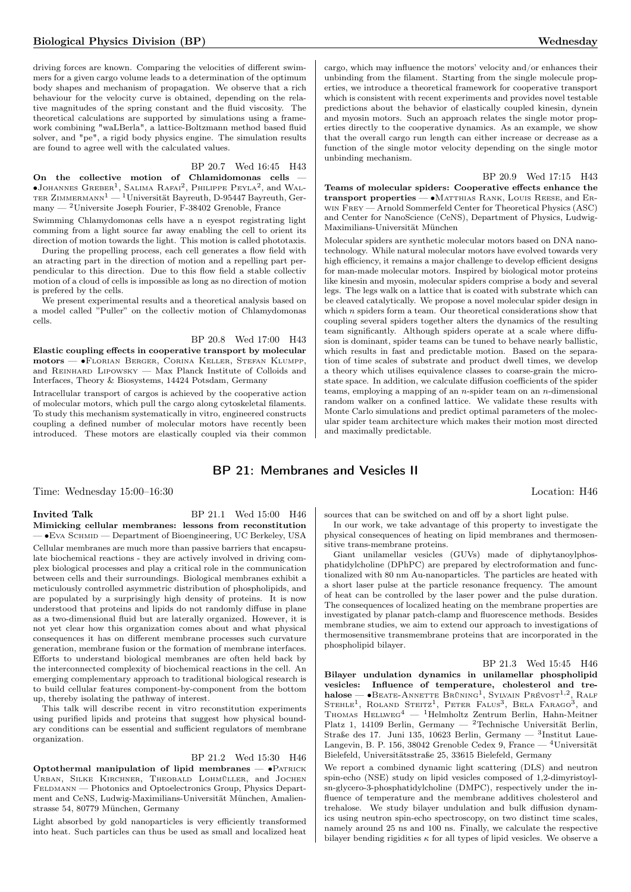driving forces are known. Comparing the velocities of different swimmers for a given cargo volume leads to a determination of the optimum body shapes and mechanism of propagation. We observe that a rich behaviour for the velocity curve is obtained, depending on the relative magnitudes of the spring constant and the fluid viscosity. The theoretical calculations are supported by simulations using a framework combining "waLBerla", a lattice-Boltzmann method based fluid solver, and "pe", a rigid body physics engine. The simulation results are found to agree well with the calculated values.

BP 20.7 Wed 16:45 H43

**On the collective motion of Chlamidomonas cells** — •Johannes Greber[1], Salima Rafai[2], Philippe Peyla[2], and Walter Zimmermann[1] — [1]Universität Bayreuth, D-95447 Bayreuth, Germany — [2]Universite Joseph Fourier, F-38402 Grenoble, France

Swimming Chlamydomonas cells have a n eyespot registrating light comming from a light source far away enabling the cell to orient its direction of motion towards the light. This motion is called phototaxis.

During the propelling process, each cell generates a flow field with an atracting part in the direction of motion and a repelling part perpendicular to this direction. Due to this flow field a stable collectiv motion of a cloud of cells is impossible as long as no direction of motion is prefered by the cells.

We present experimental results and a theoretical analysis based on a model called "Puller" on the collectiv motion of Chlamydomonas cells.

BP 20.8 Wed 17:00 H43

**Elastic coupling effects in cooperative transport by molecular motors** — •Florian Berger, Corina Keller, Stefan Klumpp, and Reinhard Lipowsky — Max Planck Institute of Colloids and Interfaces, Theory & Biosystems, 14424 Potsdam, Germany

Intracellular transport of cargos is achieved by the cooperative action of molecular motors, which pull the cargo along cytoskeletal filaments. To study this mechanism systematically in vitro, engineered constructs coupling a defined number of molecular motors have recently been introduced. These motors are elastically coupled via their common cargo, which may influence the motors' velocity and/or enhances their unbinding from the filament. Starting from the single molecule properties, we introduce a theoretical framework for cooperative transport which is consistent with recent experiments and provides novel testable predictions about the behavior of elastically coupled kinesin, dynein and myosin motors. Such an approach relates the single motor properties directly to the cooperative dynamics. As an example, we show that the overall cargo run length can either increase or decrease as a function of the single motor velocity depending on the single motor unbinding mechanism.

BP 20.9 Wed 17:15 H43

**Teams of molecular spiders: Cooperative effects enhance the transport properties** — •Matthias Rank, Louis Reese, and Erwin Frey — Arnold Sommerfeld Center for Theoretical Physics (ASC) and Center for NanoScience (CeNS), Department of Physics, Ludwig-Maximilians-Universität München

Molecular spiders are synthetic molecular motors based on DNA nanotechnology. While natural molecular motors have evolved towards very high efficiency, it remains a major challenge to develop efficient designs for man-made molecular motors. Inspired by biological motor proteins like kinesin and myosin, molecular spiders comprise a body and several legs. The legs walk on a lattice that is coated with substrate which can be cleaved catalytically. We propose a novel molecular spider design in which $n$ spiders form a team. Our theoretical considerations show that coupling several spiders together alters the dynamics of the resulting team significantly. Although spiders operate at a scale where diffusion is dominant, spider teams can be tuned to behave nearly ballistic, which results in fast and predictable motion. Based on the separation of time scales of substrate and product dwell times, we develop a theory which utilises equivalence classes to coarse-grain the microstate space. In addition, we calculate diffusion coefficients of the spider teams, employing a mapping of an $n$-spider team on an $n$-dimensional random walker on a confined lattice. We validate these results with Monte Carlo simulations and predict optimal parameters of the molecular spider team architecture which makes their motion most directed and maximally predictable.

## BP 21: Membranes and Vesicles II

Time: Wednesday 15:00–16:30 Location: H46

**Invited Talk** BP 21.1 Wed 15:00 H46

**Mimicking cellular membranes: lessons from reconstitution** — •Eva Schmid — Department of Bioengineering, UC Berkeley, USA

Cellular membranes are much more than passive barriers that encapsulate biochemical reactions - they are actively involved in driving complex biological processes and play a critical role in the communication between cells and their surroundings. Biological membranes exhibit a meticulously controlled asymmetric distribution of phospholipids, and are populated by a surprisingly high density of proteins. It is now understood that proteins and lipids do not randomly diffuse in plane as a two-dimensional fluid but are laterally organized. However, it is not yet clear how this organization comes about and what physical consequences it has on different membrane processes such curvature generation, membrane fusion or the formation of membrane interfaces. Efforts to understand biological membranes are often held back by the interconnected complexity of biochemical reactions in the cell. An emerging complementary approach to traditional biological research is to build cellular features component-by-component from the bottom up, thereby isolating the pathway of interest.

This talk will describe recent in vitro reconstitution experiments using purified lipids and proteins that suggest how physical boundary conditions can be essential and sufficient regulators of membrane organization.

BP 21.2 Wed 15:30 H46

**Optothermal manipulation of lipid membranes** — •Patrick Urban, Silke Kirchner, Theobald Lohmüller, and Jochen Feldmann — Photonics and Optoelectronics Group, Physics Department and CeNS, Ludwig-Maximilians-Universität München, Amalienstrasse 54, 80779 München, Germany

Light absorbed by gold nanoparticles is very efficiently transformed into heat. Such particles can thus be used as small and localized heat sources that can be switched on and off by a short light pulse.

In our work, we take advantage of this property to investigate the physical consequences of heating on lipid membranes and thermosensitive trans-membrane proteins.

Giant unilamellar vesicles (GUVs) made of diphytanoylphosphatidylcholine (DPhPC) are prepared by electroformation and functionalized with 80 nm Au-nanoparticles. The particles are heated with a short laser pulse at the particle resonance frequency. The amount of heat can be controlled by the laser power and the pulse duration. The consequences of localized heating on the membrane properties are investigated by planar patch-clamp and fluorescence methods. Besides membrane studies, we aim to extend our approach to investigations of thermosensitive transmembrane proteins that are incorporated in the phospholipid bilayer.

BP 21.3 Wed 15:45 H46

**Bilayer undulation dynamics in unilamellar phospholipid vesicles: Influence of temperature, cholesterol and trehalose** — •Beate-Annette Brüning[1], Sylvain Prévost[1,2], Ralf Stehle[1], Roland Steitz[1], Peter Falus[3], Bela Farago[3], and Thomas Hellweg[4] — [1]Helmholtz Zentrum Berlin, Hahn-Meitner Platz 1, 14109 Berlin, Germany — [2]Technische Universität Berlin, Straße des 17. Juni 135, 10623 Berlin, Germany — [3]Institut Laue-Langevin, B. P. 156, 38042 Grenoble Cedex 9, France — [4]Universität Bielefeld, Universitätsstraße 25, 33615 Bielefeld, Germany

We report a combined dynamic light scattering (DLS) and neutron spin-echo (NSE) study on lipid vesicles composed of 1,2-dimyristoyl-sn-glycero-3-phosphatidylcholine (DMPC), respectively under the influence of temperature and the membrane additives cholesterol and trehalose. We study bilayer undulation and bulk diffusion dynamics using neutron spin-echo spectroscopy, on two distinct time scales, namely around 25 ns and 100 ns. Finally, we calculate the respective bilayer bending rigidities $\kappa$ for all types of lipid vesicles. We observe a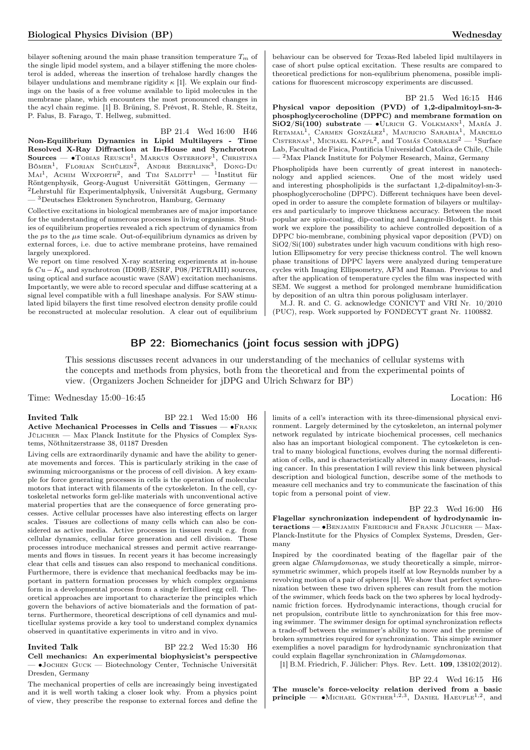bilayer softening around the main phase transition temperature $T_m$ of the single lipid model system, and a bilayer stiffening the more cholesterol is added, whereas the insertion of trehalose hardly changes the bilayer undulations and membrane rigidity $\kappa$ [1]. We explain our findings on the basis of a free volume available to lipid molecules in the membrane plane, which encounters the most pronounced changes in the acyl chain regime. [1] B. Brüning, S. Prévost, R. Stehle, R. Steitz, P. Falus, B. Farago, T. Hellweg, submitted.

BP 21.4 Wed 16:00 H46

**Non-Equilibrium Dynamics in Lipid Multilayers - Time Resolved X-Ray Diffraction at In-House and Synchrotron Sources** — •Tobias Reusch[1], Markus Osterhoff[1], Christina Bömer[1], Florian Schülein[2], Andre Beerlink[3], Dong-Du Mai[1], Achim Wixforth[2], and Tim Salditt[1] — [1]Institut für Röntgenphysik, Georg-August Universität Göttingen, Germany — [2]Lehrstuhl für Experimentalphysik, Universität Augsburg, Germany — [3]Deutsches Elektronen Synchrotron, Hamburg, Germany

Collective excitations in biological membranes are of major importance for the understanding of numerous processes in living organisms. Studies of equilibrium properties revealed a rich spectrum of dynamics from the *ps* to the *μs* time scale. Out-of-equilibrium dynamics as driven by external forces, i.e. due to active membrane proteins, have remained largely unexplored.

We report on time resolved X-ray scattering experiments at in-house fs $Cu - K_\alpha$ and synchrotron (ID09B/ESRF, P08/PETRAIII) sources, using optical and surface acoustic wave (SAW) excitation mechanisms. Importantly, we were able to record specular and diffuse scattering at a signal level compatible with a full lineshape analysis. For SAW stimulated lipid bilayers the first time resolved electron density profile could be reconstructed at molecular resolution. A clear out of equilibrium behaviour can be observed for Texas-Red labeled lipid multilayers in case of short pulse optical excitation. These results are compared to theoretical predictions for non-equlibrium phenomena, possible implications for fluorescent microscopy experiments are discussed.

BP 21.5 Wed 16:15 H46

**Physical vapor deposition (PVD) of 1,2-dipalmitoyl-sn-3-phosphoglycerocholine (DPPC) and membrane formation on SiO2/Si(100) substrate** — •Ulrich G. Volkmann[1], María J. Retamal[1], Carmen González[1], Mauricio Sarabia[1], Marcelo Cisternas[1], Michael Kappl[2], and Tomás Corrales[2] — [1]Surface Lab, Facultad de Fisica, Pontificia Universidad Catolica de Chile, Chile — [2]Max Planck Institute for Polymer Research, Mainz, Germany

Phospholipids have been currently of great interest in nanotechnology and applied sciences. One of the most widely used and interesting phospholipids is the surfactant 1,2-dipalmitoyl-sn-3-phosphoglycerocholine (DPPC). Different techniques have been developed in order to assure the complete formation of bilayers or multilayers and particularly to improve thickness accuracy. Between the most popular are spin-coating, dip-coating and Langmuir-Blodgett. In this work we explore the possibility to achieve controlled deposition of a DPPC bio-membrane, combining physical vapor deposition (PVD) on SiO2/Si(100) substrates under high vacuum conditions with high resolution Ellipsometry for very precise thickness control. The well known phase transitions of DPPC layers were analyzed during temperature cycles with Imaging Ellipsometry, AFM and Raman. Previous to and after the application of temperature cycles the film was inspected with SEM. We suggest a method for prolonged membrane humidification by deposition of an ultra thin porous poliglusam interlayer.

M.J. R. and C. G. acknowledge CONICYT and VRI Nr. 10/2010 (PUC), resp. Work supported by FONDECYT grant Nr. 1100882.

## BP 22: Biomechanics (joint focus session with jDPG)

This sessions discusses recent advances in our understanding of the mechanics of cellular systems with the concepts and methods from physics, both from the theoretical and from the experimental points of view. (Organizers Jochen Schneider for jDPG and Ulrich Schwarz for BP)

Time: Wednesday 15:00–16:45 Location: H6

**Invited Talk** BP 22.1 Wed 15:00 H6

**Active Mechanical Processes in Cells and Tissues** — •Frank Jülicher — Max Planck Institute for the Physics of Complex Systems, Nöthnitzerstrasse 38, 01187 Dresden

Living cells are extraordinarily dynamic and have the ability to generate movements and forces. This is particularly striking in the case of swimming microorganisms or the process of cell division. A key example for force generating processes in cells is the operation of molecular motors that interact with filaments of the cytoskeleton. In the cell, cytoskeletal networks form gel-like materials with unconventional active material properties that are the consequence of force generating processes. Active cellular processes have also interesting effects on larger scales. Tissues are collections of many cells which can also be considered as active media. Active processes in tissues result e.g. from cellular dynamics, cellular force generation and cell division. These processes introduce mechanical stresses and permit active rearrangements and flows in tissues. In recent years it has become increasingly clear that cells and tissues can also respond to mechanical conditions. Furthermore, there is evidence that mechanical feedbacks may be important in pattern formation processes by which complex organisms form in a developmental process from a single fertilized egg cell. Theoretical approaches are important to characterize the principles which govern the behaviors of active biomaterials and the formation of patterns. Furthermore, theoretical descriptions of cell dynamics and multicellular systems provide a key tool to understand complex dynamics observed in quantitative experiments in vitro and in vivo.

**Invited Talk** BP 22.2 Wed 15:30 H6

**Cell mechanics: An experimental biophysicist's perspective** — •Jochen Guck — Biotechnology Center, Technische Universität Dresden, Germany

The mechanical properties of cells are increasingly being investigated and it is well worth taking a closer look why. From a physics point of view, they prescribe the response to external forces and define the limits of a cell's interaction with its three-dimensional physical environment. Largely determined by the cytoskeleton, an internal polymer network regulated by intricate biochemical processes, cell mechanics also has an important biological component. The cytoskeleton is central to many biological functions, evolves during the normal differentiation of cells, and is characteristically altered in many diseases, including cancer. In this presentation I will review this link between physical description and biological function, describe some of the methods to measure cell mechanics and try to communicate the fascination of this topic from a personal point of view.

BP 22.3 Wed 16:00 H6

**Flagellar synchronization independent of hydrodynamic interactions** — •Benjamin Friedrich and Frank Jülicher — Max-Planck-Institute for the Physics of Complex Systems, Dresden, Germany

Inspired by the coordinated beating of the flagellar pair of the green algae *Chlamydomonas*, we study theoretically a simple, mirror-symmetric swimmer, which propels itself at low Reynolds number by a revolving motion of a pair of spheres [1]. We show that perfect synchronization between these two driven spheres can result from the motion of the swimmer, which feeds back on the two spheres by local hydrodynamic friction forces. Hydrodynamic interactions, though crucial for net propulsion, contribute little to synchronization for this free moving swimmer. The swimmer design for optimal synchronization reflects a trade-off between the swimmer's ability to move and the premise of broken symmetries required for synchronization. This simple swimmer exemplifies a novel paradigm for hydrodynamic synchronization that could explain flagellar synchronization in *Chlamydomonas*.

[1] B.M. Friedrich, F. Jülicher: Phys. Rev. Lett. **109**, 138102(2012).

BP 22.4 Wed 16:15 H6

**The muscle's force-velocity relation derived from a basic principle** — •Michael Günther[1,2,3], Daniel Haeufle[1,2], and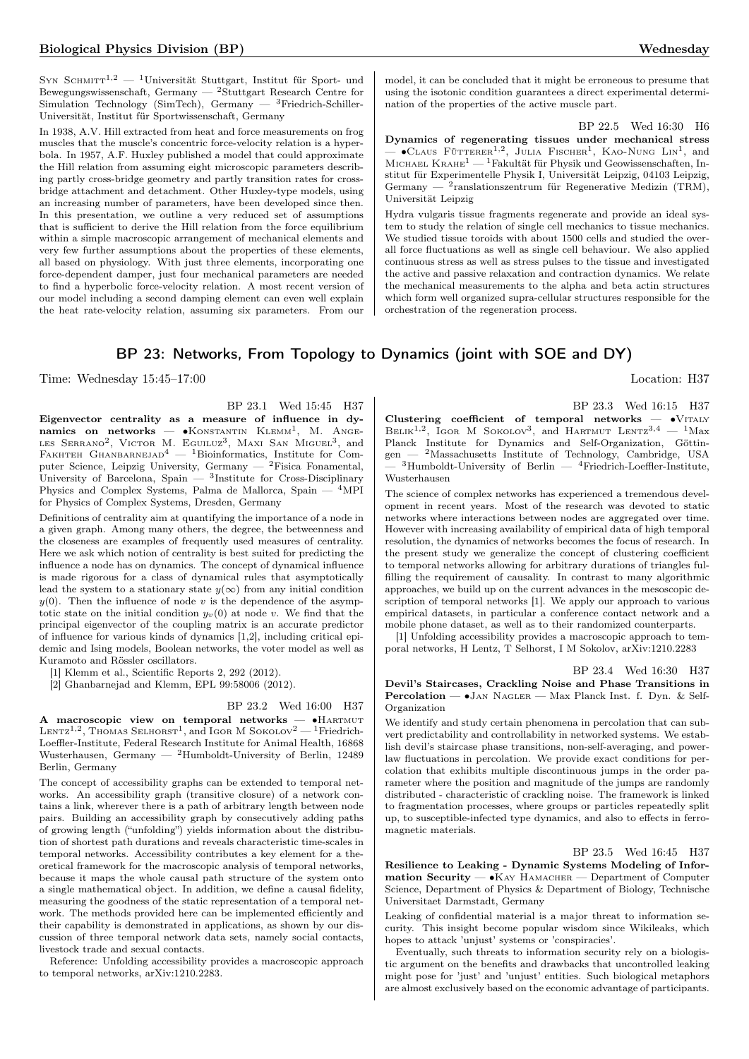Syn Schmitt[1,2] — [1]Universität Stuttgart, Institut für Sport- und Bewegungswissenschaft, Germany — [2]Stuttgart Research Centre for Simulation Technology (SimTech), Germany — [3]Friedrich-Schiller-Universität, Institut für Sportwissenschaft, Germany

In 1938, A.V. Hill extracted from heat and force measurements on frog muscles that the muscle's concentric force-velocity relation is a hyperbola. In 1957, A.F. Huxley published a model that could approximate the Hill relation from assuming eight microscopic parameters describing partly cross-bridge geometry and partly transition rates for cross-bridge attachment and detachment. Other Huxley-type models, using an increasing number of parameters, have been developed since then. In this presentation, we outline a very reduced set of assumptions that is sufficient to derive the Hill relation from the force equilibrium within a simple macroscopic arrangement of mechanical elements and very few further assumptions about the properties of these elements, all based on physiology. With just three elements, incorporating one force-dependent damper, just four mechanical parameters are needed to find a hyperbolic force-velocity relation. A most recent version of our model including a second damping element can even well explain the heat rate-velocity relation, assuming six parameters. From our model, it can be concluded that it might be erroneous to presume that using the isotonic condition guarantees a direct experimental determination of the properties of the active muscle part.

BP 22.5 Wed 16:30 H6

**Dynamics of regenerating tissues under mechanical stress** — •Claus Fütterer[1,2], Julia Fischer[1], Kao-Nung Lin[1], and Michael Krahe[1] — [1]Fakultät für Physik und Geowissenschaften, Institut für Experimentelle Physik I, Universität Leipzig, 04103 Leipzig, Germany — [2]ranslationszentrum für Regenerative Medizin (TRM), Universität Leipzig

Hydra vulgaris tissue fragments regenerate and provide an ideal system to study the relation of single cell mechanics to tissue mechanics. We studied tissue toroids with about 1500 cells and studied the overall force fluctuations as well as single cell behaviour. We also applied continuous stress as well as stress pulses to the tissue and investigated the active and passive relaxation and contraction dynamics. We relate the mechanical measurements to the alpha and beta actin structures which form well organized supra-cellular structures responsible for the orchestration of the regeneration process.

## BP 23: Networks, From Topology to Dynamics (joint with SOE and DY)

Time: Wednesday 15:45–17:00 Location: H37

BP 23.1 Wed 15:45 H37

**Eigenvector centrality as a measure of influence in dynamics on networks** — •Konstantin Klemm[1], M. Angeles Serrano[2], Victor M. Eguiluz[3], Maxi San Miguel[3], and Fakhteh Ghanbarnejad[4] — [1]Bioinformatics, Institute for Computer Science, Leipzig University, Germany — [2]Fisica Fonamental, University of Barcelona, Spain — [3]Institute for Cross-Disciplinary Physics and Complex Systems, Palma de Mallorca, Spain — [4]MPI for Physics of Complex Systems, Dresden, Germany

Definitions of centrality aim at quantifying the importance of a node in a given graph. Among many others, the degree, the betweenness and the closeness are examples of frequently used measures of centrality. Here we ask which notion of centrality is best suited for predicting the influence a node has on dynamics. The concept of dynamical influence is made rigorous for a class of dynamical rules that asymptotically lead the system to a stationary state $y(\infty)$ from any initial condition $y(0)$. Then the influence of node $v$ is the dependence of the asymptotic state on the initial condition $y_v(0)$ at node $v$. We find that the principal eigenvector of the coupling matrix is an accurate predictor of influence for various kinds of dynamics [1,2], including critical epidemic and Ising models, Boolean networks, the voter model as well as Kuramoto and Rössler oscillators.

[1] Klemm et al., Scientific Reports 2, 292 (2012).

[2] Ghanbarnejad and Klemm, EPL 99:58006 (2012).

BP 23.2 Wed 16:00 H37

**A macroscopic view on temporal networks** — •Hartmut Lentz[1,2], Thomas Selhorst[1], and Igor M Sokolov[2] — [1]Friedrich-Loeffler-Institute, Federal Research Institute for Animal Health, 16868 Wusterhausen, Germany — [2]Humboldt-University of Berlin, 12489 Berlin, Germany

The concept of accessibility graphs can be extended to temporal networks. An accessibility graph (transitive closure) of a network contains a link, wherever there is a path of arbitrary length between node pairs. Building an accessibility graph by consecutively adding paths of growing length ("unfolding") yields information about the distribution of shortest path durations and reveals characteristic time-scales in temporal networks. Accessibility contributes a key element for a theoretical framework for the macroscopic analysis of temporal networks, because it maps the whole causal path structure of the system onto a single mathematical object. In addition, we define a causal fidelity, measuring the goodness of the static representation of a temporal network. The methods provided here can be implemented efficiently and their capability is demonstrated in applications, as shown by our discussion of three temporal network data sets, namely social contacts, livestock trade and sexual contacts.

Reference: Unfolding accessibility provides a macroscopic approach to temporal networks, arXiv:1210.2283.

BP 23.3 Wed 16:15 H37

**Clustering coefficient of temporal networks** — •Vitaly Belik[1,2], Igor M Sokolov[3], and Hartmut Lentz[3,4] — [1]Max Planck Institute for Dynamics and Self-Organization, Göttingen — [2]Massachusetts Institute of Technology, Cambridge, USA — [3]Humboldt-University of Berlin — [4]Friedrich-Loeffler-Institute, Wusterhausen

The science of complex networks has experienced a tremendous development in recent years. Most of the research was devoted to static networks where interactions between nodes are aggregated over time. However with increasing availability of empirical data of high temporal resolution, the dynamics of networks becomes the focus of research. In the present study we generalize the concept of clustering coefficient to temporal networks allowing for arbitrary durations of triangles fulfilling the requirement of causality. In contrast to many algorithmic approaches, we build up on the current advances in the mesoscopic description of temporal networks [1]. We apply our approach to various empirical datasets, in particular a conference contact network and a mobile phone dataset, as well as to their randomized counterparts.

[1] Unfolding accessibility provides a macroscopic approach to temporal networks, H Lentz, T Selhorst, I M Sokolov, arXiv:1210.2283

BP 23.4 Wed 16:30 H37

**Devil's Staircases, Crackling Noise and Phase Transitions in Percolation** — •Jan Nagler — Max Planck Inst. f. Dyn. & Self-Organization

We identify and study certain phenomena in percolation that can subvert predictability and controllability in networked systems. We establish devil's staircase phase transitions, non-self-averaging, and power-law fluctuations in percolation. We provide exact conditions for percolation that exhibits multiple discontinuous jumps in the order parameter where the position and magnitude of the jumps are randomly distributed - characteristic of crackling noise. The framework is linked to fragmentation processes, where groups or particles repeatedly split up, to susceptible-infected type dynamics, and also to effects in ferromagnetic materials.

BP 23.5 Wed 16:45 H37

**Resilience to Leaking - Dynamic Systems Modeling of Information Security** — •Kay Hamacher — Department of Computer Science, Department of Physics & Department of Biology, Technische Universitaet Darmstadt, Germany

Leaking of confidential material is a major threat to information security. This insight become popular wisdom since Wikileaks, which hopes to attack 'unjust' systems or 'conspiracies'.

Eventually, such threats to information security rely on a biologistic argument on the benefits and drawbacks that uncontrolled leaking might pose for 'just' and 'unjust' entities. Such biological metaphors are almost exclusively based on the economic advantage of participants.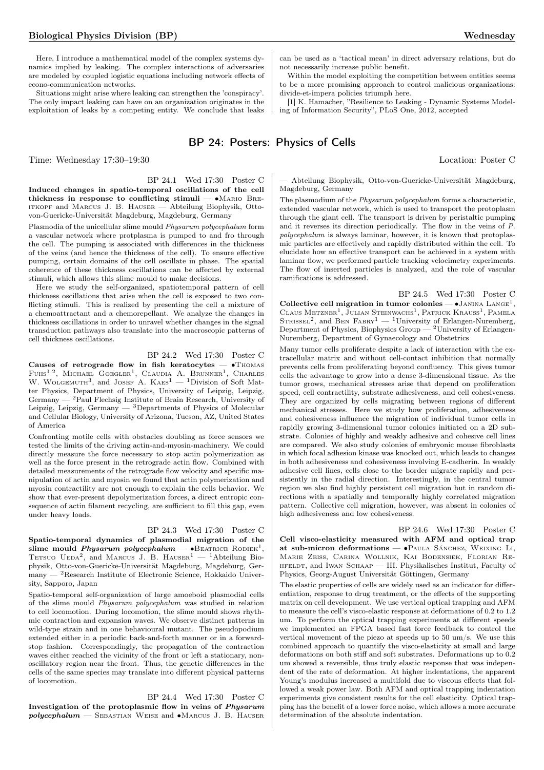Here, I introduce a mathematical model of the complex systems dynamics implied by leaking. The complex interactions of adversaries are modeled by coupled logistic equations including network effects of econo-communication networks.

Situations might arise where leaking can strengthen the 'conspiracy'. The only impact leaking can have on an organization originates in the exploitation of leaks by a competing entity. We conclude that leaks can be used as a 'tactical mean' in direct adversary relations, but do not necessarily increase public benefit.

Within the model exploiting the competition between entities seems to be a more promising approach to control malicious organizations: divide-et-impera policies triumph here.

[1] K. Hamacher, "Resilience to Leaking - Dynamic Systems Modeling of Information Security", PLoS One, 2012, accepted

## BP 24: Posters: Physics of Cells

Time: Wednesday 17:30–19:30 Location: Poster C

BP 24.1 Wed 17:30 Poster C

**Induced changes in spatio-temporal oscillations of the cell thickness in response to conflicting stimuli** — •Mario Breitkopf and Marcus J. B. Hauser — Abteilung Biophysik, Otto-von-Guericke-Universität Magdeburg, Magdeburg, Germany

Plasmodia of the unicellular slime mould *Physarum polycephalum* form a vascular network where protplasma is pumped to and fro through the cell. The pumping is associated with differences in the thickness of the veins (and hence the thickness of the cell). To ensure effective pumping, certain domains of the cell oscillate in phase. The spatial coherence of these thickness oscillations can be affected by external stimuli, which allows this slime mould to make decisions.

Here we study the self-organized, spatiotemporal pattern of cell thickness oscillations that arise when the cell is exposed to two conflicting stimuli. This is realized by presenting the cell a mixture of a chemoattractant and a chemorepellant. We analyze the changes in thickness oscillations in order to unravel whether changes in the signal transduction pathways also translate into the macroscopic patterns of cell thickness oscillations.

BP 24.2 Wed 17:30 Poster C

**Causes of retrograde flow in fish keratocytes** — •Thomas Fuhs[1,2], Michael Goegler[1], Claudia A. Brunner[1], Charles W. Wolgemuth[3], and Josef A. Kaes[1] — [1]Division of Soft Matter Physics, Department of Physics, University of Leipzig, Leipzig, Germany — [2]Paul Flechsig Institute of Brain Research, University of Leipzig, Leipzig, Germany — [3]Departments of Physics of Molecular and Cellular Biology, University of Arizona, Tucson, AZ, United States of America

Confronting motile cells with obstacles doubling as force sensors we tested the limits of the driving actin-and-myosin-machinery. We could directly measure the force necessary to stop actin polymerization as well as the force present in the retrograde actin flow. Combined with detailed measurements of the retrograde flow velocity and specific manipulation of actin and myosin we found that actin polymerization and myosin contractility are not enough to explain the cells behavior. We show that ever-present depolymerization forces, a direct entropic consequence of actin filament recycling, are sufficient to fill this gap, even under heavy loads.

BP 24.3 Wed 17:30 Poster C

**Spatio-temporal dynamics of plasmodial migration of the slime mould *Physarum polycephalum*** — •Beatrice Rodiek[1], Tetsuo Ueda[2], and Marcus J. B. Hauser[1] — [1]Abteilung Biophysik, Otto-von-Guericke-Universität Magdeburg, Magdeburg, Germany — [2]Research Institute of Electronic Science, Hokkaido University, Sapporo, Japan

Spatio-temporal self-organization of large amoeboid plasmodial cells of the slime mould *Physarum polycephalum* was studied in relation to cell locomotion. During locomotion, the slime mould shows rhythmic contraction and expansion waves. We observe distinct patterns in wild-type strain and in one behavioural mutant. The pseudopodium extended either in a periodic back-and-forth manner or in a forward-stop fashion. Correspondingly, the propagation of the contraction waves either reached the vicinity of the front or left a stationary, non-oscillatory region near the front. Thus, the genetic differences in the cells of the same species may translate into different physical patterns of locomotion.

BP 24.4 Wed 17:30 Poster C

**Investigation of the protoplasmic flow in veins of *Physarum polycephalum*** — Sebastian Weise and •Marcus J. B. Hauser — Abteilung Biophysik, Otto-von-Guericke-Universität Magdeburg, Magdeburg, Germany

The plasmodium of the *Physarum polycephalum* forms a characteristic, extended vascular network, which is used to transport the protoplasm through the giant cell. The transport is driven by peristaltic pumping and it reverses its direction periodically. The flow in the veins of *P. polycephalum* is always laminar, however, it is known that protoplasmic particles are effectively and rapidly distributed within the cell. To elucidate how an effective transport can be achieved in a system with laminar flow, we performed particle tracking velocimetry experiments. The flow of inserted particles is analyzed, and the role of vascular ramifications is addressed.

BP 24.5 Wed 17:30 Poster C

**Collective cell migration in tumor colonies** — •Janina Lange[1], Claus Metzner[1], Julian Steinwachs[1], Patrick Krauss[1], Pamela Strissel[2], and Ben Fabry[1] — [1]University of Erlangen-Nuremberg, Department of Physics, Biophysics Group — [2]University of Erlangen-Nuremberg, Department of Gynaecology and Obstetrics

Many tumor cells proliferate despite a lack of interaction with the extracellular matrix and without cell-contact inhibition that normally prevents cells from proliferating beyond confluency. This gives tumor cells the advantage to grow into a dense 3-dimensional tissue. As the tumor grows, mechanical stresses arise that depend on proliferation speed, cell contractility, substrate adhesiveness, and cell cohesiveness. They are organized by cells migrating between regions of different mechanical stresses. Here we study how proliferation, adhesiveness and cohesiveness influence the migration of individual tumor cells in rapidly growing 3-dimensional tumor colonies initiated on a 2D substrate. Colonies of highly and weakly adhesive and cohesive cell lines are compared. We also study colonies of embryonic mouse fibroblasts in which focal adhesion kinase was knocked out, which leads to changes in both adhesiveness and cohesiveness involving E-cadherin. In weakly adhesive cell lines, cells close to the border migrate rapidly and persistently in the radial direction. Interestingly, in the central tumor region we also find highly persistent cell migration but in random directions with a spatially and temporally highly correlated migration pattern. Collective cell migration, however, was absent in colonies of high adhesiveness and low cohesiveness.

BP 24.6 Wed 17:30 Poster C

**Cell visco-elasticity measured with AFM and optical trap at sub-micron deformations** — •Paula Sánchez, Weixing Li, Marie Zeiss, Carina Wollnik, Kai Bodensiek, Florian Rehfeldt, and Iwan Schaap — III. Physikalisches Institut, Faculty of Physics, Georg-August Universität Göttingen, Germany

The elastic properties of cells are widely used as an indicator for differentiation, response to drug treatment, or the effects of the supporting matrix on cell development. We use vertical optical trapping and AFM to measure the cell's visco-elastic response at deformations of 0.2 to 1.2 um. To perform the optical trapping experiments at different speeds we implemented an FPGA based fast force feedback to control the vertical movement of the piezo at speeds up to 50 um/s. We use this combined approach to quantify the visco-elasticity at small and large deformations on both stiff and soft substrates. Deformations up to 0.2 um showed a reversible, thus truly elastic response that was independent of the rate of deformation. At higher indentations, the apparent Young's modulus increased a multifold due to viscous effects that followed a weak power law. Both AFM and optical trapping indentation experiments give consistent results for the cell elasticity. Optical trapping has the benefit of a lower force noise, which allows a more accurate determination of the absolute indentation.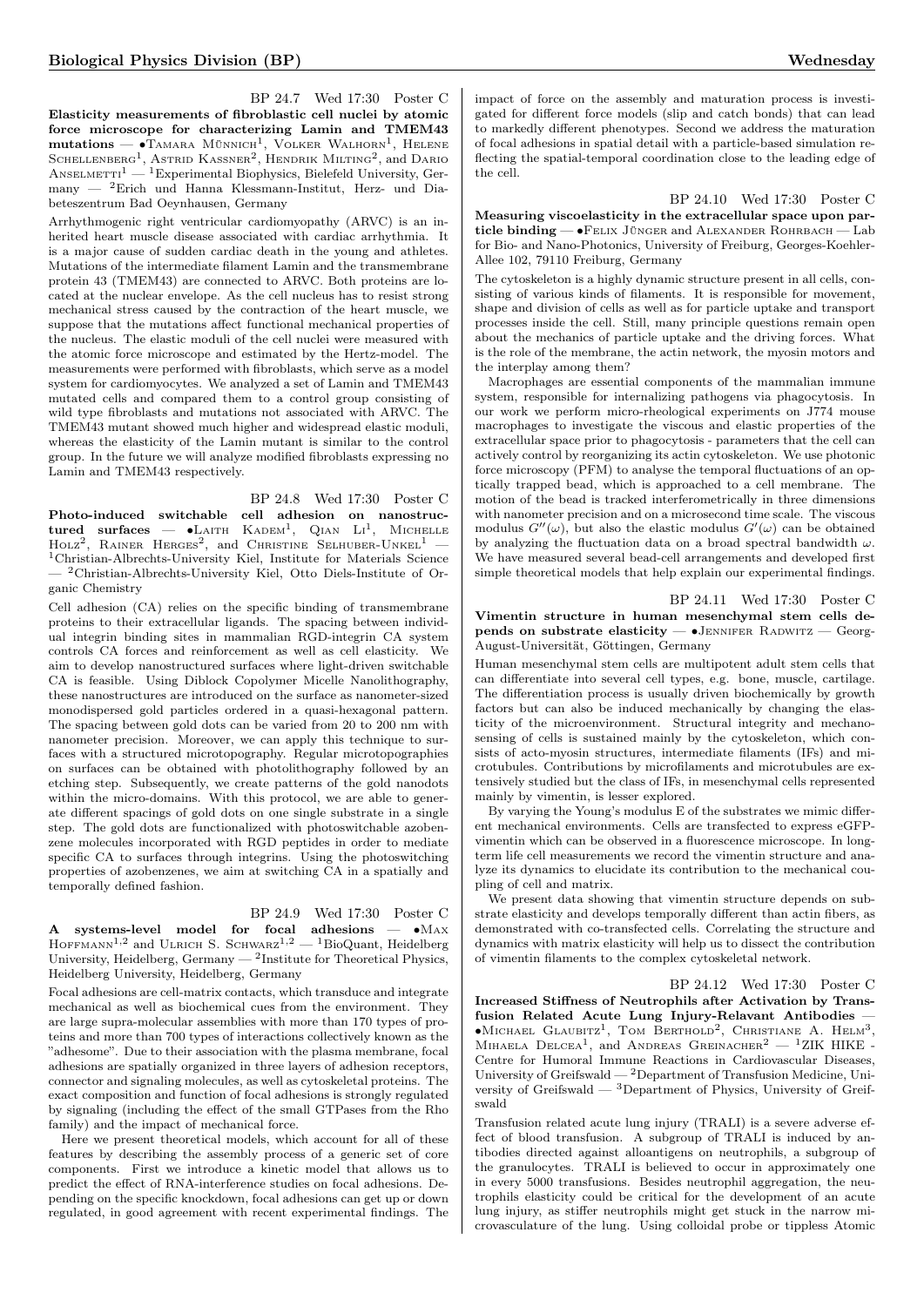BP 24.7 Wed 17:30 Poster C

**Elasticity measurements of fibroblastic cell nuclei by atomic force microscope for characterizing Lamin and TMEM43 mutations** — •Tamara Münnich[1], Volker Walhorn[1], Helene Schellenberg[1], Astrid Kassner[2], Hendrik Milting[2], and Dario Anselmetti[1] — [1]Experimental Biophysics, Bielefeld University, Germany — [2]Erich und Hanna Klessmann-Institut, Herz- und Diabeteszentrum Bad Oeynhausen, Germany

Arrhythmogenic right ventricular cardiomyopathy (ARVC) is an inherited heart muscle disease associated with cardiac arrhythmia. It is a major cause of sudden cardiac death in the young and athletes. Mutations of the intermediate filament Lamin and the transmembrane protein 43 (TMEM43) are connected to ARVC. Both proteins are located at the nuclear envelope. As the cell nucleus has to resist strong mechanical stress caused by the contraction of the heart muscle, we suppose that the mutations affect functional mechanical properties of the nucleus. The elastic moduli of the cell nuclei were measured with the atomic force microscope and estimated by the Hertz-model. The measurements were performed with fibroblasts, which serve as a model system for cardiomyocytes. We analyzed a set of Lamin and TMEM43 mutated cells and compared them to a control group consisting of wild type fibroblasts and mutations not associated with ARVC. The TMEM43 mutant showed much higher and widespread elastic moduli, whereas the elasticity of the Lamin mutant is similar to the control group. In the future we will analyze modified fibroblasts expressing no Lamin and TMEM43 respectively.

BP 24.8 Wed 17:30 Poster C

**Photo-induced switchable cell adhesion on nanostructured surfaces** — •Laith Kadem[1], Qian Li[1], Michelle Holz[2], Rainer Herges[2], and Christine Selhuber-Unkel[1] — [1]Christian-Albrechts-University Kiel, Institute for Materials Science — [2]Christian-Albrechts-University Kiel, Otto Diels-Institute of Organic Chemistry

Cell adhesion (CA) relies on the specific binding of transmembrane proteins to their extracellular ligands. The spacing between individual integrin binding sites in mammalian RGD-integrin CA system controls CA forces and reinforcement as well as cell elasticity. We aim to develop nanostructured surfaces where light-driven switchable CA is feasible. Using Diblock Copolymer Micelle Nanolithography, these nanostructures are introduced on the surface as nanometer-sized monodispersed gold particles ordered in a quasi-hexagonal pattern. The spacing between gold dots can be varied from 20 to 200 nm with nanometer precision. Moreover, we can apply this technique to surfaces with a structured microtopography. Regular microtopographies on surfaces can be obtained with photolithography followed by an etching step. Subsequently, we create patterns of the gold nanodots within the micro-domains. With this protocol, we are able to generate different spacings of gold dots on one single substrate in a single step. The gold dots are functionalized with photoswitchable azobenzene molecules incorporated with RGD peptides in order to mediate specific CA to surfaces through integrins. Using the photoswitching properties of azobenzenes, we aim at switching CA in a spatially and temporally defined fashion.

BP 24.9 Wed 17:30 Poster C

**A systems-level model for focal adhesions** — •Max Hoffmann[1,2] and Ulrich S. Schwarz[1,2] — [1]BioQuant, Heidelberg University, Heidelberg, Germany — [2]Institute for Theoretical Physics, Heidelberg University, Heidelberg, Germany

Focal adhesions are cell-matrix contacts, which transduce and integrate mechanical as well as biochemical cues from the environment. They are large supra-molecular assemblies with more than 170 types of proteins and more than 700 types of interactions collectively known as the "adhesome". Due to their association with the plasma membrane, focal adhesions are spatially organized in three layers of adhesion receptors, connector and signaling molecules, as well as cytoskeletal proteins. The exact composition and function of focal adhesions is strongly regulated by signaling (including the effect of the small GTPases from the Rho family) and the impact of mechanical force.

Here we present theoretical models, which account for all of these features by describing the assembly process of a generic set of core components. First we introduce a kinetic model that allows us to predict the effect of RNA-interference studies on focal adhesions. Depending on the specific knockdown, focal adhesions can get up or down regulated, in good agreement with recent experimental findings. The impact of force on the assembly and maturation process is investigated for different force models (slip and catch bonds) that can lead to markedly different phenotypes. Second we address the maturation of focal adhesions in spatial detail with a particle-based simulation reflecting the spatial-temporal coordination close to the leading edge of the cell.

BP 24.10 Wed 17:30 Poster C

**Measuring viscoelasticity in the extracellular space upon particle binding** — •Felix Jünger and Alexander Rohrbach — Lab for Bio- and Nano-Photonics, University of Freiburg, Georges-Koehler-Allee 102, 79110 Freiburg, Germany

The cytoskeleton is a highly dynamic structure present in all cells, consisting of various kinds of filaments. It is responsible for movement, shape and division of cells as well as for particle uptake and transport processes inside the cell. Still, many principle questions remain open about the mechanics of particle uptake and the driving forces. What is the role of the membrane, the actin network, the myosin motors and the interplay among them?

Macrophages are essential components of the mammalian immune system, responsible for internalizing pathogens via phagocytosis. In our work we perform micro-rheological experiments on J774 mouse macrophages to investigate the viscous and elastic properties of the extracellular space prior to phagocytosis - parameters that the cell can actively control by reorganizing its actin cytoskeleton. We use photonic force microscopy (PFM) to analyse the temporal fluctuations of an optically trapped bead, which is approached to a cell membrane. The motion of the bead is tracked interferometrically in three dimensions with nanometer precision and on a microsecond time scale. The viscous modulus $G''(\omega)$, but also the elastic modulus $G'(\omega)$ can be obtained by analyzing the fluctuation data on a broad spectral bandwidth $\omega$. We have measured several bead-cell arrangements and developed first simple theoretical models that help explain our experimental findings.

BP 24.11 Wed 17:30 Poster C

**Vimentin structure in human mesenchymal stem cells depends on substrate elasticity** — •Jennifer Radwitz — Georg-August-Universität, Göttingen, Germany

Human mesenchymal stem cells are multipotent adult stem cells that can differentiate into several cell types, e.g. bone, muscle, cartilage. The differentiation process is usually driven biochemically by growth factors but can also be induced mechanically by changing the elasticity of the microenvironment. Structural integrity and mechanosensing of cells is sustained mainly by the cytoskeleton, which consists of acto-myosin structures, intermediate filaments (IFs) and microtubules. Contributions by microfilaments and microtubules are extensively studied but the class of IFs, in mesenchymal cells represented mainly by vimentin, is lesser explored.

By varying the Young's modulus E of the substrates we mimic different mechanical environments. Cells are transfected to express eGFP-vimentin which can be observed in a fluorescence microscope. In longterm life cell measurements we record the vimentin structure and analyze its dynamics to elucidate its contribution to the mechanical coupling of cell and matrix.

We present data showing that vimentin structure depends on substrate elasticity and develops temporally different than actin fibers, as demonstrated with co-transfected cells. Correlating the structure and dynamics with matrix elasticity will help us to dissect the contribution of vimentin filaments to the complex cytoskeletal network.

BP 24.12 Wed 17:30 Poster C

**Increased Stiffness of Neutrophils after Activation by Transfusion Related Acute Lung Injury-Relavant Antibodies** — •Michael Glaubitz[1], Tom Berthold[2], Christiane A. Helm[3], Mihaela Delcea[1], and Andreas Greinacher[2] — [1]ZIK HIKE - Centre for Humoral Immune Reactions in Cardiovascular Diseases, University of Greifswald — [2]Department of Transfusion Medicine, University of Greifswald — [3]Department of Physics, University of Greifswald

Transfusion related acute lung injury (TRALI) is a severe adverse effect of blood transfusion. A subgroup of TRALI is induced by antibodies directed against alloantigens on neutrophils, a subgroup of the granulocytes. TRALI is believed to occur in approximately one in every 5000 transfusions. Besides neutrophil aggregation, the neutrophils elasticity could be critical for the development of an acute lung injury, as stiffer neutrophils might get stuck in the narrow microvasculature of the lung. Using colloidal probe or tipless Atomic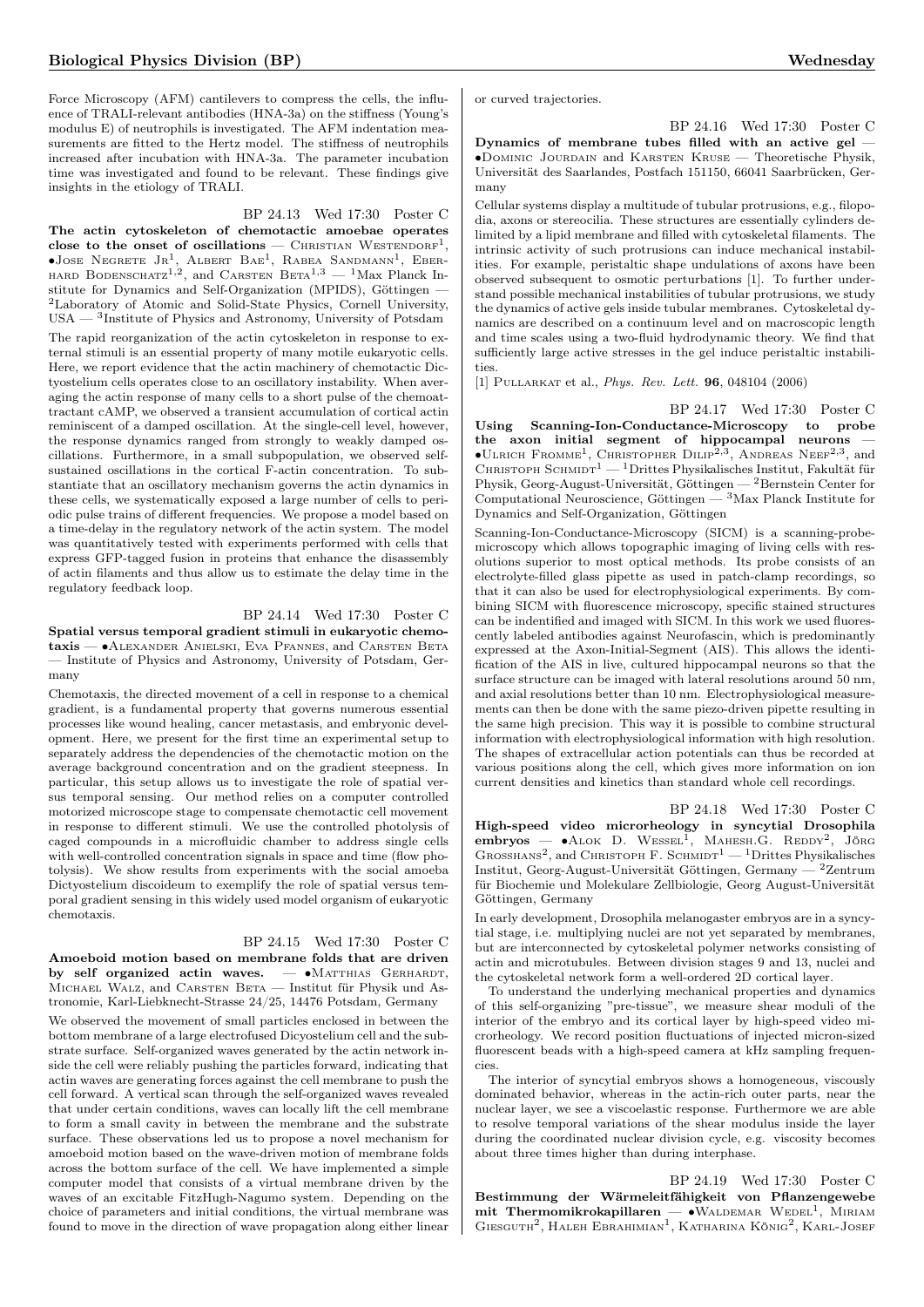Force Microscopy (AFM) cantilevers to compress the cells, the influence of TRALI-relevant antibodies (HNA-3a) on the stiffness (Young's modulus E) of neutrophils is investigated. The AFM indentation measurements are fitted to the Hertz model. The stiffness of neutrophils increased after incubation with HNA-3a. The parameter incubation time was investigated and found to be relevant. These findings give insights in the etiology of TRALI.

BP 24.13 Wed 17:30 Poster C

**The actin cytoskeleton of chemotactic amoebae operates close to the onset of oscillations** — Christian Westendorf[1], •Jose Negrete Jr[1], Albert Bae[1], Rabea Sandmann[1], Eberhard Bodenschatz[1,2], and Carsten Beta[1,3] — [1]Max Planck Institute for Dynamics and Self-Organization (MPIDS), Göttingen — [2]Laboratory of Atomic and Solid-State Physics, Cornell University, USA — [3]Institute of Physics and Astronomy, University of Potsdam

The rapid reorganization of the actin cytoskeleton in response to external stimuli is an essential property of many motile eukaryotic cells. Here, we report evidence that the actin machinery of chemotactic Dictyostelium cells operates close to an oscillatory instability. When averaging the actin response of many cells to a short pulse of the chemoattractant cAMP, we observed a transient accumulation of cortical actin reminiscent of a damped oscillation. At the single-cell level, however, the response dynamics ranged from strongly to weakly damped oscillations. Furthermore, in a small subpopulation, we observed self-sustained oscillations in the cortical F-actin concentration. To substantiate that an oscillatory mechanism governs the actin dynamics in these cells, we systematically exposed a large number of cells to periodic pulse trains of different frequencies. We propose a model based on a time-delay in the regulatory network of the actin system. The model was quantitatively tested with experiments performed with cells that express GFP-tagged fusion in proteins that enhance the disassembly of actin filaments and thus allow us to estimate the delay time in the regulatory feedback loop.

BP 24.14 Wed 17:30 Poster C

**Spatial versus temporal gradient stimuli in eukaryotic chemotaxis** — •Alexander Anielski, Eva Pfannes, and Carsten Beta — Institute of Physics and Astronomy, University of Potsdam, Germany

Chemotaxis, the directed movement of a cell in response to a chemical gradient, is a fundamental property that governs numerous essential processes like wound healing, cancer metastasis, and embryonic development. Here, we present for the first time an experimental setup to separately address the dependencies of the chemotactic motion on the average background concentration and on the gradient steepness. In particular, this setup allows us to investigate the role of spatial versus temporal sensing. Our method relies on a computer controlled motorized microscope stage to compensate chemotactic cell movement in response to different stimuli. We use the controlled photolysis of caged compounds in a microfluidic chamber to address single cells with well-controlled concentration signals in space and time (flow photolysis). We show results from experiments with the social amoeba Dictyostelium discoideum to exemplify the role of spatial versus temporal gradient sensing in this widely used model organism of eukaryotic chemotaxis.

BP 24.15 Wed 17:30 Poster C

**Amoeboid motion based on membrane folds that are driven by self organized actin waves.** — •Matthias Gerhardt, Michael Walz, and Carsten Beta — Institut für Physik und Astronomie, Karl-Liebknecht-Strasse 24/25, 14476 Potsdam, Germany

We observed the movement of small particles enclosed in between the bottom membrane of a large electrofused Dicyostelium cell and the substrate surface. Self-organized waves generated by the actin network inside the cell were reliably pushing the particles forward, indicating that actin waves are generating forces against the cell membrane to push the cell forward. A vertical scan through the self-organized waves revealed that under certain conditions, waves can locally lift the cell membrane to form a small cavity in between the membrane and the substrate surface. These observations led us to propose a novel mechanism for amoeboid motion based on the wave-driven motion of membrane folds across the bottom surface of the cell. We have implemented a simple computer model that consists of a virtual membrane driven by the waves of an excitable FitzHugh-Nagumo system. Depending on the choice of parameters and initial conditions, the virtual membrane was found to move in the direction of wave propagation along either linear or curved trajectories.

BP 24.16 Wed 17:30 Poster C

**Dynamics of membrane tubes filled with an active gel** — •Dominic Jourdain and Karsten Kruse — Theoretische Physik, Universität des Saarlandes, Postfach 151150, 66041 Saarbrücken, Germany

Cellular systems display a multitude of tubular protrusions, e.g., filopodia, axons or stereocilia. These structures are essentially cylinders delimited by a lipid membrane and filled with cytoskeletal filaments. The intrinsic activity of such protrusions can induce mechanical instabilities. For example, peristaltic shape undulations of axons have been observed subsequent to osmotic perturbations [1]. To further understand possible mechanical instabilities of tubular protrusions, we study the dynamics of active gels inside tubular membranes. Cytoskeletal dynamics are described on a continuum level and on macroscopic length and time scales using a two-fluid hydrodynamic theory. We find that sufficiently large active stresses in the gel induce peristaltic instabilities.

[1] Pullarkat et al., *Phys. Rev. Lett.* **96**, 048104 (2006)

BP 24.17 Wed 17:30 Poster C

**Using Scanning-Ion-Conductance-Microscopy to probe the axon initial segment of hippocampal neurons** — •Ulrich Fromme[1], Christopher Dilip[2,3], Andreas Neef[2,3], and Christoph Schmidt[1] — [1]Drittes Physikalisches Institut, Fakultät für Physik, Georg-August-Universität, Göttingen — [2]Bernstein Center for Computational Neuroscience, Göttingen — [3]Max Planck Institute for Dynamics and Self-Organization, Göttingen

Scanning-Ion-Conductance-Microscopy (SICM) is a scanning-probe-microscopy which allows topographic imaging of living cells with resolutions superior to most optical methods. Its probe consists of an electrolyte-filled glass pipette as used in patch-clamp recordings, so that it can also be used for electrophysiological experiments. By combining SICM with fluorescence microscopy, specific stained structures can be indentified and imaged with SICM. In this work we used fluorescently labeled antibodies against Neurofascin, which is predominantly expressed at the Axon-Initial-Segment (AIS). This allows the identification of the AIS in live, cultured hippocampal neurons so that the surface structure can be imaged with lateral resolutions around 50 nm, and axial resolutions better than 10 nm. Electrophysiological measurements can then be done with the same piezo-driven pipette resulting in the same high precision. This way it is possible to combine structural information with electrophysiological information with high resolution. The shapes of extracellular action potentials can thus be recorded at various positions along the cell, which gives more information on ion current densities and kinetics than standard whole cell recordings.

BP 24.18 Wed 17:30 Poster C

**High-speed video microrheology in syncytial Drosophila embryos** — •Alok D. Wessel[1], Mahesh.G. Reddy[2], Jörg Grosshans[2], and Christoph F. Schmidt[1] — [1]Drittes Physikalisches Institut, Georg-August-Universität Göttingen, Germany — [2]Zentrum für Biochemie und Molekulare Zellbiologie, Georg August-Universität Göttingen, Germany

In early development, Drosophila melanogaster embryos are in a syncytial stage, i.e. multiplying nuclei are not yet separated by membranes, but are interconnected by cytoskeletal polymer networks consisting of actin and microtubules. Between division stages 9 and 13, nuclei and the cytoskeletal network form a well-ordered 2D cortical layer.

To understand the underlying mechanical properties and dynamics of this self-organizing "pre-tissue", we measure shear moduli of the interior of the embryo and its cortical layer by high-speed video microrheology. We record position fluctuations of injected micron-sized fluorescent beads with a high-speed camera at kHz sampling frequencies.

The interior of syncytial embryos shows a homogeneous, viscously dominated behavior, whereas in the actin-rich outer parts, near the nuclear layer, we see a viscoelastic response. Furthermore we are able to resolve temporal variations of the shear modulus inside the layer during the coordinated nuclear division cycle, e.g. viscosity becomes about three times higher than during interphase.

BP 24.19 Wed 17:30 Poster C

**Bestimmung der Wärmeleitfähigkeit von Pflanzengewebe mit Thermomikrokapillaren** — •Waldemar Wedel[1], Miriam Giesguth[2], Haleh Ebrahimian[1], Katharina König[2], Karl-Josef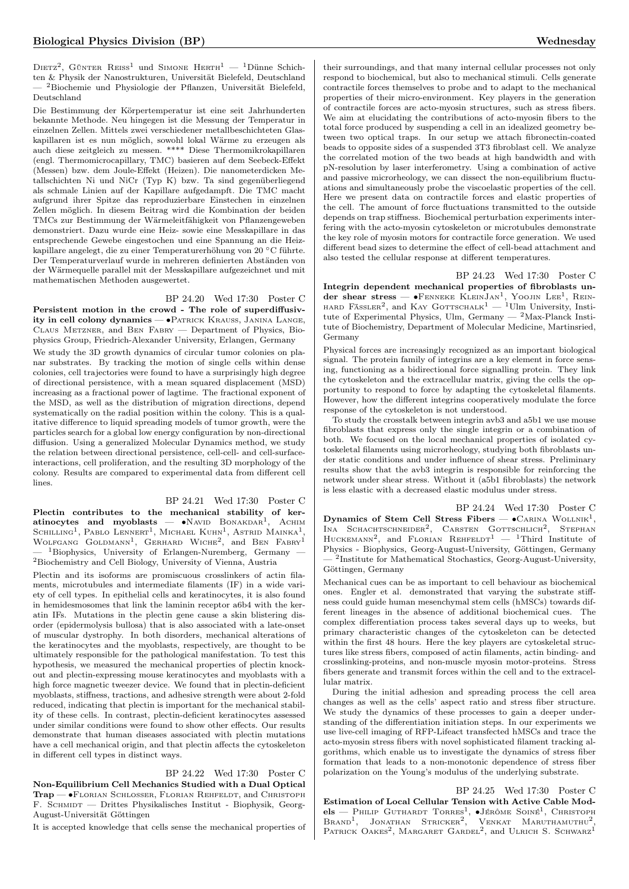Dietz[2], Günter Reiss[1] und Simone Herth[1] — [1]Dünne Schichten & Physik der Nanostrukturen, Universität Bielefeld, Deutschland — [2]Biochemie und Physiologie der Pflanzen, Universität Bielefeld, Deutschland

Die Bestimmung der Körpertemperatur ist eine seit Jahrhunderten bekannte Methode. Neu hingegen ist die Messung der Temperatur in einzelnen Zellen. Mittels zwei verschiedener metallbeschichteten Glaskapillaren ist es nun möglich, sowohl lokal Wärme zu erzeugen als auch diese zeitgleich zu messen. **** Diese Thermomikrokapillaren (engl. Thermomicrocapillary, TMC) basieren auf dem Seebeck-Effekt (Messen) bzw. dem Joule-Effekt (Heizen). Die nanometerdicken Metallschichten Ni und NiCr (Typ K) bzw. Ta sind gegenüberliegend als schmale Linien auf der Kapillare aufgedampft. Die TMC macht aufgrund ihrer Spitze das reproduzierbare Einstechen in einzelnen Zellen möglich. In diesem Beitrag wird die Kombination der beiden TMCs zur Bestimmung der Wärmeleitfähigkeit von Pflanzengeweben demonstriert. Dazu wurde eine Heiz- sowie eine Messkapillare in das entsprechende Gewebe eingestochen und eine Spannung an die Heizkapillare angelegt, die zu einer Temperaturerhöhung von 20 °C führte. Der Temperaturverlauf wurde in mehreren definierten Abständen von der Wärmequelle parallel mit der Messkapillare aufgezeichnet und mit mathematischen Methoden ausgewertet.

BP 24.20 Wed 17:30 Poster C

**Persistent motion in the crowd - The role of superdiffusivity in cell colony dynamics** — •Patrick Krauss, Janina Lange, Claus Metzner, and Ben Fabry — Department of Physics, Biophysics Group, Friedrich-Alexander University, Erlangen, Germany

We study the 3D growth dynamics of circular tumor colonies on planar substrates. By tracking the motion of single cells within dense colonies, cell trajectories were found to have a surprisingly high degree of directional persistence, with a mean squared displacement (MSD) increasing as a fractional power of lagtime. The fractional exponent of the MSD, as well as the distribution of migration directions, depend systematically on the radial position within the colony. This is a qualitative difference to liquid spreading models of tumor growth, were the particles search for a global low energy configuration by non-directional diffusion. Using a generalized Molecular Dynamics method, we study the relation between directional persistence, cell-cell- and cell-surface-interactions, cell proliferation, and the resulting 3D morphology of the colony. Results are compared to experimental data from different cell lines.

BP 24.21 Wed 17:30 Poster C

**Plectin contributes to the mechanical stability of keratinocytes and myoblasts** — •Navid Bonakdar[1], Achim Schilling[1], Pablo Lennert[1], Astrid Mainka[1], Wolfgang Goldmann[1], Gerhard Wiche[2], and Ben Fabry[1] — [1]Biophysics, University of Erlangen-Nuremberg, Germany — [2]Biochemistry and Cell Biology, University of Vienna, Austria

Plectin and its isoforms are promiscuous crosslinkers of actin filaments, microtubules and intermediate filaments (IF) in a wide variety of cell types. In epithelial cells and keratinocytes, it is also found in hemidesmosomes that link the laminin receptor a6b4 with the keratin IFs. Mutations in the plectin gene cause a skin blistering disorder (epidermolysis bullosa) that is also associated with a late-onset of muscular dystrophy. In both disorders, mechanical alterations of the keratinocytes and the myoblasts, respectively, are thought to be ultimately responsible for the pathological manifestation. To test this hypothesis, we measured the mechanical properties of plectin knockout and plectin-expressing mouse keratinocytes and myoblasts with a high force magnetic tweezer device. We found that in plectin-deficient myoblasts, stiffness, tractions, and adhesive strength were about 2-fold reduced, indicating that plectin is important for the mechanical stability of these cells. In contrast, plectin-deficient keratinocytes assessed under similar conditions were found to show other effects. Our results demonstrate that human diseases associated with plectin mutations have a cell mechanical origin, and that plectin affects the cytoskeleton in different cell types in distinct ways.

BP 24.22 Wed 17:30 Poster C

**Non-Equilibrium Cell Mechanics Studied with a Dual Optical Trap** — •Florian Schlosser, Florian Rehfeldt, and Christoph F. Schmidt — Drittes Physikalisches Institut - Biophysik, Georg-August-Universität Göttingen

It is accepted knowledge that cells sense the mechanical properties of their surroundings, and that many internal cellular processes not only respond to biochemical, but also to mechanical stimuli. Cells generate contractile forces themselves to probe and to adapt to the mechanical properties of their micro-environment. Key players in the generation of contractile forces are acto-myosin structures, such as stress fibers. We aim at elucidating the contributions of acto-myosin fibers to the total force produced by suspending a cell in an idealized geometry between two optical traps. In our setup we attach fibronectin-coated beads to opposite sides of a suspended 3T3 fibroblast cell. We analyze the correlated motion of the two beads at high bandwidth and with pN-resolution by laser interferometry. Using a combination of active and passive microrheology, we can dissect the non-equilibrium fluctuations and simultaneously probe the viscoelastic properties of the cell. Here we present data on contractile forces and elastic properties of the cell. The amount of force fluctuations transmitted to the outside depends on trap stiffness. Biochemical perturbation experiments interfering with the acto-myosin cytoskeleton or microtubules demonstrate the key role of myosin motors for contractile force generation. We used different bead sizes to determine the effect of cell-bead attachment and also tested the cellular response at different temperatures.

BP 24.23 Wed 17:30 Poster C

**Integrin dependent mechanical properties of fibroblasts under shear stress** — •Fenneke KleinJan[1], Yoojin Lee[1], Reinhard Fässler[2], and Kay Gottschalk[1] — [1]Ulm University, Institute of Experimental Physics, Ulm, Germany — [2]Max-Planck Institute of Biochemistry, Department of Molecular Medicine, Martinsried, Germany

Physical forces are increasingly recognized as an important biological signal. The protein family of integrins are a key element in force sensing, functioning as a bidirectional force signalling protein. They link the cytoskeleton and the extracellular matrix, giving the cells the opportunity to respond to force by adapting the cytoskeletal filaments. However, how the different integrins cooperatively modulate the force response of the cytoskeleton is not understood.

To study the crosstalk between integrin avb3 and a5b1 we use mouse fibroblasts that express only the single integrin or a combination of both. We focused on the local mechanical properties of isolated cytoskeletal filaments using microrheology, studying both fibroblasts under static conditions and under influence of shear stress. Preliminary results show that the avb3 integrin is responsible for reinforcing the network under shear stress. Without it (a5b1 fibroblasts) the network is less elastic with a decreased elastic modulus under stress.

BP 24.24 Wed 17:30 Poster C

**Dynamics of Stem Cell Stress Fibers** — •Carina Wollnik[1], Ina Schachtschneider[2], Carsten Gottschlich[2], Stephan Huckemann[2], and Florian Rehfeldt[1] — [1]Third Institute of Physics - Biophysics, Georg-August-University, Göttingen, Germany — [2]Institute for Mathematical Stochastics, Georg-August-University, Göttingen, Germany

Mechanical cues can be as important to cell behaviour as biochemical ones. Engler et al. demonstrated that varying the substrate stiffness could guide human mesenchymal stem cells (hMSCs) towards different lineages in the absence of additional biochemical cues. The complex differentiation process takes several days up to weeks, but primary characteristic changes of the cytoskeleton can be detected within the first 48 hours. Here the key players are cytoskeletal structures like stress fibers, composed of actin filaments, actin binding- and crosslinking-proteins, and non-muscle myosin motor-proteins. Stress fibers generate and transmit forces within the cell and to the extracellular matrix.

During the initial adhesion and spreading process the cell area changes as well as the cells' aspect ratio and stress fiber structure. We study the dynamics of these processes to gain a deeper understanding of the differentiation initiation steps. In our experiments we use live-cell imaging of RFP-Lifeact transfected hMSCs and trace the acto-myosin stress fibers with novel sophisticated filament tracking algorithms, which enable us to investigate the dynamics of stress fiber formation that leads to a non-monotonic dependence of stress fiber polarization on the Young's modulus of the underlying substrate.

BP 24.25 Wed 17:30 Poster C

**Estimation of Local Cellular Tension with Active Cable Models** — Philip Guthardt Torres[1], •Jérôme Soiné[1], Christoph Brand[1], Jonathan Stricker[2], Venkat Maruthamuthu[2], Patrick Oakes[2], Margaret Gardel[2], and Ulrich S. Schwarz[1]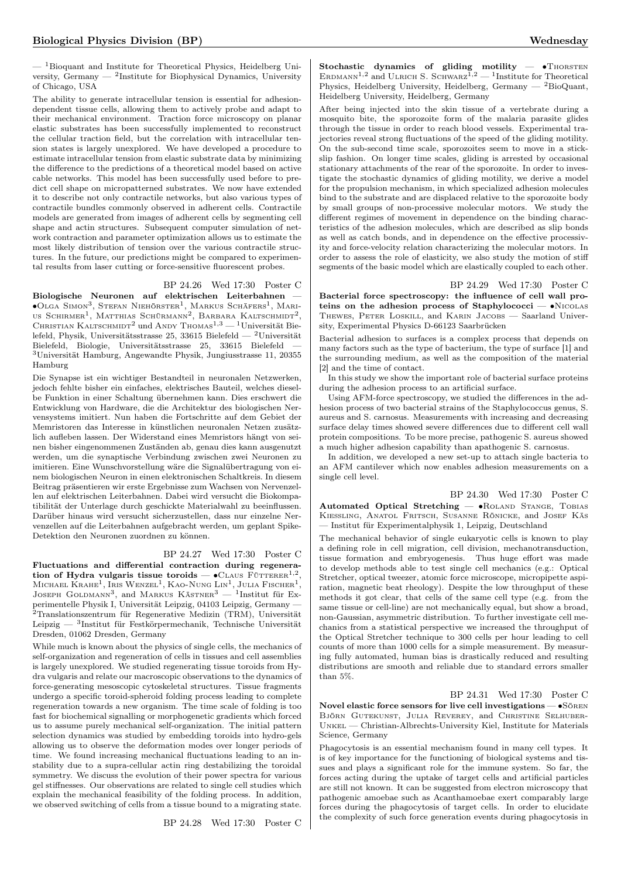— [1]Bioquant and Institute for Theoretical Physics, Heidelberg University, Germany — [2]Institute for Biophysical Dynamics, University of Chicago, USA

The ability to generate intracellular tension is essential for adhesion-dependent tissue cells, allowing them to actively probe and adapt to their mechanical environment. Traction force microscopy on planar elastic substrates has been successfully implemented to reconstruct the cellular traction field, but the correlation with intracellular tension states is largely unexplored. We have developed a procedure to estimate intracellular tension from elastic substrate data by minimizing the difference to the predictions of a theoretical model based on active cable networks. This model has been successfully used before to predict cell shape on micropatterned substrates. We now have extended it to describe not only contractile networks, but also various types of contractile bundles commonly observed in adherent cells. Contractile models are generated from images of adherent cells by segmenting cell shape and actin structures. Subsequent computer simulation of network contraction and parameter optimization allows us to estimate the most likely distribution of tension over the various contractile structures. In the future, our predictions might be compared to experimental results from laser cutting or force-sensitive fluorescent probes.

BP 24.26 Wed 17:30 Poster C

**Biologische Neuronen auf elektrischen Leiterbahnen** — •Olga Simon[3], Stefan Niehörster[1], Markus Schäfers[1], Marius Schirmer[1], Matthias Schürmann[2], Barbara Kaltschmidt[2], Christian Kaltschmidt[2] und Andy Thomas[1,3] — [1]Universität Bielefeld, Physik, Universitätsstrasse 25, 33615 Bielefeld — [2]Universität Bielefeld, Biologie, Universitätsstrasse 25, 33615 Bielefeld — [3]Universität Hamburg, Angewandte Physik, Jungiusstrasse 11, 20355 Hamburg

Die Synapse ist ein wichtiger Bestandteil in neuronalen Netzwerken, jedoch fehlte bisher ein einfaches, elektrisches Bauteil, welches dieselbe Funktion in einer Schaltung übernehmen kann. Dies erschwert die Entwicklung von Hardware, die die Architektur des biologischen Nervensystems imitiert. Nun haben die Fortschritte auf dem Gebiet der Memristoren das Interesse in künstlichen neuronalen Netzen zusätzlich aufleben lassen. Der Widerstand eines Memristors hängt von seinen bisher eingenommenen Zuständen ab, genau dies kann ausgenutzt werden, um die synaptische Verbindung zwischen zwei Neuronen zu imitieren. Eine Wunschvorstellung wäre die Signalübertragung von einem biologischen Neuron in einen elektronischen Schaltkreis. In diesem Beitrag präsentieren wir erste Ergebnisse zum Wachsen von Nervenzellen auf elektrischen Leiterbahnen. Dabei wird versucht die Biokompatibilität der Unterlage durch geschickte Materialwahl zu beeinflussen. Darüber hinaus wird versucht sicherzustellen, dass nur einzelne Nervenzellen auf die Leiterbahnen aufgebracht werden, um geplant Spike-Detektion den Neuronen zuordnen zu können.

BP 24.27 Wed 17:30 Poster C

**Fluctuations and differential contraction during regeneration of Hydra vulgaris tissue toroids** — •Claus Fütterer[1,2], Michael Krahe[1], Iris Wenzel[1], Kao-Nung Lin[1], Julia Fischer[1], Joseph Goldmann[3], and Markus Kästner[3] — [1]Institut für Experimentelle Physik I, Universität Leipzig, 04103 Leipzig, Germany — [2]Translationszentrum für Regenerative Medizin (TRM), Universität Leipzig — [3]Institut für Festkörpermechanik, Technische Universität Dresden, 01062 Dresden, Germany

While much is known about the physics of single cells, the mechanics of self-organization and regeneration of cells in tissues and cell assemblies is largely unexplored. We studied regenerating tissue toroids from Hydra vulgaris and relate our macroscopic observations to the dynamics of force-generating mesoscopic cytoskeletal structures. Tissue fragments undergo a specific toroid-spheroid folding process leading to complete regeneration towards a new organism. The time scale of folding is too fast for biochemical signalling or morphogenetic gradients which forced us to assume purely mechanical self-organization. The initial pattern selection dynamics was studied by embedding toroids into hydro-gels allowing us to observe the deformation modes over longer periods of time. We found increasing mechanical fluctuations leading to an instability due to a supra-cellular actin ring destabilizing the toroidal symmetry. We discuss the evolution of their power spectra for various gel stiffnesses. Our observations are related to single cell studies which explain the mechanical feasibility of the folding process. In addition, we observed switching of cells from a tissue bound to a migrating state.

BP 24.28 Wed 17:30 Poster C

**Stochastic dynamics of gliding motility** — •Thorsten Erdmann[1,2] and Ulrich S. Schwarz[1,2] — [1]Institute for Theoretical Physics, Heidelberg, Germany — [2]BioQuant, Heidelberg University, Heidelberg, Germany

After being injected into the skin tissue of a vertebrate during a mosquito bite, the sporozoite form of the malaria parasite glides through the tissue in order to reach blood vessels. Experimental trajectories reveal strong fluctuations of the speed of the gliding motility. On the sub-second time scale, sporozoites seem to move in a stick-slip fashion. On longer time scales, gliding is arrested by occasional stationary attachments of the rear of the sporozoite. In order to investigate the stochastic dynamics of gliding motility, we derive a model for the propulsion mechanism, in which specialized adhesion molecules bind to the substrate and are displaced relative to the sporozoite body by small groups of non-processive molecular motors. We study the different regimes of movement in dependence on the binding characteristics of the adhesion molecules, which are described as slip bonds as well as catch bonds, and in dependence on the effective processivity and force-velocity relation characterizing the molecular motors. In order to assess the role of elasticity, we also study the motion of stiff segments of the basic model which are elastically coupled to each other.

BP 24.29 Wed 17:30 Poster C

**Bacterial force spectroscopy: the influence of cell wall proteins on the adhesion process of Staphylococci** — •Nicolas Thewes, Peter Loskill, and Karin Jacobs — Saarland University, Experimental Physics D-66123 Saarbrücken

Bacterial adhesion to surfaces is a complex process that depends on many factors such as the type of bacterium, the type of surface [1] and the surrounding medium, as well as the composition of the material [2] and the time of contact.

In this study we show the important role of bacterial surface proteins during the adhesion process to an artificial surface.

Using AFM-force spectroscopy, we studied the differences in the adhesion process of two bacterial strains of the Staphylococcus genus, S. aureus and S. carnosus. Measurements with increasing and decreasing surface delay times showed severe differences due to different cell wall protein compositions. To be more precise, pathogenic S. aureus showed a much higher adhesion capability than apathogenic S. carnosus.

In addition, we developed a new set-up to attach single bacteria to an AFM cantilever which now enables adhesion measurements on a single cell level.

BP 24.30 Wed 17:30 Poster C

**Automated Optical Stretching** — •Roland Stange, Tobias Kiessling, Anatol Fritsch, Susanne Rönicke, and Josef Käs — Institut für Experimentalphysik 1, Leipzig, Deutschland

The mechanical behavior of single eukaryotic cells is known to play a defining role in cell migration, cell division, mechanotransduction, tissue formation and embryogenesis. Thus huge effort was made to develop methods able to test single cell mechanics (e.g.: Optical Stretcher, optical tweezer, atomic force microscope, micropipette aspiration, magnetic beat rheology). Despite the low throughput of these methods it got clear, that cells of the same cell type (e.g. from the same tissue or cell-line) are not mechanically equal, but show a broad, non-Gaussian, asymmetric distribution. To further investigate cell mechanics from a statistical perspective we increased the throughput of the Optical Stretcher technique to 300 cells per hour leading to cell counts of more than 1000 cells for a simple measurement. By measuring fully automated, human bias is drastically reduced and resulting distributions are smooth and reliable due to standard errors smaller than 5%.

BP 24.31 Wed 17:30 Poster C

**Novel elastic force sensors for live cell investigations** — •Sören Björn Gutekunst, Julia Reverey, and Christine Selhuber-Unkel — Christian-Albrechts-University Kiel, Institute for Materials Science, Germany

Phagocytosis is an essential mechanism found in many cell types. It is of key importance for the functioning of biological systems and tissues and plays a significant role for the immune system. So far, the forces acting during the uptake of target cells and artificial particles are still not known. It can be suggested from electron microscopy that pathogenic amoebae such as Acanthamoebae exert comparably large forces during the phagocytosis of target cells. In order to elucidate the complexity of such force generation events during phagocytosis in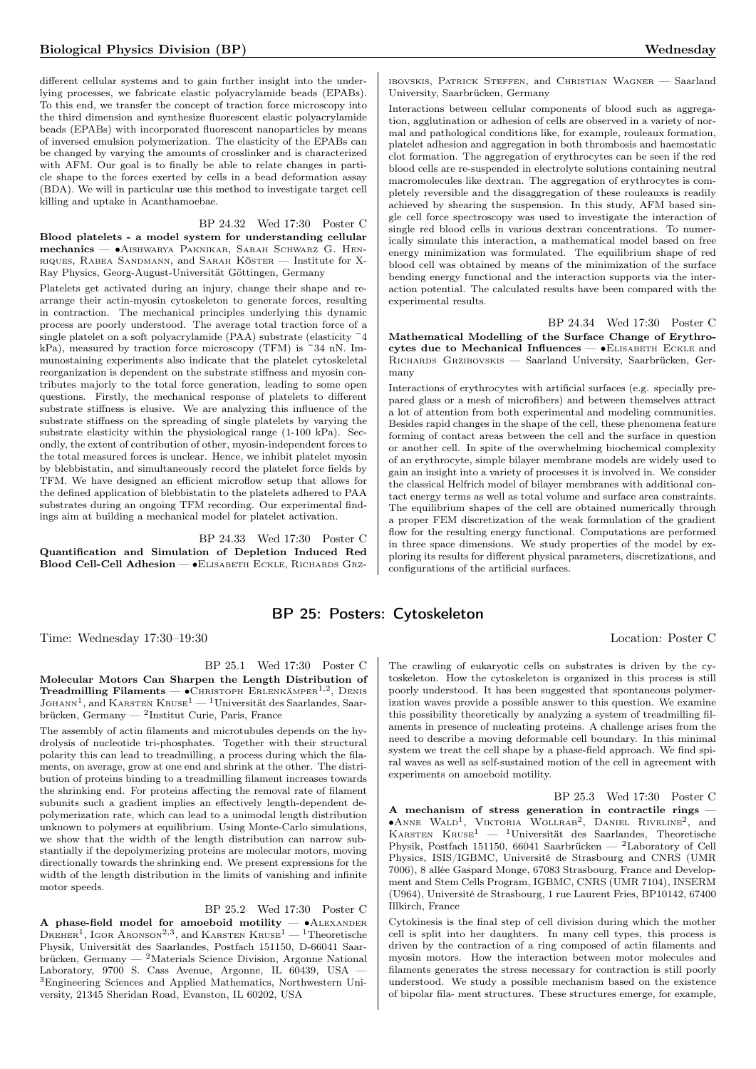different cellular systems and to gain further insight into the underlying processes, we fabricate elastic polyacrylamide beads (EPABs). To this end, we transfer the concept of traction force microscopy into the third dimension and synthesize fluorescent elastic polyacrylamide beads (EPABs) with incorporated fluorescent nanoparticles by means of inversed emulsion polymerization. The elasticity of the EPABs can be changed by varying the amounts of crosslinker and is characterized with AFM. Our goal is to finally be able to relate changes in particle shape to the forces exerted by cells in a bead deformation assay (BDA). We will in particular use this method to investigate target cell killing and uptake in Acanthamoebae.

BP 24.32 Wed 17:30 Poster C

**Blood platelets - a model system for understanding cellular mechanics** — •Aishwarya Paknikar, Sarah Schwarz G. Henriques, Rabea Sandmann, and Sarah Köster — Institute for X-Ray Physics, Georg-August-Universität Göttingen, Germany

Platelets get activated during an injury, change their shape and rearrange their actin-myosin cytoskeleton to generate forces, resulting in contraction. The mechanical principles underlying this dynamic process are poorly understood. The average total traction force of a single platelet on a soft polyacrylamide (PAA) substrate (elasticity ~4 kPa), measured by traction force microscopy (TFM) is ~34 nN. Immunostaining experiments also indicate that the platelet cytoskeletal reorganization is dependent on the substrate stiffness and myosin contributes majorly to the total force generation, leading to some open questions. Firstly, the mechanical response of platelets to different substrate stiffness is elusive. We are analyzing this influence of the substrate stiffness on the spreading of single platelets by varying the substrate elasticity within the physiological range (1-100 kPa). Secondly, the extent of contribution of other, myosin-independent forces to the total measured forces is unclear. Hence, we inhibit platelet myosin by blebbistatin, and simultaneously record the platelet force fields by TFM. We have designed an efficient microflow setup that allows for the defined application of blebbistatin to the platelets adhered to PAA substrates during an ongoing TFM recording. Our experimental findings aim at building a mechanical model for platelet activation.

BP 24.33 Wed 17:30 Poster C

**Quantification and Simulation of Depletion Induced Red Blood Cell-Cell Adhesion** — •Elisabeth Eckle, Richards Grzibovskis, Patrick Steffen, and Christian Wagner — Saarland University, Saarbrücken, Germany

Interactions between cellular components of blood such as aggregation, agglutination or adhesion of cells are observed in a variety of normal and pathological conditions like, for example, rouleaux formation, platelet adhesion and aggregation in both thrombosis and haemostatic clot formation. The aggregation of erythrocytes can be seen if the red blood cells are re-suspended in electrolyte solutions containing neutral macromolecules like dextran. The aggregation of erythrocytes is completely reversible and the disaggregation of these rouleauxs is readily achieved by shearing the suspension. In this study, AFM based single cell force spectroscopy was used to investigate the interaction of single red blood cells in various dextran concentrations. To numerically simulate this interaction, a mathematical model based on free energy minimization was formulated. The equilibrium shape of red blood cell was obtained by means of the minimization of the surface bending energy functional and the interaction supports via the interaction potential. The calculated results have been compared with the experimental results.

BP 24.34 Wed 17:30 Poster C

**Mathematical Modelling of the Surface Change of Erythrocytes due to Mechanical Influences** — •Elisabeth Eckle and Richards Grzibovskis — Saarland University, Saarbrücken, Germany

Interactions of erythrocytes with artificial surfaces (e.g. specially prepared glass or a mesh of microfibers) and between themselves attract a lot of attention from both experimental and modeling communities. Besides rapid changes in the shape of the cell, these phenomena feature forming of contact areas between the cell and the surface in question or another cell. In spite of the overwhelming biochemical complexity of an erythrocyte, simple bilayer membrane models are widely used to gain an insight into a variety of processes it is involved in. We consider the classical Helfrich model of bilayer membranes with additional contact energy terms as well as total volume and surface area constraints. The equilibrium shapes of the cell are obtained numerically through a proper FEM discretization of the weak formulation of the gradient flow for the resulting energy functional. Computations are performed in three space dimensions. We study properties of the model by exploring its results for different physical parameters, discretizations, and configurations of the artificial surfaces.

## BP 25: Posters: Cytoskeleton

Time: Wednesday 17:30–19:30 Location: Poster C

BP 25.1 Wed 17:30 Poster C

**Molecular Motors Can Sharpen the Length Distribution of Treadmilling Filaments** — •Christoph Erlenkämper[1,2], Denis Johann[1], and Karsten Kruse[1] — [1]Universität des Saarlandes, Saarbrücken, Germany — [2]Institut Curie, Paris, France

The assembly of actin filaments and microtubules depends on the hydrolysis of nucleotide tri-phosphates. Together with their structural polarity this can lead to treadmilling, a process during which the filaments, on average, grow at one end and shrink at the other. The distribution of proteins binding to a treadmilling filament increases towards the shrinking end. For proteins affecting the removal rate of filament subunits such a gradient implies an effectively length-dependent depolymerization rate, which can lead to a unimodal length distribution unknown to polymers at equilibrium. Using Monte-Carlo simulations, we show that the width of the length distribution can narrow substantially if the depolymerizing proteins are molecular motors, moving directionally towards the shrinking end. We present expressions for the width of the length distribution in the limits of vanishing and infinite motor speeds.

BP 25.2 Wed 17:30 Poster C

**A phase-field model for amoeboid motility** — •Alexander Dreher[1], Igor Aronson[2,3], and Karsten Kruse[1] — [1]Theoretische Physik, Universität des Saarlandes, Postfach 151150, D-66041 Saarbrücken, Germany — [2]Materials Science Division, Argonne National Laboratory, 9700 S. Cass Avenue, Argonne, IL 60439, USA — [3]Engineering Sciences and Applied Mathematics, Northwestern University, 21345 Sheridan Road, Evanston, IL 60202, USA

The crawling of eukaryotic cells on substrates is driven by the cytoskeleton. How the cytoskeleton is organized in this process is still poorly understood. It has been suggested that spontaneous polymerization waves provide a possible answer to this question. We examine this possibility theoretically by analyzing a system of treadmilling filaments in presence of nucleating proteins. A challenge arises from the need to describe a moving deformable cell boundary. In this minimal system we treat the cell shape by a phase-field approach. We find spiral waves as well as self-sustained motion of the cell in agreement with experiments on amoeboid motility.

BP 25.3 Wed 17:30 Poster C

**A mechanism of stress generation in contractile rings** — •Anne Wald[1], Viktoria Wollrab[2], Daniel Riveline[2], and Karsten Kruse[1] — [1]Universität des Saarlandes, Theoretische Physik, Postfach 151150, 66041 Saarbrücken — [2]Laboratory of Cell Physics, ISIS/IGBMC, Université de Strasbourg and CNRS (UMR 7006), 8 allée Gaspard Monge, 67083 Strasbourg, France and Development and Stem Cells Program, IGBMC, CNRS (UMR 7104), INSERM (U964), Université de Strasbourg, 1 rue Laurent Fries, BP10142, 67400 Illkirch, France

Cytokinesis is the final step of cell division during which the mother cell is split into her daughters. In many cell types, this process is driven by the contraction of a ring composed of actin filaments and myosin motors. How the interaction between motor molecules and filaments generates the stress necessary for contraction is still poorly understood. We study a possible mechanism based on the existence of bipolar fila- ment structures. These structures emerge, for example,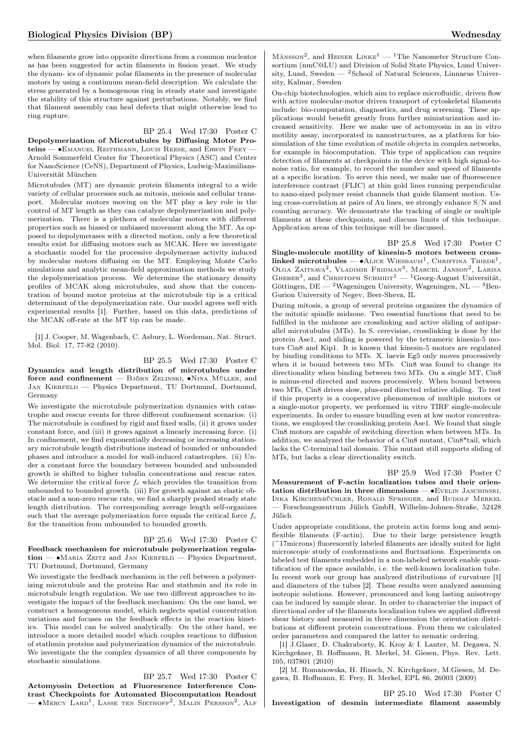when filaments grow into opposite directions from a common nucleator as has been suggested for actin filaments in fission yeast. We study the dynam- ics of dynamic polar filaments in the presence of molecular motors by using a continuum mean-field description. We calculate the stress generated by a homogenous ring in steady state and investigate the stability of this structure against perturbations. Notably, we find that filament assembly can heal defects that might otherwise lead to ring rupture.

BP 25.4 Wed 17:30 Poster C

**Depolymerization of Microtubules by Diffusing Motor Proteins** — •Emanuel Reithmann, Louis Reese, and Erwin Frey — Arnold Sommerfeld Center for Theoretical Physics (ASC) and Center for NanoScience (CeNS), Department of Physics, Ludwig-Maximilians-Universität München

Microtubules (MT) are dynamic protein filaments integral to a wide variety of cellular processes such as mitosis, meiosis and cellular transport. Molecular motors moving on the MT play a key role in the control of MT length as they can catalyze depolymerization and polymerization. There is a plethora of molecular motors with different properties such as biased or unbiased movement along the MT. As opposed to depolymerases with a directed motion, only a few theoretical results exist for diffusing motors such as MCAK. Here we investigate a stochastic model for the processive depolymerase activity induced by molecular motors diffusing on the MT. Employing Monte Carlo simulations and analytic mean-field approximation methods we study the depolymerization process. We determine the stationary density profiles of MCAK along microtubules, and show that the concentration of bound motor proteins at the microtubule tip is a critical determinant of the depolymerization rate. Our model agrees well with experimental results [1]. Further, based on this data, predictions of the MCAK off-rate at the MT tip can be made.

[1] J. Cooper, M. Wagenbach, C. Asbury, L. Wordeman, Nat. Struct. Mol. Biol. 17, 77-82 (2010).

BP 25.5 Wed 17:30 Poster C

**Dynamics and length distribution of microtubules under force and confinement** — Björn Zelinski, •Nina Müller, and Jan Kierfeld — Physics Department, TU Dortmund, Dortmund, Germany

We investigate the microtubule polymerization dynamics with catastrophe and rescue events for three different confinement scenarios: (i) The microtubule is confined by rigid and fixed walls, (ii) it grows under constant force, and (iii) it grows against a linearly increasing force. (i) In confinement, we find exponentially decreasing or increasing stationary microtubule length distributions instead of bounded or unbounded phases and introduce a model for wall-induced catastrophes. (ii) Under a constant force the boundary between bounded and unbounded growth is shifted to higher tubulin concentrations and rescue rates. We determine the critical force $f_c$ which provides the transition from unbounded to bounded growth. (iii) For growth against an elastic obstacle and a non-zero rescue rate, we find a sharply peaked steady state length distribution. The corresponding average length self-organizes such that the average polymerization force equals the critical force $f_c$ for the transition from unbounded to bounded growth.

BP 25.6 Wed 17:30 Poster C

**Feedback mechanism for microtubule polymerization regulation** — •Maria Zeitz and Jan Kierfeld — Physics Department, TU Dortmund, Dortmund, Germany

We investigate the feedback mechanism in the cell between a polymerizing microtubule and the proteins Rac and stathmin and its role in microtubule length regulation. We use two different approaches to investigate the impact of the feedback mechanism: On the one hand, we construct a homogeneous model, which neglects spatial concentration variations and focuses on the feedback effects in the reaction kinetics. This model can be solved analytically. On the other hand, we introduce a more detailed model which couples reactions to diffusion of stathmin proteins and polymerization dynamics of the microtubule. We investigate the the complex dynamics of all three components by stochastic simulations.

BP 25.7 Wed 17:30 Poster C

**Actomyosin Detection at Fluorescence Interference Contrast Checkpoints for Automated Biocomputation Readout** — •Mercy Lard[1], Lasse ten Siethoff[2], Malin Persson[2], Alf Månsson[2], and Heiner Linke[1] — [1]The Nanometer Structure Consortium (nmC@LU) and Division of Solid State Physics, Lund University, Lund, Sweden — [2]School of Natural Sciences, Linnaeus University, Kalmar, Sweden

On-chip biotechnologies, which aim to replace microfluidic, driven flow with active molecular-motor driven transport of cytoskeletal filaments include: bio-computation, diagnostics, and drug screening. These applications would benefit greatly from further miniaturization and increased sensitivity. Here we make use of actomyosin in an in vitro motility assay, incorporated in nanostructures, as a platform for biosimulation of the time evolution of motile objects in complex networks, for example in biocomputation. This type of application can require detection of filaments at checkpoints in the device with high signal-to-noise ratio, for example, to record the number and speed of filaments at a specific location. To serve this need, we make use of fluorescence interference contrast (FLIC) at thin gold lines running perpendicular to nano-sized polymer resist channels that guide filament motion. Using cross-correlation at pairs of Au lines, we strongly enhance S/N and counting accuracy. We demonstrate the tracking of single or multiple filaments at these checkpoints, and discuss limits of this technique. Application areas of this technique will be discussed.

BP 25.8 Wed 17:30 Poster C

**Single-molecule motility of kinesin-5 motors between crosslinked microtubules** — •Alice Wiesbaum[1], Christina Thiede[1], Olga Zaitsava[2], Vladimir Fridman[3], Marcel Janson[2], Larisa Gheber[3], and Christoph Schmidt[1] — [1]Georg-August Universität, Göttingen, DE — [2]Wageningen University, Wageningen, NL — [3]Ben-Gurion University of Negev, Beer-Sheva, IL

During mitosis, a group of several proteins organizes the dynamics of the mitotic spindle midzone. Two essential functions that need to be fulfilled in the midzone are crosslinking and active sliding of antiparallel microtubules (MTs). In S. cerevisiae, crosslinking is done by the protein Ase1, and sliding is powered by the tetrameric kinesin-5 motors Cin8 and Kip1. It is known that kinesin-5 motors are regulated by binding conditions to MTs. X. laevis Eg5 only moves processively when it is bound between two MTs. Cin8 was found to change its directionality when binding between two MTs. On a single MT, Cin8 is minus-end directed and moves processively. When bound between two MTs, Cin8 drives slow, plus-end directed relative sliding. To test if this property is a cooperative phenomenon of multiple motors or a single-motor property, we performed in vitro TIRF single-molecule experiments. In order to ensure bundling even at low motor concentrations, we employed the crosslinking protein Ase1. We found that single Cin8 motors are capable of switching direction when between MTs. In addition, we analyzed the behavior of a Cin8 mutant, Cin8*tail, which lacks the C-terminal tail domain. This mutant still supports sliding of MTs, but lacks a clear directionality switch.

BP 25.9 Wed 17:30 Poster C

**Measurement of F-actin localization tubes and their orientation distribution in three dimensions** — •Evelin Jaschinski, Inka Kirchenbüchler, Ronald Springer, and Rudolf Merkel — Forschungszentrum Jülich GmbH, Wilhelm-Johnen-Straße, 52428 Jülich

Under appropriate conditions, the protein actin forms long and semiflexible filaments (F-actin). Due to their large persistence length (~17microns) fluorescently labeled filaments are ideally suited for light microscopic study of conformations and fluctuations. Experiments on labeled test filaments embedded in a non-labeled network enable quantification of the space available, i.e. the well-known localization tube. In recent work our group has analyzed distributions of curvature [1] and diameters of the tubes [2]. These results were analyzed assuming isotropic solutions. However, pronounced and long lasting anisotropy can be induced by sample shear. In order to characterize the impact of directional order of the filaments localization tubes we applied different shear history and measured in three dimension the orientation distributions at different protein concentrations. From them we calculated order parameters and compared the latter to nematic ordering.

[1] J.Glaser, D. Chakraborty, K. Kroy & I. Lauter, M. Degawa, N. Kirchgeßner, B. Hoffmann, R. Merkel, M. Giesen, Phys. Rev. Lett. 105, 037801 (2010)

[2] M. Romanowska, H. Hinsch, N. Kirchgeßner, M.Giesen, M. Degawa, B. Hoffmann, E. Frey, R. Merkel, EPL 86, 26003 (2009)

BP 25.10 Wed 17:30 Poster C

**Investigation of desmin intermediate filament assembly**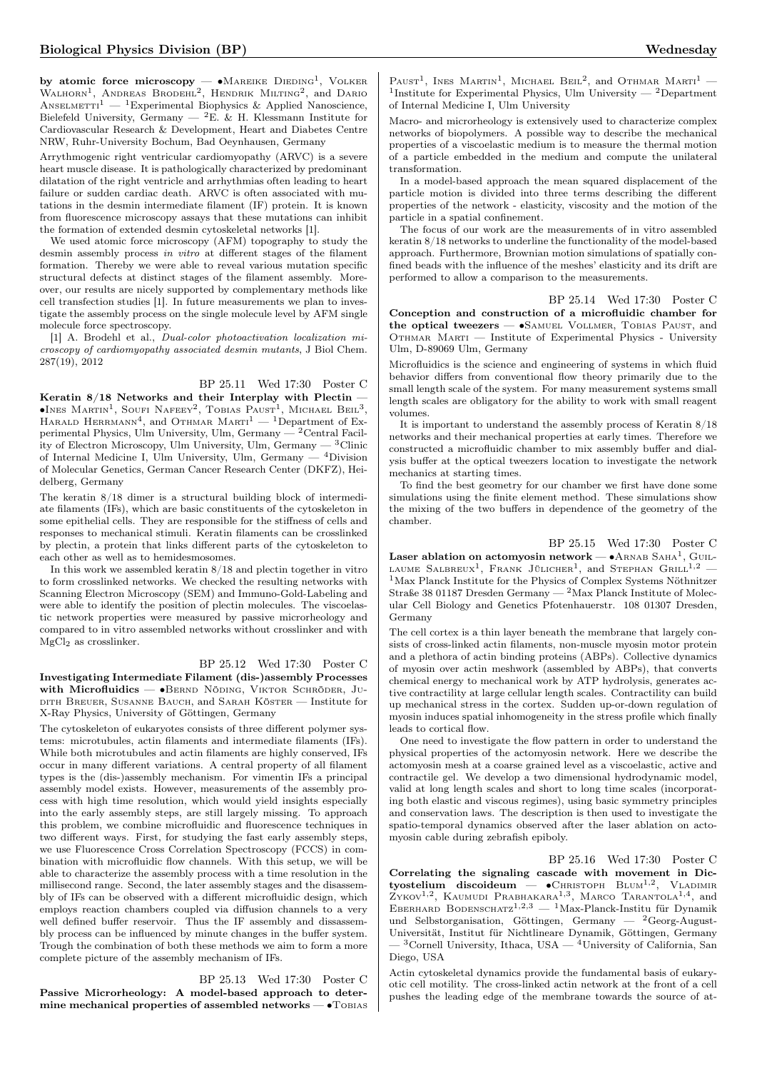**by atomic force microscopy** — •Mareike Dieding[1], Volker Walhorn[1], Andreas Brodehl[2], Hendrik Milting[2], and Dario Anselmetti[1] — [1]Experimental Biophysics & Applied Nanoscience, Bielefeld University, Germany — [2]E. & H. Klessmann Institute for Cardiovascular Research & Development, Heart and Diabetes Centre NRW, Ruhr-University Bochum, Bad Oeynhausen, Germany

Arrythmogenic right ventricular cardiomyopathy (ARVC) is a severe heart muscle disease. It is pathologically characterized by predominant dilatation of the right ventricle and arrhythmias often leading to heart failure or sudden cardiac death. ARVC is often associated with mutations in the desmin intermediate filament (IF) protein. It is known from fluorescence microscopy assays that these mutations can inhibit the formation of extended desmin cytoskeletal networks [1].

We used atomic force microscopy (AFM) topography to study the desmin assembly process *in vitro* at different stages of the filament formation. Thereby we were able to reveal various mutation specific structural defects at distinct stages of the filament assembly. Moreover, our results are nicely supported by complementary methods like cell transfection studies [1]. In future measurements we plan to investigate the assembly process on the single molecule level by AFM single molecule force spectroscopy.

[1] A. Brodehl et al., *Dual-color photoactivation localization microscopy of cardiomyopathy associated desmin mutants*, J Biol Chem. 287(19), 2012

BP 25.11 Wed 17:30 Poster C

**Keratin 8/18 Networks and their Interplay with Plectin** — •Ines Martin[1], Soufi Nafeey[2], Tobias Paust[1], Michael Beil[3], Harald Herrmann[4], and Othmar Marti[1] — [1]Department of Experimental Physics, Ulm University, Ulm, Germany — [2]Central Facility of Electron Microscopy, Ulm University, Ulm, Germany — [3]Clinic of Internal Medicine I, Ulm University, Ulm, Germany — [4]Division of Molecular Genetics, German Cancer Research Center (DKFZ), Heidelberg, Germany

The keratin 8/18 dimer is a structural building block of intermediate filaments (IFs), which are basic constituents of the cytoskeleton in some epithelial cells. They are responsible for the stiffness of cells and responses to mechanical stimuli. Keratin filaments can be crosslinked by plectin, a protein that links different parts of the cytoskeleton to each other as well as to hemidesmosomes.

In this work we assembled keratin 8/18 and plectin together in vitro to form crosslinked networks. We checked the resulting networks with Scanning Electron Microscopy (SEM) and Immuno-Gold-Labeling and were able to identify the position of plectin molecules. The viscoelastic network properties were measured by passive microrheology and compared to in vitro assembled networks without crosslinker and with $MgCl_2$ as crosslinker.

BP 25.12 Wed 17:30 Poster C

**Investigating Intermediate Filament (dis-)assembly Processes with Microfluidics** — •Bernd Nöding, Viktor Schröder, Judith Breuer, Susanne Bauch, and Sarah Köster — Institute for X-Ray Physics, University of Göttingen, Germany

The cytoskeleton of eukaryotes consists of three different polymer systems: microtubules, actin filaments and intermediate filaments (IFs). While both microtubules and actin filaments are highly conserved, IFs occur in many different variations. A central property of all filament types is the (dis-)assembly mechanism. For vimentin IFs a principal assembly model exists. However, measurements of the assembly process with high time resolution, which would yield insights especially into the early assembly steps, are still largely missing. To approach this problem, we combine microfluidic and fluorescence techniques in two different ways. First, for studying the fast early assembly steps, we use Fluorescence Cross Correlation Spectroscopy (FCCS) in combination with microfluidic flow channels. With this setup, we will be able to characterize the assembly process with a time resolution in the millisecond range. Second, the later assembly stages and the disassembly of IFs can be observed with a different microfluidic design, which employs reaction chambers coupled via diffusion channels to a very well defined buffer reservoir. Thus the IF assembly and dissassembly process can be influenced by minute changes in the buffer system. Trough the combination of both these methods we aim to form a more complete picture of the assembly mechanism of IFs.

BP 25.13 Wed 17:30 Poster C

**Passive Microrheology: A model-based approach to determine mechanical properties of assembled networks** — •Tobias Paust[1], Ines Martin[1], Michael Beil[2], and Othmar Marti[1] — [1]Institute for Experimental Physics, Ulm University — [2]Department of Internal Medicine I, Ulm University

Macro- and microrheology is extensively used to characterize complex networks of biopolymers. A possible way to describe the mechanical properties of a viscoelastic medium is to measure the thermal motion of a particle embedded in the medium and compute the unilateral transformation.

In a model-based approach the mean squared displacement of the particle motion is divided into three terms describing the different properties of the network - elasticity, viscosity and the motion of the particle in a spatial confinement.

The focus of our work are the measurements of in vitro assembled keratin 8/18 networks to underline the functionality of the model-based approach. Furthermore, Brownian motion simulations of spatially confined beads with the influence of the meshes' elasticity and its drift are performed to allow a comparison to the measurements.

BP 25.14 Wed 17:30 Poster C

**Conception and construction of a microfluidic chamber for the optical tweezers** — •Samuel Vollmer, Tobias Paust, and Othmar Marti — Institute of Experimental Physics - University Ulm, D-89069 Ulm, Germany

Microfluidics is the science and engineering of systems in which fluid behavior differs from conventional flow theory primarily due to the small length scale of the system. For many measurement systems small length scales are obligatory for the ability to work with small reagent volumes.

It is important to understand the assembly process of Keratin 8/18 networks and their mechanical properties at early times. Therefore we constructed a microfluidic chamber to mix assembly buffer and dialysis buffer at the optical tweezers location to investigate the network mechanics at starting times.

To find the best geometry for our chamber we first have done some simulations using the finite element method. These simulations show the mixing of the two buffers in dependence of the geometry of the chamber.

BP 25.15 Wed 17:30 Poster C

**Laser ablation on actomyosin network** — •Arnab Saha[1], Guillaume Salbreux[1], Frank Jülicher[1], and Stephan Grill[1,2] — [1]Max Planck Institute for the Physics of Complex Systems Nöthnitzer Straße 38 01187 Dresden Germany — [2]Max Planck Institute of Molecular Cell Biology and Genetics Pfotenhauerstr. 108 01307 Dresden, Germany

The cell cortex is a thin layer beneath the membrane that largely consists of cross-linked actin filaments, non-muscle myosin motor protein and a plethora of actin binding proteins (ABPs). Collective dynamics of myosin over actin meshwork (assembled by ABPs), that converts chemical energy to mechanical work by ATP hydrolysis, generates active contractility at large cellular length scales. Contractility can build up mechanical stress in the cortex. Sudden up-or-down regulation of myosin induces spatial inhomogeneity in the stress profile which finally leads to cortical flow.

One need to investigate the flow pattern in order to understand the physical properties of the actomyosin network. Here we describe the actomyosin mesh at a coarse grained level as a viscoelastic, active and contractile gel. We develop a two dimensional hydrodynamic model, valid at long length scales and short to long time scales (incorporating both elastic and viscous regimes), using basic symmetry principles and conservation laws. The description is then used to investigate the spatio-temporal dynamics observed after the laser ablation on actomyosin cable during zebrafish epiboly.

BP 25.16 Wed 17:30 Poster C

**Correlating the signaling cascade with movement in Dictyostelium discoideum** — •Christoph Blum[1,2], Vladimir Zykov[1,2], Kaumudi Prabhakara[1,3], Marco Tarantola[1,4], and Eberhard Bodenschatz[1,2,3] — [1]Max-Planck-Institu für Dynamik und Selbstorganisation, Göttingen, Germany — [2]Georg-August-Universität, Institut für Nichtlineare Dynamik, Göttingen, Germany — [3]Cornell University, Ithaca, USA — [4]University of California, San Diego, USA

Actin cytoskeletal dynamics provide the fundamental basis of eukaryotic cell motility. The cross-linked actin network at the front of a cell pushes the leading edge of the membrane towards the source of at-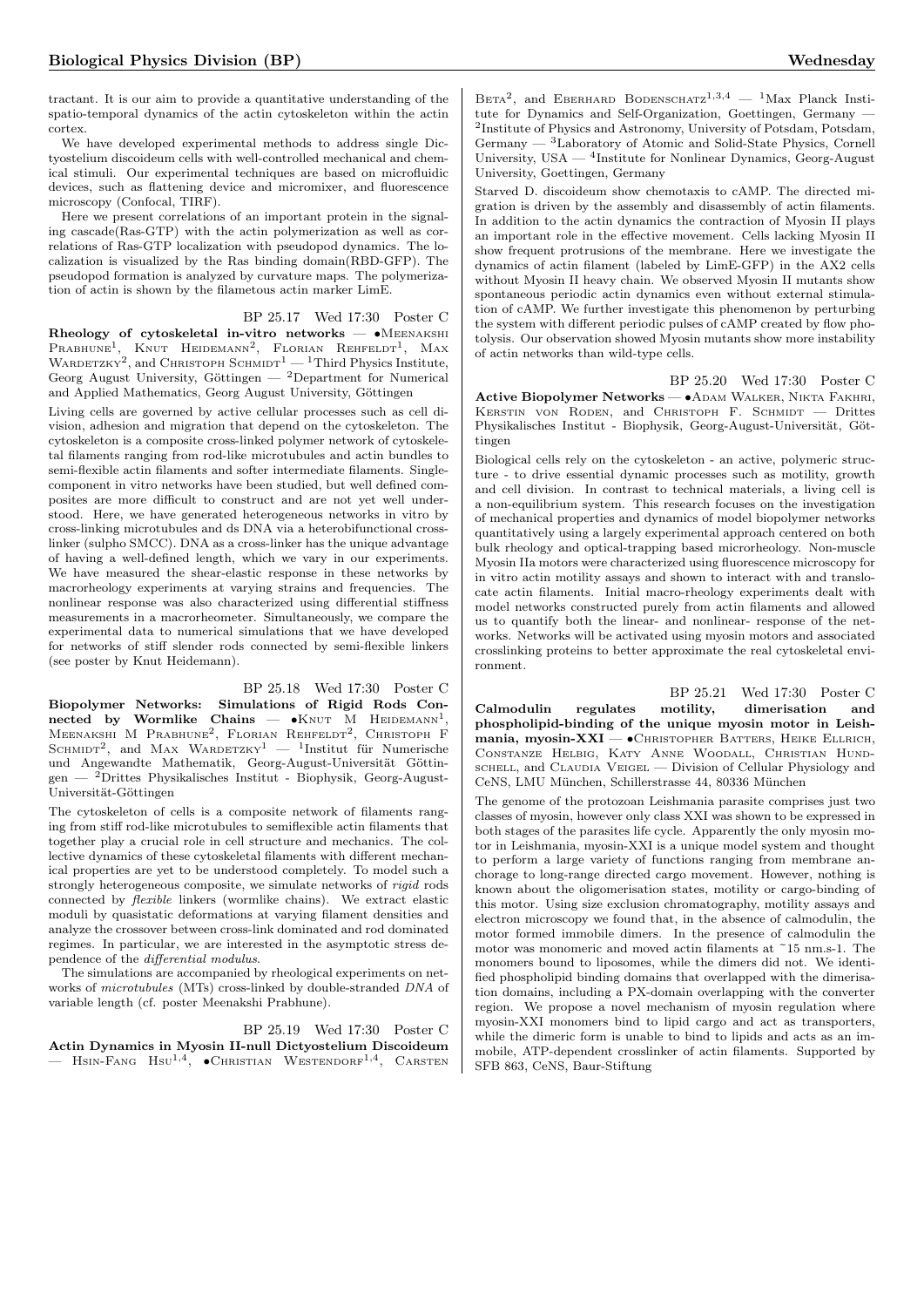tractant. It is our aim to provide a quantitative understanding of the spatio-temporal dynamics of the actin cytoskeleton within the actin cortex.

We have developed experimental methods to address single Dictyostelium discoideum cells with well-controlled mechanical and chemical stimuli. Our experimental techniques are based on microfluidic devices, such as flattening device and micromixer, and fluorescence microscopy (Confocal, TIRF).

Here we present correlations of an important protein in the signaling cascade(Ras-GTP) with the actin polymerization as well as correlations of Ras-GTP localization with pseudopod dynamics. The localization is visualized by the Ras binding domain(RBD-GFP). The pseudopod formation is analyzed by curvature maps. The polymerization of actin is shown by the filametous actin marker LimE.

BP 25.17 Wed 17:30 Poster C

**Rheology of cytoskeletal in-vitro networks** — •Meenakshi Prabhune[1], Knut Heidemann[2], Florian Rehfeldt[1], Max Wardetzky[2], and Christoph Schmidt[1] — [1]Third Physics Institute, Georg August University, Göttingen — [2]Department for Numerical and Applied Mathematics, Georg August University, Göttingen

Living cells are governed by active cellular processes such as cell division, adhesion and migration that depend on the cytoskeleton. The cytoskeleton is a composite cross-linked polymer network of cytoskeletal filaments ranging from rod-like microtubules and actin bundles to semi-flexible actin filaments and softer intermediate filaments. Single-component in vitro networks have been studied, but well defined composites are more difficult to construct and are not yet well understood. Here, we have generated heterogeneous networks in vitro by cross-linking microtubules and ds DNA via a heterobifunctional crosslinker (sulpho SMCC). DNA as a cross-linker has the unique advantage of having a well-defined length, which we vary in our experiments. We have measured the shear-elastic response in these networks by macrorheology experiments at varying strains and frequencies. The nonlinear response was also characterized using differential stiffness measurements in a macrorheometer. Simultaneously, we compare the experimental data to numerical simulations that we have developed for networks of stiff slender rods connected by semi-flexible linkers (see poster by Knut Heidemann).

BP 25.18 Wed 17:30 Poster C

**Biopolymer Networks: Simulations of Rigid Rods Connected by Wormlike Chains** — •Knut M Heidemann[1], Meenakshi M Prabhune[2], Florian Rehfeldt[2], Christoph F Schmidt[2], and Max Wardetzky[1] — [1]Institut für Numerische und Angewandte Mathematik, Georg-August-Universität Göttingen — [2]Drittes Physikalisches Institut - Biophysik, Georg-August-Universität-Göttingen

The cytoskeleton of cells is a composite network of filaments ranging from stiff rod-like microtubules to semiflexible actin filaments that together play a crucial role in cell structure and mechanics. The collective dynamics of these cytoskeletal filaments with different mechanical properties are yet to be understood completely. To model such a strongly heterogeneous composite, we simulate networks of *rigid* rods connected by *flexible* linkers (wormlike chains). We extract elastic moduli by quasistatic deformations at varying filament densities and analyze the crossover between cross-link dominated and rod dominated regimes. In particular, we are interested in the asymptotic stress dependence of the *differential modulus*.

The simulations are accompanied by rheological experiments on networks of *microtubules* (MTs) cross-linked by double-stranded *DNA* of variable length (cf. poster Meenakshi Prabhune).

BP 25.19 Wed 17:30 Poster C

**Actin Dynamics in Myosin II-null Dictyostelium Discoideum** — Hsin-Fang Hsu[1,4], •Christian Westendorf[1,4], Carsten Beta[2], and Eberhard Bodenschatz[1,3,4] — [1]Max Planck Institute for Dynamics and Self-Organization, Goettingen, Germany — [2]Institute of Physics and Astronomy, University of Potsdam, Potsdam, Germany — [3]Laboratory of Atomic and Solid-State Physics, Cornell University, USA — [4]Institute for Nonlinear Dynamics, Georg-August University, Goettingen, Germany

Starved D. discoideum show chemotaxis to cAMP. The directed migration is driven by the assembly and disassembly of actin filaments. In addition to the actin dynamics the contraction of Myosin II plays an important role in the effective movement. Cells lacking Myosin II show frequent protrusions of the membrane. Here we investigate the dynamics of actin filament (labeled by LimE-GFP) in the AX2 cells without Myosin II heavy chain. We observed Myosin II mutants show spontaneous periodic actin dynamics even without external stimulation of cAMP. We further investigate this phenomenon by perturbing the system with different periodic pulses of cAMP created by flow photolysis. Our observation showed Myosin mutants show more instability of actin networks than wild-type cells.

BP 25.20 Wed 17:30 Poster C

**Active Biopolymer Networks** — •Adam Walker, Nikta Fakhri, Kerstin von Roden, and Christoph F. Schmidt — Drittes Physikalisches Institut - Biophysik, Georg-August-Universität, Göttingen

Biological cells rely on the cytoskeleton - an active, polymeric structure - to drive essential dynamic processes such as motility, growth and cell division. In contrast to technical materials, a living cell is a non-equilibrium system. This research focuses on the investigation of mechanical properties and dynamics of model biopolymer networks quantitatively using a largely experimental approach centered on both bulk rheology and optical-trapping based microrheology. Non-muscle Myosin IIa motors were characterized using fluorescence microscopy for in vitro actin motility assays and shown to interact with and translocate actin filaments. Initial macro-rheology experiments dealt with model networks constructed purely from actin filaments and allowed us to quantify both the linear- and nonlinear- response of the networks. Networks will be activated using myosin motors and associated crosslinking proteins to better approximate the real cytoskeletal environment.

BP 25.21 Wed 17:30 Poster C

**Calmodulin regulates motility, dimerisation and phospholipid-binding of the unique myosin motor in Leishmania, myosin-XXI** — •Christopher Batters, Heike Ellrich, Constanze Helbig, Katy Anne Woodall, Christian Hundschell, and Claudia Veigel — Division of Cellular Physiology and CeNS, LMU München, Schillerstrasse 44, 80336 München

The genome of the protozoan Leishmania parasite comprises just two classes of myosin, however only class XXI was shown to be expressed in both stages of the parasites life cycle. Apparently the only myosin motor in Leishmania, myosin-XXI is a unique model system and thought to perform a large variety of functions ranging from membrane anchorage to long-range directed cargo movement. However, nothing is known about the oligomerisation states, motility or cargo-binding of this motor. Using size exclusion chromatography, motility assays and electron microscopy we found that, in the absence of calmodulin, the motor formed immobile dimers. In the presence of calmodulin the motor was monomeric and moved actin filaments at ~15 nm.s-1. The monomers bound to liposomes, while the dimers did not. We identified phospholipid binding domains that overlapped with the dimerisation domains, including a PX-domain overlapping with the converter region. We propose a novel mechanism of myosin regulation where myosin-XXI monomers bind to lipid cargo and act as transporters, while the dimeric form is unable to bind to lipids and acts as an immobile, ATP-dependent crosslinker of actin filaments. Supported by SFB 863, CeNS, Baur-Stiftung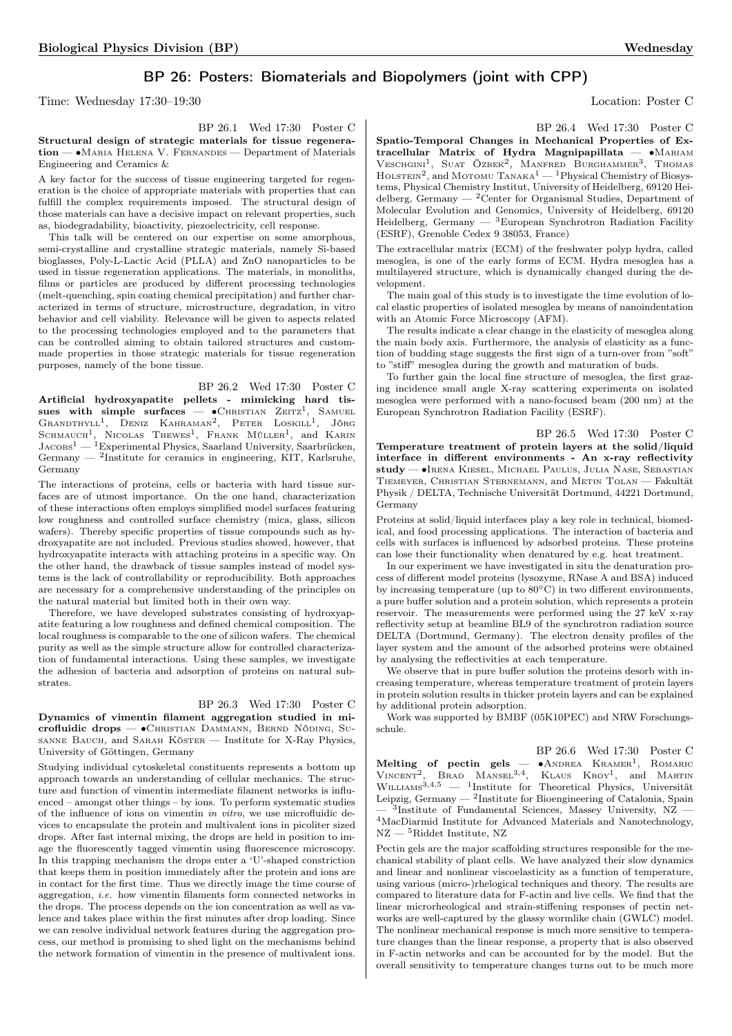## BP 26: Posters: Biomaterials and Biopolymers (joint with CPP)

Time: Wednesday 17:30–19:30 Location: Poster C

BP 26.1 Wed 17:30 Poster C

**Structural design of strategic materials for tissue regeneration** — •Maria Helena V. Fernandes — Department of Materials Engineering and Ceramics &

A key factor for the success of tissue engineering targeted for regeneration is the choice of appropriate materials with properties that can fulfill the complex requirements imposed. The structural design of those materials can have a decisive impact on relevant properties, such as, biodegradability, bioactivity, piezoelectricity, cell response.

This talk will be centered on our expertise on some amorphous, semi-crystalline and crystalline strategic materials, namely Si-based bioglasses, Poly-L-Lactic Acid (PLLA) and ZnO nanoparticles to be used in tissue regeneration applications. The materials, in monoliths, films or particles are produced by different processing technologies (melt-quenching, spin coating chemical precipitation) and further characterized in terms of structure, microstructure, degradation, in vitro behavior and cell viability. Relevance will be given to aspects related to the processing technologies employed and to the parameters that can be controlled aiming to obtain tailored structures and custom-made properties in those strategic materials for tissue regeneration purposes, namely of the bone tissue.

BP 26.2 Wed 17:30 Poster C

**Artificial hydroxyapatite pellets - mimicking hard tissues with simple surfaces** — •Christian Zeitz[1], Samuel Grandthyll[1], Deniz Kahraman[2], Peter Loskill[1], Jörg Schmauch[1], Nicolas Thewes[1], Frank Müller[1], and Karin Jacobs[1] — [1]Experimental Physics, Saarland University, Saarbrücken, Germany — [2]Institute for ceramics in engineering, KIT, Karlsruhe, Germany

The interactions of proteins, cells or bacteria with hard tissue surfaces are of utmost importance. On the one hand, characterization of these interactions often employs simplified model surfaces featuring low roughness and controlled surface chemistry (mica, glass, silicon wafers). Thereby specific properties of tissue compounds such as hydroxyapatite are not included. Previous studies showed, however, that hydroxyapatite interacts with attaching proteins in a specific way. On the other hand, the drawback of tissue samples instead of model systems is the lack of controllability or reproducibility. Both approaches are necessary for a comprehensive understanding of the principles on the natural material but limited both in their own way.

Therefore, we have developed substrates consisting of hydroxyapatite featuring a low roughness and defined chemical composition. The local roughness is comparable to the one of silicon wafers. The chemical purity as well as the simple structure allow for controlled characterization of fundamental interactions. Using these samples, we investigate the adhesion of bacteria and adsorption of proteins on natural substrates.

BP 26.3 Wed 17:30 Poster C

**Dynamics of vimentin filament aggregation studied in microfluidic drops** — •Christian Dammann, Bernd Nöding, Susanne Bauch, and Sarah Köster — Institute for X-Ray Physics, University of Göttingen, Germany

Studying individual cytoskeletal constituents represents a bottom up approach towards an understanding of cellular mechanics. The structure and function of vimentin intermediate filament networks is influenced – amongst other things – by ions. To perform systematic studies of the influence of ions on vimentin *in vitro*, we use microfluidic devices to encapsulate the protein and multivalent ions in picoliter sized drops. After fast internal mixing, the drops are held in position to image the fluorescently tagged vimentin using fluorescence microscopy. In this trapping mechanism the drops enter a 'U'-shaped constriction that keeps them in position immediately after the protein and ions are in contact for the first time. Thus we directly image the time course of aggregation, *i.e.* how vimentin filaments form connected networks in the drops. The process depends on the ion concentration as well as valence and takes place within the first minutes after drop loading. Since we can resolve individual network features during the aggregation process, our method is promising to shed light on the mechanisms behind the network formation of vimentin in the presence of multivalent ions.

BP 26.4 Wed 17:30 Poster C

**Spatio-Temporal Changes in Mechanical Properties of Extracellular Matrix of Hydra Magnipapillata** — •Mariam Veschgini[1], Suat Özbek[2], Manfred Burghammer[3], Thomas Holstein[2], and Motomu Tanaka[1] — [1]Physical Chemistry of Biosystems, Physical Chemistry Institut, University of Heidelberg, 69120 Heidelberg, Germany — [2]Center for Organismal Studies, Department of Molecular Evolution and Genomics, University of Heidelberg, 69120 Heidelberg, Germany — [3]European Synchrotron Radiation Facility (ESRF), Grenoble Cedex 9 38053, France)

The extracellular matrix (ECM) of the freshwater polyp hydra, called mesoglea, is one of the early forms of ECM. Hydra mesoglea has a multilayered structure, which is dynamically changed during the development.

The main goal of this study is to investigate the time evolution of local elastic properties of isolated mesoglea by means of nanoindentation with an Atomic Force Microscopy (AFM).

The results indicate a clear change in the elasticity of mesoglea along the main body axis. Furthermore, the analysis of elasticity as a function of budding stage suggests the first sign of a turn-over from "soft" to "stiff" mesoglea during the growth and maturation of buds.

To further gain the local fine structure of mesoglea, the first grazing incidence small angle X-ray scattering experiments on isolated mesoglea were performed with a nano-focused beam (200 nm) at the European Synchrotron Radiation Facility (ESRF).

BP 26.5 Wed 17:30 Poster C

**Temperature treatment of protein layers at the solid/liquid interface in different environments - An x-ray reflectivity study** — •Irena Kiesel, Michael Paulus, Julia Nase, Sebastian Tiemeyer, Christian Sternemann, and Metin Tolan — Fakultät Physik / DELTA, Technische Universität Dortmund, 44221 Dortmund, Germany

Proteins at solid/liquid interfaces play a key role in technical, biomedical, and food processing applications. The interaction of bacteria and cells with surfaces is influenced by adsorbed proteins. These proteins can lose their functionality when denatured by e.g. heat treatment.

In our experiment we have investigated in situ the denaturation process of different model proteins (lysozyme, RNase A and BSA) induced by increasing temperature (up to 80°C) in two different environments, a pure buffer solution and a protein solution, which represents a protein reservoir. The measurements were performed using the 27 keV x-ray reflectivity setup at beamline BL9 of the synchrotron radiation source DELTA (Dortmund, Germany). The electron density profiles of the layer system and the amount of the adsorbed proteins were obtained by analysing the reflectivities at each temperature.

We observe that in pure buffer solution the proteins desorb with increasing temperature, whereas temperature treatment of protein layers in protein solution results in thicker protein layers and can be explained by additional protein adsorption.

Work was supported by BMBF (05K10PEC) and NRW Forschungsschule.

BP 26.6 Wed 17:30 Poster C

**Melting of pectin gels** — •Andrea Kramer[1], Romaric Vincent[2], Brad Mansel[3,4], Klaus Kroy[1], and Martin Williams[3,4,5] — [1]Institute for Theoretical Physics, Universität Leipzig, Germany — [2]Institute for Bioengineering of Catalonia, Spain — [3]Institute of Fundamental Sciences, Massey University, NZ — [4]MacDiarmid Institute for Advanced Materials and Nanotechnology, NZ — [5]Riddet Institute, NZ

Pectin gels are the major scaffolding structures responsible for the mechanical stability of plant cells. We have analyzed their slow dynamics and linear and nonlinear viscoelasticity as a function of temperature, using various (micro-)rheological techniques and theory. The results are compared to literature data for F-actin and live cells. We find that the linear microrheological and strain-stiffening responses of pectin networks are well-captured by the glassy wormlike chain (GWLC) model. The nonlinear mechanical response is much more sensitive to temperature changes than the linear response, a property that is also observed in F-actin networks and can be accounted for by the model. But the overall sensitivity to temperature changes turns out to be much more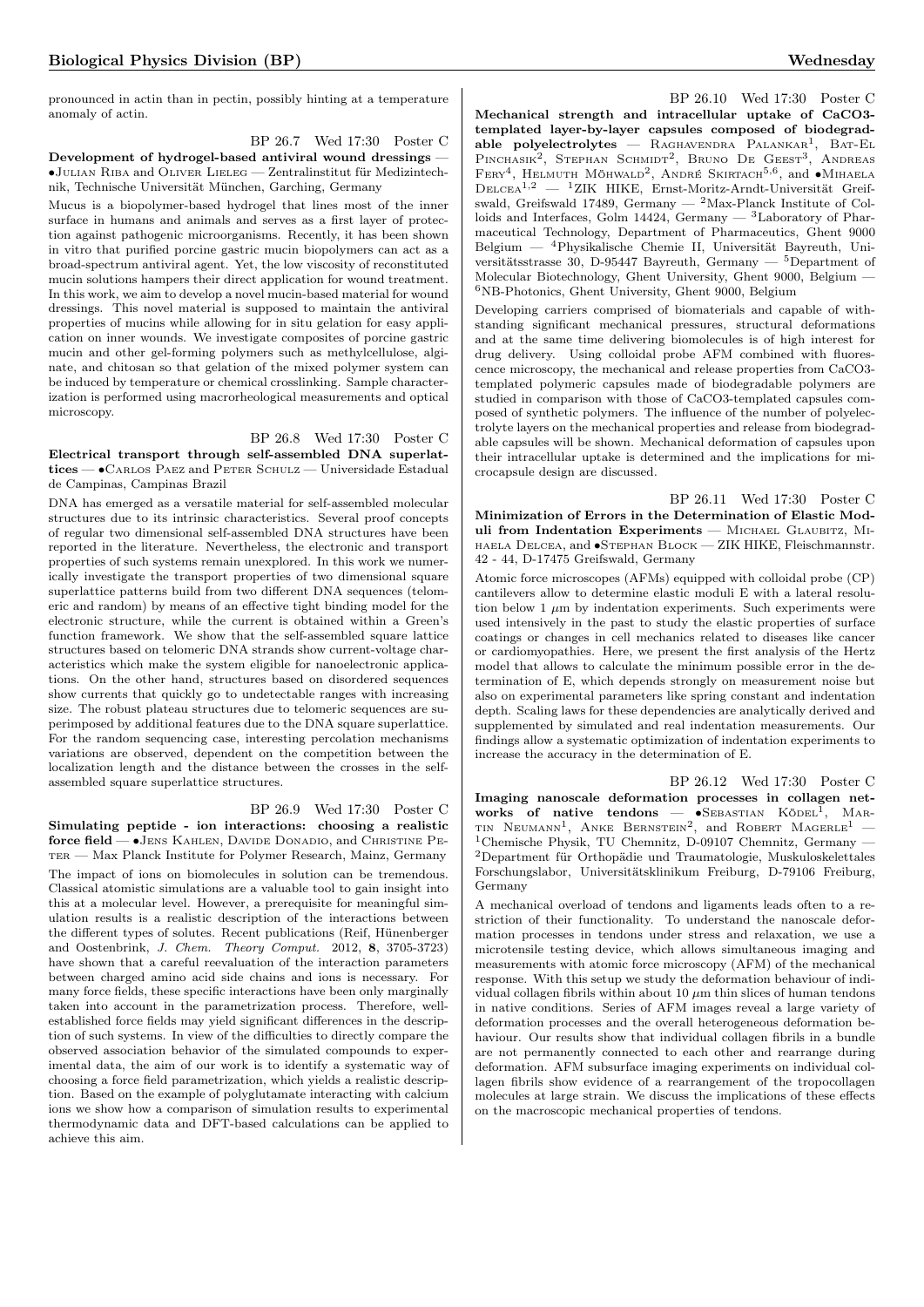pronounced in actin than in pectin, possibly hinting at a temperature anomaly of actin.

BP 26.7 Wed 17:30 Poster C

**Development of hydrogel-based antiviral wound dressings** — •Julian Riba and Oliver Lieleg — Zentralinstitut für Medizintechnik, Technische Universität München, Garching, Germany

Mucus is a biopolymer-based hydrogel that lines most of the inner surface in humans and animals and serves as a first layer of protection against pathogenic microorganisms. Recently, it has been shown in vitro that purified porcine gastric mucin biopolymers can act as a broad-spectrum antiviral agent. Yet, the low viscosity of reconstituted mucin solutions hampers their direct application for wound treatment. In this work, we aim to develop a novel mucin-based material for wound dressings. This novel material is supposed to maintain the antiviral properties of mucins while allowing for in situ gelation for easy application on inner wounds. We investigate composites of porcine gastric mucin and other gel-forming polymers such as methylcellulose, alginate, and chitosan so that gelation of the mixed polymer system can be induced by temperature or chemical crosslinking. Sample characterization is performed using macrorheological measurements and optical microscopy.

BP 26.8 Wed 17:30 Poster C

**Electrical transport through self-assembled DNA superlattices** — •Carlos Paez and Peter Schulz — Universidade Estadual de Campinas, Campinas Brazil

DNA has emerged as a versatile material for self-assembled molecular structures due to its intrinsic characteristics. Several proof concepts of regular two dimensional self-assembled DNA structures have been reported in the literature. Nevertheless, the electronic and transport properties of such systems remain unexplored. In this work we numerically investigate the transport properties of two dimensional square superlattice patterns build from two different DNA sequences (telomeric and random) by means of an effective tight binding model for the electronic structure, while the current is obtained within a Green's function framework. We show that the self-assembled square lattice structures based on telomeric DNA strands show current-voltage characteristics which make the system eligible for nanoelectronic applications. On the other hand, structures based on disordered sequences show currents that quickly go to undetectable ranges with increasing size. The robust plateau structures due to telomeric sequences are superimposed by additional features due to the DNA square superlattice. For the random sequencing case, interesting percolation mechanisms variations are observed, dependent on the competition between the localization length and the distance between the crosses in the self-assembled square superlattice structures.

BP 26.9 Wed 17:30 Poster C

**Simulating peptide - ion interactions: choosing a realistic force field** — •Jens Kahlen, Davide Donadio, and Christine Peter — Max Planck Institute for Polymer Research, Mainz, Germany

The impact of ions on biomolecules in solution can be tremendous. Classical atomistic simulations are a valuable tool to gain insight into this at a molecular level. However, a prerequisite for meaningful simulation results is a realistic description of the interactions between the different types of solutes. Recent publications (Reif, Hünenberger and Oostenbrink, *J. Chem. Theory Comput.* 2012, **8**, 3705-3723) have shown that a careful reevaluation of the interaction parameters between charged amino acid side chains and ions is necessary. For many force fields, these specific interactions have been only marginally taken into account in the parametrization process. Therefore, well-established force fields may yield significant differences in the description of such systems. In view of the difficulties to directly compare the observed association behavior of the simulated compounds to experimental data, the aim of our work is to identify a systematic way of choosing a force field parametrization, which yields a realistic description. Based on the example of polyglutamate interacting with calcium ions we show how a comparison of simulation results to experimental thermodynamic data and DFT-based calculations can be applied to achieve this aim.

BP 26.10 Wed 17:30 Poster C

**Mechanical strength and intracellular uptake of CaCO3-templated layer-by-layer capsules composed of biodegradable polyelectrolytes** — Raghavendra Palankar[1], Bat-El Pinchasik[2], Stephan Schmidt[2], Bruno De Geest[3], Andreas Fery[4], Helmuth Möhwald[2], André Skirtach[5,6], and •Mihaela Delcea[1,2] — [1]ZIK HIKE, Ernst-Moritz-Arndt-Universität Greifswald, Greifswald 17489, Germany — [2]Max-Planck Institute of Colloids and Interfaces, Golm 14424, Germany — [3]Laboratory of Pharmaceutical Technology, Department of Pharmaceutics, Ghent 9000 Belgium — [4]Physikalische Chemie II, Universität Bayreuth, Universitätsstrasse 30, D-95447 Bayreuth, Germany — [5]Department of Molecular Biotechnology, Ghent University, Ghent 9000, Belgium — [6]NB-Photonics, Ghent University, Ghent 9000, Belgium

Developing carriers comprised of biomaterials and capable of withstanding significant mechanical pressures, structural deformations and at the same time delivering biomolecules is of high interest for drug delivery. Using colloidal probe AFM combined with fluorescence microscopy, the mechanical and release properties from CaCO3-templated polymeric capsules made of biodegradable polymers are studied in comparison with those of CaCO3-templated capsules composed of synthetic polymers. The influence of the number of polyelectrolyte layers on the mechanical properties and release from biodegradable capsules will be shown. Mechanical deformation of capsules upon their intracellular uptake is determined and the implications for microcapsule design are discussed.

BP 26.11 Wed 17:30 Poster C

**Minimization of Errors in the Determination of Elastic Moduli from Indentation Experiments** — Michael Glaubitz, Mihaela Delcea, and •Stephan Block — ZIK HIKE, Fleischmannstr. 42 - 44, D-17475 Greifswald, Germany

Atomic force microscopes (AFMs) equipped with colloidal probe (CP) cantilevers allow to determine elastic moduli E with a lateral resolution below 1 $\mu$m by indentation experiments. Such experiments were used intensively in the past to study the elastic properties of surface coatings or changes in cell mechanics related to diseases like cancer or cardiomyopathies. Here, we present the first analysis of the Hertz model that allows to calculate the minimum possible error in the determination of E, which depends strongly on measurement noise but also on experimental parameters like spring constant and indentation depth. Scaling laws for these dependencies are analytically derived and supplemented by simulated and real indentation measurements. Our findings allow a systematic optimization of indentation experiments to increase the accuracy in the determination of E.

BP 26.12 Wed 17:30 Poster C

**Imaging nanoscale deformation processes in collagen networks of native tendons** — •Sebastian Ködel[1], Martin Neumann[1], Anke Bernstein[2], and Robert Magerle[1] — [1]Chemische Physik, TU Chemnitz, D-09107 Chemnitz, Germany — [2]Department für Orthopädie und Traumatologie, Muskuloskelettales Forschungslabor, Universitätsklinikum Freiburg, D-79106 Freiburg, Germany

A mechanical overload of tendons and ligaments leads often to a restriction of their functionality. To understand the nanoscale deformation processes in tendons under stress and relaxation, we use a microtensile testing device, which allows simultaneous imaging and measurements with atomic force microscopy (AFM) of the mechanical response. With this setup we study the deformation behaviour of individual collagen fibrils within about 10 $\mu$m thin slices of human tendons in native conditions. Series of AFM images reveal a large variety of deformation processes and the overall heterogeneous deformation behaviour. Our results show that individual collagen fibrils in a bundle are not permanently connected to each other and rearrange during deformation. AFM subsurface imaging experiments on individual collagen fibrils show evidence of a rearrangement of the tropocollagen molecules at large strain. We discuss the implications of these effects on the macroscopic mechanical properties of tendons.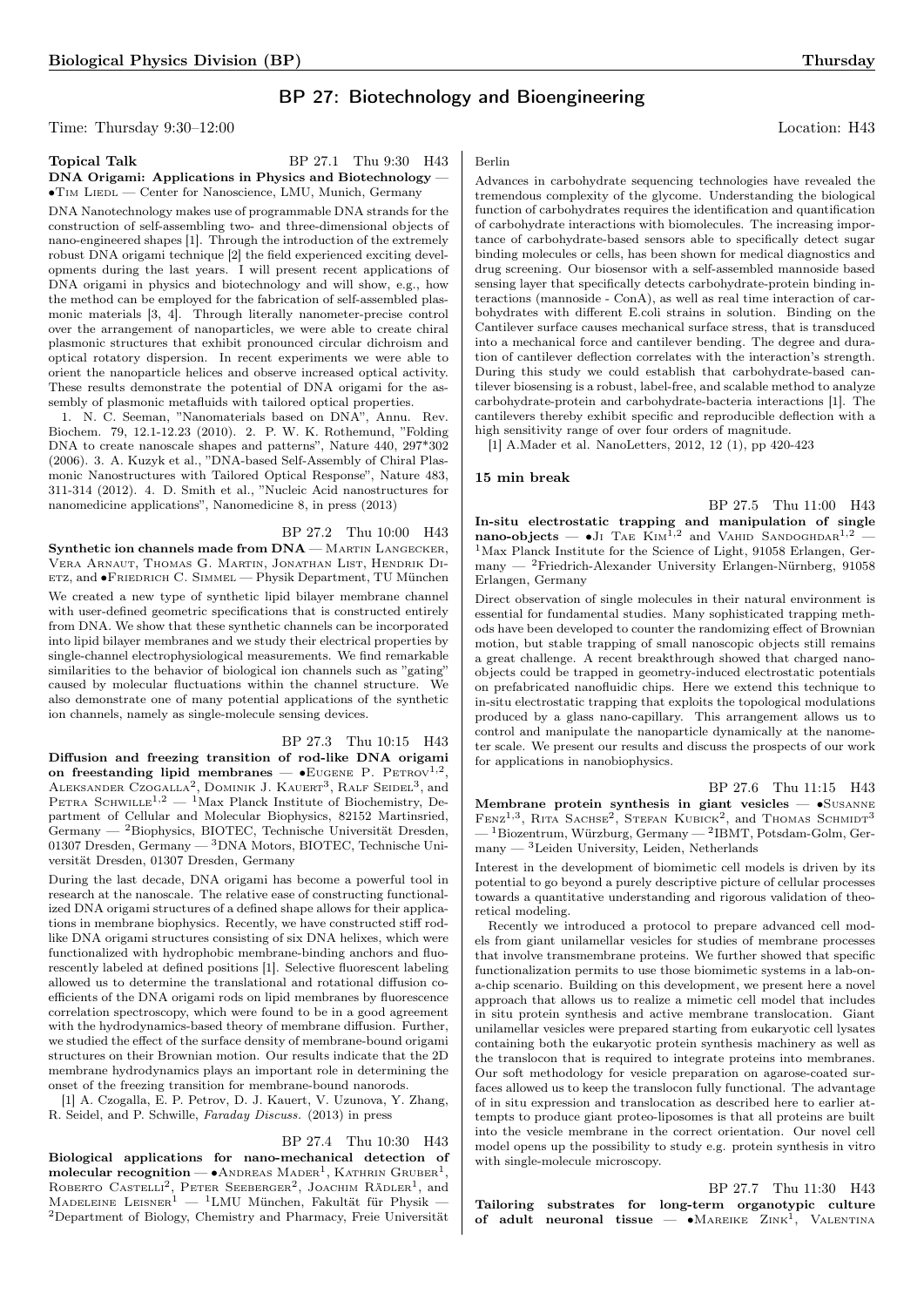# BP 27: Biotechnology and Bioengineering

Time: Thursday 9:30–12:00 Location: H43

**Topical Talk** BP 27.1 Thu 9:30 H43
**DNA Origami: Applications in Physics and Biotechnology** — •Tim Liedl — Center for Nanoscience, LMU, Munich, Germany

DNA Nanotechnology makes use of programmable DNA strands for the construction of self-assembling two- and three-dimensional objects of nano-engineered shapes [1]. Through the introduction of the extremely robust DNA origami technique [2] the field experienced exciting developments during the last years. I will present recent applications of DNA origami in physics and biotechnology and will show, e.g., how the method can be employed for the fabrication of self-assembled plasmonic materials [3, 4]. Through literally nanometer-precise control over the arrangement of nanoparticles, we were able to create chiral plasmonic structures that exhibit pronounced circular dichroism and optical rotatory dispersion. In recent experiments we were able to orient the nanoparticle helices and observe increased optical activity. These results demonstrate the potential of DNA origami for the assembly of plasmonic metafluids with tailored optical properties.

1. N. C. Seeman, "Nanomaterials based on DNA", Annu. Rev. Biochem. 79, 12.1-12.23 (2010). 2. P. W. K. Rothemund, "Folding DNA to create nanoscale shapes and patterns", Nature 440, 297*302 (2006). 3. A. Kuzyk et al., "DNA-based Self-Assembly of Chiral Plasmonic Nanostructures with Tailored Optical Response", Nature 483, 311-314 (2012). 4. D. Smith et al., "Nucleic Acid nanostructures for nanomedicine applications", Nanomedicine 8, in press (2013)

BP 27.2 Thu 10:00 H43
**Synthetic ion channels made from DNA** — Martin Langecker, Vera Arnaut, Thomas G. Martin, Jonathan List, Hendrik Dietz, and •Friedrich C. Simmel — Physik Department, TU München

We created a new type of synthetic lipid bilayer membrane channel with user-defined geometric specifications that is constructed entirely from DNA. We show that these synthetic channels can be incorporated into lipid bilayer membranes and we study their electrical properties by single-channel electrophysiological measurements. We find remarkable similarities to the behavior of biological ion channels such as "gating" caused by molecular fluctuations within the channel structure. We also demonstrate one of many potential applications of the synthetic ion channels, namely as single-molecule sensing devices.

BP 27.3 Thu 10:15 H43
**Diffusion and freezing transition of rod-like DNA origami on freestanding lipid membranes** — •Eugene P. Petrov[1,2], Aleksander Czogalla[2], Dominik J. Kauert[3], Ralf Seidel[3], and Petra Schwille[1,2] — [1]Max Planck Institute of Biochemistry, Department of Cellular and Molecular Biophysics, 82152 Martinsried, Germany — [2]Biophysics, BIOTEC, Technische Universität Dresden, 01307 Dresden, Germany — [3]DNA Motors, BIOTEC, Technische Universität Dresden, 01307 Dresden, Germany

During the last decade, DNA origami has become a powerful tool in research at the nanoscale. The relative ease of constructing functionalized DNA origami structures of a defined shape allows for their applications in membrane biophysics. Recently, we have constructed stiff rod-like DNA origami structures consisting of six DNA helixes, which were functionalized with hydrophobic membrane-binding anchors and fluorescently labeled at defined positions [1]. Selective fluorescent labeling allowed us to determine the translational and rotational diffusion coefficients of the DNA origami rods on lipid membranes by fluorescence correlation spectroscopy, which were found to be in a good agreement with the hydrodynamics-based theory of membrane diffusion. Further, we studied the effect of the surface density of membrane-bound origami structures on their Brownian motion. Our results indicate that the 2D membrane hydrodynamics plays an important role in determining the onset of the freezing transition for membrane-bound nanorods.

[1] A. Czogalla, E. P. Petrov, D. J. Kauert, V. Uzunova, Y. Zhang, R. Seidel, and P. Schwille, *Faraday Discuss.* (2013) in press

BP 27.4 Thu 10:30 H43
**Biological applications for nano-mechanical detection of molecular recognition** — •Andreas Mader[1], Kathrin Gruber[1], Roberto Castelli[2], Peter Seeberger[2], Joachim Rädler[1], and Madeleine Leisner[1] — [1]LMU München, Fakultät für Physik — [2]Department of Biology, Chemistry and Pharmacy, Freie Universität Berlin

Advances in carbohydrate sequencing technologies have revealed the tremendous complexity of the glycome. Understanding the biological function of carbohydrates requires the identification and quantification of carbohydrate interactions with biomolecules. The increasing importance of carbohydrate-based sensors able to specifically detect sugar binding molecules or cells, has been shown for medical diagnostics and drug screening. Our biosensor with a self-assembled mannoside based sensing layer that specifically detects carbohydrate-protein binding interactions (mannoside - ConA), as well as real time interaction of carbohydrates with different E.coli strains in solution. Binding on the Cantilever surface causes mechanical surface stress, that is transduced into a mechanical force and cantilever bending. The degree and duration of cantilever deflection correlates with the interaction's strength. During this study we could establish that carbohydrate-based cantilever biosensing is a robust, label-free, and scalable method to analyze carbohydrate-protein and carbohydrate-bacteria interactions [1]. The cantilevers thereby exhibit specific and reproducible deflection with a high sensitivity range of over four orders of magnitude.

[1] A.Mader et al. NanoLetters, 2012, 12 (1), pp 420-423

**15 min break**

BP 27.5 Thu 11:00 H43
**In-situ electrostatic trapping and manipulation of single nano-objects** — •Ji Tae Kim[1,2] and Vahid Sandoghdar[1,2] — [1]Max Planck Institute for the Science of Light, 91058 Erlangen, Germany — [2]Friedrich-Alexander University Erlangen-Nürnberg, 91058 Erlangen, Germany

Direct observation of single molecules in their natural environment is essential for fundamental studies. Many sophisticated trapping methods have been developed to counter the randomizing effect of Brownian motion, but stable trapping of small nanoscopic objects still remains a great challenge. A recent breakthrough showed that charged nano-objects could be trapped in geometry-induced electrostatic potentials on prefabricated nanofluidic chips. Here we extend this technique to in-situ electrostatic trapping that exploits the topological modulations produced by a glass nano-capillary. This arrangement allows us to control and manipulate the nanoparticle dynamically at the nanometer scale. We present our results and discuss the prospects of our work for applications in nanobiophysics.

BP 27.6 Thu 11:15 H43
**Membrane protein synthesis in giant vesicles** — •Susanne Fenz[1,3], Rita Sachse[2], Stefan Kubick[2], and Thomas Schmidt[3] — [1]Biozentrum, Würzburg, Germany — [2]IBMT, Potsdam-Golm, Germany — [3]Leiden University, Leiden, Netherlands

Interest in the development of biomimetic cell models is driven by its potential to go beyond a purely descriptive picture of cellular processes towards a quantitative understanding and rigorous validation of theoretical modeling.

Recently we introduced a protocol to prepare advanced cell models from giant unilamellar vesicles for studies of membrane processes that involve transmembrane proteins. We further showed that specific functionalization permits to use those biomimetic systems in a lab-on-a-chip scenario. Building on this development, we present here a novel approach that allows us to realize a mimetic cell model that includes in situ protein synthesis and active membrane translocation. Giant unilamellar vesicles were prepared starting from eukaryotic cell lysates containing both the eukaryotic protein synthesis machinery as well as the translocon that is required to integrate proteins into membranes. Our soft methodology for vesicle preparation on agarose-coated surfaces allowed us to keep the translocon fully functional. The advantage of in situ expression and translocation as described here to earlier attempts to produce giant proteo-liposomes is that all proteins are built into the vesicle membrane in the correct orientation. Our novel cell model opens up the possibility to study e.g. protein synthesis in vitro with single-molecule microscopy.

BP 27.7 Thu 11:30 H43
**Tailoring substrates for long-term organotypic culture of adult neuronal tissue** — •Mareike Zink[1], Valentina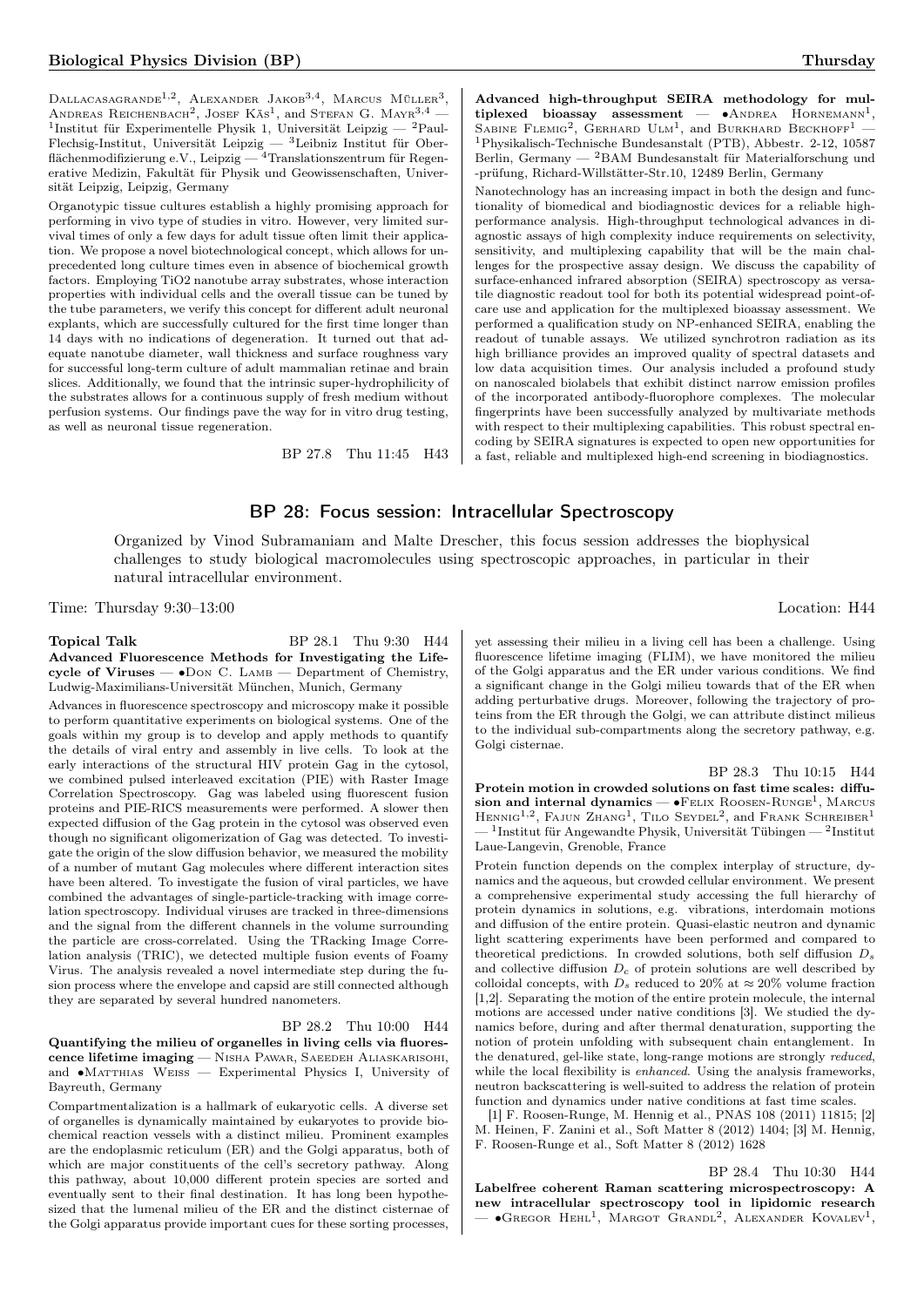Dallacasagrande[1,2], Alexander Jakob[3,4], Marcus Müller[3], Andreas Reichenbach[2], Josef Käs[1], and Stefan G. Mayr[3,4] — [1]Institut für Experimentelle Physik 1, Universität Leipzig — [2]Paul-Flechsig-Institut, Universität Leipzig — [3]Leibniz Institut für Oberflächenmodifizierung e.V., Leipzig — [4]Translationszentrum für Regenerative Medizin, Fakultät für Physik und Geowissenschaften, Universität Leipzig, Leipzig, Germany

Organotypic tissue cultures establish a highly promising approach for performing in vivo type of studies in vitro. However, very limited survival times of only a few days for adult tissue often limit their application. We propose a novel biotechnological concept, which allows for unprecedented long culture times even in absence of biochemical growth factors. Employing $TiO_2$ nanotube array substrates, whose interaction properties with individual cells and the overall tissue can be tuned by the tube parameters, we verify this concept for different adult neuronal explants, which are successfully cultured for the first time longer than 14 days with no indications of degeneration. It turned out that adequate nanotube diameter, wall thickness and surface roughness vary for successful long-term culture of adult mammalian retinae and brain slices. Additionally, we found that the intrinsic super-hydrophilicity of the substrates allows for a continuous supply of fresh medium without perfusion systems. Our findings pave the way for in vitro drug testing, as well as neuronal tissue regeneration.

BP 27.8 Thu 11:45 H43

**Advanced high-throughput SEIRA methodology for multiplexed bioassay assessment** — •Andrea Hornemann[1], Sabine Flemig[2], Gerhard Ulm[1], and Burkhard Beckhoff[1] — [1]Physikalisch-Technische Bundesanstalt (PTB), Abbestr. 2-12, 10587 Berlin, Germany — [2]BAM Bundesanstalt für Materialforschung und -prüfung, Richard-Willstätter-Str.10, 12489 Berlin, Germany

Nanotechnology has an increasing impact in both the design and functionality of biomedical and biodiagnostic devices for a reliable high-performance analysis. High-throughput technological advances in diagnostic assays of high complexity induce requirements on selectivity, sensitivity, and multiplexing capability that will be the main challenges for the prospective assay design. We discuss the capability of surface-enhanced infrared absorption (SEIRA) spectroscopy as versatile diagnostic readout tool for both its potential widespread point-of-care use and application for the multiplexed bioassay assessment. We performed a qualification study on NP-enhanced SEIRA, enabling the readout of tunable assays. We utilized synchrotron radiation as its high brilliance provides an improved quality of spectral datasets and low data acquisition times. Our analysis included a profound study on nanoscaled biolabels that exhibit distinct narrow emission profiles of the incorporated antibody-fluorophore complexes. The molecular fingerprints have been successfully analyzed by multivariate methods with respect to their multiplexing capabilities. This robust spectral encoding by SEIRA signatures is expected to open new opportunities for a fast, reliable and multiplexed high-end screening in biodiagnostics.

## BP 28: Focus session: Intracellular Spectroscopy

Organized by Vinod Subramaniam and Malte Drescher, this focus session addresses the biophysical challenges to study biological macromolecules using spectroscopic approaches, in particular in their natural intracellular environment.

Time: Thursday 9:30–13:00 Location: H44

**Topical Talk** BP 28.1 Thu 9:30 H44

**Advanced Fluorescence Methods for Investigating the Lifecycle of Viruses** — •Don C. Lamb — Department of Chemistry, Ludwig-Maximilians-Universität München, Munich, Germany

Advances in fluorescence spectroscopy and microscopy make it possible to perform quantitative experiments on biological systems. One of the goals within my group is to develop and apply methods to quantify the details of viral entry and assembly in live cells. To look at the early interactions of the structural HIV protein Gag in the cytosol, we combined pulsed interleaved excitation (PIE) with Raster Image Correlation Spectroscopy. Gag was labeled using fluorescent fusion proteins and PIE-RICS measurements were performed. A slower then expected diffusion of the Gag protein in the cytosol was observed even though no significant oligomerization of Gag was detected. To investigate the origin of the slow diffusion behavior, we measured the mobility of a number of mutant Gag molecules where different interaction sites have been altered. To investigate the fusion of viral particles, we have combined the advantages of single-particle-tracking with image correlation spectroscopy. Individual viruses are tracked in three-dimensions and the signal from the different channels in the volume surrounding the particle are cross-correlated. Using the TRacking Image Correlation analysis (TRIC), we detected multiple fusion events of Foamy Virus. The analysis revealed a novel intermediate step during the fusion process where the envelope and capsid are still connected although they are separated by several hundred nanometers.

BP 28.2 Thu 10:00 H44

**Quantifying the milieu of organelles in living cells via fluorescence lifetime imaging** — Nisha Pawar, Saeedeh Aliaskarisohi, and •Matthias Weiss — Experimental Physics I, University of Bayreuth, Germany

Compartmentalization is a hallmark of eukaryotic cells. A diverse set of organelles is dynamically maintained by eukaryotes to provide biochemical reaction vessels with a distinct milieu. Prominent examples are the endoplasmic reticulum (ER) and the Golgi apparatus, both of which are major constituents of the cell's secretory pathway. Along this pathway, about 10,000 different protein species are sorted and eventually sent to their final destination. It has long been hypothesized that the lumenal milieu of the ER and the distinct cisternae of the Golgi apparatus provide important cues for these sorting processes, yet assessing their milieu in a living cell has been a challenge. Using fluorescence lifetime imaging (FLIM), we have monitored the milieu of the Golgi apparatus and the ER under various conditions. We find a significant change in the Golgi milieu towards that of the ER when adding perturbative drugs. Moreover, following the trajectory of proteins from the ER through the Golgi, we can attribute distinct milieus to the individual sub-compartments along the secretory pathway, e.g. Golgi cisternae.

BP 28.3 Thu 10:15 H44

**Protein motion in crowded solutions on fast time scales: diffusion and internal dynamics** — •Felix Roosen-Runge[1], Marcus Hennig[1,2], Fajun Zhang[1], Tilo Seydel[2], and Frank Schreiber[1] — [1]Institut für Angewandte Physik, Universität Tübingen — [2]Institut Laue-Langevin, Grenoble, France

Protein function depends on the complex interplay of structure, dynamics and the aqueous, but crowded cellular environment. We present a comprehensive experimental study accessing the full hierarchy of protein dynamics in solutions, e.g. vibrations, interdomain motions and diffusion of the entire protein. Quasi-elastic neutron and dynamic light scattering experiments have been performed and compared to theoretical predictions. In crowded solutions, both self diffusion $D_s$ and collective diffusion $D_c$ of protein solutions are well described by colloidal concepts, with $D_s$ reduced to 20% at $\approx 20\%$ volume fraction [1,2]. Separating the motion of the entire protein molecule, the internal motions are accessed under native conditions [3]. We studied the dynamics before, during and after thermal denaturation, supporting the notion of protein unfolding with subsequent chain entanglement. In the denatured, gel-like state, long-range motions are strongly *reduced*, while the local flexibility is *enhanced*. Using the analysis frameworks, neutron backscattering is well-suited to address the relation of protein function and dynamics under native conditions at fast time scales.

[1] F. Roosen-Runge, M. Hennig et al., PNAS 108 (2011) 11815; [2] M. Heinen, F. Zanini et al., Soft Matter 8 (2012) 1404; [3] M. Hennig, F. Roosen-Runge et al., Soft Matter 8 (2012) 1628

BP 28.4 Thu 10:30 H44

**Labelfree coherent Raman scattering microspectroscopy: A new intracellular spectroscopy tool in lipidomic research** — •Gregor Hehl[1], Margot Grandl[2], Alexander Kovalev[1],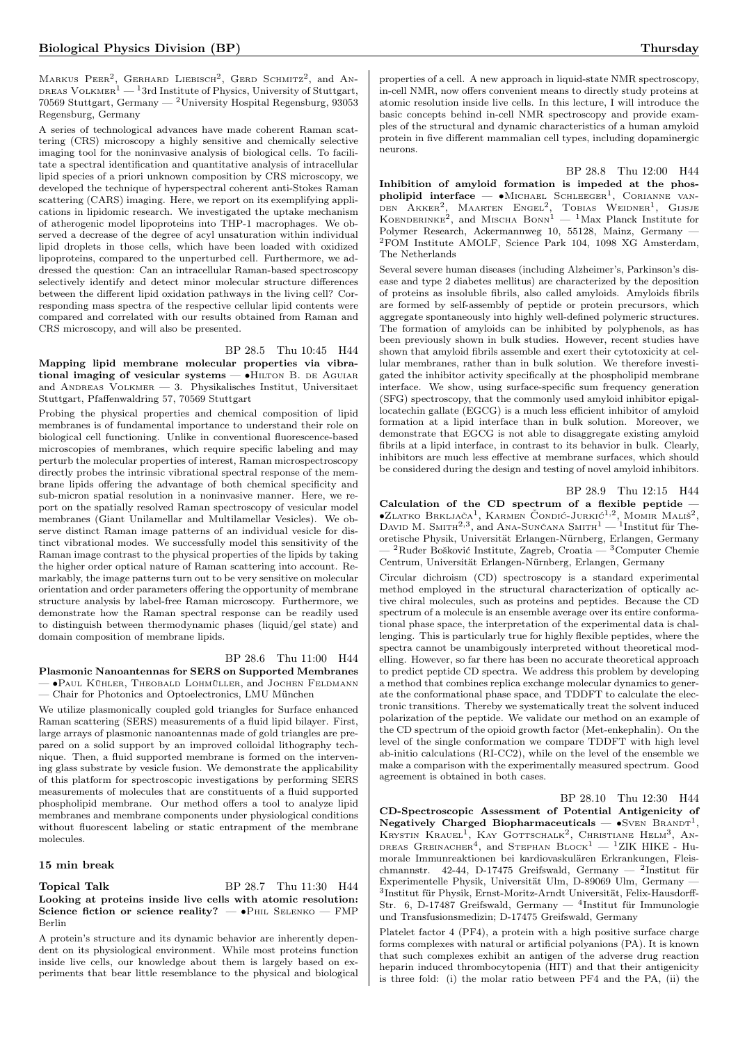Markus Peer[2], Gerhard Liebisch[2], Gerd Schmitz[2], and Andreas Volkmer[1] — [1]3rd Institute of Physics, University of Stuttgart, 70569 Stuttgart, Germany — [2]University Hospital Regensburg, 93053 Regensburg, Germany

A series of technological advances have made coherent Raman scattering (CRS) microscopy a highly sensitive and chemically selective imaging tool for the noninvasive analysis of biological cells. To facilitate a spectral identification and quantitative analysis of intracellular lipid species of a priori unknown composition by CRS microscopy, we developed the technique of hyperspectral coherent anti-Stokes Raman scattering (CARS) imaging. Here, we report on its exemplifying applications in lipidomic research. We investigated the uptake mechanism of atherogenic model lipoproteins into THP-1 macrophages. We observed a decrease of the degree of acyl unsaturation within individual lipid droplets in those cells, which have been loaded with oxidized lipoproteins, compared to the unperturbed cell. Furthermore, we addressed the question: Can an intracellular Raman-based spectroscopy selectively identify and detect minor molecular structure differences between the different lipid oxidation pathways in the living cell? Corresponding mass spectra of the respective cellular lipid contents were compared and correlated with our results obtained from Raman and CRS microscopy, and will also be presented.

BP 28.5 Thu 10:45 H44

**Mapping lipid membrane molecular properties via vibrational imaging of vesicular systems** — •Hilton B. de Aguiar and Andreas Volkmer — 3. Physikalisches Institut, Universitaet Stuttgart, Pfaffenwaldring 57, 70569 Stuttgart

Probing the physical properties and chemical composition of lipid membranes is of fundamental importance to understand their role on biological cell functioning. Unlike in conventional fluorescence-based microscopies of membranes, which require specific labeling and may perturb the molecular properties of interest, Raman microspectroscopy directly probes the intrinsic vibrational spectral response of the membrane lipids offering the advantage of both chemical specificity and sub-micron spatial resolution in a noninvasive manner. Here, we report on the spatially resolved Raman spectroscopy of vesicular model membranes (Giant Unilamellar and Multilamellar Vesicles). We observe distinct Raman image patterns of an individual vesicle for distinct vibrational modes. We successfully model this sensitivity of the Raman image contrast to the physical properties of the lipids by taking the higher order optical nature of Raman scattering into account. Remarkably, the image patterns turn out to be very sensitive on molecular orientation and order parameters offering the opportunity of membrane structure analysis by label-free Raman microscopy. Furthermore, we demonstrate how the Raman spectral response can be readily used to distinguish between thermodynamic phases (liquid/gel state) and domain composition of membrane lipids.

BP 28.6 Thu 11:00 H44

**Plasmonic Nanoantennas for SERS on Supported Membranes** — •Paul Kühler, Theobald Lohmüller, and Jochen Feldmann — Chair for Photonics and Optoelectronics, LMU München

We utilize plasmonically coupled gold triangles for Surface enhanced Raman scattering (SERS) measurements of a fluid lipid bilayer. First, large arrays of plasmonic nanoantennas made of gold triangles are prepared on a solid support by an improved colloidal lithography technique. Then, a fluid supported membrane is formed on the intervening glass substrate by vesicle fusion. We demonstrate the applicability of this platform for spectroscopic investigations by performing SERS measurements of molecules that are constituents of a fluid supported phospholipid membrane. Our method offers a tool to analyze lipid membranes and membrane components under physiological conditions without fluorescent labeling or static entrapment of the membrane molecules.

**15 min break**

**Topical Talk** BP 28.7 Thu 11:30 H44

**Looking at proteins inside live cells with atomic resolution: Science fiction or science reality?** — •Phil Selenko — FMP Berlin

A protein's structure and its dynamic behavior are inherently dependent on its physiological environment. While most proteins function inside live cells, our knowledge about them is largely based on experiments that bear little resemblance to the physical and biological properties of a cell. A new approach in liquid-state NMR spectroscopy, in-cell NMR, now offers convenient means to directly study proteins at atomic resolution inside live cells. In this lecture, I will introduce the basic concepts behind in-cell NMR spectroscopy and provide examples of the structural and dynamic characteristics of a human amyloid protein in five different mammalian cell types, including dopaminergic neurons.

BP 28.8 Thu 12:00 H44

**Inhibition of amyloid formation is impeded at the phospholipid interface** — •Michael Schleeger[1], Corianne vanden Akker[2], Maarten Engel[2], Tobias Weidner[1], Gijsje Koenderinke[2], and Mischa Bonn[1] — [1]Max Planck Institute for Polymer Research, Ackermannweg 10, 55128, Mainz, Germany — [2]FOM Institute AMOLF, Science Park 104, 1098 XG Amsterdam, The Netherlands

Several severe human diseases (including Alzheimer's, Parkinson's disease and type 2 diabetes mellitus) are characterized by the deposition of proteins as insoluble fibrils, also called amyloids. Amyloids fibrils are formed by self-assembly of peptide or protein precursors, which aggregate spontaneously into highly well-defined polymeric structures. The formation of amyloids can be inhibited by polyphenols, as has been previously shown in bulk studies. However, recent studies have shown that amyloid fibrils assemble and exert their cytotoxicity at cellular membranes, rather than in bulk solution. We therefore investigated the inhibitor activity specifically at the phospholipid membrane interface. We show, using surface-specific sum frequency generation (SFG) spectroscopy, that the commonly used amyloid inhibitor epigallocatechin gallate (EGCG) is a much less efficient inhibitor of amyloid formation at a lipid interface than in bulk solution. Moreover, we demonstrate that EGCG is not able to disaggregate existing amyloid fibrils at a lipid interface, in contrast to its behavior in bulk. Clearly, inhibitors are much less effective at membrane surfaces, which should be considered during the design and testing of novel amyloid inhibitors.

BP 28.9 Thu 12:15 H44

**Calculation of the CD spectrum of a flexible peptide** — •Zlatko Brkljača[1], Karmen Čondić-Jurkić[1,2], Momir Mališ[2], David M. Smith[2,3], and Ana-Sunčana Smith[1] — [1]Institut für Theoretische Physik, Universität Erlangen-Nürnberg, Erlangen, Germany — [2]Ruđer Bošković Institute, Zagreb, Croatia — [3]Computer Chemie Centrum, Universität Erlangen-Nürnberg, Erlangen, Germany

Circular dichroism (CD) spectroscopy is a standard experimental method employed in the structural characterization of optically active chiral molecules, such as proteins and peptides. Because the CD spectrum of a molecule is an ensemble average over its entire conformational phase space, the interpretation of the experimental data is challenging. This is particularly true for highly flexible peptides, where the spectra cannot be unambiguously interpreted without theoretical modelling. However, so far there has been no accurate theoretical approach to predict peptide CD spectra. We address this problem by developing a method that combines replica exchange molecular dynamics to generate the conformational phase space, and TDDFT to calculate the electronic transitions. Thereby we systematically treat the solvent induced polarization of the peptide. We validate our method on an example of the CD spectrum of the opioid growth factor (Met-enkephalin). On the level of the single conformation we compare TDDFT with high level ab-initio calculations (RI-CC2), while on the level of the ensemble we make a comparison with the experimentally measured spectrum. Good agreement is obtained in both cases.

BP 28.10 Thu 12:30 H44

**CD-Spectroscopic Assessment of Potential Antigenicity of Negatively Charged Biopharmaceuticals** — •Sven Brandt[1], Krystin Krauel[1], Kay Gottschalk[2], Christiane Helm[3], Andreas Greinacher[4], and Stephan Block[1] — [1]ZIK HIKE - Humorale Immunreaktionen bei kardiovaskulären Erkrankungen, Fleischmannstr. 42-44, D-17475 Greifswald, Germany — [2]Institut für Experimentelle Physik, Universität Ulm, D-89069 Ulm, Germany — [3]Institut für Physik, Ernst-Moritz-Arndt Universität, Felix-Hausdorff-Str. 6, D-17487 Greifswald, Germany — [4]Institut für Immunologie und Transfusionsmedizin; D-17475 Greifswald, Germany

Platelet factor 4 (PF4), a protein with a high positive surface charge forms complexes with natural or artificial polyanions (PA). It is known that such complexes exhibit an antigen of the adverse drug reaction heparin induced thrombocytopenia (HIT) and that their antigenicity is three fold: (i) the molar ratio between PF4 and the PA, (ii) the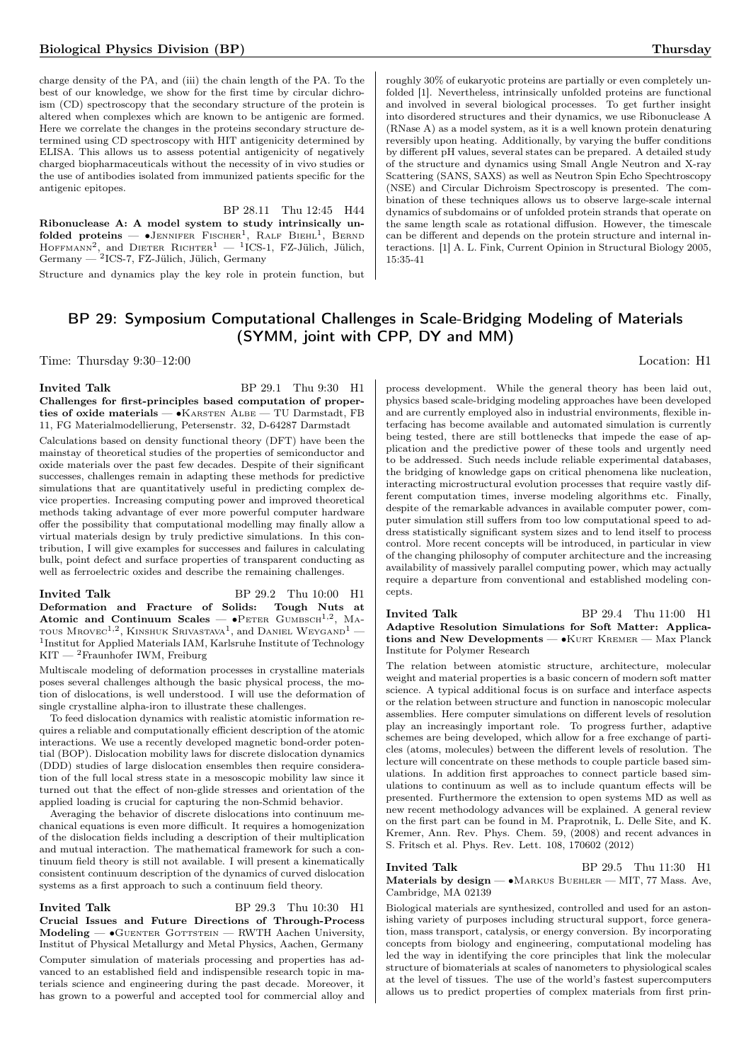charge density of the PA, and (iii) the chain length of the PA. To the best of our knowledge, we show for the first time by circular dichroism (CD) spectroscopy that the secondary structure of the protein is altered when complexes which are known to be antigenic are formed. Here we correlate the changes in the proteins secondary structure determined using CD spectroscopy with HIT antigenicity determined by ELISA. This allows us to assess potential antigenicity of negatively charged biopharmaceuticals without the necessity of in vivo studies or the use of antibodies isolated from immunized patients specific for the antigenic epitopes.

BP 28.11 Thu 12:45 H44

**Ribonuclease A: A model system to study intrinsically unfolded proteins** — •Jennifer Fischer[1], Ralf Biehl[1], Bernd Hoffmann[2], and Dieter Richter[1] — [1]ICS-1, FZ-Jülich, Jülich, Germany — [2]ICS-7, FZ-Jülich, Jülich, Germany

Structure and dynamics play the key role in protein function, but roughly 30% of eukaryotic proteins are partially or even completely unfolded [1]. Nevertheless, intrinsically unfolded proteins are functional and involved in several biological processes. To get further insight into disordered structures and their dynamics, we use Ribonuclease A (RNase A) as a model system, as it is a well known protein denaturing reversibly upon heating. Additionally, by varying the buffer conditions by different pH values, several states can be prepared. A detailed study of the structure and dynamics using Small Angle Neutron and X-ray Scattering (SANS, SAXS) as well as Neutron Spin Echo Spechtroscopy (NSE) and Circular Dichroism Spectroscopy is presented. The combination of these techniques allows us to observe large-scale internal dynamics of subdomains or of unfolded protein strands that operate on the same length scale as rotational diffusion. However, the timescale can be different and depends on the protein structure and internal interactions. [1] A. L. Fink, Current Opinion in Structural Biology 2005, 15:35-41

## BP 29: Symposium Computational Challenges in Scale-Bridging Modeling of Materials (SYMM, joint with CPP, DY and MM)

Time: Thursday 9:30–12:00 Location: H1

**Invited Talk** BP 29.1 Thu 9:30 H1

**Challenges for first-principles based computation of properties of oxide materials** — •Karsten Albe — TU Darmstadt, FB 11, FG Materialmodellierung, Petersenstr. 32, D-64287 Darmstadt

Calculations based on density functional theory (DFT) have been the mainstay of theoretical studies of the properties of semiconductor and oxide materials over the past few decades. Despite of their significant successes, challenges remain in adapting these methods for predictive simulations that are quantitatively useful in predicting complex device properties. Increasing computing power and improved theoretical methods taking advantage of ever more powerful computer hardware offer the possibility that computational modelling may finally allow a virtual materials design by truly predictive simulations. In this contribution, I will give examples for successes and failures in calculating bulk, point defect and surface properties of transparent conducting as well as ferroelectric oxides and describe the remaining challenges.

**Invited Talk** BP 29.2 Thu 10:00 H1

**Deformation and Fracture of Solids: Tough Nuts at Atomic and Continuum Scales** — •Peter Gumbsch[1,2], Matous Mrovec[1,2], Kinshuk Srivastava[1], and Daniel Weygand[1] — [1]Institut for Applied Materials IAM, Karlsruhe Institute of Technology KIT — [2]Fraunhofer IWM, Freiburg

Multiscale modeling of deformation processes in crystalline materials poses several challenges although the basic physical process, the motion of dislocations, is well understood. I will use the deformation of single crystalline alpha-iron to illustrate these challenges.

To feed dislocation dynamics with realistic atomistic information requires a reliable and computationally efficient description of the atomic interactions. We use a recently developed magnetic bond-order potential (BOP). Dislocation mobility laws for discrete dislocation dynamics (DDD) studies of large dislocation ensembles then require consideration of the full local stress state in a mesoscopic mobility law since it turned out that the effect of non-glide stresses and orientation of the applied loading is crucial for capturing the non-Schmid behavior.

Averaging the behavior of discrete dislocations into continuum mechanical equations is even more difficult. It requires a homogenization of the dislocation fields including a description of their multiplication and mutual interaction. The mathematical framework for such a continuum field theory is still not available. I will present a kinematically consistent continuum description of the dynamics of curved dislocation systems as a first approach to such a continuum field theory.

**Invited Talk** BP 29.3 Thu 10:30 H1

**Crucial Issues and Future Directions of Through-Process Modeling** — •Guenter Gottstein — RWTH Aachen University, Institut of Physical Metallurgy and Metal Physics, Aachen, Germany

Computer simulation of materials processing and properties has advanced to an established field and indispensible research topic in materials science and engineering during the past decade. Moreover, it has grown to a powerful and accepted tool for commercial alloy and process development. While the general theory has been laid out, physics based scale-bridging modeling approaches have been developed and are currently employed also in industrial environments, flexible interfacing has become available and automated simulation is currently being tested, there are still bottlenecks that impede the ease of application and the predictive power of these tools and urgently need to be addressed. Such needs include reliable experimental databases, the bridging of knowledge gaps on critical phenomena like nucleation, interacting microstructural evolution processes that require vastly different computation times, inverse modeling algorithms etc. Finally, despite of the remarkable advances in available computer power, computer simulation still suffers from too low computational speed to address statistically significant system sizes and to lend itself to process control. More recent concepts will be introduced, in particular in view of the changing philosophy of computer architecture and the increasing availability of massively parallel computing power, which may actually require a departure from conventional and established modeling concepts.

**Invited Talk** BP 29.4 Thu 11:00 H1

**Adaptive Resolution Simulations for Soft Matter: Applications and New Developments** — •Kurt Kremer — Max Planck Institute for Polymer Research

The relation between atomistic structure, architecture, molecular weight and material properties is a basic concern of modern soft matter science. A typical additional focus is on surface and interface aspects or the relation between structure and function in nanoscopic molecular assemblies. Here computer simulations on different levels of resolution play an increasingly important role. To progress further, adaptive schemes are being developed, which allow for a free exchange of particles (atoms, molecules) between the different levels of resolution. The lecture will concentrate on these methods to couple particle based simulations. In addition first approaches to connect particle based simulations to continuum as well as to include quantum effects will be presented. Furthermore the extension to open systems MD as well as new recent methodology advances will be explained. A general review on the first part can be found in M. Praprotnik, L. Delle Site, and K. Kremer, Ann. Rev. Phys. Chem. 59, (2008) and recent advances in S. Fritsch et al. Phys. Rev. Lett. 108, 170602 (2012)

**Invited Talk** BP 29.5 Thu 11:30 H1

**Materials by design** — •Markus Buehler — MIT, 77 Mass. Ave, Cambridge, MA 02139

Biological materials are synthesized, controlled and used for an astonishing variety of purposes including structural support, force generation, mass transport, catalysis, or energy conversion. By incorporating concepts from biology and engineering, computational modeling has led the way in identifying the core principles that link the molecular structure of biomaterials at scales of nanometers to physiological scales at the level of tissues. The use of the world's fastest supercomputers allows us to predict properties of complex materials from first prin-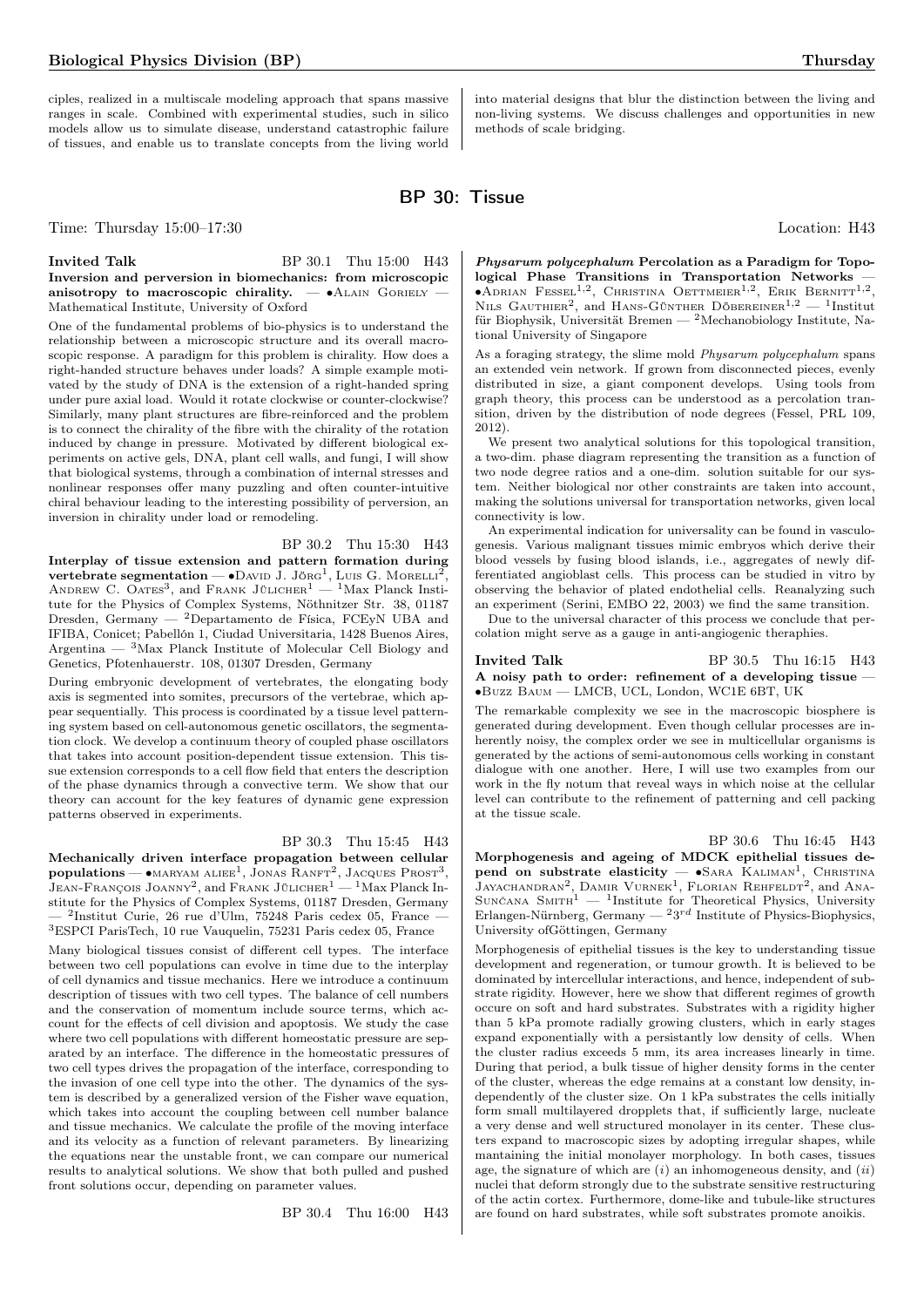ciples, realized in a multiscale modeling approach that spans massive ranges in scale. Combined with experimental studies, such in silico models allow us to simulate disease, understand catastrophic failure of tissues, and enable us to translate concepts from the living world into material designs that blur the distinction between the living and non-living systems. We discuss challenges and opportunities in new methods of scale bridging.

## BP 30: Tissue

Time: Thursday 15:00–17:30 Location: H43

**Invited Talk** BP 30.1 Thu 15:00 H43

**Inversion and perversion in biomechanics: from microscopic anisotropy to macroscopic chirality.** — •Alain Goriely — Mathematical Institute, University of Oxford

One of the fundamental problems of bio-physics is to understand the relationship between a microscopic structure and its overall macroscopic response. A paradigm for this problem is chirality. How does a right-handed structure behaves under loads? A simple example motivated by the study of DNA is the extension of a right-handed spring under pure axial load. Would it rotate clockwise or counter-clockwise? Similarly, many plant structures are fibre-reinforced and the problem is to connect the chirality of the fibre with the chirality of the rotation induced by change in pressure. Motivated by different biological experiments on active gels, DNA, plant cell walls, and fungi, I will show that biological systems, through a combination of internal stresses and nonlinear responses offer many puzzling and often counter-intuitive chiral behaviour leading to the interesting possibility of perversion, an inversion in chirality under load or remodeling.

BP 30.2 Thu 15:30 H43

**Interplay of tissue extension and pattern formation during vertebrate segmentation** — •David J. Jörg[1], Luis G. Morelli[2], Andrew C. Oates[3], and Frank Jülicher[1] — [1]Max Planck Institute for the Physics of Complex Systems, Nöthnitzer Str. 38, 01187 Dresden, Germany — [2]Departamento de Física, FCEyN UBA and IFIBA, Conicet; Pabellón 1, Ciudad Universitaria, 1428 Buenos Aires, Argentina — [3]Max Planck Institute of Molecular Cell Biology and Genetics, Pfotenhauerstr. 108, 01307 Dresden, Germany

During embryonic development of vertebrates, the elongating body axis is segmented into somites, precursors of the vertebrae, which appear sequentially. This process is coordinated by a tissue level patterning system based on cell-autonomous genetic oscillators, the segmentation clock. We develop a continuum theory of coupled phase oscillators that takes into account position-dependent tissue extension. This tissue extension corresponds to a cell flow field that enters the description of the phase dynamics through a convective term. We show that our theory can account for the key features of dynamic gene expression patterns observed in experiments.

BP 30.3 Thu 15:45 H43

**Mechanically driven interface propagation between cellular populations** — •maryam aliee[1], Jonas Ranft[2], Jacques Prost[3], Jean-François Joanny[2], and Frank Jülicher[1] — [1]Max Planck Institute for the Physics of Complex Systems, 01187 Dresden, Germany — [2]Institut Curie, 26 rue d'Ulm, 75248 Paris cedex 05, France — [3]ESPCI ParisTech, 10 rue Vauquelin, 75231 Paris cedex 05, France

Many biological tissues consist of different cell types. The interface between two cell populations can evolve in time due to the interplay of cell dynamics and tissue mechanics. Here we introduce a continuum description of tissues with two cell types. The balance of cell numbers and the conservation of momentum include source terms, which account for the effects of cell division and apoptosis. We study the case where two cell populations with different homeostatic pressure are separated by an interface. The difference in the homeostatic pressures of two cell types drives the propagation of the interface, corresponding to the invasion of one cell type into the other. The dynamics of the system is described by a generalized version of the Fisher wave equation, which takes into account the coupling between cell number balance and tissue mechanics. We calculate the profile of the moving interface and its velocity as a function of relevant parameters. By linearizing the equations near the unstable front, we can compare our numerical results to analytical solutions. We show that both pulled and pushed front solutions occur, depending on parameter values.

BP 30.4 Thu 16:00 H43

***Physarum polycephalum* Percolation as a Paradigm for Topological Phase Transitions in Transportation Networks** — •Adrian Fessel[1,2], Christina Oettmeier[1,2], Erik Bernitt[1,2], Nils Gauthier[2], and Hans-Günther Döbereiner[1,2] — [1]Institut für Biophysik, Universität Bremen — [2]Mechanobiology Institute, National University of Singapore

As a foraging strategy, the slime mold *Physarum polycephalum* spans an extended vein network. If grown from disconnected pieces, evenly distributed in size, a giant component develops. Using tools from graph theory, this process can be understood as a percolation transition, driven by the distribution of node degrees (Fessel, PRL 109, 2012).

We present two analytical solutions for this topological transition, a two-dim. phase diagram representing the transition as a function of two node degree ratios and a one-dim. solution suitable for our system. Neither biological nor other constraints are taken into account, making the solutions universal for transportation networks, given local connectivity is low.

An experimental indication for universality can be found in vasculogenesis. Various malignant tissues mimic embryos which derive their blood vessels by fusing blood islands, i.e., aggregates of newly differentiated angioblast cells. This process can be studied in vitro by observing the behavior of plated endothelial cells. Reanalyzing such an experiment (Serini, EMBO 22, 2003) we find the same transition.

Due to the universal character of this process we conclude that percolation might serve as a gauge in anti-angiogenic theraphies.

**Invited Talk** BP 30.5 Thu 16:15 H43

**A noisy path to order: refinement of a developing tissue** — •Buzz Baum — LMCB, UCL, London, WC1E 6BT, UK

The remarkable complexity we see in the macroscopic biosphere is generated during development. Even though cellular processes are inherently noisy, the complex order we see in multicellular organisms is generated by the actions of semi-autonomous cells working in constant dialogue with one another. Here, I will use two examples from our work in the fly notum that reveal ways in which noise at the cellular level can contribute to the refinement of patterning and cell packing at the tissue scale.

BP 30.6 Thu 16:45 H43

**Morphogenesis and ageing of MDCK epithelial tissues depend on substrate elasticity** — •Sara Kaliman[1], Christina Jayachandran[2], Damir Vurnek[1], Florian Rehfeldt[2], and Ana-Sunčana Smith[1] — [1]Institute for Theoretical Physics, University Erlangen-Nürnberg, Germany — [2]3$^{rd}$ Institute of Physics-Biophysics, University ofGöttingen, Germany

Morphogenesis of epithelial tissues is the key to understanding tissue development and regeneration, or tumour growth. It is believed to be dominated by intercellular interactions, and hence, independent of substrate rigidity. However, here we show that different regimes of growth occure on soft and hard substrates. Substrates with a rigidity higher than 5 kPa promote radially growing clusters, which in early stages expand exponentially with a persistantly low density of cells. When the cluster radius exceeds 5 mm, its area increases linearly in time. During that period, a bulk tissue of higher density forms in the center of the cluster, whereas the edge remains at a constant low density, independently of the cluster size. On 1 kPa substrates the cells initially form small multilayered dropplets that, if sufficiently large, nucleate a very dense and well structured monolayer in its center. These clusters expand to macroscopic sizes by adopting irregular shapes, while mantaining the initial monolayer morphology. In both cases, tissues age, the signature of which are ($i$) an inhomogeneous density, and ($ii$) nuclei that deform strongly due to the substrate sensitive restructuring of the actin cortex. Furthermore, dome-like and tubule-like structures are found on hard substrates, while soft substrates promote anoikis.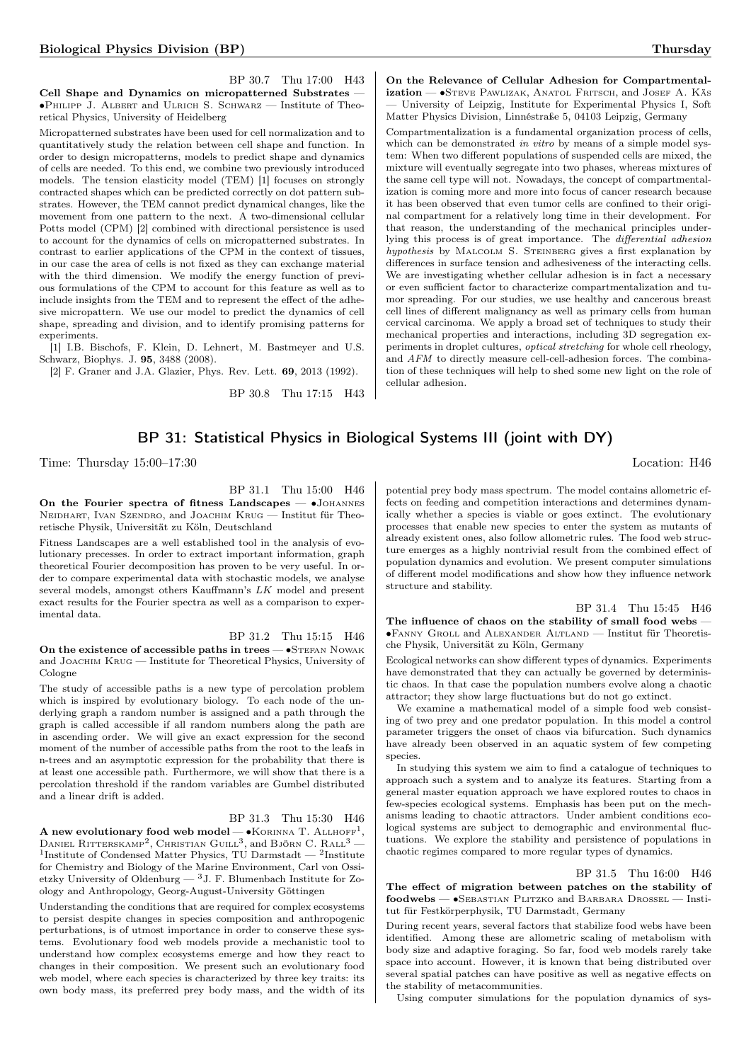BP 30.7 Thu 17:00 H43

**Cell Shape and Dynamics on micropatterned Substrates** — •Philipp J. Albert and Ulrich S. Schwarz — Institute of Theoretical Physics, University of Heidelberg

Micropatterned substrates have been used for cell normalization and to quantitatively study the relation between cell shape and function. In order to design micropatterns, models to predict shape and dynamics of cells are needed. To this end, we combine two previously introduced models. The tension elasticity model (TEM) [1] focuses on strongly contracted shapes which can be predicted correctly on dot pattern substrates. However, the TEM cannot predict dynamical changes, like the movement from one pattern to the next. A two-dimensional cellular Potts model (CPM) [2] combined with directional persistence is used to account for the dynamics of cells on micropatterned substrates. In contrast to earlier applications of the CPM in the context of tissues, in our case the area of cells is not fixed as they can exchange material with the third dimension. We modify the energy function of previous formulations of the CPM to account for this feature as well as to include insights from the TEM and to represent the effect of the adhesive micropattern. We use our model to predict the dynamics of cell shape, spreading and division, and to identify promising patterns for experiments.

[1] I.B. Bischofs, F. Klein, D. Lehnert, M. Bastmeyer and U.S. Schwarz, Biophys. J. **95**, 3488 (2008).

[2] F. Graner and J.A. Glazier, Phys. Rev. Lett. **69**, 2013 (1992).

BP 30.8 Thu 17:15 H43

**On the Relevance of Cellular Adhesion for Compartmentalization** — •Steve Pawlizak, Anatol Fritsch, and Josef A. Käs — University of Leipzig, Institute for Experimental Physics I, Soft Matter Physics Division, Linnéstraße 5, 04103 Leipzig, Germany

Compartmentalization is a fundamental organization process of cells, which can be demonstrated *in vitro* by means of a simple model system: When two different populations of suspended cells are mixed, the mixture will eventually segregate into two phases, whereas mixtures of the same cell type will not. Nowadays, the concept of compartmentalization is coming more and more into focus of cancer research because it has been observed that even tumor cells are confined to their original compartment for a relatively long time in their development. For that reason, the understanding of the mechanical principles underlying this process is of great importance. The *differential adhesion hypothesis* by Malcolm S. Steinberg gives a first explanation by differences in surface tension and adhesiveness of the interacting cells. We are investigating whether cellular adhesion is in fact a necessary or even sufficient factor to characterize compartmentalization and tumor spreading. For our studies, we use healthy and cancerous breast cell lines of different malignancy as well as primary cells from human cervical carcinoma. We apply a broad set of techniques to study their mechanical properties and interactions, including 3D segregation experiments in droplet cultures, *optical stretching* for whole cell rheology, and *AFM* to directly measure cell-cell-adhesion forces. The combination of these techniques will help to shed some new light on the role of cellular adhesion.

## BP 31: Statistical Physics in Biological Systems III (joint with DY)

Time: Thursday 15:00–17:30 Location: H46

BP 31.1 Thu 15:00 H46

**On the Fourier spectra of fitness Landscapes** — •Johannes Neidhart, Ivan Szendro, and Joachim Krug — Institut für Theoretische Physik, Universität zu Köln, Deutschland

Fitness Landscapes are a well established tool in the analysis of evolutionary precesses. In order to extract important information, graph theoretical Fourier decomposition has proven to be very useful. In order to compare experimental data with stochastic models, we analyse several models, amongst others Kauffmann's *LK* model and present exact results for the Fourier spectra as well as a comparison to experimental data.

BP 31.2 Thu 15:15 H46

**On the existence of accessible paths in trees** — •Stefan Nowak and Joachim Krug — Institute for Theoretical Physics, University of Cologne

The study of accessible paths is a new type of percolation problem which is inspired by evolutionary biology. To each node of the underlying graph a random number is assigned and a path through the graph is called accessible if all random numbers along the path are in ascending order. We will give an exact expression for the second moment of the number of accessible paths from the root to the leafs in n-trees and an asymptotic expression for the probability that there is at least one accessible path. Furthermore, we will show that there is a percolation threshold if the random variables are Gumbel distributed and a linear drift is added.

BP 31.3 Thu 15:30 H46

**A new evolutionary food web model** — •Korinna T. Allhoff[1], Daniel Ritterskamp[2], Christian Guill[3], and Björn C. Rall[3] — [1]Institute of Condensed Matter Physics, TU Darmstadt — [2]Institute for Chemistry and Biology of the Marine Environment, Carl von Ossietzky University of Oldenburg — [3]J. F. Blumenbach Institute for Zoology and Anthropology, Georg-August-University Göttingen

Understanding the conditions that are required for complex ecosystems to persist despite changes in species composition and anthropogenic perturbations, is of utmost importance in order to conserve these systems. Evolutionary food web models provide a mechanistic tool to understand how complex ecosystems emerge and how they react to changes in their composition. We present such an evolutionary food web model, where each species is characterized by three key traits: its own body mass, its preferred prey body mass, and the width of its potential prey body mass spectrum. The model contains allometric effects on feeding and competition interactions and determines dynamically whether a species is viable or goes extinct. The evolutionary processes that enable new species to enter the system as mutants of already existent ones, also follow allometric rules. The food web structure emerges as a highly nontrivial result from the combined effect of population dynamics and evolution. We present computer simulations of different model modifications and show how they influence network structure and stability.

BP 31.4 Thu 15:45 H46

**The influence of chaos on the stability of small food webs** — •Fanny Groll and Alexander Altland — Institut für Theoretische Physik, Universität zu Köln, Germany

Ecological networks can show different types of dynamics. Experiments have demonstrated that they can actually be governed by deterministic chaos. In that case the population numbers evolve along a chaotic attractor; they show large fluctuations but do not go extinct.

We examine a mathematical model of a simple food web consisting of two prey and one predator population. In this model a control parameter triggers the onset of chaos via bifurcation. Such dynamics have already been observed in an aquatic system of few competing species.

In studying this system we aim to find a catalogue of techniques to approach such a system and to analyze its features. Starting from a general master equation approach we have explored routes to chaos in few-species ecological systems. Emphasis has been put on the mechanisms leading to chaotic attractors. Under ambient conditions ecological systems are subject to demographic and environmental fluctuations. We explore the stability and persistence of populations in chaotic regimes compared to more regular types of dynamics.

BP 31.5 Thu 16:00 H46

**The effect of migration between patches on the stability of foodwebs** — •Sebastian Plitzko and Barbara Drossel — Institut für Festkörperphysik, TU Darmstadt, Germany

During recent years, several factors that stabilize food webs have been identified. Among these are allometric scaling of metabolism with body size and adaptive foraging. So far, food web models rarely take space into account. However, it is known that being distributed over several spatial patches can have positive as well as negative effects on the stability of metacommunities.

Using computer simulations for the population dynamics of sys-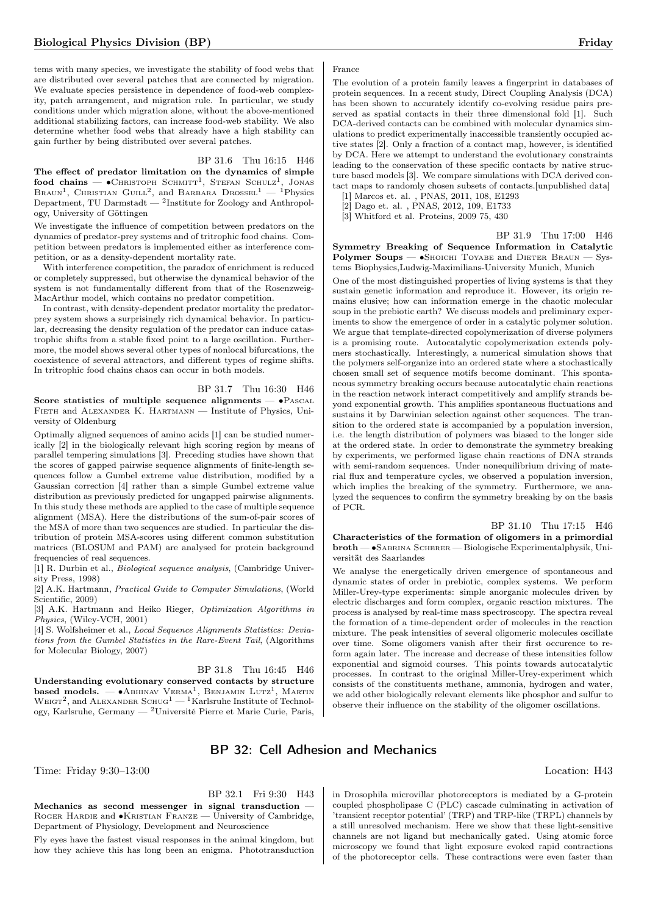tems with many species, we investigate the stability of food webs that are distributed over several patches that are connected by migration. We evaluate species persistence in dependence of food-web complexity, patch arrangement, and migration rule. In particular, we study conditions under which migration alone, without the above-mentioned additional stabilizing factors, can increase food-web stability. We also determine whether food webs that already have a high stability can gain further by being distributed over several patches.

BP 31.6 Thu 16:15 H46

**The effect of predator limitation on the dynamics of simple food chains** — •Christoph Schmitt[1], Stefan Schulz[1], Jonas Braun[1], Christian Guill[2], and Barbara Drossel[1] — [1]Physics Department, TU Darmstadt — [2]Institute for Zoology and Anthropology, University of Göttingen

We investigate the influence of competition between predators on the dynamics of predator-prey systems and of tritrophic food chains. Competition between predators is implemented either as interference competition, or as a density-dependent mortality rate.

With interference competition, the paradox of enrichment is reduced or completely suppressed, but otherwise the dynamical behavior of the system is not fundamentally different from that of the Rosenzweig-MacArthur model, which contains no predator competition.

In contrast, with density-dependent predator mortality the predator-prey system shows a surprisingly rich dynamical behavior. In particular, decreasing the density regulation of the predator can induce catastrophic shifts from a stable fixed point to a large oscillation. Furthermore, the model shows several other types of nonlocal bifurcations, the coexistence of several attractors, and different types of regime shifts. In tritrophic food chains chaos can occur in both models.

BP 31.7 Thu 16:30 H46

**Score statistics of multiple sequence alignments** — •Pascal Fieth and Alexander K. Hartmann — Institute of Physics, University of Oldenburg

Optimally aligned sequences of amino acids [1] can be studied numerically [2] in the biologically relevant high scoring region by means of parallel tempering simulations [3]. Preceding studies have shown that the scores of gapped pairwise sequence alignments of finite-length sequences follow a Gumbel extreme value distribution, modified by a Gaussian correction [4] rather than a simple Gumbel extreme value distribution as previously predicted for ungapped pairwise alignments. In this study these methods are applied to the case of multiple sequence alignment (MSA). Here the distributions of the sum-of-pair scores of the MSA of more than two sequences are studied. In particular the distribution of protein MSA-scores using different common substitution matrices (BLOSUM and PAM) are analysed for protein background frequencies of real sequences.

[1] R. Durbin et al., *Biological sequence analysis*, (Cambridge University Press, 1998)

[2] A.K. Hartmann, *Practical Guide to Computer Simulations*, (World Scientific, 2009)

[3] A.K. Hartmann and Heiko Rieger, *Optimization Algorithms in Physics*, (Wiley-VCH, 2001)

[4] S. Wolfsheimer et al., *Local Sequence Alignments Statistics: Deviations from the Gumbel Statistics in the Rare-Event Tail*, (Algorithms for Molecular Biology, 2007)

BP 31.8 Thu 16:45 H46

**Understanding evolutionary conserved contacts by structure based models.** — •Abhinav Verma[1], Benjamin Lutz[1], Martin Weigt[2], and Alexander Schug[1] — [1]Karlsruhe Institute of Technology, Karlsruhe, Germany — [2]Université Pierre et Marie Curie, Paris, France

The evolution of a protein family leaves a fingerprint in databases of protein sequences. In a recent study, Direct Coupling Analysis (DCA) has been shown to accurately identify co-evolving residue pairs preserved as spatial contacts in their three dimensional fold [1]. Such DCA-derived contacts can be combined with molecular dynamics simulations to predict experimentally inaccessible transiently occupied active states [2]. Only a fraction of a contact map, however, is identified by DCA. Here we attempt to understand the evolutionary constraints leading to the conservation of these specific contacts by native structure based models [3]. We compare simulations with DCA derived contact maps to randomly chosen subsets of contacts.[unpublished data]

[1] Marcos et. al. , PNAS, 2011, 108, E1293

[2] Dago et. al. , PNAS, 2012, 109, E1733

[3] Whitford et al. Proteins, 2009 75, 430

BP 31.9 Thu 17:00 H46

**Symmetry Breaking of Sequence Information in Catalytic Polymer Soups** — •Shoichi Toyabe and Dieter Braun — Systems Biophysics,Ludwig-Maximilians-University Munich, Munich

One of the most distinguished properties of living systems is that they sustain genetic information and reproduce it. However, its origin remains elusive; how can information emerge in the chaotic molecular soup in the prebiotic earth? We discuss models and preliminary experiments to show the emergence of order in a catalytic polymer solution. We argue that template-directed copolymerization of diverse polymers is a promising route. Autocatalytic copolymerization extends polymers stochastically. Interestingly, a numerical simulation shows that the polymers self-organize into an ordered state where a stochastically chosen small set of sequence motifs become dominant. This spontaneous symmetry breaking occurs because autocatalytic chain reactions in the reaction network interact competitively and amplify strands beyond exponential growth. This amplifies spontaneous fluctuations and sustains it by Darwinian selection against other sequences. The transition to the ordered state is accompanied by a population inversion, i.e. the length distribution of polymers was biased to the longer side at the ordered state. In order to demonstrate the symmetry breaking by experiments, we performed ligase chain reactions of DNA strands with semi-random sequences. Under nonequilibrium driving of material flux and temperature cycles, we observed a population inversion, which implies the breaking of the symmetry. Furthermore, we analyzed the sequences to confirm the symmetry breaking by on the basis of PCR.

BP 31.10 Thu 17:15 H46

**Characteristics of the formation of oligomers in a primordial broth** — •Sabrina Scherer — Biologische Experimentalphysik, Universität des Saarlandes

We analyse the energetically driven emergence of spontaneous and dynamic states of order in prebiotic, complex systems. We perform Miller-Urey-type experiments: simple anorganic molecules driven by electric discharges and form complex, organic reaction mixtures. The process is analysed by real-time mass spectroscopy. The spectra reveal the formation of a time-dependent order of molecules in the reaction mixture. The peak intensities of several oligomeric molecules oscillate over time. Some oligomers vanish after their first occurence to reform again later. The increase and decrease of these intensities follow exponential and sigmoid courses. This points towards autocatalytic processes. In contrast to the original Miller-Urey-experiment which consists of the constituents methane, ammonia, hydrogen and water, we add other biologically relevant elements like phosphor and sulfur to observe their influence on the stability of the oligomer oscillations.

## BP 32: Cell Adhesion and Mechanics

Time: Friday 9:30–13:00 Location: H43

BP 32.1 Fri 9:30 H43

**Mechanics as second messenger in signal transduction** — Roger Hardie and •Kristian Franze — University of Cambridge, Department of Physiology, Development and Neuroscience

Fly eyes have the fastest visual responses in the animal kingdom, but how they achieve this has long been an enigma. Phototransduction in Drosophila microvillar photoreceptors is mediated by a G-protein coupled phospholipase C (PLC) cascade culminating in activation of 'transient receptor potential' (TRP) and TRP-like (TRPL) channels by a still unresolved mechanism. Here we show that these light-sensitive channels are not ligand but mechanically gated. Using atomic force microscopy we found that light exposure evoked rapid contractions of the photoreceptor cells. These contractions were even faster than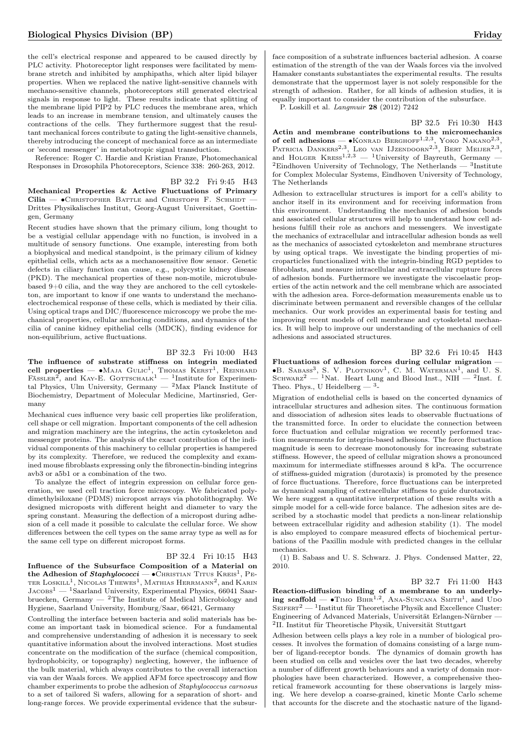the cell's electrical response and appeared to be caused directly by PLC activity. Photoreceptor light responses were facilitated by membrane stretch and inhibited by amphipaths, which alter lipid bilayer properties. When we replaced the native light-sensitive channels with mechano-sensitive channels, photoreceptors still generated electrical signals in response to light. These results indicate that splitting of the membrane lipid PIP2 by PLC reduces the membrane area, which leads to an increase in membrane tension, and ultimately causes the contractions of the cells. They furthermore suggest that the resultant mechanical forces contribute to gating the light-sensitive channels, thereby introducing the concept of mechanical force as an intermediate or 'second messenger' in metabotropic signal transduction.

Reference: Roger C. Hardie and Kristian Franze, Photomechanical Responses in Drosophila Photoreceptors, Science 338: 260-263, 2012.

BP 32.2 Fri 9:45 H43

**Mechanical Properties & Active Fluctuations of Primary Cilia** — •Christopher Battle and Christoph F. Schmidt — Drittes Physikalisches Institut, Georg-August Universitaet, Goettingen, Germany

Recent studies have shown that the primary cilium, long thought to be a vestigial cellular appendage with no function, is involved in a multitude of sensory functions. One example, interesting from both a biophysical and medical standpoint, is the primary cilium of kidney epithelial cells, which acts as a mechanosensitive flow sensor. Genetic defects in ciliary function can cause, e.g., polycystic kidney disease (PKD). The mechanical properties of these non-motile, microtubule-based 9+0 cilia, and the way they are anchored to the cell cytoskeleton, are important to know if one wants to understand the mechano-electrochemical response of these cells, which is mediated by their cilia. Using optical traps and DIC/fluorescence microscopy we probe the mechanical properties, cellular anchoring conditions, and dynamics of the cilia of canine kidney epithelial cells (MDCK), finding evidence for non-equilibrium, active fluctuations.

BP 32.3 Fri 10:00 H43

**The influence of substrate stiffness on integrin mediated cell properties** — •Maja Gulic[1], Thomas Kerst[1], Reinhard Fässler[2], and Kay-E. Gottschalk[1] — [1]Institute for Experimental Physics, Ulm University, Germany — [2]Max Planck Institute of Biochemistry, Department of Molecular Medicine, Martinsried, Germany

Mechanical cues influence very basic cell properties like proliferation, cell shape or cell migration. Important components of the cell adhesion and migration machinery are the integrins, the actin cytoskeleton and messenger proteins. The analysis of the exact contribution of the individual components of this machinery to cellular properties is hampered by its complexity. Therefore, we reduced the complexity and examined mouse fibroblasts expressing only the fibronectin-binding integrins avb3 or a5b1 or a combination of the two.

To analyze the effect of integrin expression on cellular force generation, we used cell traction force microscopy. We fabricated polydimethylsiloxane (PDMS) micropost arrays via photolithography. We designed microposts with different height and diameter to vary the spring constant. Measuring the deflection of a micropost during adhesion of a cell made it possible to calculate the cellular force. We show differences between the cell types on the same array type as well as for the same cell type on different micropost forms.

BP 32.4 Fri 10:15 H43

**Influence of the Subsurface Composition of a Material on the Adhesion of *Staphylococci*** — •Christian Titus Kreis[1], Peter Loskill[1], Nicolas Thewes[1], Mathias Herrmann[2], and Karin Jacobs[1] — [1]Saarland University, Experimental Physics, 66041 Saarbruecken, Germany — [2]The Institute of Medical Microbiology and Hygiene, Saarland University, Homburg/Saar, 66421, Germany

Controlling the interface between bacteria and solid materials has become an important task in biomedical science. For a fundamental and comprehensive understanding of adhesion it is necessary to seek quantitative information about the involved interactions. Most studies concentrate on the modification of the surface (chemical composition, hydrophobicity, or topography) neglecting, however, the influence of the bulk material, which always contributes to the overall interaction via van der Waals forces. We applied AFM force spectroscopy and flow chamber experiments to probe the adhesion of *Staphylococcus carnosus* to a set of tailored Si wafers, allowing for a separation of short- and long-range forces. We provide experimental evidence that the subsurface composition of a substrate influences bacterial adhesion. A coarse estimation of the strength of the van der Waals forces via the involved Hamaker constants substantiates the experimental results. The results demonstrate that the uppermost layer is not solely responsible for the strength of adhesion. Rather, for all kinds of adhesion studies, it is equally important to consider the contribution of the subsurface.

P. Loskill et al. *Langmuir* **28** (2012) 7242

BP 32.5 Fri 10:30 H43

**Actin and membrane contributions to the micromechanics of cell adhesions** — •Konrad Berghoff[1,2,3], Yoko Nakano[2,3], Patricia Dankers[2,3], Leo van IJzendoorn[2,3], Bert Meijer[2,3], and Holger Kress[1,2,3] — [1]University of Bayreuth, Germany — [2]Eindhoven University of Technology, The Netherlands — [3]Institute for Complex Molecular Systems, Eindhoven University of Technology, The Netherlands

Adhesion to extracellular structures is import for a cell's ability to anchor itself in its environment and for receiving information from this environment. Understanding the mechanics of adhesion bonds and associated cellular structures will help to understand how cell adhesions fulfill their role as anchors and messengers. We investigate the mechanics of extracellular and intracellular adhesion bonds as well as the mechanics of associated cytoskeleton and membrane structures by using optical traps. We investigate the binding properties of microparticles functionalized with the integrin-binding RGD peptides to fibroblasts, and measure intracellular and extracellular rupture forces of adhesion bonds. Furthermore we investigate the viscoelastic properties of the actin network and the cell membrane which are associated with the adhesion area. Force-deformation measurements enable us to discriminate between permanent and reversible changes of the cellular mechanics. Our work provides an experimental basis for testing and improving recent models of cell membrane and cytoskeletal mechanics. It will help to improve our understanding of the mechanics of cell adhesions and associated structures.

BP 32.6 Fri 10:45 H43

**Fluctuations of adhesion forces during cellular migration** — •B. Sabass[3], S. V. Plotnikov[1], C. M. Waterman[1], and U. S. Schwarz[2] — [1]Nat. Heart Lung and Blood Inst., NIH — [2]Inst. f. Theo. Phys., U Heidelberg — [3]-

Migration of endothelial cells is based on the concerted dynamics of intracellular structures and adhesion sites. The continuous formation and dissociation of adhesion sites leads to observable fluctuations of the transmitted force. In order to elucidate the connection between force fluctuation and cellular migration we recently performed traction measurements for integrin-based adhesions. The force fluctuation magnitude is seen to decrease monotonously for increasing substrate stiffness. However, the speed of cellular migration shows a pronounced maximum for intermediate stiffnesses around 8 kPa. The occurrence of stiffness-guided migration (durotaxis) is promoted by the presence of force fluctuations. Therefore, force fluctuations can be interpreted as dynamical sampling of extracellular stiffness to guide durotaxis.

We here suggest a quantitative interpretation of these results with a simple model for a cell-wide force balance. The adhesion sites are described by a stochastic model that predicts a non-linear relationship between extracellular rigidity and adhesion stability (1). The model is also employed to compare measured effects of biochemical perturbations of the Paxillin module with predicted changes in the cellular mechanics.

(1) B. Sabass and U. S. Schwarz. J. Phys. Condensed Matter, 22, 2010.

BP 32.7 Fri 11:00 H43

**Reaction-diffusion binding of a membrane to an underlying scaffold** — •Timo Bihr[1,2], Ana-Suncana Smith[1], and Udo Seifert[2] — [1]Institut für Theoretische Physik and Excellence Cluster: Engineering of Advanced Materials, Universität Erlangen-Nürnber — [2]II. Institut für Theoretische Physik, Universität Stuttgart

Adhesion between cells plays a key role in a number of biological processes. It involves the formation of domains consisting of a large number of ligand-receptor bonds. The dynamics of domain growth has been studied on cells and vesicles over the last two decades, whereby a number of different growth behaviours and a variety of domain morphologies have been characterized. However, a comprehensive theoretical framework accounting for these observations is largely missing. We here develop a coarse-grained, kinetic Monte Carlo scheme that accounts for the discrete and the stochastic nature of the ligand-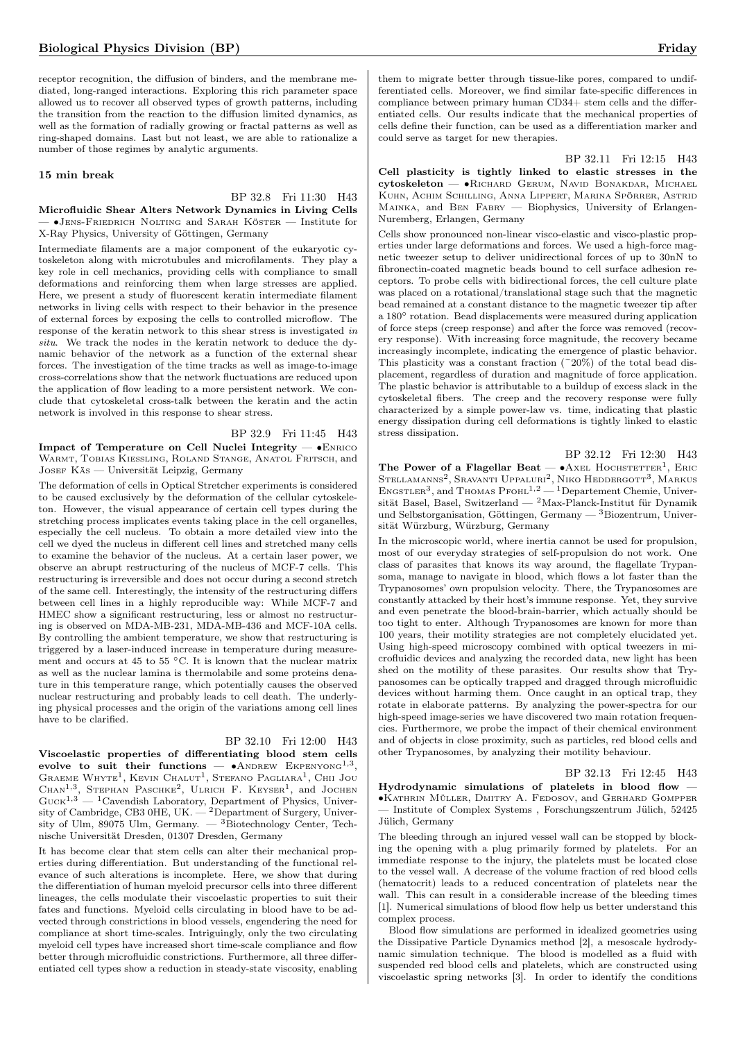receptor recognition, the diffusion of binders, and the membrane mediated, long-ranged interactions. Exploring this rich parameter space allowed us to recover all observed types of growth patterns, including the transition from the reaction to the diffusion limited dynamics, as well as the formation of radially growing or fractal patterns as well as ring-shaped domains. Last but not least, we are able to rationalize a number of those regimes by analytic arguments.

**15 min break**

BP 32.8 Fri 11:30 H43

**Microfluidic Shear Alters Network Dynamics in Living Cells** — •Jens-Friedrich Nolting and Sarah Köster — Institute for X-Ray Physics, University of Göttingen, Germany

Intermediate filaments are a major component of the eukaryotic cytoskeleton along with microtubules and microfilaments. They play a key role in cell mechanics, providing cells with compliance to small deformations and reinforcing them when large stresses are applied. Here, we present a study of fluorescent keratin intermediate filament networks in living cells with respect to their behavior in the presence of external forces by exposing the cells to controlled microflow. The response of the keratin network to this shear stress is investigated *in situ*. We track the nodes in the keratin network to deduce the dynamic behavior of the network as a function of the external shear forces. The investigation of the time tracks as well as image-to-image cross-correlations show that the network fluctuations are reduced upon the application of flow leading to a more persistent network. We conclude that cytoskeletal cross-talk between the keratin and the actin network is involved in this response to shear stress.

BP 32.9 Fri 11:45 H43

**Impact of Temperature on Cell Nuclei Integrity** — •Enrico Warmt, Tobias Kiessling, Roland Stange, Anatol Fritsch, and Josef Käs — Universität Leipzig, Germany

The deformation of cells in Optical Stretcher experiments is considered to be caused exclusively by the deformation of the cellular cytoskeleton. However, the visual appearance of certain cell types during the stretching process implicates events taking place in the cell organelles, especially the cell nucleus. To obtain a more detailed view into the cell we dyed the nucleus in different cell lines and stretched many cells to examine the behavior of the nucleus. At a certain laser power, we observe an abrupt restructuring of the nucleus of MCF-7 cells. This restructuring is irreversible and does not occur during a second stretch of the same cell. Interestingly, the intensity of the restructuring differs between cell lines in a highly reproducible way: While MCF-7 and HMEC show a significant restructuring, less or almost no restructuring is observed on MDA-MB-231, MDA-MB-436 and MCF-10A cells. By controlling the ambient temperature, we show that restructuring is triggered by a laser-induced increase in temperature during measurement and occurs at 45 to 55 °C. It is known that the nuclear matrix as well as the nuclear lamina is thermolabile and some proteins denature in this temperature range, which potentially causes the observed nuclear restructuring and probably leads to cell death. The underlying physical processes and the origin of the variations among cell lines have to be clarified.

BP 32.10 Fri 12:00 H43

**Viscoelastic properties of differentiating blood stem cells evolve to suit their functions** — •Andrew Ekpenyong[1,3], Graeme Whyte[1], Kevin Chalut[1], Stefano Pagliara[1], Chii Jou Chan[1,3], Stephan Paschke[2], Ulrich F. Keyser[1], and Jochen Guck[1,3] — [1]Cavendish Laboratory, Department of Physics, University of Cambridge, CB3 0HE, UK. — [2]Department of Surgery, University of Ulm, 89075 Ulm, Germany. — [3]Biotechnology Center, Technische Universität Dresden, 01307 Dresden, Germany

It has become clear that stem cells can alter their mechanical properties during differentiation. But understanding of the functional relevance of such alterations is incomplete. Here, we show that during the differentiation of human myeloid precursor cells into three different lineages, the cells modulate their viscoelastic properties to suit their fates and functions. Myeloid cells circulating in blood have to be advected through constrictions in blood vessels, engendering the need for compliance at short time-scales. Intriguingly, only the two circulating myeloid cell types have increased short time-scale compliance and flow better through microfluidic constrictions. Furthermore, all three differentiated cell types show a reduction in steady-state viscosity, enabling them to migrate better through tissue-like pores, compared to undifferentiated cells. Moreover, we find similar fate-specific differences in compliance between primary human CD34+ stem cells and the differentiated cells. Our results indicate that the mechanical properties of cells define their function, can be used as a differentiation marker and could serve as target for new therapies.

BP 32.11 Fri 12:15 H43

**Cell plasticity is tightly linked to elastic stresses in the cytoskeleton** — •Richard Gerum, Navid Bonakdar, Michael Kuhn, Achim Schilling, Anna Lippert, Marina Spörrer, Astrid Mainka, and Ben Fabry — Biophysics, University of Erlangen-Nuremberg, Erlangen, Germany

Cells show pronounced non-linear visco-elastic and visco-plastic properties under large deformations and forces. We used a high-force magnetic tweezer setup to deliver unidirectional forces of up to 30nN to fibronectin-coated magnetic beads bound to cell surface adhesion receptors. To probe cells with bidirectional forces, the cell culture plate was placed on a rotational/translational stage such that the magnetic bead remained at a constant distance to the magnetic tweezer tip after a 180° rotation. Bead displacements were measured during application of force steps (creep response) and after the force was removed (recovery response). With increasing force magnitude, the recovery became increasingly incomplete, indicating the emergence of plastic behavior. This plasticity was a constant fraction (~20%) of the total bead displacement, regardless of duration and magnitude of force application. The plastic behavior is attributable to a buildup of excess slack in the cytoskeletal fibers. The creep and the recovery response were fully characterized by a simple power-law vs. time, indicating that plastic energy dissipation during cell deformations is tightly linked to elastic stress dissipation.

BP 32.12 Fri 12:30 H43

**The Power of a Flagellar Beat** — •Axel Hochstetter[1], Eric Stellamanns[2], Sravanti Uppaluri[2], Niko Heddergott[3], Markus Engstler[3], and Thomas Pfohl[1,2] — [1]Departement Chemie, Universität Basel, Basel, Switzerland — [2]Max-Planck-Institut für Dynamik und Selbstorganisation, Göttingen, Germany — [3]Biozentrum, Universität Würzburg, Würzburg, Germany

In the microscopic world, where inertia cannot be used for propulsion, most of our everyday strategies of self-propulsion do not work. One class of parasites that knows its way around, the flagellate Trypanosoma, manage to navigate in blood, which flows a lot faster than the Trypanosomes' own propulsion velocity. There, the Trypanosomes are constantly attacked by their host's immune response. Yet, they survive and even penetrate the blood-brain-barrier, which actually should be too tight to enter. Although Trypanosomes are known for more than 100 years, their motility strategies are not completely elucidated yet. Using high-speed microscopy combined with optical tweezers in microfluidic devices and analyzing the recorded data, new light has been shed on the motility of these parasites. Our results show that Trypanosomes can be optically trapped and dragged through microfluidic devices without harming them. Once caught in an optical trap, they rotate in elaborate patterns. By analyzing the power-spectra for our high-speed image-series we have discovered two main rotation frequencies. Furthermore, we probe the impact of their chemical environment and of objects in close proximity, such as particles, red blood cells and other Trypanosomes, by analyzing their motility behaviour.

BP 32.13 Fri 12:45 H43

**Hydrodynamic simulations of platelets in blood flow** — •Kathrin Müller, Dmitry A. Fedosov, and Gerhard Gompper — Institute of Complex Systems , Forschungszentrum Jülich, 52425 Jülich, Germany

The bleeding through an injured vessel wall can be stopped by blocking the opening with a plug primarily formed by platelets. For an immediate response to the injury, the platelets must be located close to the vessel wall. A decrease of the volume fraction of red blood cells (hematocrit) leads to a reduced concentration of platelets near the wall. This can result in a considerable increase of the bleeding times [1]. Numerical simulations of blood flow help us better understand this complex process.

Blood flow simulations are performed in idealized geometries using the Dissipative Particle Dynamics method [2], a mesoscale hydrodynamic simulation technique. The blood is modelled as a fluid with suspended red blood cells and platelets, which are constructed using viscoelastic spring networks [3]. In order to identify the conditions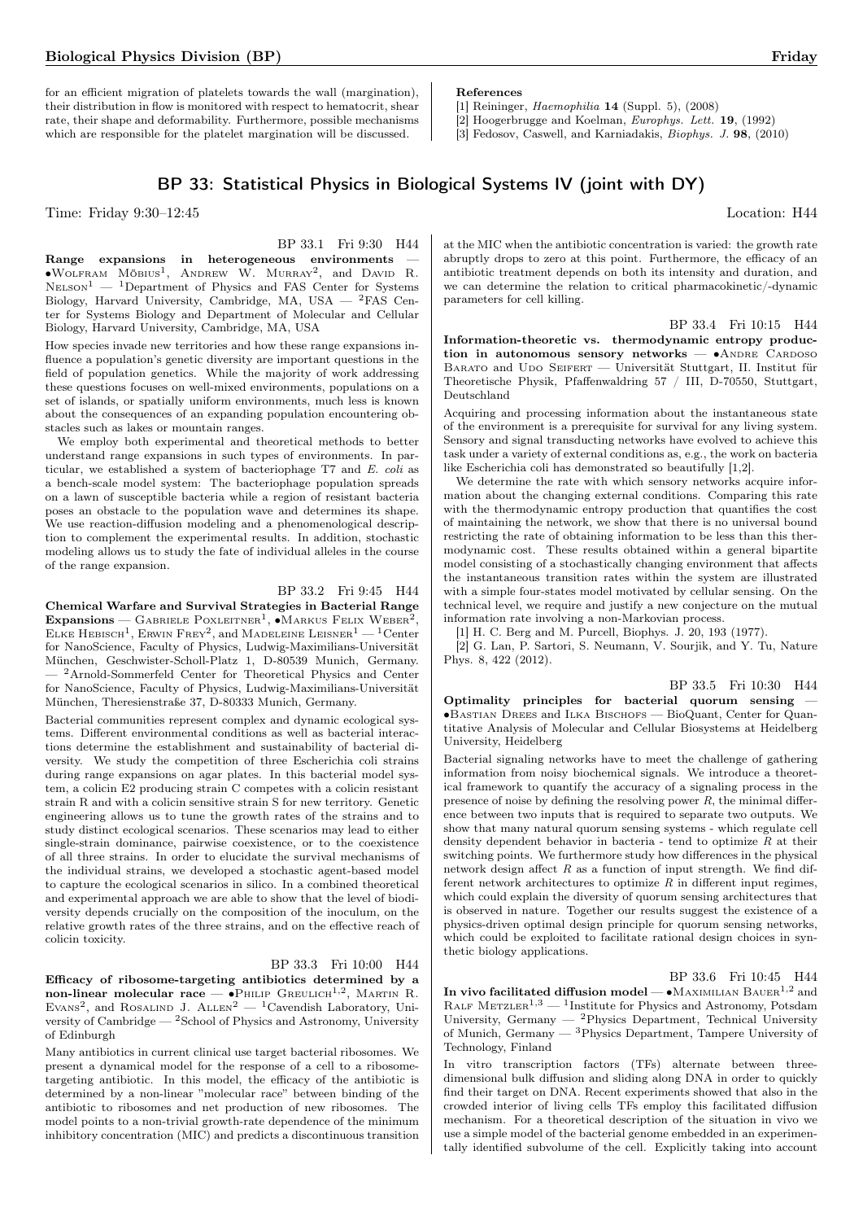for an efficient migration of platelets towards the wall (margination), their distribution in flow is monitored with respect to hematocrit, shear rate, their shape and deformability. Furthermore, possible mechanisms which are responsible for the platelet margination will be discussed.

**References**

[1] Reininger, *Haemophilia* **14** (Suppl. 5), (2008)

[2] Hoogerbrugge and Koelman, *Europhys. Lett.* **19**, (1992)

[3] Fedosov, Caswell, and Karniadakis, *Biophys. J.* **98**, (2010)

## BP 33: Statistical Physics in Biological Systems IV (joint with DY)

Time: Friday 9:30–12:45 Location: H44

BP 33.1 Fri 9:30 H44

**Range expansions in heterogeneous environments** — •Wolfram Möbius[1], Andrew W. Murray[2], and David R. Nelson[1] — [1]Department of Physics and FAS Center for Systems Biology, Harvard University, Cambridge, MA, USA — [2]FAS Center for Systems Biology and Department of Molecular and Cellular Biology, Harvard University, Cambridge, MA, USA

How species invade new territories and how these range expansions influence a population's genetic diversity are important questions in the field of population genetics. While the majority of work addressing these questions focuses on well-mixed environments, populations on a set of islands, or spatially uniform environments, much less is known about the consequences of an expanding population encountering obstacles such as lakes or mountain ranges.

We employ both experimental and theoretical methods to better understand range expansions in such types of environments. In particular, we established a system of bacteriophage T7 and *E. coli* as a bench-scale model system: The bacteriophage population spreads on a lawn of susceptible bacteria while a region of resistant bacteria poses an obstacle to the population wave and determines its shape. We use reaction-diffusion modeling and a phenomenological description to complement the experimental results. In addition, stochastic modeling allows us to study the fate of individual alleles in the course of the range expansion.

BP 33.2 Fri 9:45 H44

**Chemical Warfare and Survival Strategies in Bacterial Range Expansions** — Gabriele Poxleitner[1], •Markus Felix Weber[2], Elke Hebisch[1], Erwin Frey[2], and Madeleine Leisner[1] — [1]Center for NanoScience, Faculty of Physics, Ludwig-Maximilians-Universität München, Geschwister-Scholl-Platz 1, D-80539 Munich, Germany. — [2]Arnold-Sommerfeld Center for Theoretical Physics and Center for NanoScience, Faculty of Physics, Ludwig-Maximilians-Universität München, Theresienstraße 37, D-80333 Munich, Germany.

Bacterial communities represent complex and dynamic ecological systems. Different environmental conditions as well as bacterial interactions determine the establishment and sustainability of bacterial diversity. We study the competition of three Escherichia coli strains during range expansions on agar plates. In this bacterial model system, a colicin E2 producing strain C competes with a colicin resistant strain R and with a colicin sensitive strain S for new territory. Genetic engineering allows us to tune the growth rates of the strains and to study distinct ecological scenarios. These scenarios may lead to either single-strain dominance, pairwise coexistence, or to the coexistence of all three strains. In order to elucidate the survival mechanisms of the individual strains, we developed a stochastic agent-based model to capture the ecological scenarios in silico. In a combined theoretical and experimental approach we are able to show that the level of biodiversity depends crucially on the composition of the inoculum, on the relative growth rates of the three strains, and on the effective reach of colicin toxicity.

BP 33.3 Fri 10:00 H44

**Efficacy of ribosome-targeting antibiotics determined by a non-linear molecular race** — •Philip Greulich[1,2], Martin R. Evans[2], and Rosalind J. Allen[2] — [1]Cavendish Laboratory, University of Cambridge — [2]School of Physics and Astronomy, University of Edinburgh

Many antibiotics in current clinical use target bacterial ribosomes. We present a dynamical model for the response of a cell to a ribosome-targeting antibiotic. In this model, the efficacy of the antibiotic is determined by a non-linear "molecular race" between binding of the antibiotic to ribosomes and net production of new ribosomes. The model points to a non-trivial growth-rate dependence of the minimum inhibitory concentration (MIC) and predicts a discontinuous transition at the MIC when the antibiotic concentration is varied: the growth rate abruptly drops to zero at this point. Furthermore, the efficacy of an antibiotic treatment depends on both its intensity and duration, and we can determine the relation to critical pharmacokinetic/-dynamic parameters for cell killing.

BP 33.4 Fri 10:15 H44

**Information-theoretic vs. thermodynamic entropy production in autonomous sensory networks** — •Andre Cardoso Barato and Udo Seifert — Universität Stuttgart, II. Institut für Theoretische Physik, Pfaffenwaldring 57 / III, D-70550, Stuttgart, Deutschland

Acquiring and processing information about the instantaneous state of the environment is a prerequisite for survival for any living system. Sensory and signal transducting networks have evolved to achieve this task under a variety of external conditions as, e.g., the work on bacteria like Escherichia coli has demonstrated so beautifully [1,2].

We determine the rate with which sensory networks acquire information about the changing external conditions. Comparing this rate with the thermodynamic entropy production that quantifies the cost of maintaining the network, we show that there is no universal bound restricting the rate of obtaining information to be less than this thermodynamic cost. These results obtained within a general bipartite model consisting of a stochastically changing environment that affects the instantaneous transition rates within the system are illustrated with a simple four-states model motivated by cellular sensing. On the technical level, we require and justify a new conjecture on the mutual information rate involving a non-Markovian process.

[1] H. C. Berg and M. Purcell, Biophys. J. 20, 193 (1977).

[2] G. Lan, P. Sartori, S. Neumann, V. Sourjik, and Y. Tu, Nature Phys. 8, 422 (2012).

BP 33.5 Fri 10:30 H44

**Optimality principles for bacterial quorum sensing** — •Bastian Drees and Ilka Bischofs — BioQuant, Center for Quantitative Analysis of Molecular and Cellular Biosystems at Heidelberg University, Heidelberg

Bacterial signaling networks have to meet the challenge of gathering information from noisy biochemical signals. We introduce a theoretical framework to quantify the accuracy of a signaling process in the presence of noise by defining the resolving power $R$, the minimal difference between two inputs that is required to separate two outputs. We show that many natural quorum sensing systems - which regulate cell density dependent behavior in bacteria - tend to optimize $R$ at their switching points. We furthermore study how differences in the physical network design affect $R$ as a function of input strength. We find different network architectures to optimize $R$ in different input regimes, which could explain the diversity of quorum sensing architectures that is observed in nature. Together our results suggest the existence of a physics-driven optimal design principle for quorum sensing networks, which could be exploited to facilitate rational design choices in synthetic biology applications.

BP 33.6 Fri 10:45 H44

**In vivo facilitated diffusion model** — •Maximilian Bauer[1,2] and Ralf Metzler[1,3] — [1]Institute for Physics and Astronomy, Potsdam University, Germany — [2]Physics Department, Technical University of Munich, Germany — [3]Physics Department, Tampere University of Technology, Finland

In vitro transcription factors (TFs) alternate between three-dimensional bulk diffusion and sliding along DNA in order to quickly find their target on DNA. Recent experiments showed that also in the crowded interior of living cells TFs employ this facilitated diffusion mechanism. For a theoretical description of the situation in vivo we use a simple model of the bacterial genome embedded in an experimentally identified subvolume of the cell. Explicitly taking into account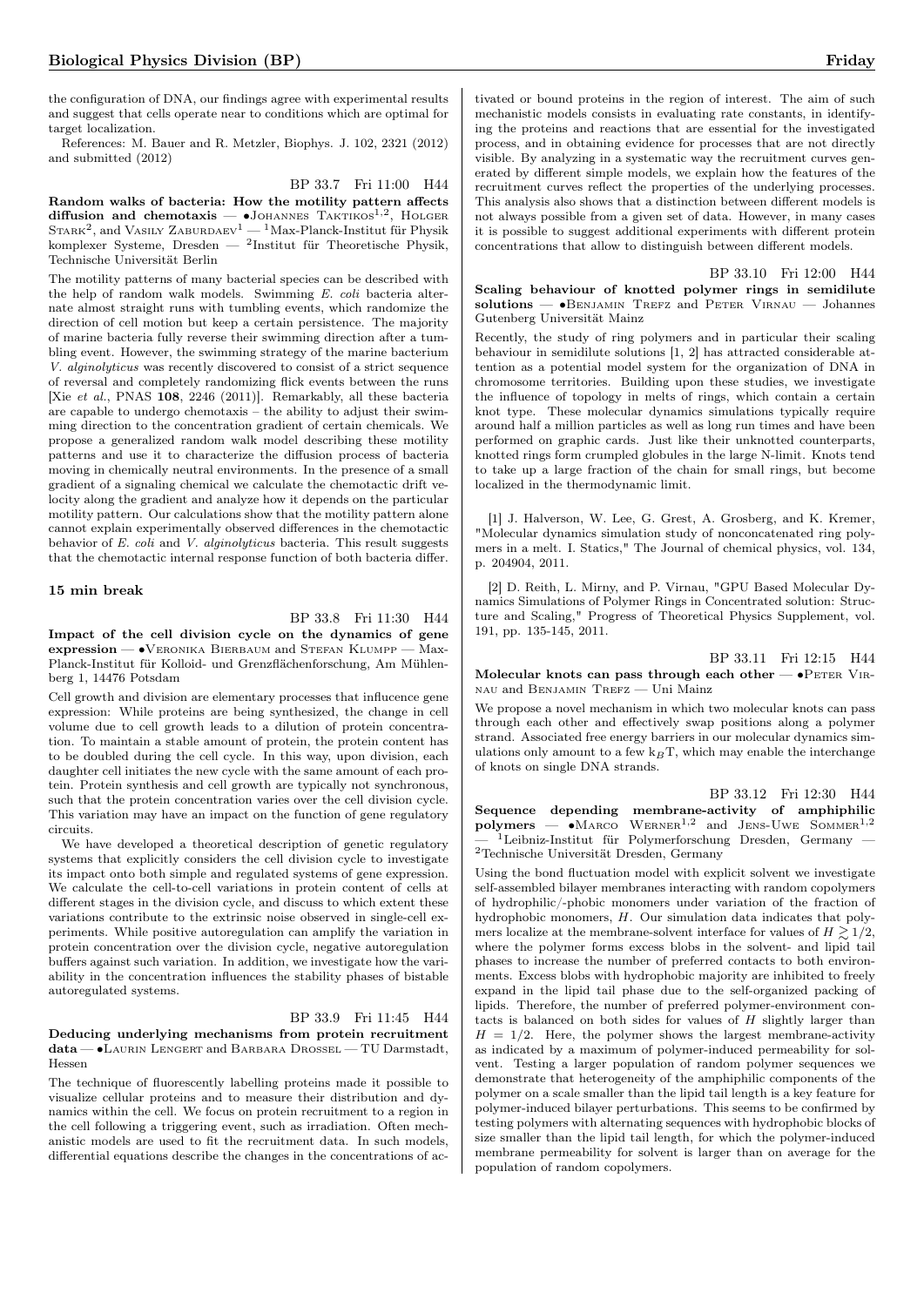the configuration of DNA, our findings agree with experimental results and suggest that cells operate near to conditions which are optimal for target localization.

References: M. Bauer and R. Metzler, Biophys. J. 102, 2321 (2012) and submitted (2012)

BP 33.7 Fri 11:00 H44

**Random walks of bacteria: How the motility pattern affects diffusion and chemotaxis** — •Johannes Taktikos[1,2], Holger Stark[2], and Vasily Zaburdaev[1] — [1]Max-Planck-Institut für Physik komplexer Systeme, Dresden — [2]Institut für Theoretische Physik, Technische Universität Berlin

The motility patterns of many bacterial species can be described with the help of random walk models. Swimming *E. coli* bacteria alternate almost straight runs with tumbling events, which randomize the direction of cell motion but keep a certain persistence. The majority of marine bacteria fully reverse their swimming direction after a tumbling event. However, the swimming strategy of the marine bacterium *V. alginolyticus* was recently discovered to consist of a strict sequence of reversal and completely randomizing flick events between the runs [Xie *et al.*, PNAS **108**, 2246 (2011)]. Remarkably, all these bacteria are capable to undergo chemotaxis – the ability to adjust their swimming direction to the concentration gradient of certain chemicals. We propose a generalized random walk model describing these motility patterns and use it to characterize the diffusion process of bacteria moving in chemically neutral environments. In the presence of a small gradient of a signaling chemical we calculate the chemotactic drift velocity along the gradient and analyze how it depends on the particular motility pattern. Our calculations show that the motility pattern alone cannot explain experimentally observed differences in the chemotactic behavior of *E. coli* and *V. alginolyticus* bacteria. This result suggests that the chemotactic internal response function of both bacteria differ.

**15 min break**

BP 33.8 Fri 11:30 H44

**Impact of the cell division cycle on the dynamics of gene expression** — •Veronika Bierbaum and Stefan Klumpp — Max-Planck-Institut für Kolloid- und Grenzflächenforschung, Am Mühlenberg 1, 14476 Potsdam

Cell growth and division are elementary processes that influence gene expression: While proteins are being synthesized, the change in cell volume due to cell growth leads to a dilution of protein concentration. To maintain a stable amount of protein, the protein content has to be doubled during the cell cycle. In this way, upon division, each daughter cell initiates the new cycle with the same amount of each protein. Protein synthesis and cell growth are typically not synchronous, such that the protein concentration varies over the cell division cycle. This variation may have an impact on the function of gene regulatory circuits.

We have developed a theoretical description of genetic regulatory systems that explicitly considers the cell division cycle to investigate its impact onto both simple and regulated systems of gene expression. We calculate the cell-to-cell variations in protein content of cells at different stages in the division cycle, and discuss to which extent these variations contribute to the extrinsic noise observed in single-cell experiments. While positive autoregulation can amplify the variation in protein concentration over the division cycle, negative autoregulation buffers against such variation. In addition, we investigate how the variability in the concentration influences the stability phases of bistable autoregulated systems.

BP 33.9 Fri 11:45 H44

**Deducing underlying mechanisms from protein recruitment data** — •Laurin Lengert and Barbara Drossel — TU Darmstadt, Hessen

The technique of fluorescently labelling proteins made it possible to visualize cellular proteins and to measure their distribution and dynamics within the cell. We focus on protein recruitment to a region in the cell following a triggering event, such as irradiation. Often mechanistic models are used to fit the recruitment data. In such models, differential equations describe the changes in the concentrations of activated or bound proteins in the region of interest. The aim of such mechanistic models consists in evaluating rate constants, in identifying the proteins and reactions that are essential for the investigated process, and in obtaining evidence for processes that are not directly visible. By analyzing in a systematic way the recruitment curves generated by different simple models, we explain how the features of the recruitment curves reflect the properties of the underlying processes. This analysis also shows that a distinction between different models is not always possible from a given set of data. However, in many cases it is possible to suggest additional experiments with different protein concentrations that allow to distinguish between different models.

BP 33.10 Fri 12:00 H44

**Scaling behaviour of knotted polymer rings in semidilute solutions** — •Benjamin Trefz and Peter Virnau — Johannes Gutenberg Universität Mainz

Recently, the study of ring polymers and in particular their scaling behaviour in semidilute solutions [1, 2] has attracted considerable attention as a potential model system for the organization of DNA in chromosome territories. Building upon these studies, we investigate the influence of topology in melts of rings, which contain a certain knot type. These molecular dynamics simulations typically require around half a million particles as well as long run times and have been performed on graphic cards. Just like their unknotted counterparts, knotted rings form crumpled globules in the large N-limit. Knots tend to take up a large fraction of the chain for small rings, but become localized in the thermodynamic limit.

[1] J. Halverson, W. Lee, G. Grest, A. Grosberg, and K. Kremer, "Molecular dynamics simulation study of nonconcatenated ring polymers in a melt. I. Statics," The Journal of chemical physics, vol. 134, p. 204904, 2011.

[2] D. Reith, L. Mirny, and P. Virnau, "GPU Based Molecular Dynamics Simulations of Polymer Rings in Concentrated solution: Structure and Scaling," Progress of Theoretical Physics Supplement, vol. 191, pp. 135-145, 2011.

BP 33.11 Fri 12:15 H44

**Molecular knots can pass through each other** — •Peter Virnau and Benjamin Trefz — Uni Mainz

We propose a novel mechanism in which two molecular knots can pass through each other and effectively swap positions along a polymer strand. Associated free energy barriers in our molecular dynamics simulations only amount to a few $k_BT$, which may enable the interchange of knots on single DNA strands.

BP 33.12 Fri 12:30 H44

**Sequence depending membrane-activity of amphiphilic polymers** — •Marco Werner[1,2] and Jens-Uwe Sommer[1,2] — [1]Leibniz-Institut für Polymerforschung Dresden, Germany — [2]Technische Universität Dresden, Germany

Using the bond fluctuation model with explicit solvent we investigate self-assembled bilayer membranes interacting with random copolymers of hydrophilic/-phobic monomers under variation of the fraction of hydrophobic monomers, $H$. Our simulation data indicates that polymers localize at the membrane-solvent interface for values of $H \gtrsim 1/2$, where the polymer forms excess blobs in the solvent- and lipid tail phases to increase the number of preferred contacts to both environments. Excess blobs with hydrophobic majority are inhibited to freely expand in the lipid tail phase due to the self-organized packing of lipids. Therefore, the number of preferred polymer-environment contacts is balanced on both sides for values of $H$ slightly larger than $H = 1/2$. Here, the polymer shows the largest membrane-activity as indicated by a maximum of polymer-induced permeability for solvent. Testing a larger population of random polymer sequences we demonstrate that heterogeneity of the amphiphilic components of the polymer on a scale smaller than the lipid tail length is a key feature for polymer-induced bilayer perturbations. This seems to be confirmed by testing polymers with alternating sequences with hydrophobic blocks of size smaller than the lipid tail length, for which the polymer-induced membrane permeability for solvent is larger than on average for the population of random copolymers.